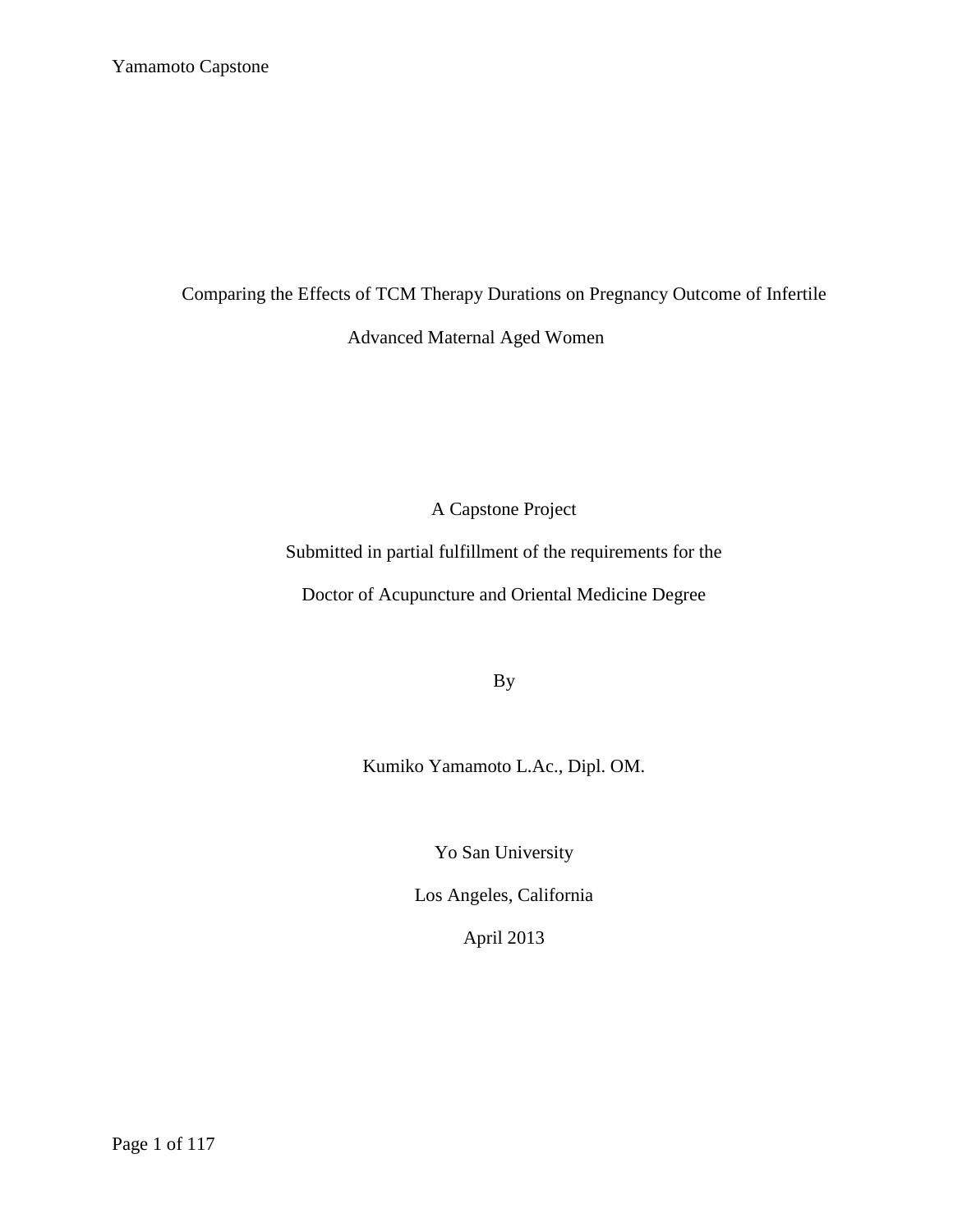# Comparing the Effects of TCM Therapy Durations on Pregnancy Outcome of Infertile Advanced Maternal Aged Women

A Capstone Project

Submitted in partial fulfillment of the requirements for the

Doctor of Acupuncture and Oriental Medicine Degree

By

Kumiko Yamamoto L.Ac., Dipl. OM.

Yo San University

Los Angeles, California

April 2013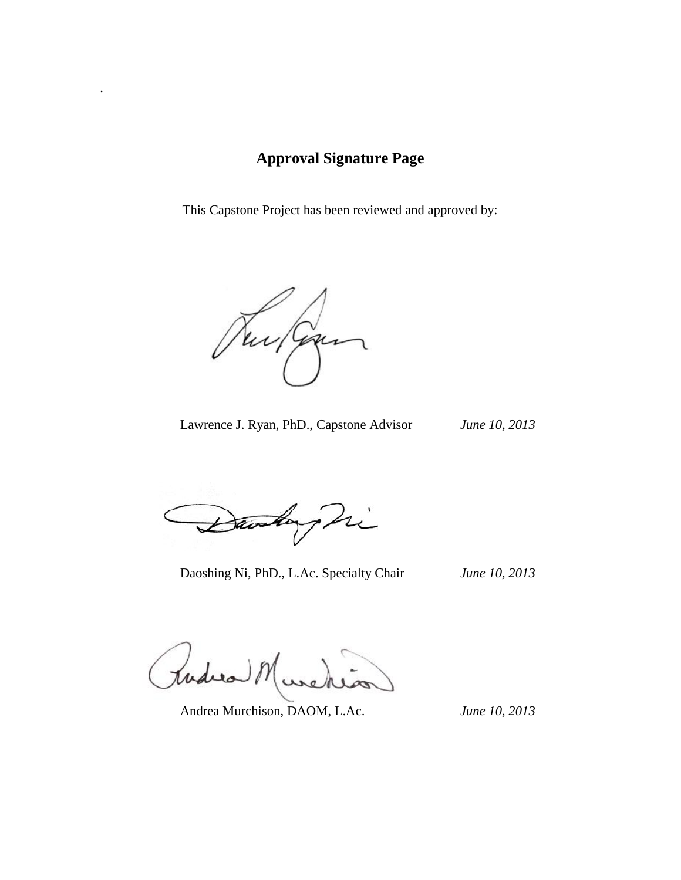.

## Approval Signature Page

This Capstone Project has been reviewed and approved by:

Lawrence J. Ryan, PhD., Capstone Advisor *June 10, 2013*

Daoshing Ni, PhD., L.Ac. Specialty Chair *June 10, 2013*

Andrea Murchison, DAOM, L.Ac. *June 10, 2013*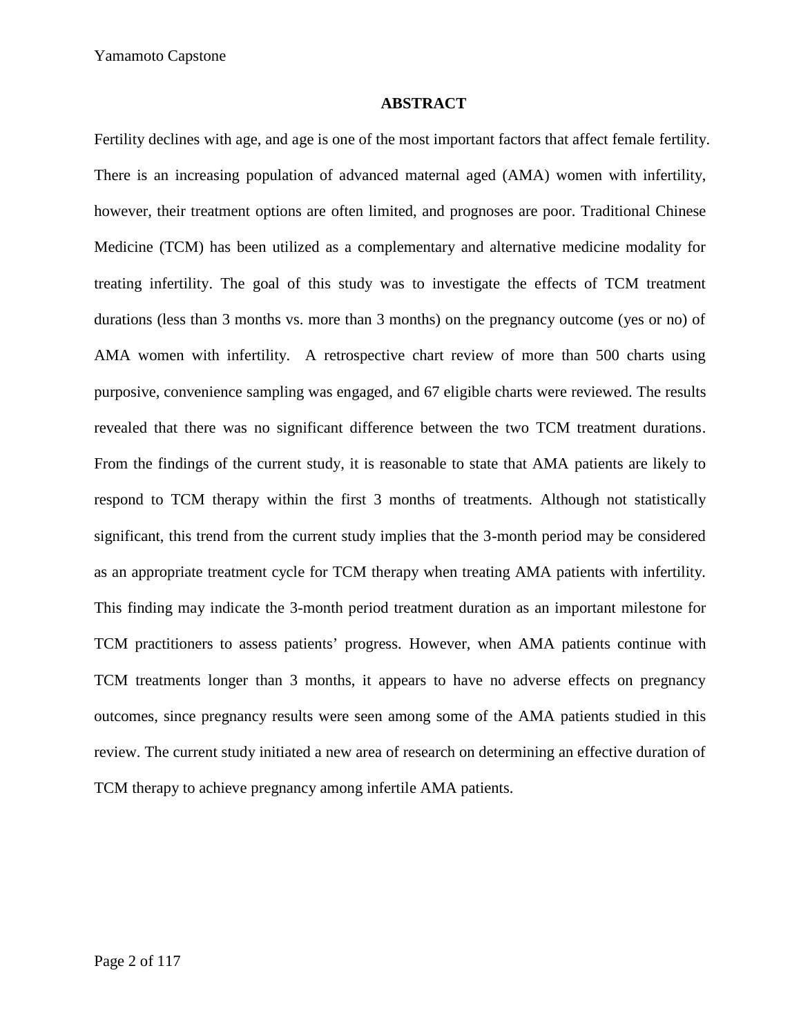## ABSTRACT

Fertility declines with age, and age is one of the most important factors that affect female fertility. There is an increasing population of advanced maternal aged (AMA) women with infertility, however, their treatment options are often limited, and prognoses are poor. Traditional Chinese Medicine (TCM) has been utilized as a complementary and alternative medicine modality for treating infertility. The goal of this study was to investigate the effects of TCM treatment durations (less than 3 months vs. more than 3 months) on the pregnancy outcome (yes or no) of AMA women with infertility. A retrospective chart review of more than 500 charts using purposive, convenience sampling was engaged, and 67 eligible charts were reviewed. The results revealed that there was no significant difference between the two TCM treatment durations. From the findings of the current study, it is reasonable to state that AMA patients are likely to respond to TCM therapy within the first 3 months of treatments. Although not statistically significant, this trend from the current study implies that the 3-month period may be considered as an appropriate treatment cycle for TCM therapy when treating AMA patients with infertility. This finding may indicate the 3-month period treatment duration as an important milestone for TCM practitioners to assess patients' progress. However, when AMA patients continue with TCM treatments longer than 3 months, it appears to have no adverse effects on pregnancy outcomes, since pregnancy results were seen among some of the AMA patients studied in this review. The current study initiated a new area of research on determining an effective duration of TCM therapy to achieve pregnancy among infertile AMA patients.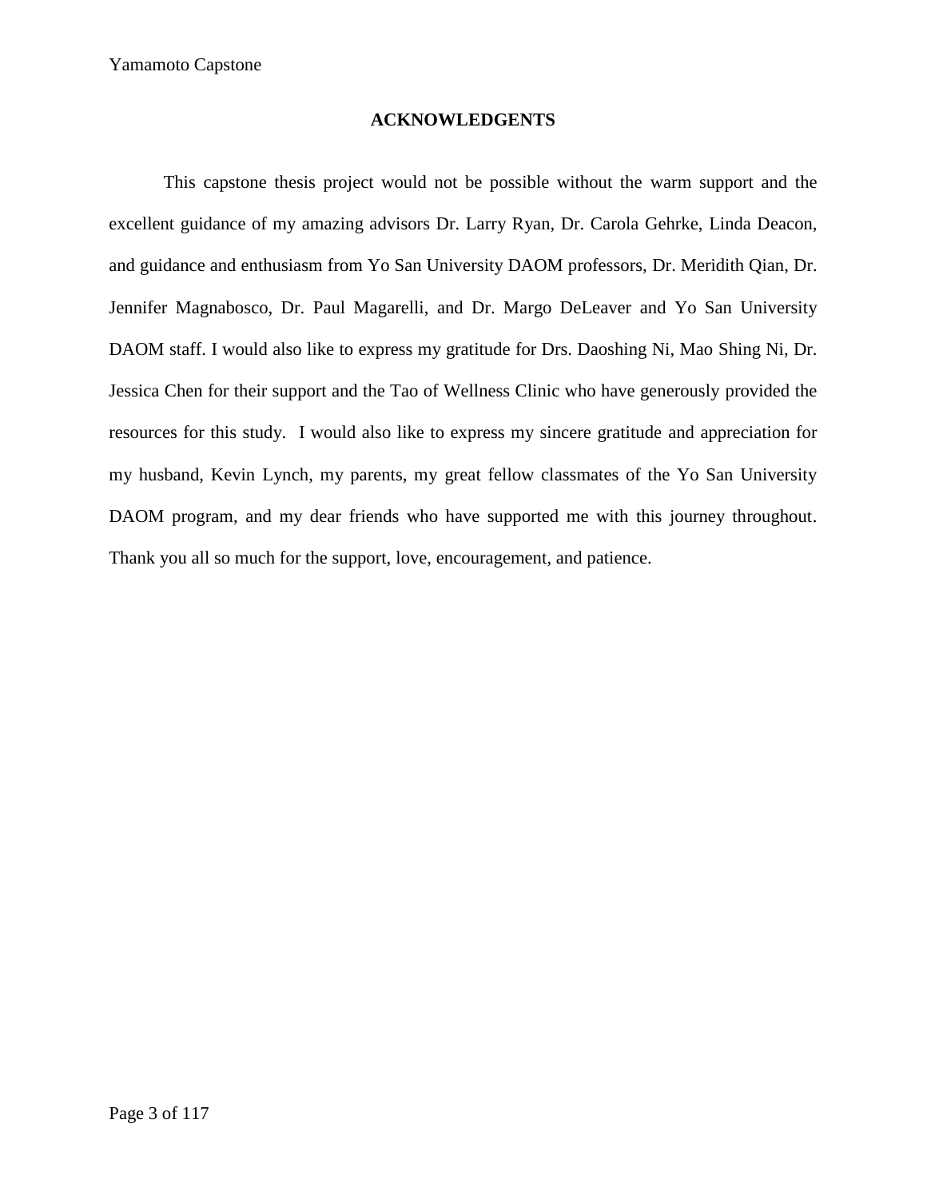## ACKNOWLEDGENTS

This capstone thesis project would not be possible without the warm support and the excellent guidance of my amazing advisors Dr. Larry Ryan, Dr. Carola Gehrke, Linda Deacon, and guidance and enthusiasm from Yo San University DAOM professors, Dr. Meridith Qian, Dr. Jennifer Magnabosco, Dr. Paul Magarelli, and Dr. Margo DeLeaver and Yo San University DAOM staff. I would also like to express my gratitude for Drs. Daoshing Ni, Mao Shing Ni, Dr. Jessica Chen for their support and the Tao of Wellness Clinic who have generously provided the resources for this study. I would also like to express my sincere gratitude and appreciation for my husband, Kevin Lynch, my parents, my great fellow classmates of the Yo San University DAOM program, and my dear friends who have supported me with this journey throughout. Thank you all so much for the support, love, encouragement, and patience.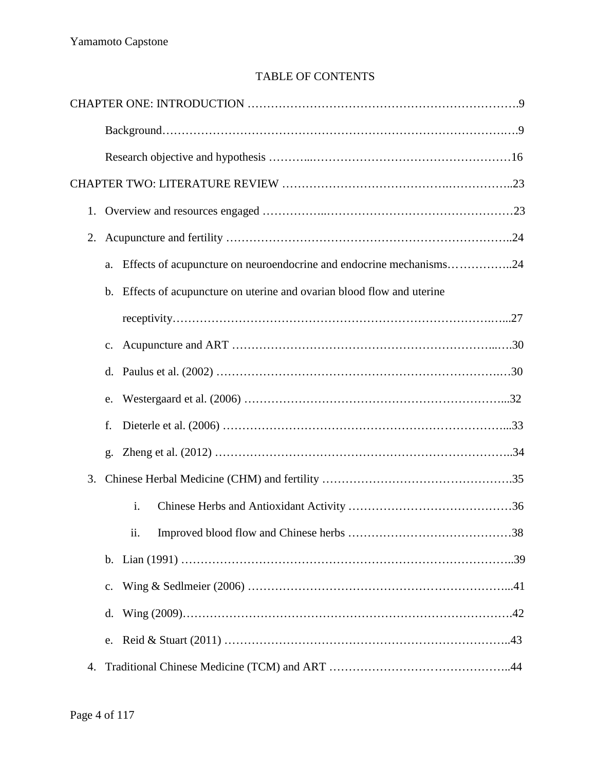# TABLE OF CONTENTS

CHAPTER ONE: INTRODUCTION ………………………………………………………….9

- Background…………………………………………………………………………….9
- Research objective and hypothesis ………..…………………………………………16

CHAPTER TWO: LITERATURE REVIEW ………………………………….……………..23

1. Overview and resources engaged ……………..…………………………………………23
2. Acupuncture and fertility ……………………………………………………………..24
   a. Effects of acupuncture on neuroendocrine and endocrine mechanisms……………..24
   b. Effects of acupuncture on uterine and ovarian blood flow and uterine receptivity……………………………………………………………………….…...27
   c. Acupuncture and ART ……………………………………………………...….30
   d. Paulus et al. (2002) ……………………………………………………………….…30
   e. Westergaard et al. (2006) …………………………………………………………...32
   f. Dieterle et al. (2006) ………………………………………………………………...33
   g. Zheng et al. (2012) …………………………………………………………………..34
3. Chinese Herbal Medicine (CHM) and fertility ………………………………………….35
      i. Chinese Herbs and Antioxidant Activity ……………………………………36
      ii. Improved blood flow and Chinese herbs ……………………………………38
   b. Lian (1991) ……………………………………………………………………………..39
   c. Wing & Sedlmeier (2006) …………………………………………………………...41
   d. Wing (2009)……………………………………………………………………………….42
   e. Reid & Stuart (2011) ……………………………………………………………..43
4. Traditional Chinese Medicine (TCM) and ART ……………………………………..44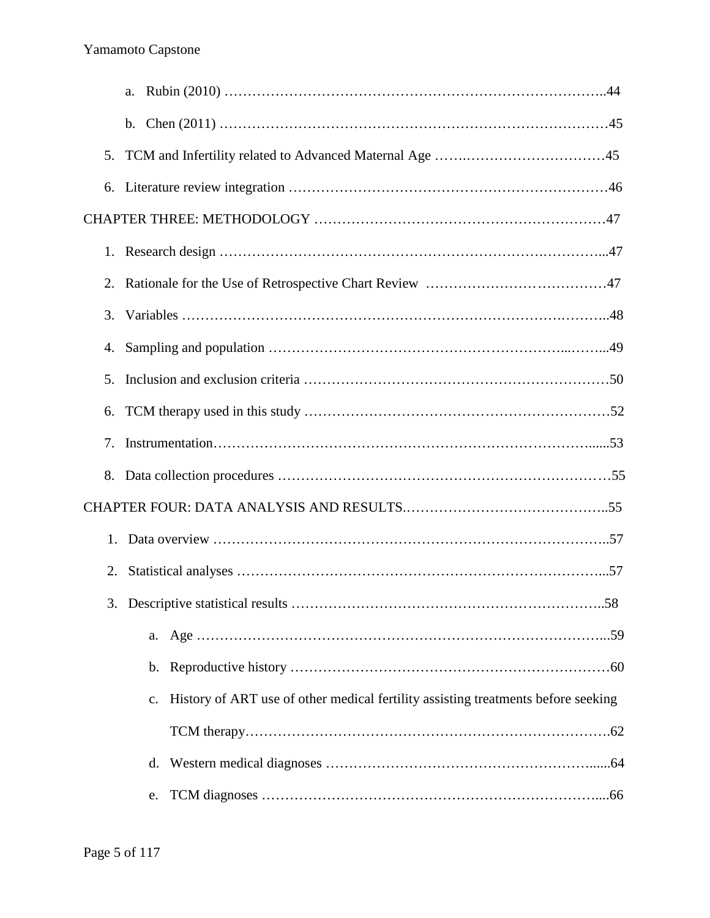a. Rubin (2010) ……………………………………………………………………….44

b. Chen (2011) …………………………………………………………………………45

5. TCM and Infertility related to Advanced Maternal Age ……………………………………45

6. Literature review integration …………………………………………………………46

CHAPTER THREE: METHODOLOGY ……………………………………………………47

1. Research design ……………………………………………………………………...47

2. Rationale for the Use of Retrospective Chart Review ……………………………………47

3. Variables ……………………………………………………………………………..48

4. Sampling and population ………………………………………………………...…...49

5. Inclusion and exclusion criteria …………………………………………………………50

6. TCM therapy used in this study …………………………………………………………52

7. Instrumentation………………………………………………………………………......53

8. Data collection procedures ………………………………………………………………55

CHAPTER FOUR: DATA ANALYSIS AND RESULTS.……………………………………..55

1. Data overview ………………………………………………………………………..57

2. Statistical analyses ……………………………………………………………………...57

3. Descriptive statistical results …………………………………………………………..58

   a. Age …………………………………………………………………………...59

   b. Reproductive history …………………………………………………………60

   c. History of ART use of other medical fertility assisting treatments before seeking TCM therapy…………………………………………………………………….62

   d. Western medical diagnoses …………………………………………………......64

   e. TCM diagnoses ……………………………………………………………....66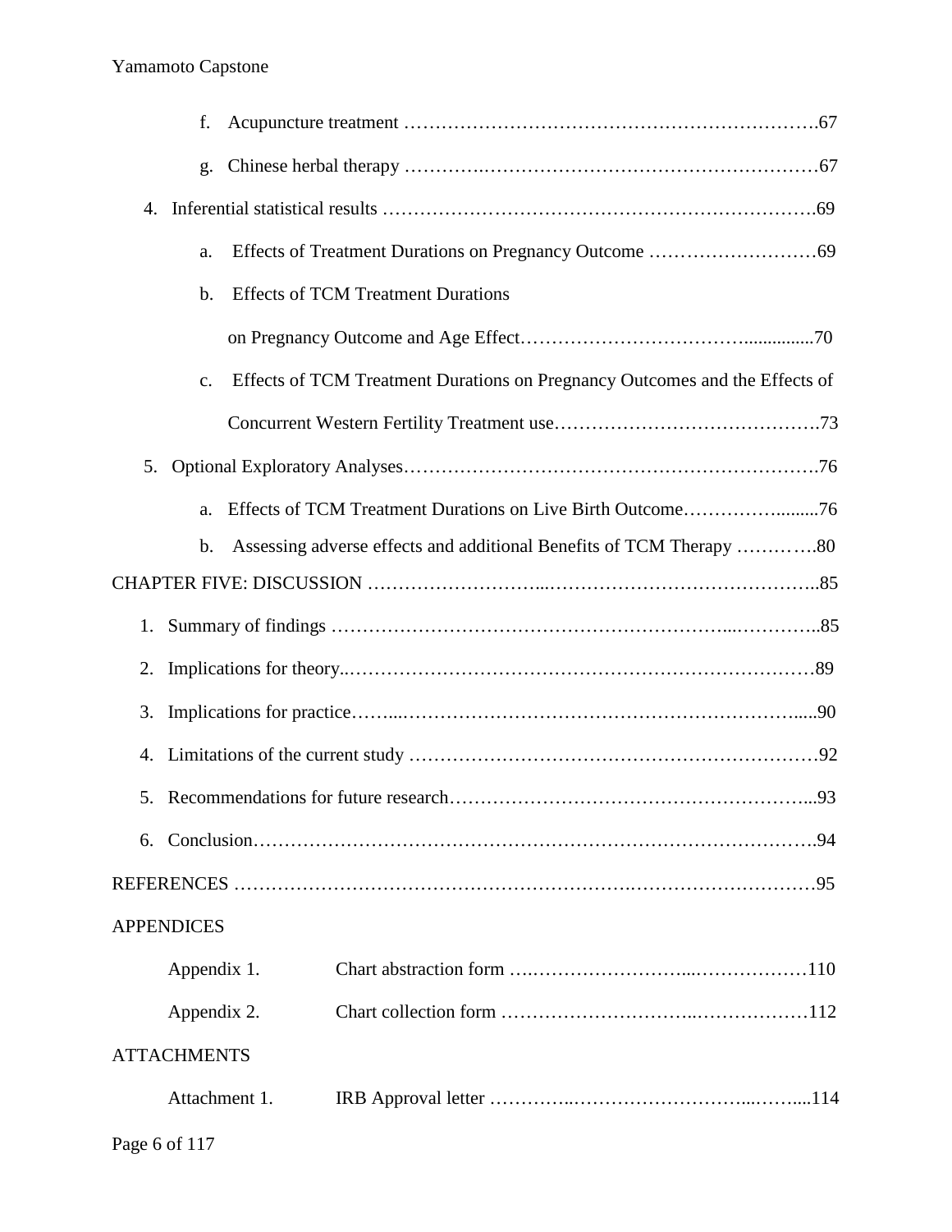f. Acupuncture treatment ………………………………………………………….67

g. Chinese herbal therapy …………………………………………………………67

4. Inferential statistical results ………………………………………………………….69

a. Effects of Treatment Durations on Pregnancy Outcome ………………………69

b. Effects of TCM Treatment Durations on Pregnancy Outcome and Age Effect……………………………….............70

c. Effects of TCM Treatment Durations on Pregnancy Outcomes and the Effects of Concurrent Western Fertility Treatment use…………………………………….73

5. Optional Exploratory Analyses……………………………………………………….76

a. Effects of TCM Treatment Durations on Live Birth Outcome…………….........76

b. Assessing adverse effects and additional Benefits of TCM Therapy ………….80

CHAPTER FIVE: DISCUSSION ………………………..……………………………………..85

1. Summary of findings ……………………………………………………...…………..85

2. Implications for theory..………………………………………………………………89

3. Implications for practice……...……………………………………………………......90

4. Limitations of the current study ………………………………………………………92

5. Recommendations for future research………………………………………………...93

6. Conclusion…………………………………………………………………………….94

REFERENCES ……………………………………………………….………………………95

APPENDICES

Appendix 1. Chart abstraction form ….……………………...………………110

Appendix 2. Chart collection form ………………………..………………112

ATTACHMENTS

Attachment 1. IRB Approval letter …………..……………………...……...114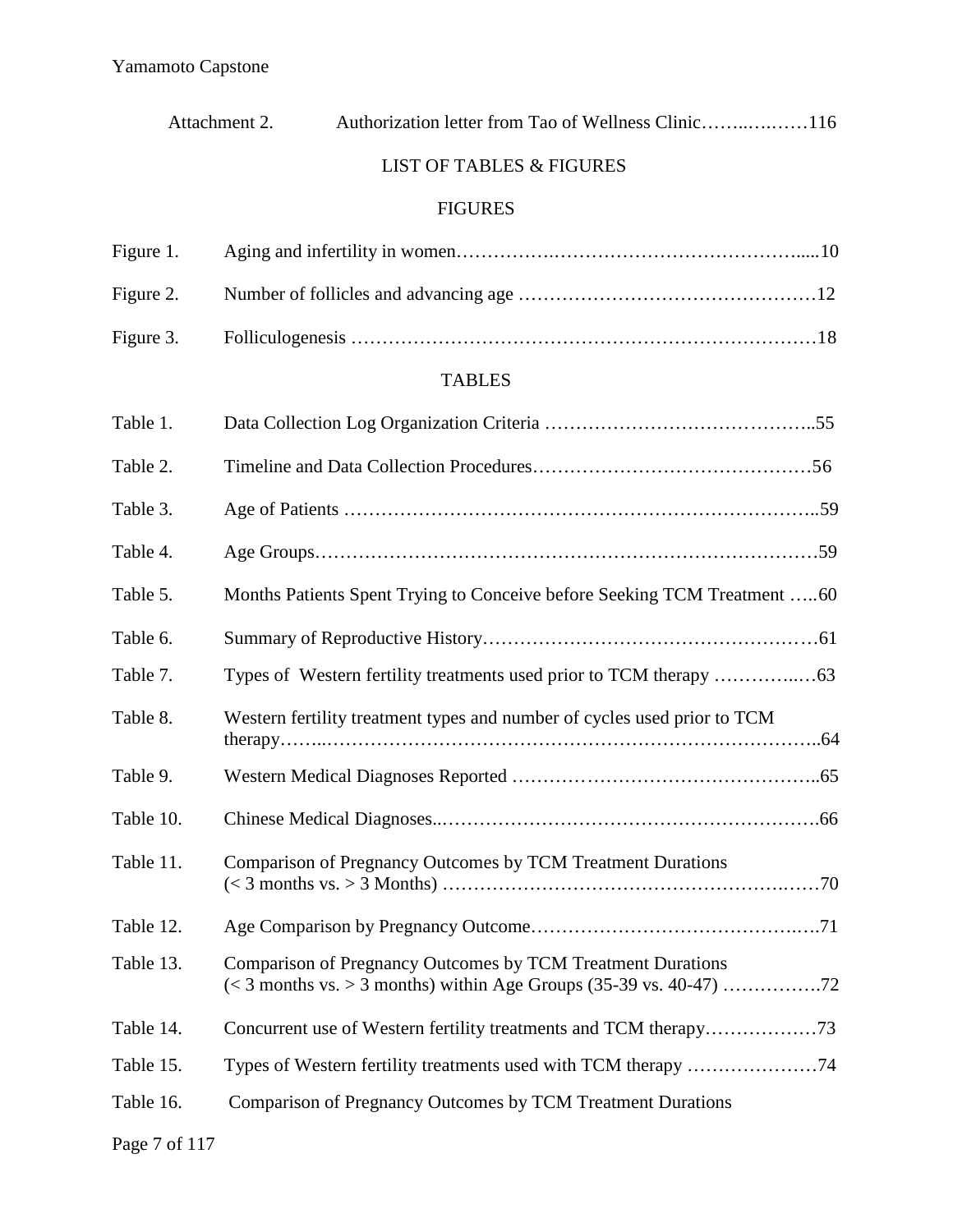Attachment 2. Authorization letter from Tao of Wellness Clinic……..….……116

## LIST OF TABLES & FIGURES

### FIGURES

Figure 1. Aging and infertility in women…………….…………………………………......10

Figure 2. Number of follicles and advancing age ……………………………….………………12

Figure 3. Folliculogenesis ………………………………………………………………18

### TABLES

Table 1. Data Collection Log Organization Criteria ……………………………………..55

Table 2. Timeline and Data Collection Procedures………………………………………56

Table 3. Age of Patients ………………………………………………………………..59

Table 4. Age Groups……………………………………………………………………59

Table 5. Months Patients Spent Trying to Conceive before Seeking TCM Treatment …..60

Table 6. Summary of Reproductive History……………………………….……………61

Table 7. Types of Western fertility treatments used prior to TCM therapy …………..…63

Table 8. Western fertility treatment types and number of cycles used prior to TCM therapy……..……………………………………………………………………..64

Table 9. Western Medical Diagnoses Reported ………………………….……………..65

Table 10. Chinese Medical Diagnoses..……………………….………………………….66

Table 11. Comparison of Pregnancy Outcomes by TCM Treatment Durations (< 3 months vs. > 3 Months) ……………………………………………….……70

Table 12. Age Comparison by Pregnancy Outcome……………………………….…..….71

Table 13. Comparison of Pregnancy Outcomes by TCM Treatment Durations (< 3 months vs. > 3 months) within Age Groups (35-39 vs. 40-47) …………….72

Table 14. Concurrent use of Western fertility treatments and TCM therapy………………73

Table 15. Types of Western fertility treatments used with TCM therapy …………………74

Table 16. Comparison of Pregnancy Outcomes by TCM Treatment Durations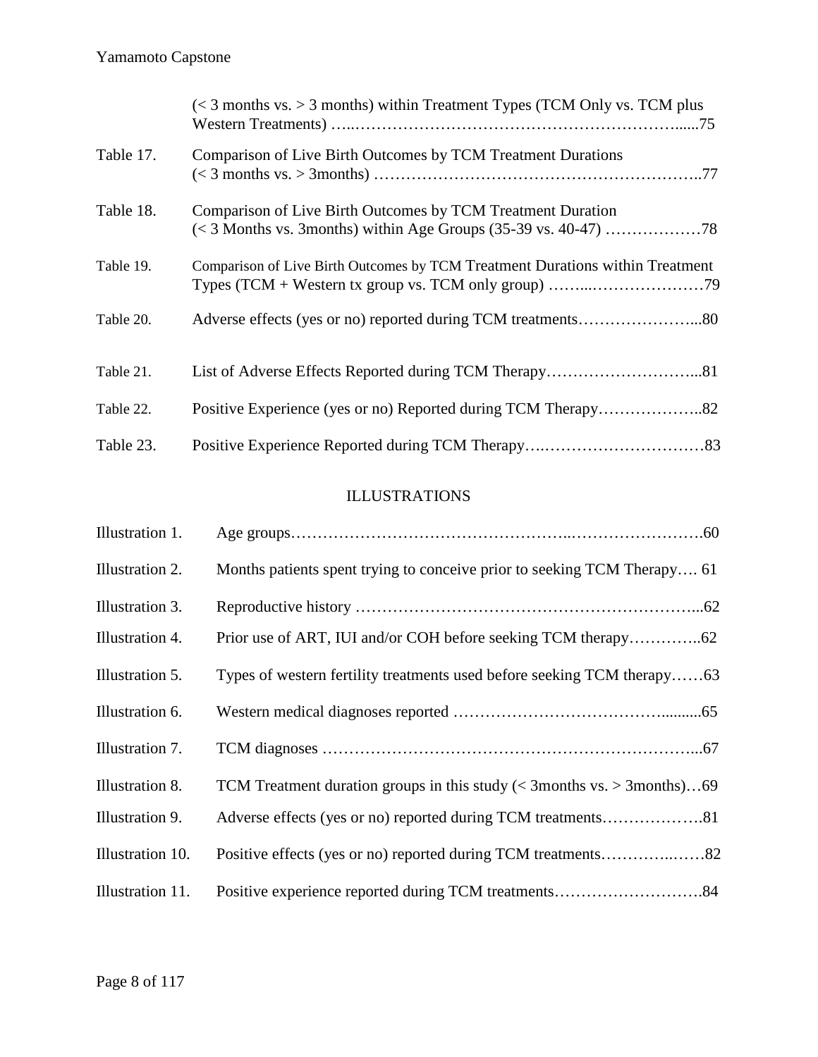(< 3 months vs. > 3 months) within Treatment Types (TCM Only vs. TCM plus Western Treatments) …..………………………………………………………......75

Table 17. Comparison of Live Birth Outcomes by TCM Treatment Durations (< 3 months vs. > 3months) ……………….…………………………………..77

Table 18. Comparison of Live Birth Outcomes by TCM Treatment Duration (< 3 Months vs. 3months) within Age Groups (35-39 vs. 40-47) ………………78

Table 19. Comparison of Live Birth Outcomes by TCM Treatment Durations within Treatment Types (TCM + Western tx group vs. TCM only group) ……...…………………79

Table 20. Adverse effects (yes or no) reported during TCM treatments…………………...80

Table 21. List of Adverse Effects Reported during TCM Therapy………………………...81

Table 22. Positive Experience (yes or no) Reported during TCM Therapy………………..82

Table 23. Positive Experience Reported during TCM Therapy….…………………………83

## ILLUSTRATIONS

Illustration 1. Age groups…………………………………………..…………………….60

Illustration 2. Months patients spent trying to conceive prior to seeking TCM Therapy…. 61

Illustration 3. Reproductive history ……………………………………………………...62

Illustration 4. Prior use of ART, IUI and/or COH before seeking TCM therapy…………..62

Illustration 5. Types of western fertility treatments used before seeking TCM therapy……63

Illustration 6. Western medical diagnoses reported ………………………………..........65

Illustration 7. TCM diagnoses ………………………………………………………….....67

Illustration 8. TCM Treatment duration groups in this study (< 3months vs. > 3months)…69

Illustration 9. Adverse effects (yes or no) reported during TCM treatments……………….81

Illustration 10. Positive effects (yes or no) reported during TCM treatments…………..……82

Illustration 11. Positive experience reported during TCM treatments……………………….84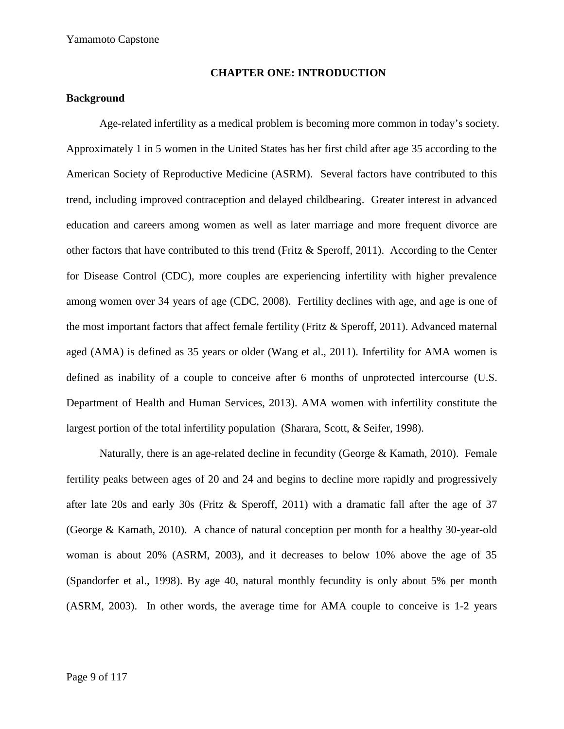## CHAPTER ONE: INTRODUCTION

### Background

Age-related infertility as a medical problem is becoming more common in today's society. Approximately 1 in 5 women in the United States has her first child after age 35 according to the American Society of Reproductive Medicine (ASRM). Several factors have contributed to this trend, including improved contraception and delayed childbearing. Greater interest in advanced education and careers among women as well as later marriage and more frequent divorce are other factors that have contributed to this trend (Fritz & Speroff, 2011). According to the Center for Disease Control (CDC), more couples are experiencing infertility with higher prevalence among women over 34 years of age (CDC, 2008). Fertility declines with age, and age is one of the most important factors that affect female fertility (Fritz & Speroff, 2011). Advanced maternal aged (AMA) is defined as 35 years or older (Wang et al., 2011). Infertility for AMA women is defined as inability of a couple to conceive after 6 months of unprotected intercourse (U.S. Department of Health and Human Services, 2013). AMA women with infertility constitute the largest portion of the total infertility population (Sharara, Scott, & Seifer, 1998).

Naturally, there is an age-related decline in fecundity (George & Kamath, 2010). Female fertility peaks between ages of 20 and 24 and begins to decline more rapidly and progressively after late 20s and early 30s (Fritz & Speroff, 2011) with a dramatic fall after the age of 37 (George & Kamath, 2010). A chance of natural conception per month for a healthy 30-year-old woman is about 20% (ASRM, 2003), and it decreases to below 10% above the age of 35 (Spandorfer et al., 1998). By age 40, natural monthly fecundity is only about 5% per month (ASRM, 2003). In other words, the average time for AMA couple to conceive is 1-2 years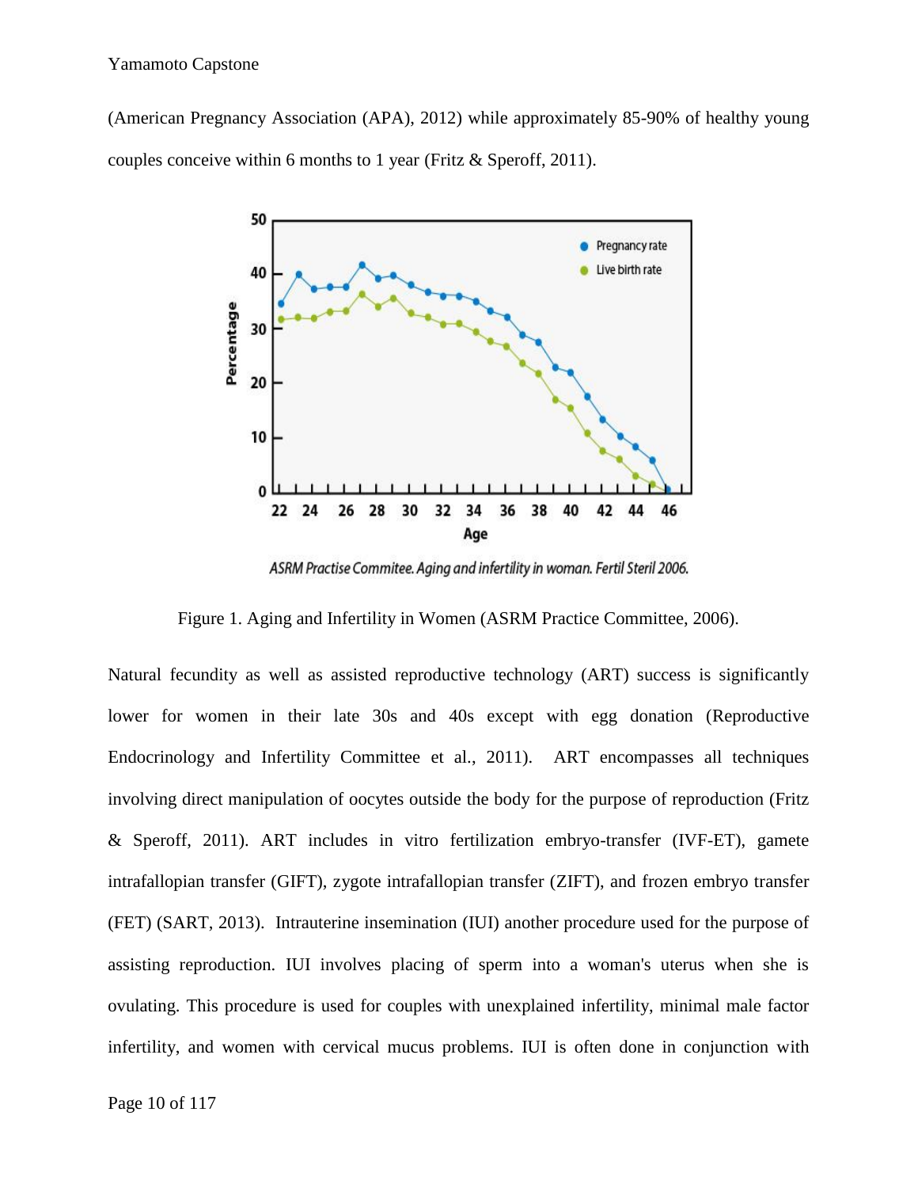(American Pregnancy Association (APA), 2012) while approximately 85-90% of healthy young couples conceive within 6 months to 1 year (Fritz & Speroff, 2011).

ASRM Practise Commitee. Aging and infertility in woman. Fertil Steril 2006.

Figure 1. Aging and Infertility in Women (ASRM Practice Committee, 2006).

Natural fecundity as well as assisted reproductive technology (ART) success is significantly lower for women in their late 30s and 40s except with egg donation (Reproductive Endocrinology and Infertility Committee et al., 2011). ART encompasses all techniques involving direct manipulation of oocytes outside the body for the purpose of reproduction (Fritz & Speroff, 2011). ART includes in vitro fertilization embryo-transfer (IVF-ET), gamete intrafallopian transfer (GIFT), zygote intrafallopian transfer (ZIFT), and frozen embryo transfer (FET) (SART, 2013). Intrauterine insemination (IUI) another procedure used for the purpose of assisting reproduction. IUI involves placing of sperm into a woman's uterus when she is ovulating. This procedure is used for couples with unexplained infertility, minimal male factor infertility, and women with cervical mucus problems. IUI is often done in conjunction with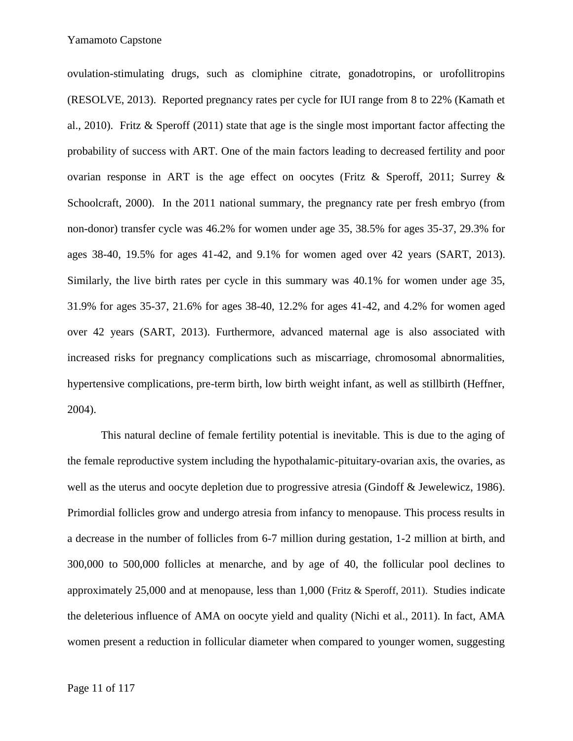ovulation-stimulating drugs, such as clomiphine citrate, gonadotropins, or urofollitropins (RESOLVE, 2013). Reported pregnancy rates per cycle for IUI range from 8 to 22% (Kamath et al., 2010). Fritz & Speroff (2011) state that age is the single most important factor affecting the probability of success with ART. One of the main factors leading to decreased fertility and poor ovarian response in ART is the age effect on oocytes (Fritz & Speroff, 2011; Surrey & Schoolcraft, 2000). In the 2011 national summary, the pregnancy rate per fresh embryo (from non-donor) transfer cycle was 46.2% for women under age 35, 38.5% for ages 35-37, 29.3% for ages 38-40, 19.5% for ages 41-42, and 9.1% for women aged over 42 years (SART, 2013). Similarly, the live birth rates per cycle in this summary was 40.1% for women under age 35, 31.9% for ages 35-37, 21.6% for ages 38-40, 12.2% for ages 41-42, and 4.2% for women aged over 42 years (SART, 2013). Furthermore, advanced maternal age is also associated with increased risks for pregnancy complications such as miscarriage, chromosomal abnormalities, hypertensive complications, pre-term birth, low birth weight infant, as well as stillbirth (Heffner, 2004).

This natural decline of female fertility potential is inevitable. This is due to the aging of the female reproductive system including the hypothalamic-pituitary-ovarian axis, the ovaries, as well as the uterus and oocyte depletion due to progressive atresia (Gindoff & Jewelewicz, 1986). Primordial follicles grow and undergo atresia from infancy to menopause. This process results in a decrease in the number of follicles from 6-7 million during gestation, 1-2 million at birth, and 300,000 to 500,000 follicles at menarche, and by age of 40, the follicular pool declines to approximately 25,000 and at menopause, less than 1,000 (Fritz & Speroff, 2011). Studies indicate the deleterious influence of AMA on oocyte yield and quality (Nichi et al., 2011). In fact, AMA women present a reduction in follicular diameter when compared to younger women, suggesting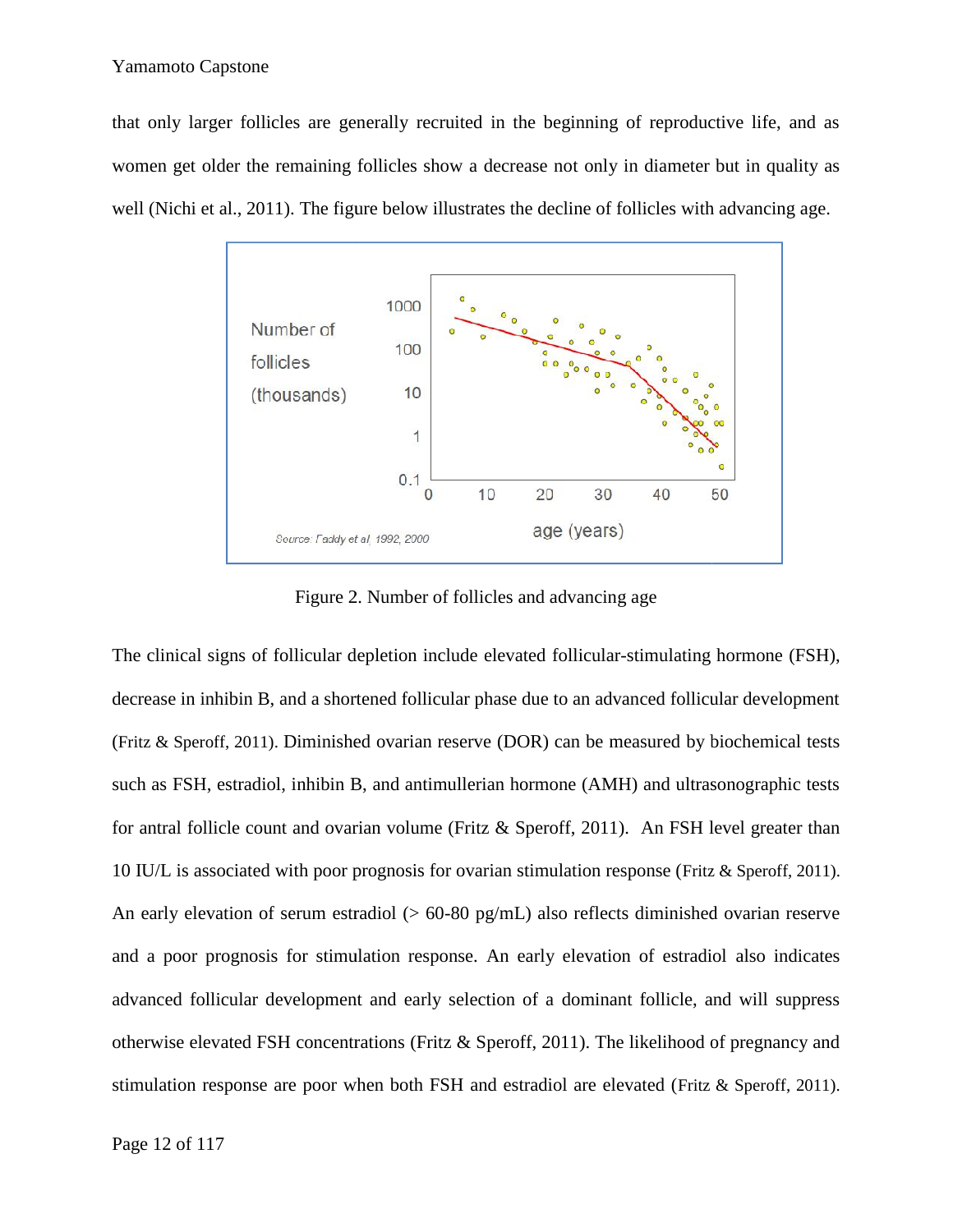that only larger follicles are generally recruited in the beginning of reproductive life, and as women get older the remaining follicles show a decrease not only in diameter but in quality as well (Nichi et al., 2011). The figure below illustrates the decline of follicles with advancing age.

Figure 2. Number of follicles and advancing age

The clinical signs of follicular depletion include elevated follicular-stimulating hormone (FSH), decrease in inhibin B, and a shortened follicular phase due to an advanced follicular development (Fritz & Speroff, 2011). Diminished ovarian reserve (DOR) can be measured by biochemical tests such as FSH, estradiol, inhibin B, and antimullerian hormone (AMH) and ultrasonographic tests for antral follicle count and ovarian volume (Fritz & Speroff, 2011). An FSH level greater than 10 IU/L is associated with poor prognosis for ovarian stimulation response (Fritz & Speroff, 2011). An early elevation of serum estradiol (> 60-80 pg/mL) also reflects diminished ovarian reserve and a poor prognosis for stimulation response. An early elevation of estradiol also indicates advanced follicular development and early selection of a dominant follicle, and will suppress otherwise elevated FSH concentrations (Fritz & Speroff, 2011). The likelihood of pregnancy and stimulation response are poor when both FSH and estradiol are elevated (Fritz & Speroff, 2011).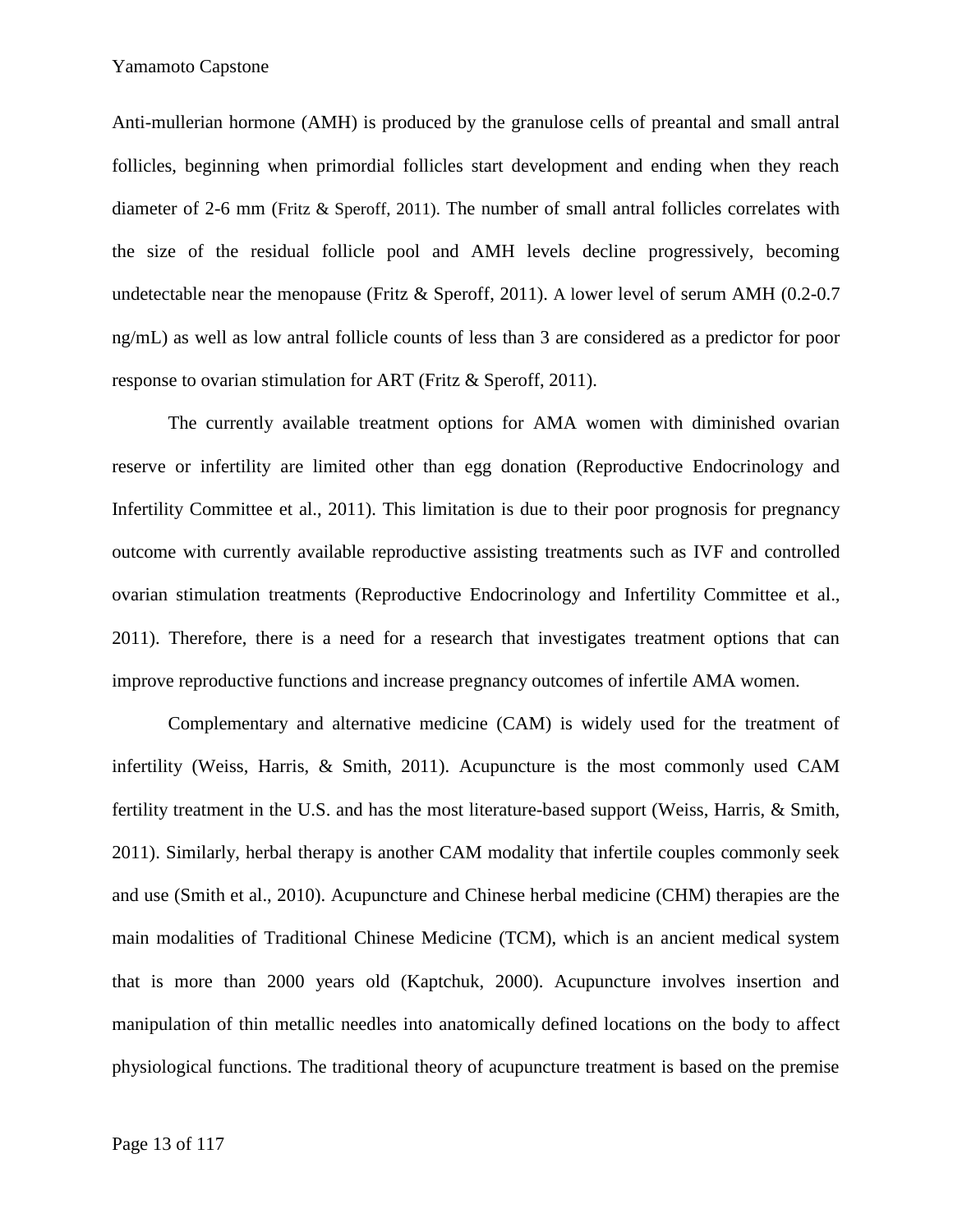Anti-mullerian hormone (AMH) is produced by the granulose cells of preantal and small antral follicles, beginning when primordial follicles start development and ending when they reach diameter of 2-6 mm (Fritz & Speroff, 2011). The number of small antral follicles correlates with the size of the residual follicle pool and AMH levels decline progressively, becoming undetectable near the menopause (Fritz & Speroff, 2011). A lower level of serum AMH (0.2-0.7 ng/mL) as well as low antral follicle counts of less than 3 are considered as a predictor for poor response to ovarian stimulation for ART (Fritz & Speroff, 2011).

The currently available treatment options for AMA women with diminished ovarian reserve or infertility are limited other than egg donation (Reproductive Endocrinology and Infertility Committee et al., 2011). This limitation is due to their poor prognosis for pregnancy outcome with currently available reproductive assisting treatments such as IVF and controlled ovarian stimulation treatments (Reproductive Endocrinology and Infertility Committee et al., 2011). Therefore, there is a need for a research that investigates treatment options that can improve reproductive functions and increase pregnancy outcomes of infertile AMA women.

Complementary and alternative medicine (CAM) is widely used for the treatment of infertility (Weiss, Harris, & Smith, 2011). Acupuncture is the most commonly used CAM fertility treatment in the U.S. and has the most literature-based support (Weiss, Harris, & Smith, 2011). Similarly, herbal therapy is another CAM modality that infertile couples commonly seek and use (Smith et al., 2010). Acupuncture and Chinese herbal medicine (CHM) therapies are the main modalities of Traditional Chinese Medicine (TCM), which is an ancient medical system that is more than 2000 years old (Kaptchuk, 2000). Acupuncture involves insertion and manipulation of thin metallic needles into anatomically defined locations on the body to affect physiological functions. The traditional theory of acupuncture treatment is based on the premise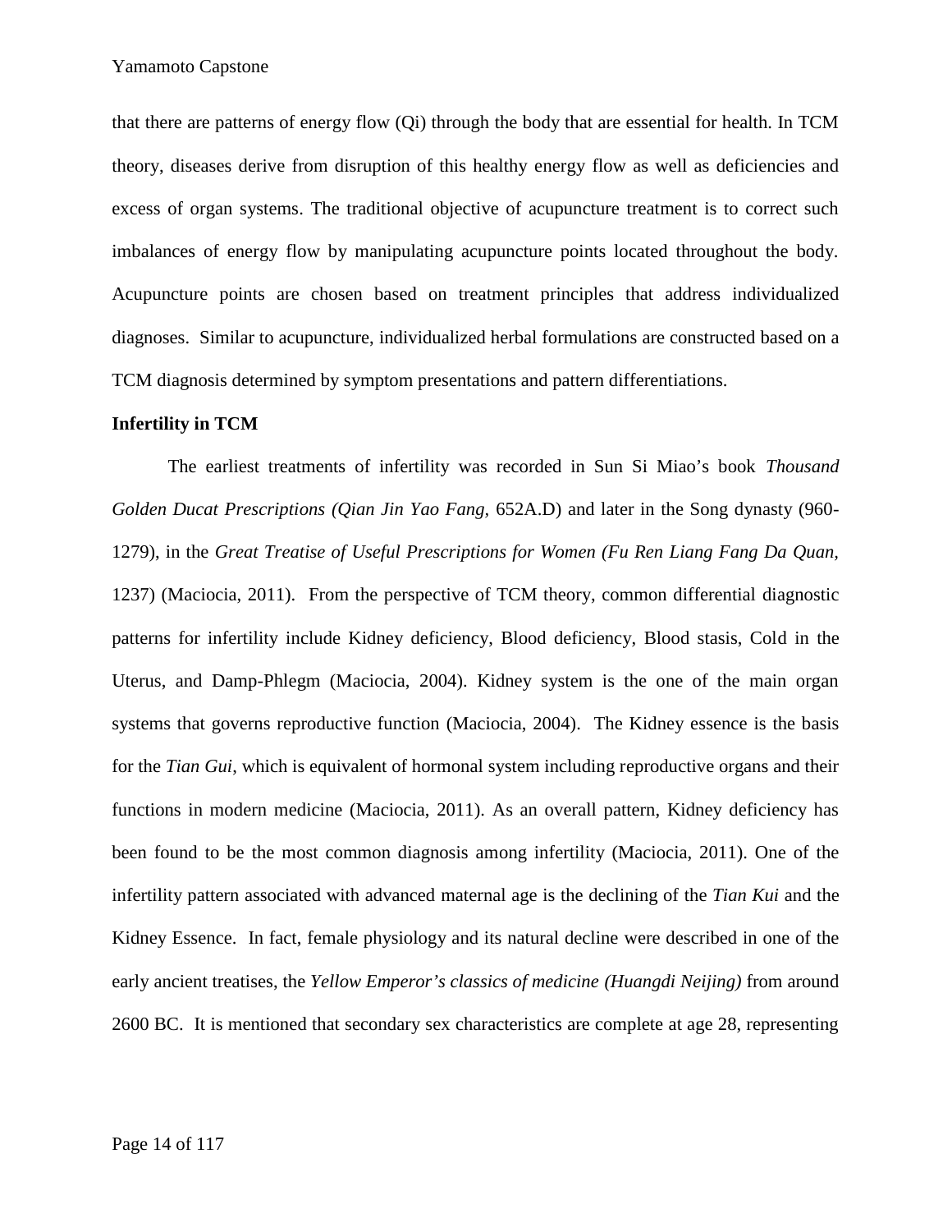that there are patterns of energy flow (Qi) through the body that are essential for health. In TCM theory, diseases derive from disruption of this healthy energy flow as well as deficiencies and excess of organ systems. The traditional objective of acupuncture treatment is to correct such imbalances of energy flow by manipulating acupuncture points located throughout the body. Acupuncture points are chosen based on treatment principles that address individualized diagnoses. Similar to acupuncture, individualized herbal formulations are constructed based on a TCM diagnosis determined by symptom presentations and pattern differentiations.

**Infertility in TCM**

The earliest treatments of infertility was recorded in Sun Si Miao's book *Thousand Golden Ducat Prescriptions (Qian Jin Yao Fang*, 652A.D) and later in the Song dynasty (960-1279), in the *Great Treatise of Useful Prescriptions for Women (Fu Ren Liang Fang Da Quan*, 1237) (Maciocia, 2011). From the perspective of TCM theory, common differential diagnostic patterns for infertility include Kidney deficiency, Blood deficiency, Blood stasis, Cold in the Uterus, and Damp-Phlegm (Maciocia, 2004). Kidney system is the one of the main organ systems that governs reproductive function (Maciocia, 2004). The Kidney essence is the basis for the *Tian Gui*, which is equivalent of hormonal system including reproductive organs and their functions in modern medicine (Maciocia, 2011). As an overall pattern, Kidney deficiency has been found to be the most common diagnosis among infertility (Maciocia, 2011). One of the infertility pattern associated with advanced maternal age is the declining of the *Tian Kui* and the Kidney Essence. In fact, female physiology and its natural decline were described in one of the early ancient treatises, the *Yellow Emperor's classics of medicine (Huangdi Neijing)* from around 2600 BC. It is mentioned that secondary sex characteristics are complete at age 28, representing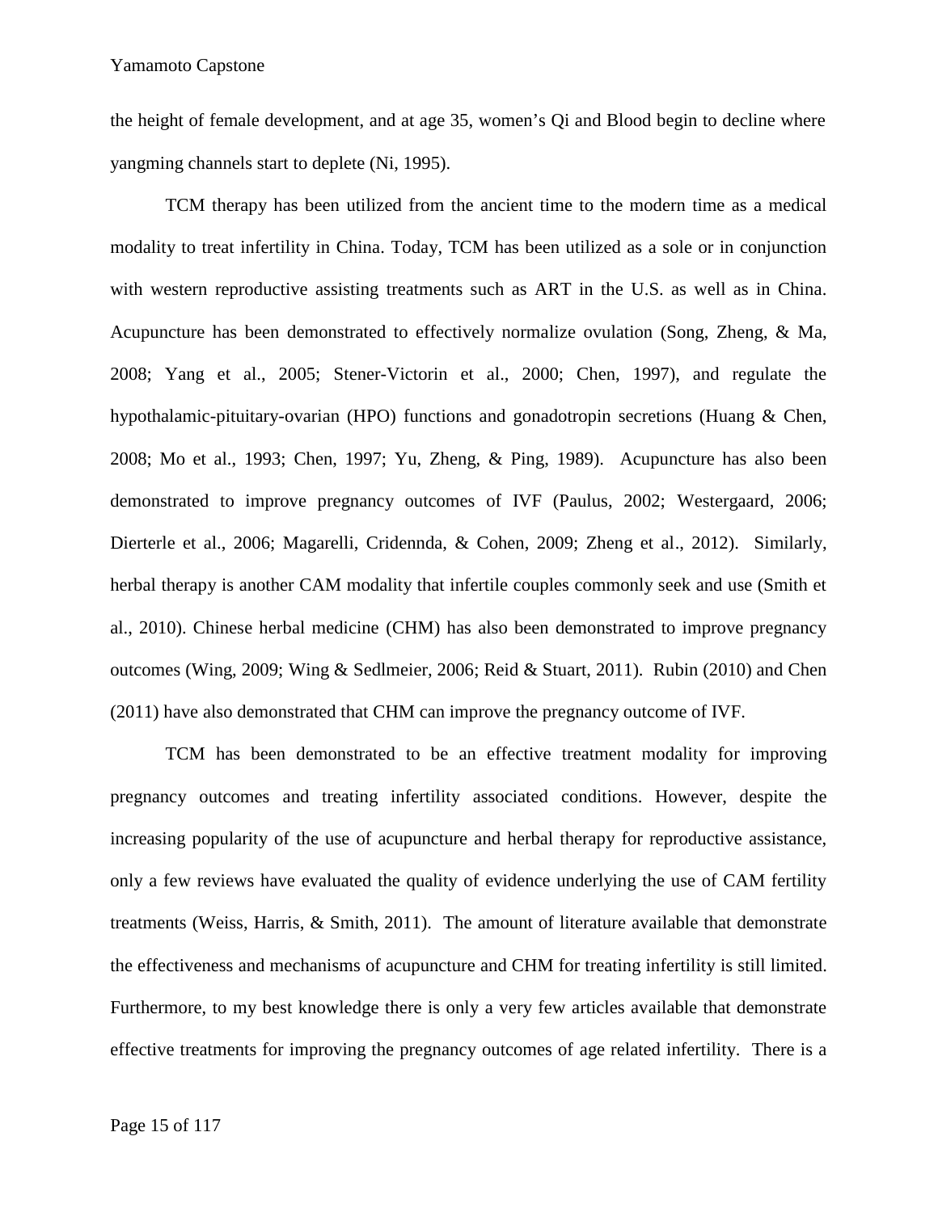the height of female development, and at age 35, women's Qi and Blood begin to decline where yangming channels start to deplete (Ni, 1995).

TCM therapy has been utilized from the ancient time to the modern time as a medical modality to treat infertility in China. Today, TCM has been utilized as a sole or in conjunction with western reproductive assisting treatments such as ART in the U.S. as well as in China. Acupuncture has been demonstrated to effectively normalize ovulation (Song, Zheng, & Ma, 2008; Yang et al., 2005; Stener-Victorin et al., 2000; Chen, 1997), and regulate the hypothalamic-pituitary-ovarian (HPO) functions and gonadotropin secretions (Huang & Chen, 2008; Mo et al., 1993; Chen, 1997; Yu, Zheng, & Ping, 1989). Acupuncture has also been demonstrated to improve pregnancy outcomes of IVF (Paulus, 2002; Westergaard, 2006; Dierterle et al., 2006; Magarelli, Cridennda, & Cohen, 2009; Zheng et al., 2012). Similarly, herbal therapy is another CAM modality that infertile couples commonly seek and use (Smith et al., 2010). Chinese herbal medicine (CHM) has also been demonstrated to improve pregnancy outcomes (Wing, 2009; Wing & Sedlmeier, 2006; Reid & Stuart, 2011). Rubin (2010) and Chen (2011) have also demonstrated that CHM can improve the pregnancy outcome of IVF.

TCM has been demonstrated to be an effective treatment modality for improving pregnancy outcomes and treating infertility associated conditions. However, despite the increasing popularity of the use of acupuncture and herbal therapy for reproductive assistance, only a few reviews have evaluated the quality of evidence underlying the use of CAM fertility treatments (Weiss, Harris, & Smith, 2011). The amount of literature available that demonstrate the effectiveness and mechanisms of acupuncture and CHM for treating infertility is still limited. Furthermore, to my best knowledge there is only a very few articles available that demonstrate effective treatments for improving the pregnancy outcomes of age related infertility. There is a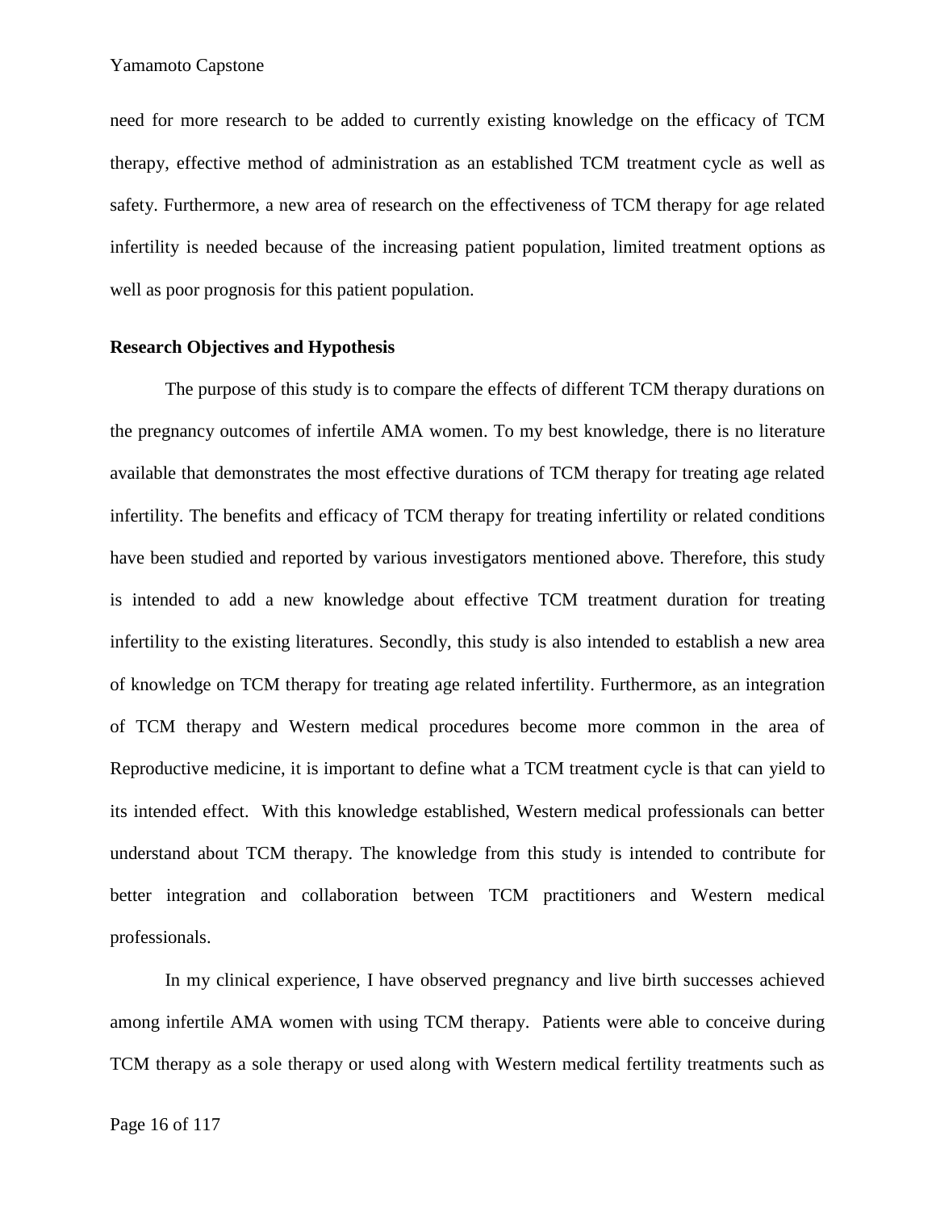need for more research to be added to currently existing knowledge on the efficacy of TCM therapy, effective method of administration as an established TCM treatment cycle as well as safety. Furthermore, a new area of research on the effectiveness of TCM therapy for age related infertility is needed because of the increasing patient population, limited treatment options as well as poor prognosis for this patient population.

**Research Objectives and Hypothesis**

The purpose of this study is to compare the effects of different TCM therapy durations on the pregnancy outcomes of infertile AMA women. To my best knowledge, there is no literature available that demonstrates the most effective durations of TCM therapy for treating age related infertility. The benefits and efficacy of TCM therapy for treating infertility or related conditions have been studied and reported by various investigators mentioned above. Therefore, this study is intended to add a new knowledge about effective TCM treatment duration for treating infertility to the existing literatures. Secondly, this study is also intended to establish a new area of knowledge on TCM therapy for treating age related infertility. Furthermore, as an integration of TCM therapy and Western medical procedures become more common in the area of Reproductive medicine, it is important to define what a TCM treatment cycle is that can yield to its intended effect. With this knowledge established, Western medical professionals can better understand about TCM therapy. The knowledge from this study is intended to contribute for better integration and collaboration between TCM practitioners and Western medical professionals.

In my clinical experience, I have observed pregnancy and live birth successes achieved among infertile AMA women with using TCM therapy. Patients were able to conceive during TCM therapy as a sole therapy or used along with Western medical fertility treatments such as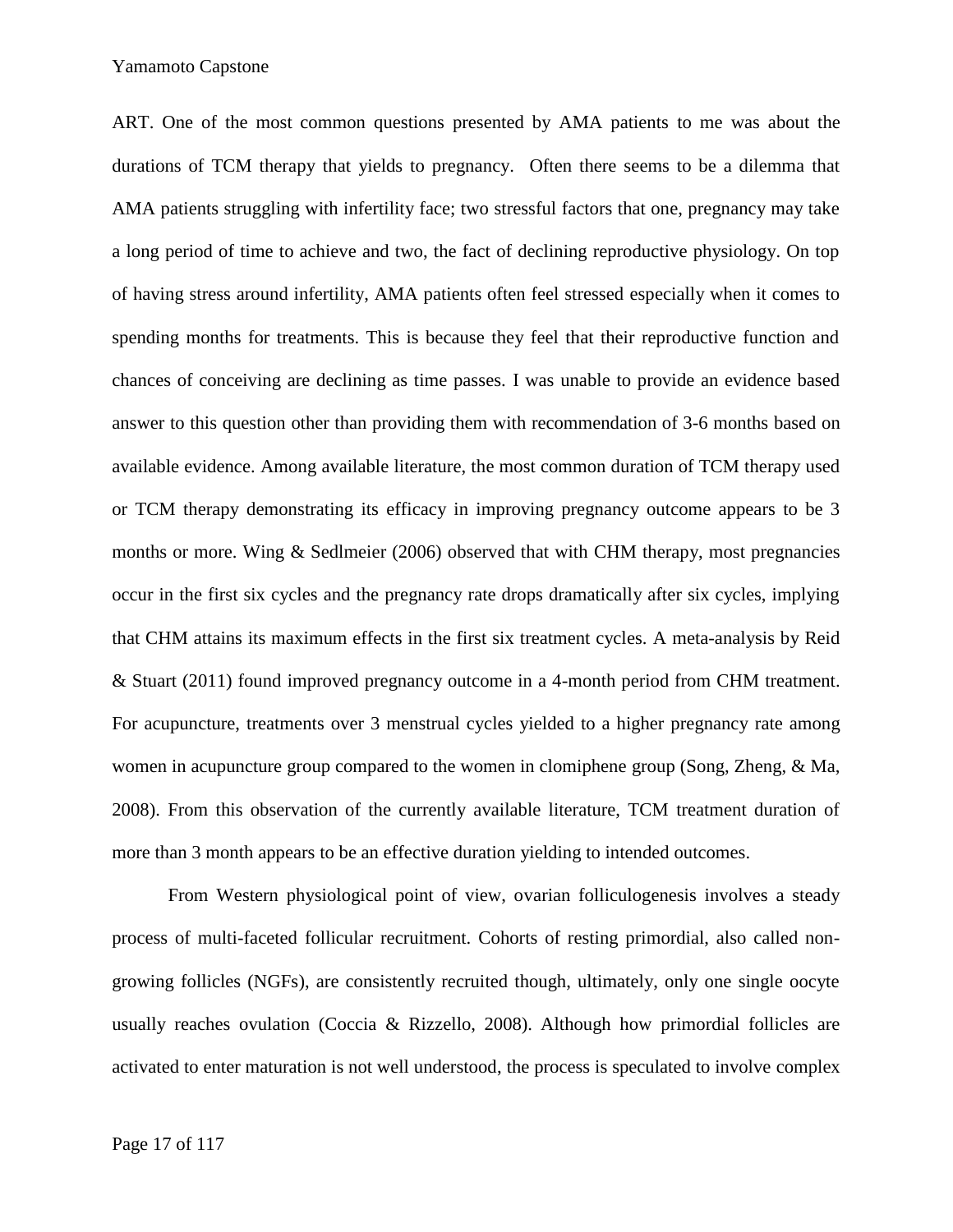ART. One of the most common questions presented by AMA patients to me was about the durations of TCM therapy that yields to pregnancy.  Often there seems to be a dilemma that AMA patients struggling with infertility face; two stressful factors that one, pregnancy may take a long period of time to achieve and two, the fact of declining reproductive physiology. On top of having stress around infertility, AMA patients often feel stressed especially when it comes to spending months for treatments. This is because they feel that their reproductive function and chances of conceiving are declining as time passes. I was unable to provide an evidence based answer to this question other than providing them with recommendation of 3-6 months based on available evidence. Among available literature, the most common duration of TCM therapy used or TCM therapy demonstrating its efficacy in improving pregnancy outcome appears to be 3 months or more. Wing & Sedlmeier (2006) observed that with CHM therapy, most pregnancies occur in the first six cycles and the pregnancy rate drops dramatically after six cycles, implying that CHM attains its maximum effects in the first six treatment cycles. A meta-analysis by Reid & Stuart (2011) found improved pregnancy outcome in a 4-month period from CHM treatment. For acupuncture, treatments over 3 menstrual cycles yielded to a higher pregnancy rate among women in acupuncture group compared to the women in clomiphene group (Song, Zheng, & Ma, 2008). From this observation of the currently available literature, TCM treatment duration of more than 3 month appears to be an effective duration yielding to intended outcomes.

From Western physiological point of view, ovarian folliculogenesis involves a steady process of multi-faceted follicular recruitment. Cohorts of resting primordial, also called non-growing follicles (NGFs), are consistently recruited though, ultimately, only one single oocyte usually reaches ovulation (Coccia & Rizzello, 2008). Although how primordial follicles are activated to enter maturation is not well understood, the process is speculated to involve complex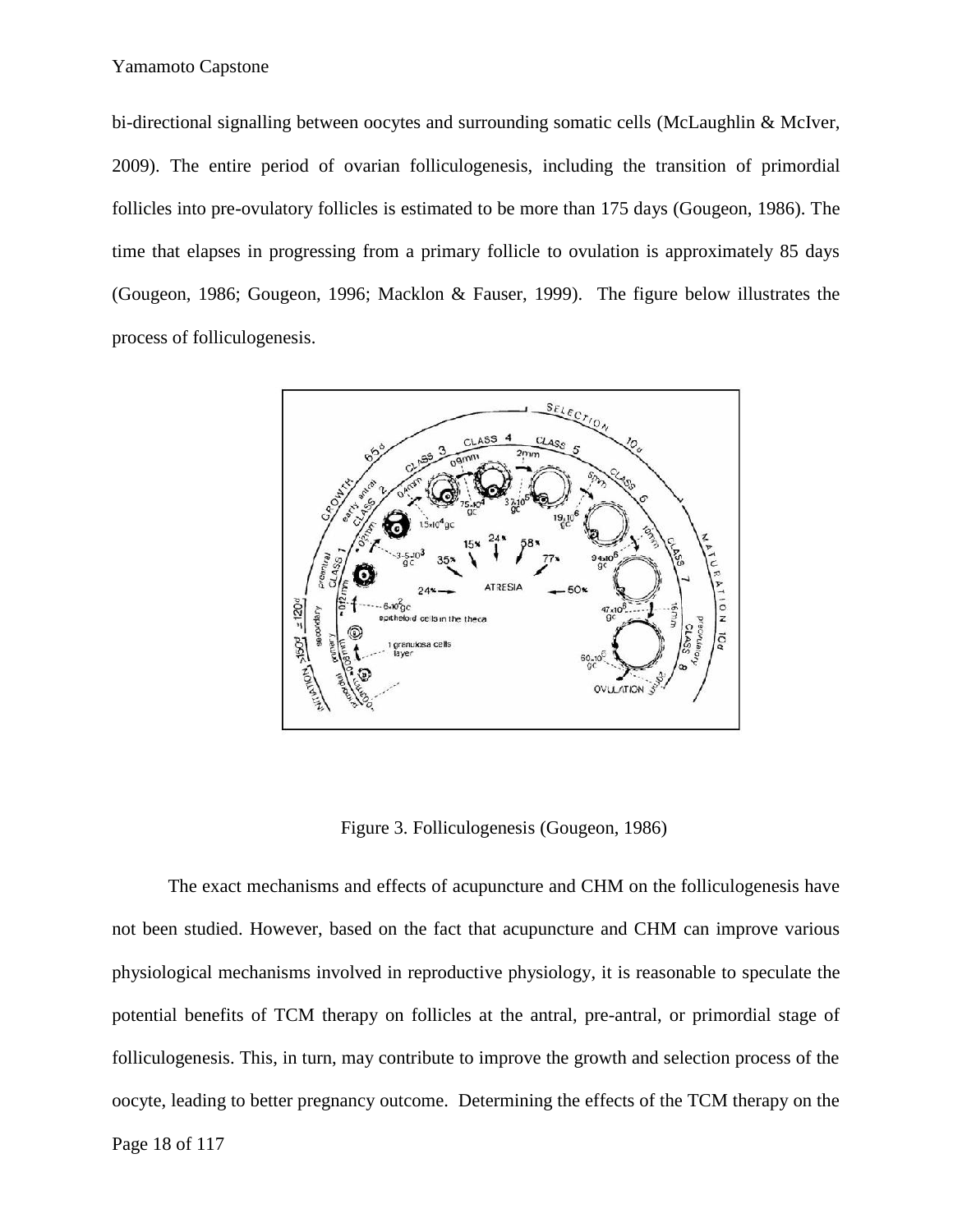bi-directional signalling between oocytes and surrounding somatic cells (McLaughlin & McIver, 2009). The entire period of ovarian folliculogenesis, including the transition of primordial follicles into pre-ovulatory follicles is estimated to be more than 175 days (Gougeon, 1986). The time that elapses in progressing from a primary follicle to ovulation is approximately 85 days (Gougeon, 1986; Gougeon, 1996; Macklon & Fauser, 1999). The figure below illustrates the process of folliculogenesis.

Figure 3. Folliculogenesis (Gougeon, 1986)

The exact mechanisms and effects of acupuncture and CHM on the folliculogenesis have not been studied. However, based on the fact that acupuncture and CHM can improve various physiological mechanisms involved in reproductive physiology, it is reasonable to speculate the potential benefits of TCM therapy on follicles at the antral, pre-antral, or primordial stage of folliculogenesis. This, in turn, may contribute to improve the growth and selection process of the oocyte, leading to better pregnancy outcome. Determining the effects of the TCM therapy on the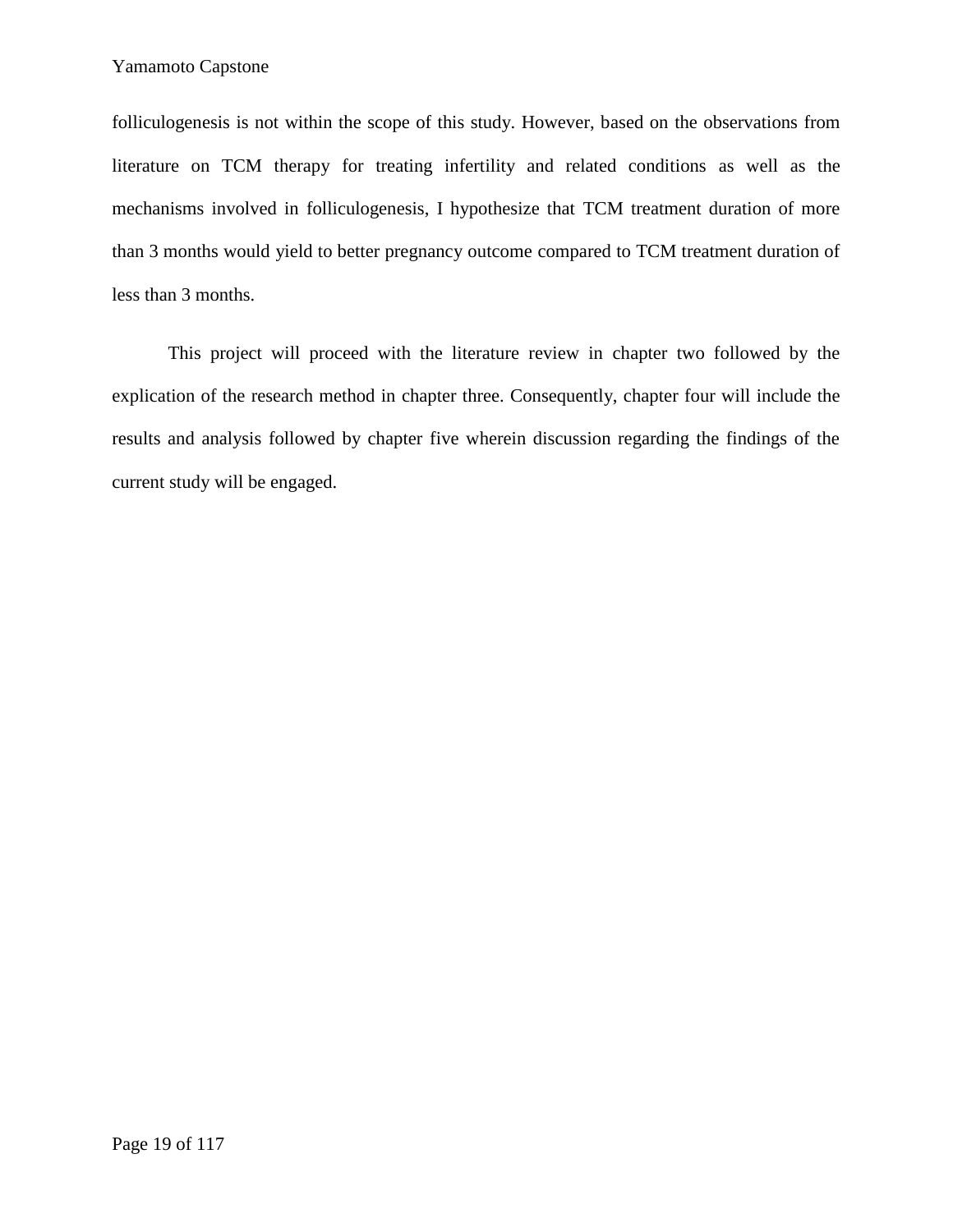folliculogenesis is not within the scope of this study. However, based on the observations from literature on TCM therapy for treating infertility and related conditions as well as the mechanisms involved in folliculogenesis, I hypothesize that TCM treatment duration of more than 3 months would yield to better pregnancy outcome compared to TCM treatment duration of less than 3 months.

This project will proceed with the literature review in chapter two followed by the explication of the research method in chapter three. Consequently, chapter four will include the results and analysis followed by chapter five wherein discussion regarding the findings of the current study will be engaged.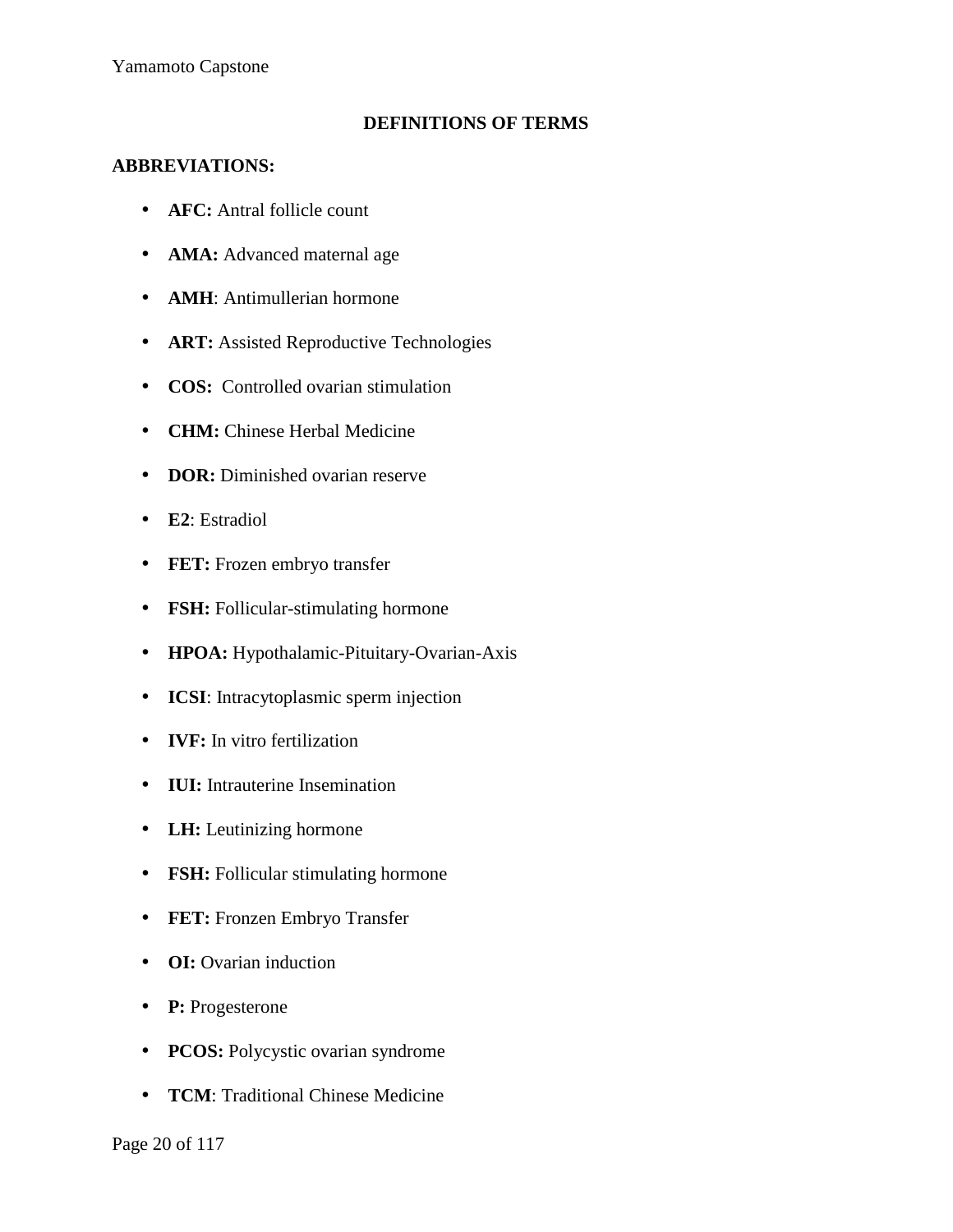## DEFINITIONS OF TERMS

**ABBREVIATIONS:**

- **AFC:** Antral follicle count
- **AMA:** Advanced maternal age
- **AMH**: Antimullerian hormone
- **ART:** Assisted Reproductive Technologies
- **COS:** Controlled ovarian stimulation
- **CHM:** Chinese Herbal Medicine
- **DOR:** Diminished ovarian reserve
- **E2**: Estradiol
- **FET:** Frozen embryo transfer
- **FSH:** Follicular-stimulating hormone
- **HPOA:** Hypothalamic-Pituitary-Ovarian-Axis
- **ICSI**: Intracytoplasmic sperm injection
- **IVF:** In vitro fertilization
- **IUI:** Intrauterine Insemination
- **LH:** Leutinizing hormone
- **FSH:** Follicular stimulating hormone
- **FET:** Fronzen Embryo Transfer
- **OI:** Ovarian induction
- **P:** Progesterone
- **PCOS:** Polycystic ovarian syndrome
- **TCM**: Traditional Chinese Medicine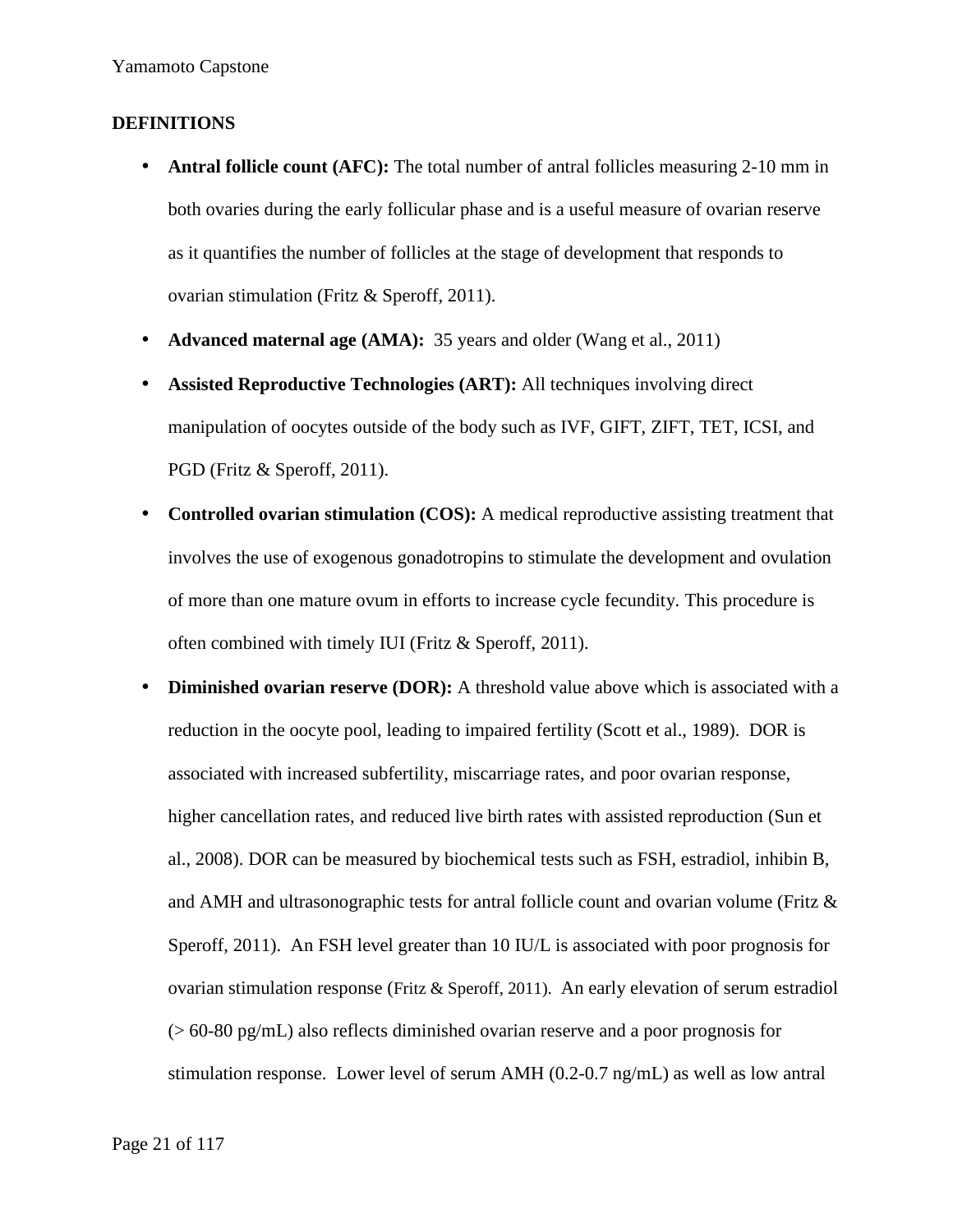**DEFINITIONS**

- **Antral follicle count (AFC):** The total number of antral follicles measuring 2-10 mm in both ovaries during the early follicular phase and is a useful measure of ovarian reserve as it quantifies the number of follicles at the stage of development that responds to ovarian stimulation (Fritz & Speroff, 2011).
- **Advanced maternal age (AMA):** 35 years and older (Wang et al., 2011)
- **Assisted Reproductive Technologies (ART):** All techniques involving direct manipulation of oocytes outside of the body such as IVF, GIFT, ZIFT, TET, ICSI, and PGD (Fritz & Speroff, 2011).
- **Controlled ovarian stimulation (COS):** A medical reproductive assisting treatment that involves the use of exogenous gonadotropins to stimulate the development and ovulation of more than one mature ovum in efforts to increase cycle fecundity. This procedure is often combined with timely IUI (Fritz & Speroff, 2011).
- **Diminished ovarian reserve (DOR):** A threshold value above which is associated with a reduction in the oocyte pool, leading to impaired fertility (Scott et al., 1989). DOR is associated with increased subfertility, miscarriage rates, and poor ovarian response, higher cancellation rates, and reduced live birth rates with assisted reproduction (Sun et al., 2008). DOR can be measured by biochemical tests such as FSH, estradiol, inhibin B, and AMH and ultrasonographic tests for antral follicle count and ovarian volume (Fritz & Speroff, 2011). An FSH level greater than 10 IU/L is associated with poor prognosis for ovarian stimulation response (Fritz & Speroff, 2011). An early elevation of serum estradiol (> 60-80 pg/mL) also reflects diminished ovarian reserve and a poor prognosis for stimulation response. Lower level of serum AMH (0.2-0.7 ng/mL) as well as low antral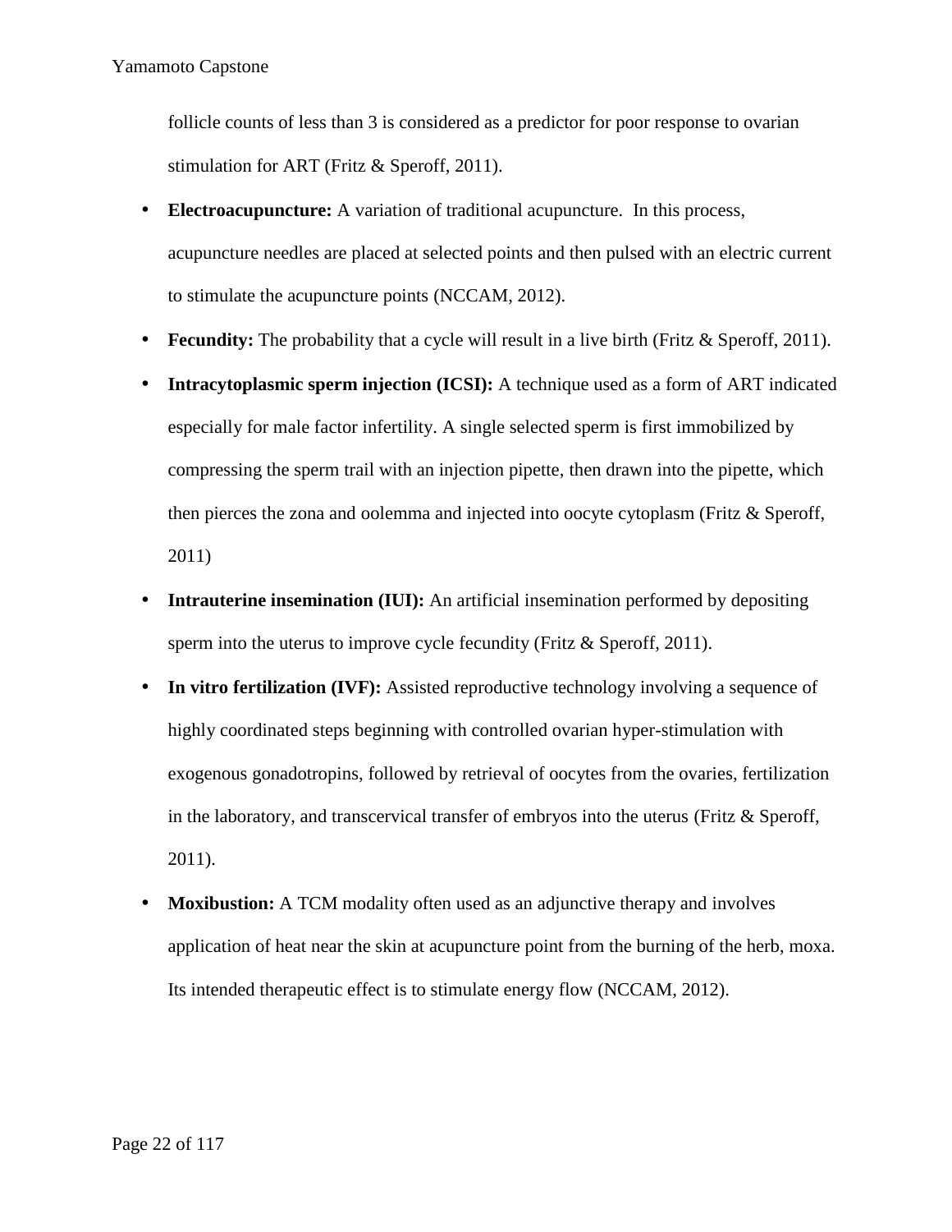follicle counts of less than 3 is considered as a predictor for poor response to ovarian stimulation for ART (Fritz & Speroff, 2011).

- **Electroacupuncture:** A variation of traditional acupuncture.  In this process, acupuncture needles are placed at selected points and then pulsed with an electric current to stimulate the acupuncture points (NCCAM, 2012).
- **Fecundity:** The probability that a cycle will result in a live birth (Fritz & Speroff, 2011).
- **Intracytoplasmic sperm injection (ICSI):** A technique used as a form of ART indicated especially for male factor infertility. A single selected sperm is first immobilized by compressing the sperm trail with an injection pipette, then drawn into the pipette, which then pierces the zona and oolemma and injected into oocyte cytoplasm (Fritz & Speroff, 2011)
- **Intrauterine insemination (IUI):** An artificial insemination performed by depositing sperm into the uterus to improve cycle fecundity (Fritz & Speroff, 2011).
- **In vitro fertilization (IVF):** Assisted reproductive technology involving a sequence of highly coordinated steps beginning with controlled ovarian hyper-stimulation with exogenous gonadotropins, followed by retrieval of oocytes from the ovaries, fertilization in the laboratory, and transcervical transfer of embryos into the uterus (Fritz & Speroff, 2011).
- **Moxibustion:** A TCM modality often used as an adjunctive therapy and involves application of heat near the skin at acupuncture point from the burning of the herb, moxa. Its intended therapeutic effect is to stimulate energy flow (NCCAM, 2012).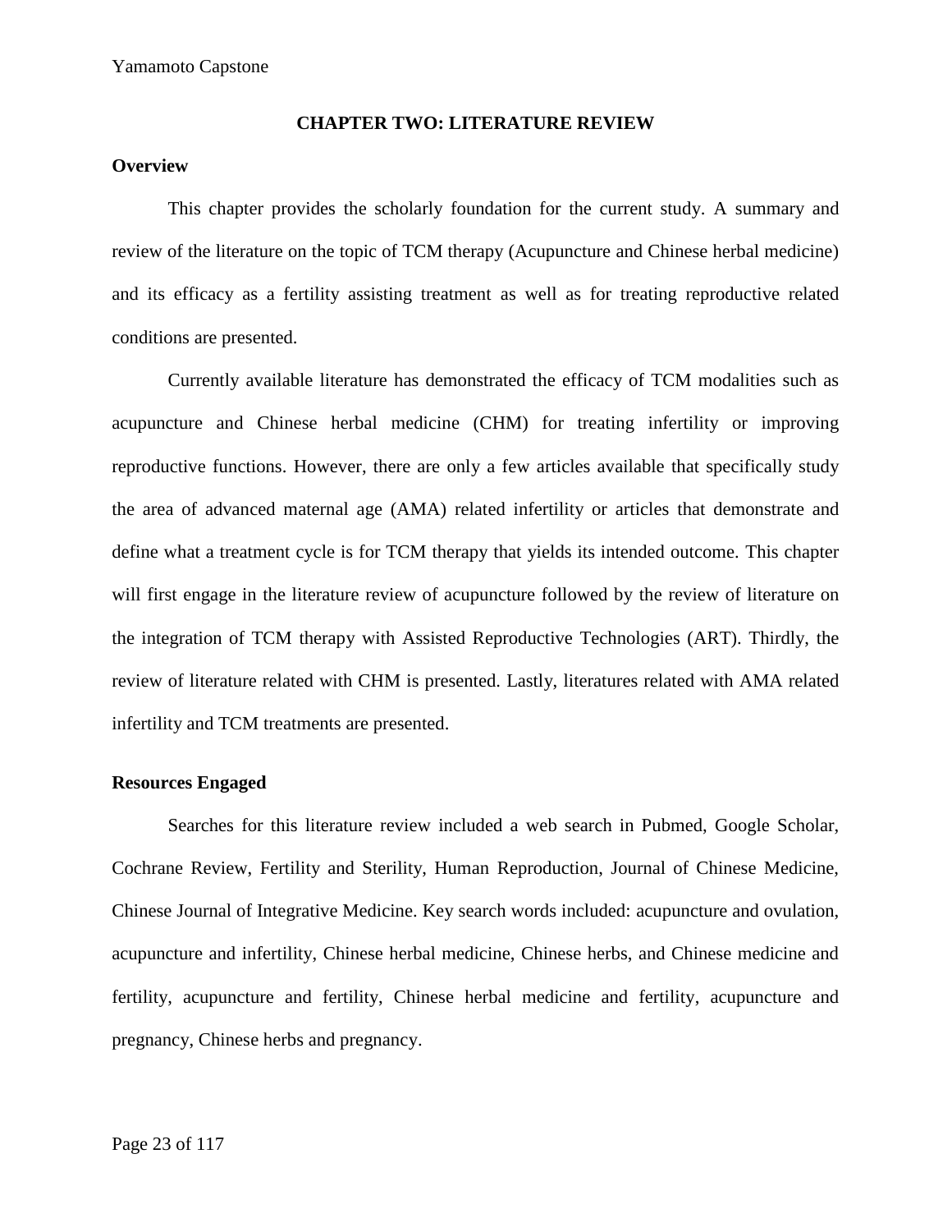## CHAPTER TWO: LITERATURE REVIEW

### Overview

This chapter provides the scholarly foundation for the current study. A summary and review of the literature on the topic of TCM therapy (Acupuncture and Chinese herbal medicine) and its efficacy as a fertility assisting treatment as well as for treating reproductive related conditions are presented.

Currently available literature has demonstrated the efficacy of TCM modalities such as acupuncture and Chinese herbal medicine (CHM) for treating infertility or improving reproductive functions. However, there are only a few articles available that specifically study the area of advanced maternal age (AMA) related infertility or articles that demonstrate and define what a treatment cycle is for TCM therapy that yields its intended outcome. This chapter will first engage in the literature review of acupuncture followed by the review of literature on the integration of TCM therapy with Assisted Reproductive Technologies (ART). Thirdly, the review of literature related with CHM is presented. Lastly, literatures related with AMA related infertility and TCM treatments are presented.

### Resources Engaged

Searches for this literature review included a web search in Pubmed, Google Scholar, Cochrane Review, Fertility and Sterility, Human Reproduction, Journal of Chinese Medicine, Chinese Journal of Integrative Medicine. Key search words included: acupuncture and ovulation, acupuncture and infertility, Chinese herbal medicine, Chinese herbs, and Chinese medicine and fertility, acupuncture and fertility, Chinese herbal medicine and fertility, acupuncture and pregnancy, Chinese herbs and pregnancy.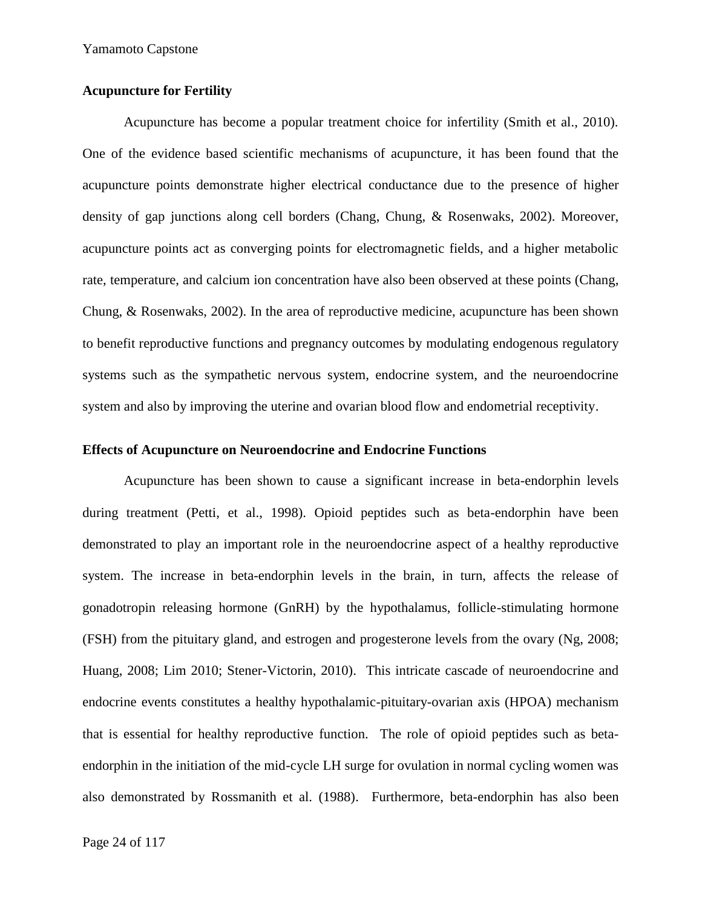**Acupuncture for Fertility**

Acupuncture has become a popular treatment choice for infertility (Smith et al., 2010). One of the evidence based scientific mechanisms of acupuncture, it has been found that the acupuncture points demonstrate higher electrical conductance due to the presence of higher density of gap junctions along cell borders (Chang, Chung, & Rosenwaks, 2002). Moreover, acupuncture points act as converging points for electromagnetic fields, and a higher metabolic rate, temperature, and calcium ion concentration have also been observed at these points (Chang, Chung, & Rosenwaks, 2002). In the area of reproductive medicine, acupuncture has been shown to benefit reproductive functions and pregnancy outcomes by modulating endogenous regulatory systems such as the sympathetic nervous system, endocrine system, and the neuroendocrine system and also by improving the uterine and ovarian blood flow and endometrial receptivity.

**Effects of Acupuncture on Neuroendocrine and Endocrine Functions**

Acupuncture has been shown to cause a significant increase in beta-endorphin levels during treatment (Petti, et al., 1998). Opioid peptides such as beta-endorphin have been demonstrated to play an important role in the neuroendocrine aspect of a healthy reproductive system. The increase in beta-endorphin levels in the brain, in turn, affects the release of gonadotropin releasing hormone (GnRH) by the hypothalamus, follicle-stimulating hormone (FSH) from the pituitary gland, and estrogen and progesterone levels from the ovary (Ng, 2008; Huang, 2008; Lim 2010; Stener-Victorin, 2010). This intricate cascade of neuroendocrine and endocrine events constitutes a healthy hypothalamic-pituitary-ovarian axis (HPOA) mechanism that is essential for healthy reproductive function. The role of opioid peptides such as beta-endorphin in the initiation of the mid-cycle LH surge for ovulation in normal cycling women was also demonstrated by Rossmanith et al. (1988). Furthermore, beta-endorphin has also been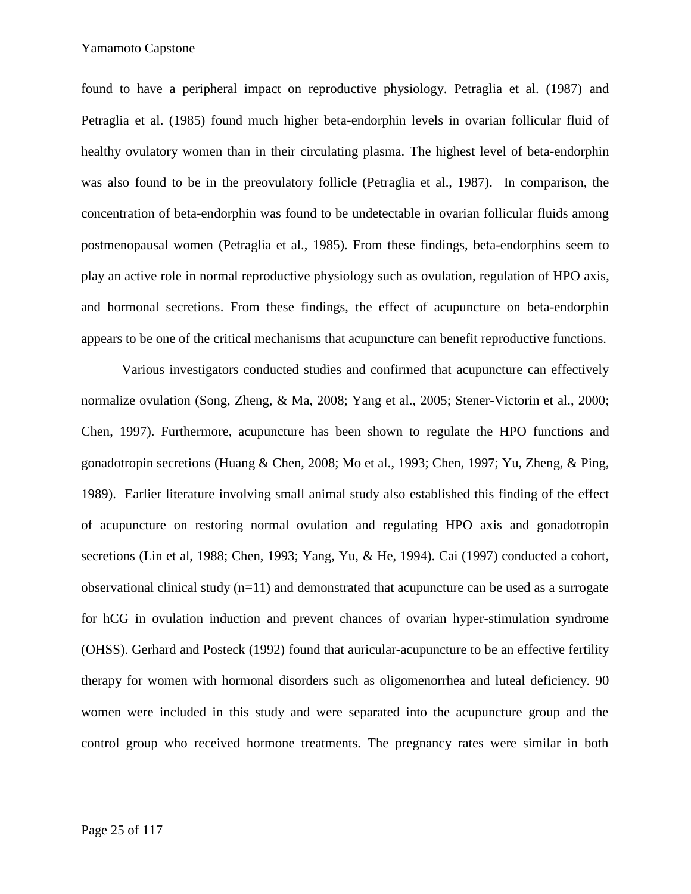found to have a peripheral impact on reproductive physiology. Petraglia et al. (1987) and Petraglia et al. (1985) found much higher beta-endorphin levels in ovarian follicular fluid of healthy ovulatory women than in their circulating plasma. The highest level of beta-endorphin was also found to be in the preovulatory follicle (Petraglia et al., 1987). In comparison, the concentration of beta-endorphin was found to be undetectable in ovarian follicular fluids among postmenopausal women (Petraglia et al., 1985). From these findings, beta-endorphins seem to play an active role in normal reproductive physiology such as ovulation, regulation of HPO axis, and hormonal secretions. From these findings, the effect of acupuncture on beta-endorphin appears to be one of the critical mechanisms that acupuncture can benefit reproductive functions.

Various investigators conducted studies and confirmed that acupuncture can effectively normalize ovulation (Song, Zheng, & Ma, 2008; Yang et al., 2005; Stener-Victorin et al., 2000; Chen, 1997). Furthermore, acupuncture has been shown to regulate the HPO functions and gonadotropin secretions (Huang & Chen, 2008; Mo et al., 1993; Chen, 1997; Yu, Zheng, & Ping, 1989). Earlier literature involving small animal study also established this finding of the effect of acupuncture on restoring normal ovulation and regulating HPO axis and gonadotropin secretions (Lin et al, 1988; Chen, 1993; Yang, Yu, & He, 1994). Cai (1997) conducted a cohort, observational clinical study (n=11) and demonstrated that acupuncture can be used as a surrogate for hCG in ovulation induction and prevent chances of ovarian hyper-stimulation syndrome (OHSS). Gerhard and Posteck (1992) found that auricular-acupuncture to be an effective fertility therapy for women with hormonal disorders such as oligomenorrhea and luteal deficiency. 90 women were included in this study and were separated into the acupuncture group and the control group who received hormone treatments. The pregnancy rates were similar in both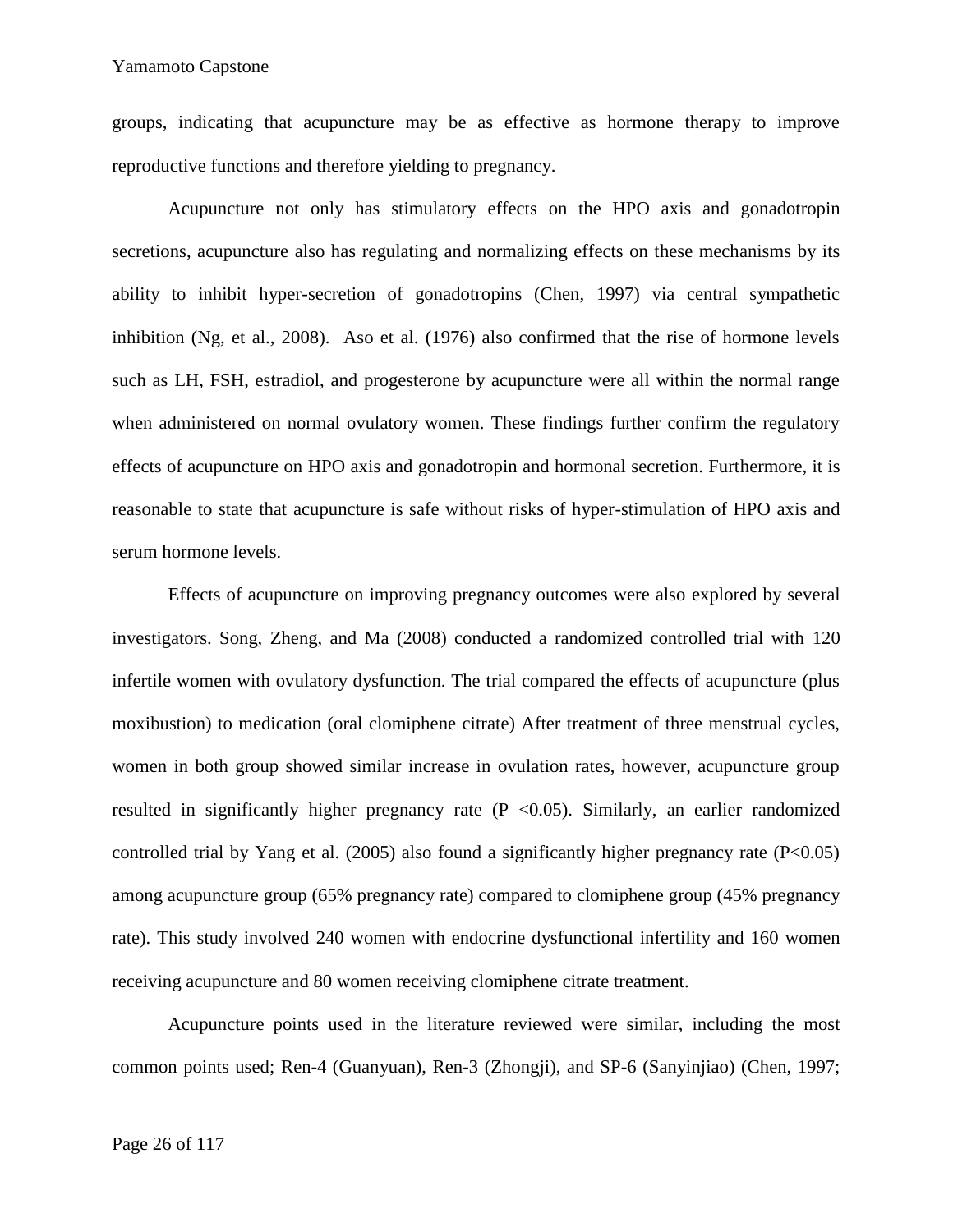groups, indicating that acupuncture may be as effective as hormone therapy to improve reproductive functions and therefore yielding to pregnancy.

Acupuncture not only has stimulatory effects on the HPO axis and gonadotropin secretions, acupuncture also has regulating and normalizing effects on these mechanisms by its ability to inhibit hyper-secretion of gonadotropins (Chen, 1997) via central sympathetic inhibition (Ng, et al., 2008). Aso et al. (1976) also confirmed that the rise of hormone levels such as LH, FSH, estradiol, and progesterone by acupuncture were all within the normal range when administered on normal ovulatory women. These findings further confirm the regulatory effects of acupuncture on HPO axis and gonadotropin and hormonal secretion. Furthermore, it is reasonable to state that acupuncture is safe without risks of hyper-stimulation of HPO axis and serum hormone levels.

Effects of acupuncture on improving pregnancy outcomes were also explored by several investigators. Song, Zheng, and Ma (2008) conducted a randomized controlled trial with 120 infertile women with ovulatory dysfunction. The trial compared the effects of acupuncture (plus moxibustion) to medication (oral clomiphene citrate) After treatment of three menstrual cycles, women in both group showed similar increase in ovulation rates, however, acupuncture group resulted in significantly higher pregnancy rate ($P < 0.05$). Similarly, an earlier randomized controlled trial by Yang et al. (2005) also found a significantly higher pregnancy rate ($P<0.05$) among acupuncture group (65% pregnancy rate) compared to clomiphene group (45% pregnancy rate). This study involved 240 women with endocrine dysfunctional infertility and 160 women receiving acupuncture and 80 women receiving clomiphene citrate treatment.

Acupuncture points used in the literature reviewed were similar, including the most common points used; Ren-4 (Guanyuan), Ren-3 (Zhongji), and SP-6 (Sanyinjiao) (Chen, 1997;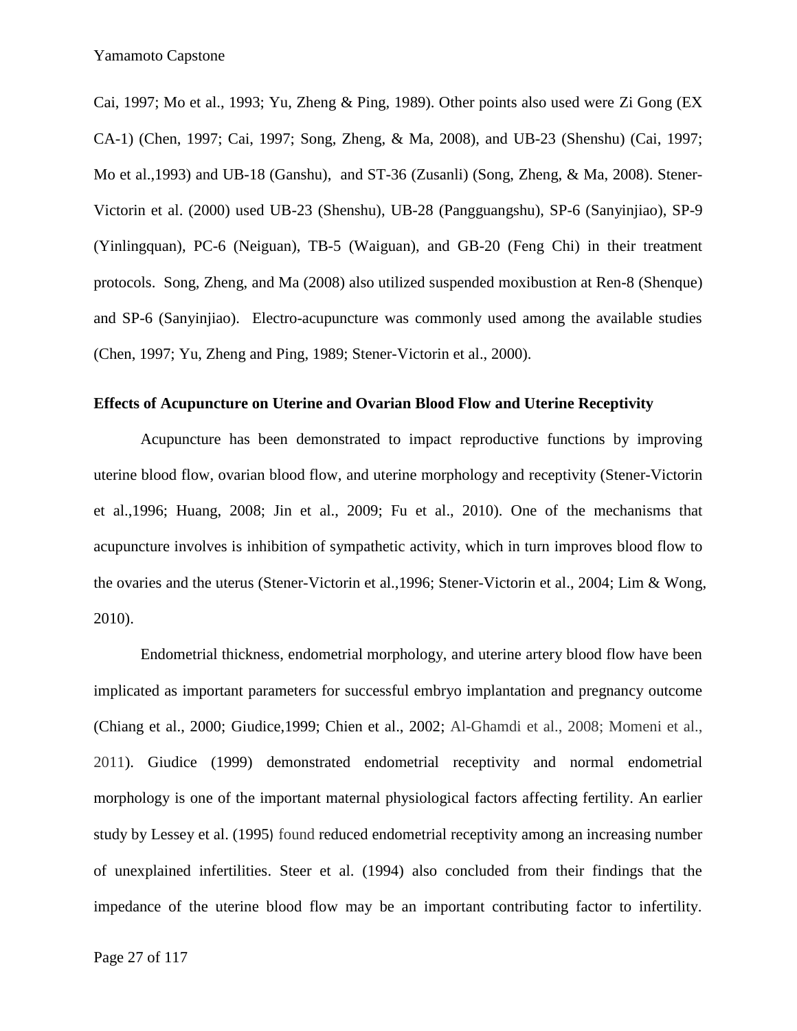Cai, 1997; Mo et al., 1993; Yu, Zheng & Ping, 1989). Other points also used were Zi Gong (EX CA-1) (Chen, 1997; Cai, 1997; Song, Zheng, & Ma, 2008), and UB-23 (Shenshu) (Cai, 1997; Mo et al.,1993) and UB-18 (Ganshu), and ST-36 (Zusanli) (Song, Zheng, & Ma, 2008). Stener-Victorin et al. (2000) used UB-23 (Shenshu), UB-28 (Pangguangshu), SP-6 (Sanyinjiao), SP-9 (Yinlingquan), PC-6 (Neiguan), TB-5 (Waiguan), and GB-20 (Feng Chi) in their treatment protocols. Song, Zheng, and Ma (2008) also utilized suspended moxibustion at Ren-8 (Shenque) and SP-6 (Sanyinjiao). Electro-acupuncture was commonly used among the available studies (Chen, 1997; Yu, Zheng and Ping, 1989; Stener-Victorin et al., 2000).

**Effects of Acupuncture on Uterine and Ovarian Blood Flow and Uterine Receptivity**

Acupuncture has been demonstrated to impact reproductive functions by improving uterine blood flow, ovarian blood flow, and uterine morphology and receptivity (Stener-Victorin et al.,1996; Huang, 2008; Jin et al., 2009; Fu et al., 2010). One of the mechanisms that acupuncture involves is inhibition of sympathetic activity, which in turn improves blood flow to the ovaries and the uterus (Stener-Victorin et al.,1996; Stener-Victorin et al., 2004; Lim & Wong, 2010).

Endometrial thickness, endometrial morphology, and uterine artery blood flow have been implicated as important parameters for successful embryo implantation and pregnancy outcome (Chiang et al., 2000; Giudice,1999; Chien et al., 2002; Al-Ghamdi et al., 2008; Momeni et al., 2011). Giudice (1999) demonstrated endometrial receptivity and normal endometrial morphology is one of the important maternal physiological factors affecting fertility. An earlier study by Lessey et al. (1995) found reduced endometrial receptivity among an increasing number of unexplained infertilities. Steer et al. (1994) also concluded from their findings that the impedance of the uterine blood flow may be an important contributing factor to infertility.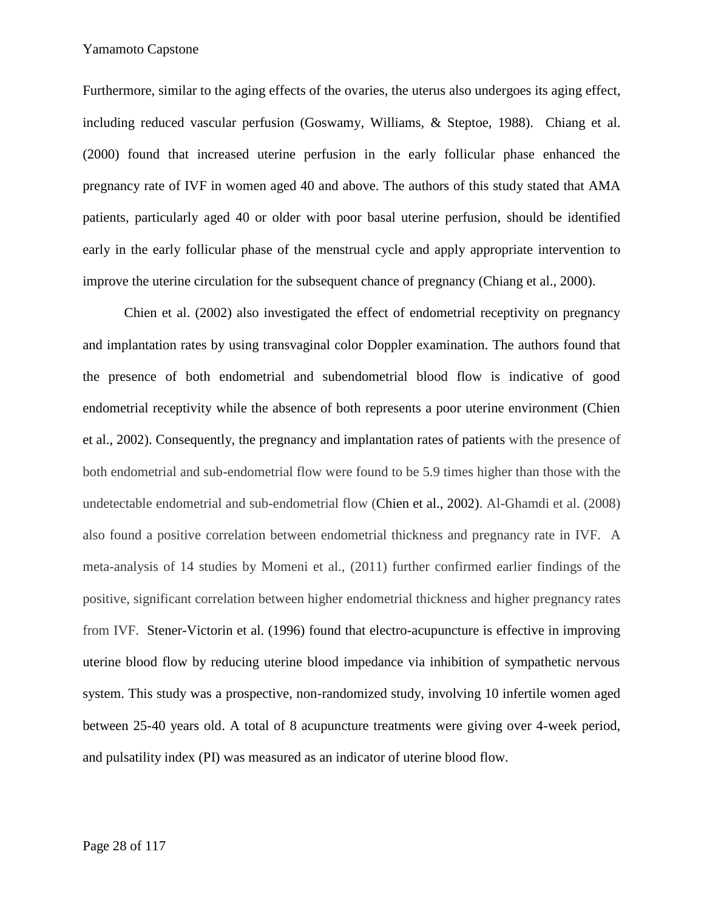Furthermore, similar to the aging effects of the ovaries, the uterus also undergoes its aging effect, including reduced vascular perfusion (Goswamy, Williams, & Steptoe, 1988). Chiang et al. (2000) found that increased uterine perfusion in the early follicular phase enhanced the pregnancy rate of IVF in women aged 40 and above. The authors of this study stated that AMA patients, particularly aged 40 or older with poor basal uterine perfusion, should be identified early in the early follicular phase of the menstrual cycle and apply appropriate intervention to improve the uterine circulation for the subsequent chance of pregnancy (Chiang et al., 2000).

Chien et al. (2002) also investigated the effect of endometrial receptivity on pregnancy and implantation rates by using transvaginal color Doppler examination. The authors found that the presence of both endometrial and subendometrial blood flow is indicative of good endometrial receptivity while the absence of both represents a poor uterine environment (Chien et al., 2002). Consequently, the pregnancy and implantation rates of patients with the presence of both endometrial and sub-endometrial flow were found to be 5.9 times higher than those with the undetectable endometrial and sub-endometrial flow (Chien et al., 2002). Al-Ghamdi et al. (2008) also found a positive correlation between endometrial thickness and pregnancy rate in IVF. A meta-analysis of 14 studies by Momeni et al., (2011) further confirmed earlier findings of the positive, significant correlation between higher endometrial thickness and higher pregnancy rates from IVF. Stener-Victorin et al. (1996) found that electro-acupuncture is effective in improving uterine blood flow by reducing uterine blood impedance via inhibition of sympathetic nervous system. This study was a prospective, non-randomized study, involving 10 infertile women aged between 25-40 years old. A total of 8 acupuncture treatments were giving over 4-week period, and pulsatility index (PI) was measured as an indicator of uterine blood flow.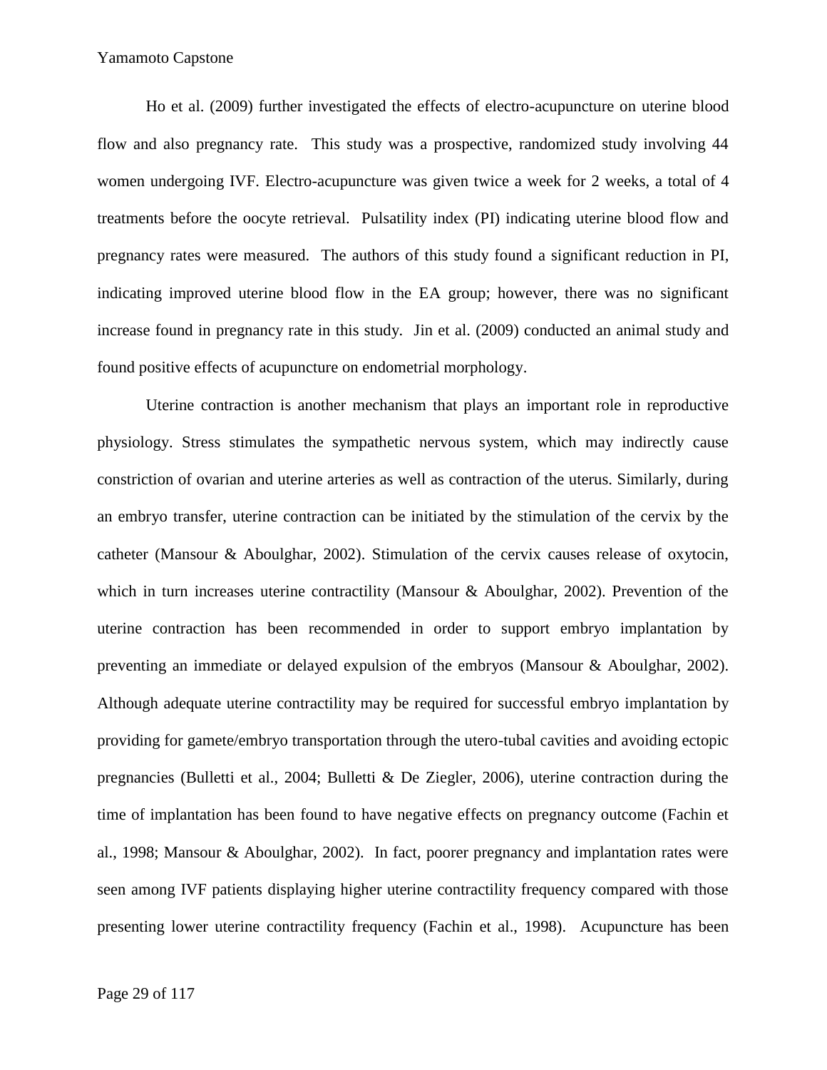Ho et al. (2009) further investigated the effects of electro-acupuncture on uterine blood flow and also pregnancy rate. This study was a prospective, randomized study involving 44 women undergoing IVF. Electro-acupuncture was given twice a week for 2 weeks, a total of 4 treatments before the oocyte retrieval. Pulsatility index (PI) indicating uterine blood flow and pregnancy rates were measured. The authors of this study found a significant reduction in PI, indicating improved uterine blood flow in the EA group; however, there was no significant increase found in pregnancy rate in this study. Jin et al. (2009) conducted an animal study and found positive effects of acupuncture on endometrial morphology.

Uterine contraction is another mechanism that plays an important role in reproductive physiology. Stress stimulates the sympathetic nervous system, which may indirectly cause constriction of ovarian and uterine arteries as well as contraction of the uterus. Similarly, during an embryo transfer, uterine contraction can be initiated by the stimulation of the cervix by the catheter (Mansour & Aboulghar, 2002). Stimulation of the cervix causes release of oxytocin, which in turn increases uterine contractility (Mansour & Aboulghar, 2002). Prevention of the uterine contraction has been recommended in order to support embryo implantation by preventing an immediate or delayed expulsion of the embryos (Mansour & Aboulghar, 2002). Although adequate uterine contractility may be required for successful embryo implantation by providing for gamete/embryo transportation through the utero-tubal cavities and avoiding ectopic pregnancies (Bulletti et al., 2004; Bulletti & De Ziegler, 2006), uterine contraction during the time of implantation has been found to have negative effects on pregnancy outcome (Fachin et al., 1998; Mansour & Aboulghar, 2002). In fact, poorer pregnancy and implantation rates were seen among IVF patients displaying higher uterine contractility frequency compared with those presenting lower uterine contractility frequency (Fachin et al., 1998). Acupuncture has been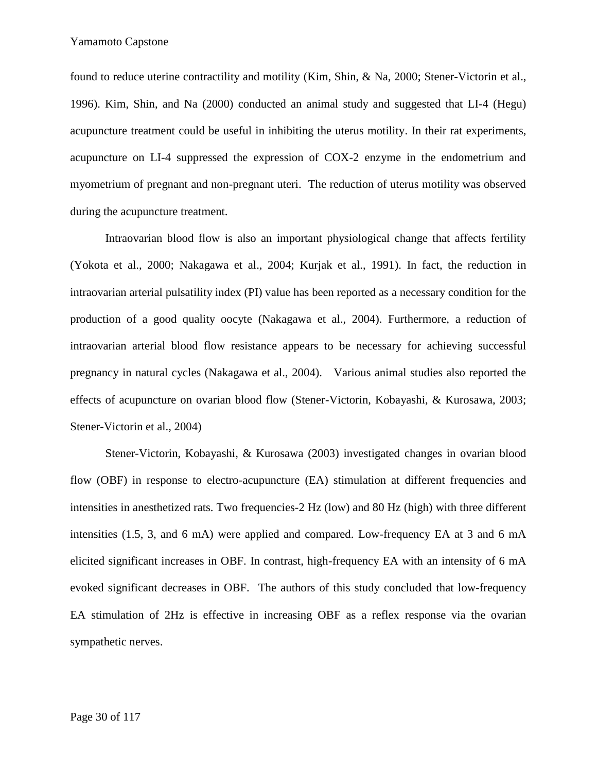found to reduce uterine contractility and motility (Kim, Shin, & Na, 2000; Stener-Victorin et al., 1996). Kim, Shin, and Na (2000) conducted an animal study and suggested that LI-4 (Hegu) acupuncture treatment could be useful in inhibiting the uterus motility. In their rat experiments, acupuncture on LI-4 suppressed the expression of COX-2 enzyme in the endometrium and myometrium of pregnant and non-pregnant uteri. The reduction of uterus motility was observed during the acupuncture treatment.

Intraovarian blood flow is also an important physiological change that affects fertility (Yokota et al., 2000; Nakagawa et al., 2004; Kurjak et al., 1991). In fact, the reduction in intraovarian arterial pulsatility index (PI) value has been reported as a necessary condition for the production of a good quality oocyte (Nakagawa et al., 2004). Furthermore, a reduction of intraovarian arterial blood flow resistance appears to be necessary for achieving successful pregnancy in natural cycles (Nakagawa et al., 2004). Various animal studies also reported the effects of acupuncture on ovarian blood flow (Stener-Victorin, Kobayashi, & Kurosawa, 2003; Stener-Victorin et al., 2004)

Stener-Victorin, Kobayashi, & Kurosawa (2003) investigated changes in ovarian blood flow (OBF) in response to electro-acupuncture (EA) stimulation at different frequencies and intensities in anesthetized rats. Two frequencies-2 Hz (low) and 80 Hz (high) with three different intensities (1.5, 3, and 6 mA) were applied and compared. Low-frequency EA at 3 and 6 mA elicited significant increases in OBF. In contrast, high-frequency EA with an intensity of 6 mA evoked significant decreases in OBF. The authors of this study concluded that low-frequency EA stimulation of 2Hz is effective in increasing OBF as a reflex response via the ovarian sympathetic nerves.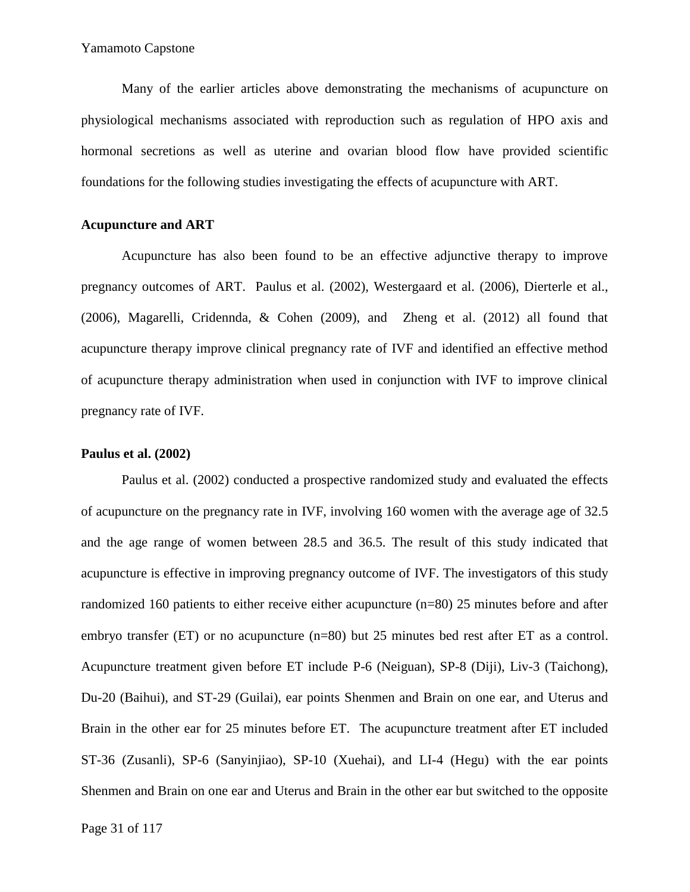Many of the earlier articles above demonstrating the mechanisms of acupuncture on physiological mechanisms associated with reproduction such as regulation of HPO axis and hormonal secretions as well as uterine and ovarian blood flow have provided scientific foundations for the following studies investigating the effects of acupuncture with ART.

### Acupuncture and ART

Acupuncture has also been found to be an effective adjunctive therapy to improve pregnancy outcomes of ART. Paulus et al. (2002), Westergaard et al. (2006), Dierterle et al., (2006), Magarelli, Cridennda, & Cohen (2009), and Zheng et al. (2012) all found that acupuncture therapy improve clinical pregnancy rate of IVF and identified an effective method of acupuncture therapy administration when used in conjunction with IVF to improve clinical pregnancy rate of IVF.

### Paulus et al. (2002)

Paulus et al. (2002) conducted a prospective randomized study and evaluated the effects of acupuncture on the pregnancy rate in IVF, involving 160 women with the average age of 32.5 and the age range of women between 28.5 and 36.5. The result of this study indicated that acupuncture is effective in improving pregnancy outcome of IVF. The investigators of this study randomized 160 patients to either receive either acupuncture (n=80) 25 minutes before and after embryo transfer (ET) or no acupuncture (n=80) but 25 minutes bed rest after ET as a control. Acupuncture treatment given before ET include P-6 (Neiguan), SP-8 (Diji), Liv-3 (Taichong), Du-20 (Baihui), and ST-29 (Guilai), ear points Shenmen and Brain on one ear, and Uterus and Brain in the other ear for 25 minutes before ET. The acupuncture treatment after ET included ST-36 (Zusanli), SP-6 (Sanyinjiao), SP-10 (Xuehai), and LI-4 (Hegu) with the ear points Shenmen and Brain on one ear and Uterus and Brain in the other ear but switched to the opposite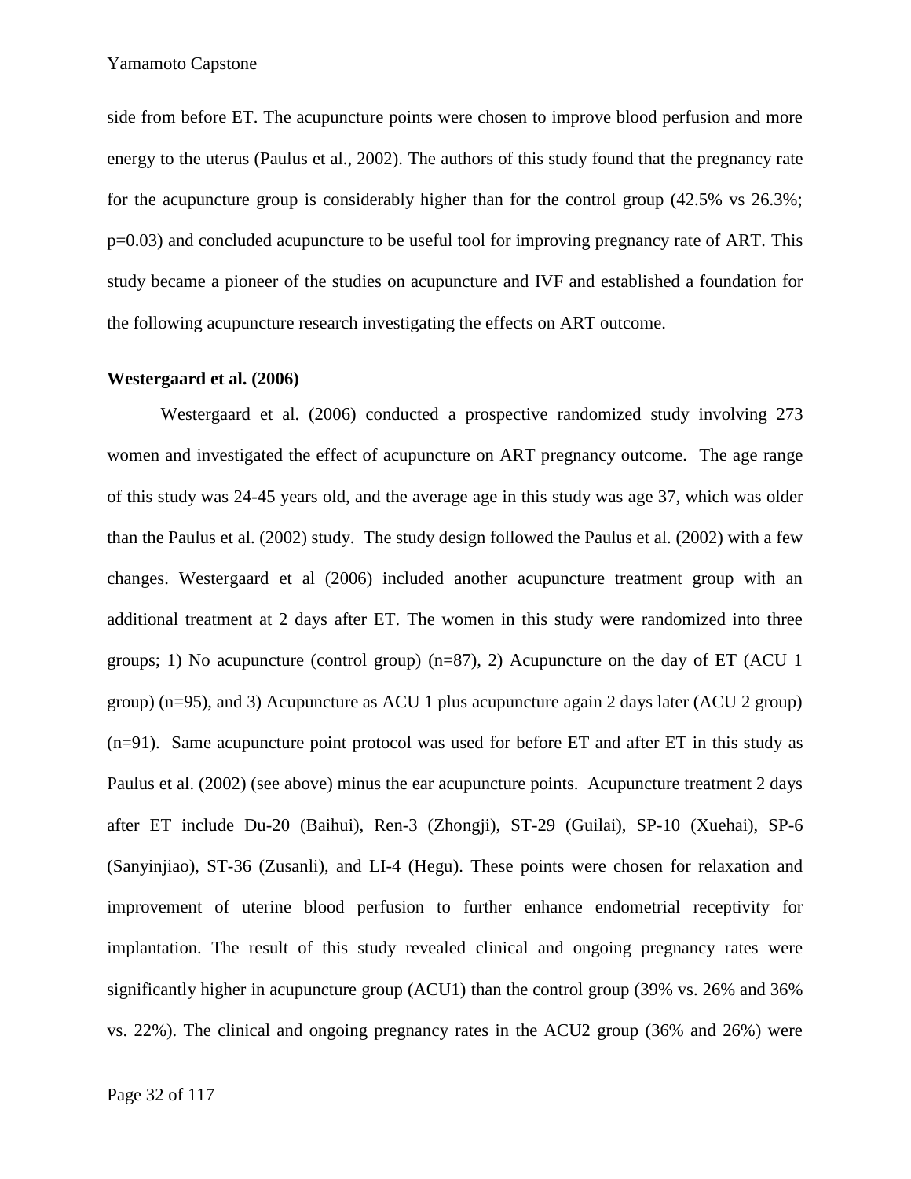side from before ET. The acupuncture points were chosen to improve blood perfusion and more energy to the uterus (Paulus et al., 2002). The authors of this study found that the pregnancy rate for the acupuncture group is considerably higher than for the control group (42.5% vs 26.3%; p=0.03) and concluded acupuncture to be useful tool for improving pregnancy rate of ART. This study became a pioneer of the studies on acupuncture and IVF and established a foundation for the following acupuncture research investigating the effects on ART outcome.

**Westergaard et al. (2006)**

Westergaard et al. (2006) conducted a prospective randomized study involving 273 women and investigated the effect of acupuncture on ART pregnancy outcome. The age range of this study was 24-45 years old, and the average age in this study was age 37, which was older than the Paulus et al. (2002) study. The study design followed the Paulus et al. (2002) with a few changes. Westergaard et al (2006) included another acupuncture treatment group with an additional treatment at 2 days after ET. The women in this study were randomized into three groups; 1) No acupuncture (control group) (n=87), 2) Acupuncture on the day of ET (ACU 1 group) (n=95), and 3) Acupuncture as ACU 1 plus acupuncture again 2 days later (ACU 2 group) (n=91). Same acupuncture point protocol was used for before ET and after ET in this study as Paulus et al. (2002) (see above) minus the ear acupuncture points. Acupuncture treatment 2 days after ET include Du-20 (Baihui), Ren-3 (Zhongji), ST-29 (Guilai), SP-10 (Xuehai), SP-6 (Sanyinjiao), ST-36 (Zusanli), and LI-4 (Hegu). These points were chosen for relaxation and improvement of uterine blood perfusion to further enhance endometrial receptivity for implantation. The result of this study revealed clinical and ongoing pregnancy rates were significantly higher in acupuncture group (ACU1) than the control group (39% vs. 26% and 36% vs. 22%). The clinical and ongoing pregnancy rates in the ACU2 group (36% and 26%) were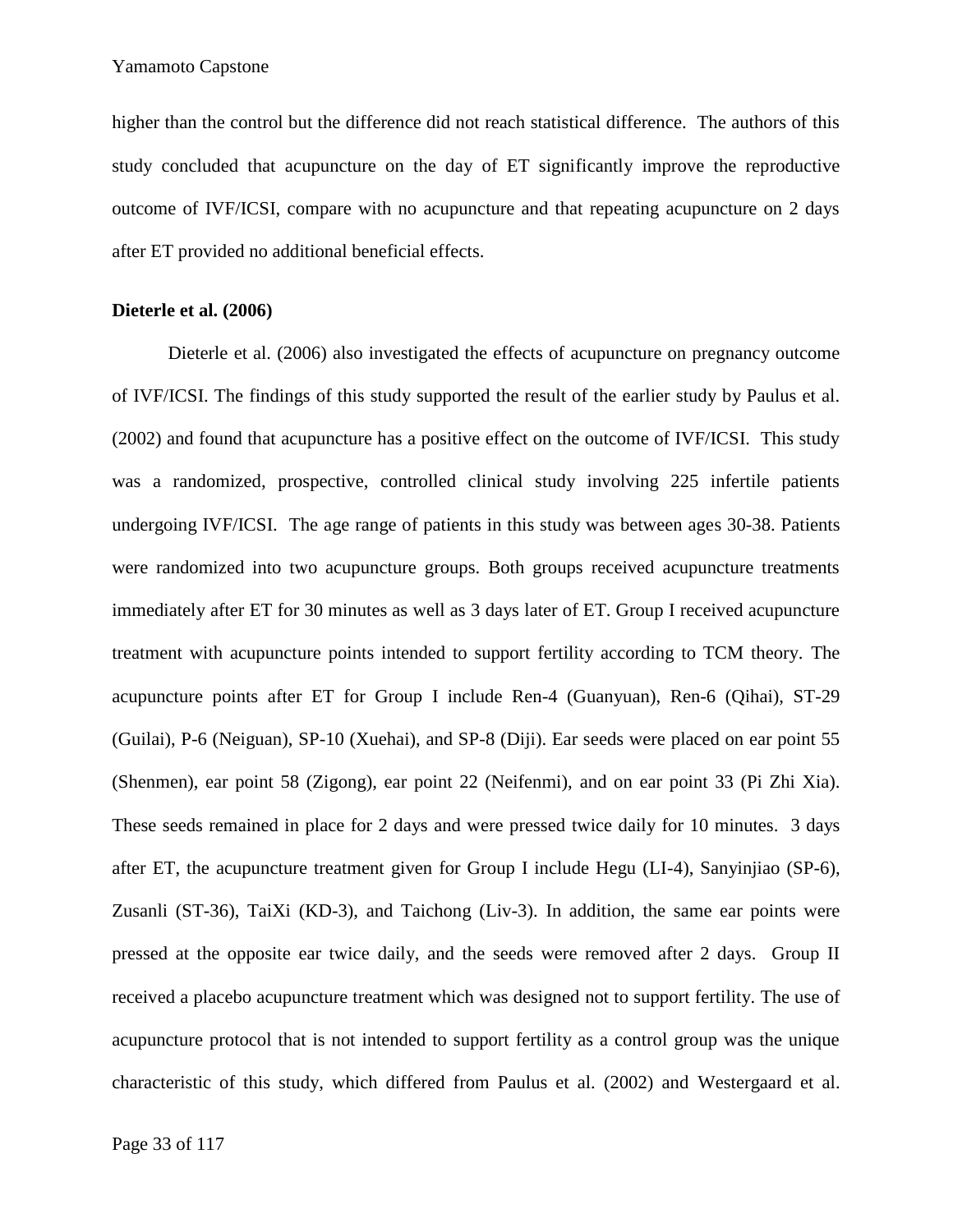higher than the control but the difference did not reach statistical difference. The authors of this study concluded that acupuncture on the day of ET significantly improve the reproductive outcome of IVF/ICSI, compare with no acupuncture and that repeating acupuncture on 2 days after ET provided no additional beneficial effects.

**Dieterle et al. (2006)**

Dieterle et al. (2006) also investigated the effects of acupuncture on pregnancy outcome of IVF/ICSI. The findings of this study supported the result of the earlier study by Paulus et al. (2002) and found that acupuncture has a positive effect on the outcome of IVF/ICSI. This study was a randomized, prospective, controlled clinical study involving 225 infertile patients undergoing IVF/ICSI. The age range of patients in this study was between ages 30-38. Patients were randomized into two acupuncture groups. Both groups received acupuncture treatments immediately after ET for 30 minutes as well as 3 days later of ET. Group I received acupuncture treatment with acupuncture points intended to support fertility according to TCM theory. The acupuncture points after ET for Group I include Ren-4 (Guanyuan), Ren-6 (Qihai), ST-29 (Guilai), P-6 (Neiguan), SP-10 (Xuehai), and SP-8 (Diji). Ear seeds were placed on ear point 55 (Shenmen), ear point 58 (Zigong), ear point 22 (Neifenmi), and on ear point 33 (Pi Zhi Xia). These seeds remained in place for 2 days and were pressed twice daily for 10 minutes. 3 days after ET, the acupuncture treatment given for Group I include Hegu (LI-4), Sanyinjiao (SP-6), Zusanli (ST-36), TaiXi (KD-3), and Taichong (Liv-3). In addition, the same ear points were pressed at the opposite ear twice daily, and the seeds were removed after 2 days. Group II received a placebo acupuncture treatment which was designed not to support fertility. The use of acupuncture protocol that is not intended to support fertility as a control group was the unique characteristic of this study, which differed from Paulus et al. (2002) and Westergaard et al.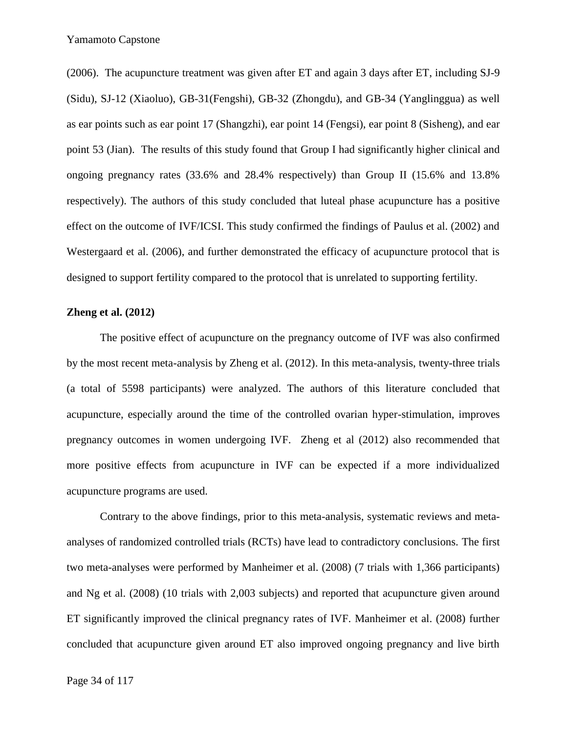(2006). The acupuncture treatment was given after ET and again 3 days after ET, including SJ-9 (Sidu), SJ-12 (Xiaoluo), GB-31(Fengshi), GB-32 (Zhongdu), and GB-34 (Yanglinggua) as well as ear points such as ear point 17 (Shangzhi), ear point 14 (Fengsi), ear point 8 (Sisheng), and ear point 53 (Jian). The results of this study found that Group I had significantly higher clinical and ongoing pregnancy rates (33.6% and 28.4% respectively) than Group II (15.6% and 13.8% respectively). The authors of this study concluded that luteal phase acupuncture has a positive effect on the outcome of IVF/ICSI. This study confirmed the findings of Paulus et al. (2002) and Westergaard et al. (2006), and further demonstrated the efficacy of acupuncture protocol that is designed to support fertility compared to the protocol that is unrelated to supporting fertility.

**Zheng et al. (2012)**

The positive effect of acupuncture on the pregnancy outcome of IVF was also confirmed by the most recent meta-analysis by Zheng et al. (2012). In this meta-analysis, twenty-three trials (a total of 5598 participants) were analyzed. The authors of this literature concluded that acupuncture, especially around the time of the controlled ovarian hyper-stimulation, improves pregnancy outcomes in women undergoing IVF. Zheng et al (2012) also recommended that more positive effects from acupuncture in IVF can be expected if a more individualized acupuncture programs are used.

Contrary to the above findings, prior to this meta-analysis, systematic reviews and meta-analyses of randomized controlled trials (RCTs) have lead to contradictory conclusions. The first two meta-analyses were performed by Manheimer et al. (2008) (7 trials with 1,366 participants) and Ng et al. (2008) (10 trials with 2,003 subjects) and reported that acupuncture given around ET significantly improved the clinical pregnancy rates of IVF. Manheimer et al. (2008) further concluded that acupuncture given around ET also improved ongoing pregnancy and live birth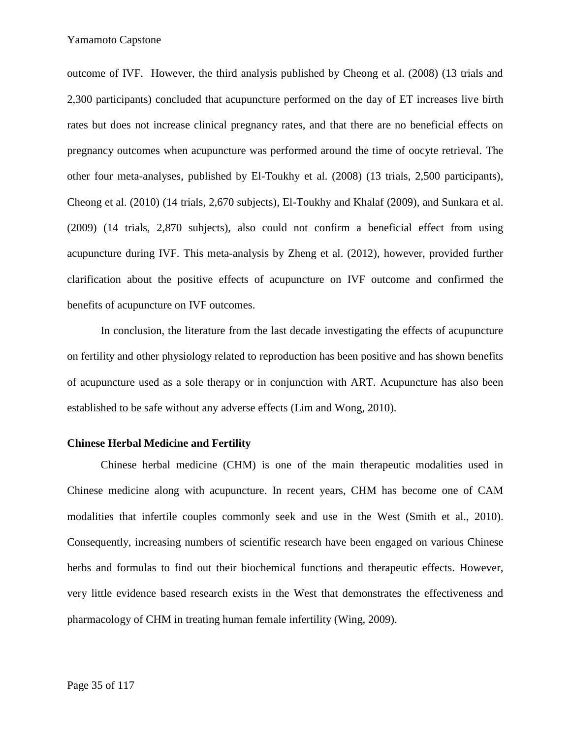outcome of IVF. However, the third analysis published by Cheong et al. (2008) (13 trials and 2,300 participants) concluded that acupuncture performed on the day of ET increases live birth rates but does not increase clinical pregnancy rates, and that there are no beneficial effects on pregnancy outcomes when acupuncture was performed around the time of oocyte retrieval. The other four meta-analyses, published by El-Toukhy et al. (2008) (13 trials, 2,500 participants), Cheong et al. (2010) (14 trials, 2,670 subjects), El-Toukhy and Khalaf (2009), and Sunkara et al. (2009) (14 trials, 2,870 subjects), also could not confirm a beneficial effect from using acupuncture during IVF. This meta-analysis by Zheng et al. (2012), however, provided further clarification about the positive effects of acupuncture on IVF outcome and confirmed the benefits of acupuncture on IVF outcomes.

In conclusion, the literature from the last decade investigating the effects of acupuncture on fertility and other physiology related to reproduction has been positive and has shown benefits of acupuncture used as a sole therapy or in conjunction with ART. Acupuncture has also been established to be safe without any adverse effects (Lim and Wong, 2010).

**Chinese Herbal Medicine and Fertility**

Chinese herbal medicine (CHM) is one of the main therapeutic modalities used in Chinese medicine along with acupuncture. In recent years, CHM has become one of CAM modalities that infertile couples commonly seek and use in the West (Smith et al., 2010). Consequently, increasing numbers of scientific research have been engaged on various Chinese herbs and formulas to find out their biochemical functions and therapeutic effects. However, very little evidence based research exists in the West that demonstrates the effectiveness and pharmacology of CHM in treating human female infertility (Wing, 2009).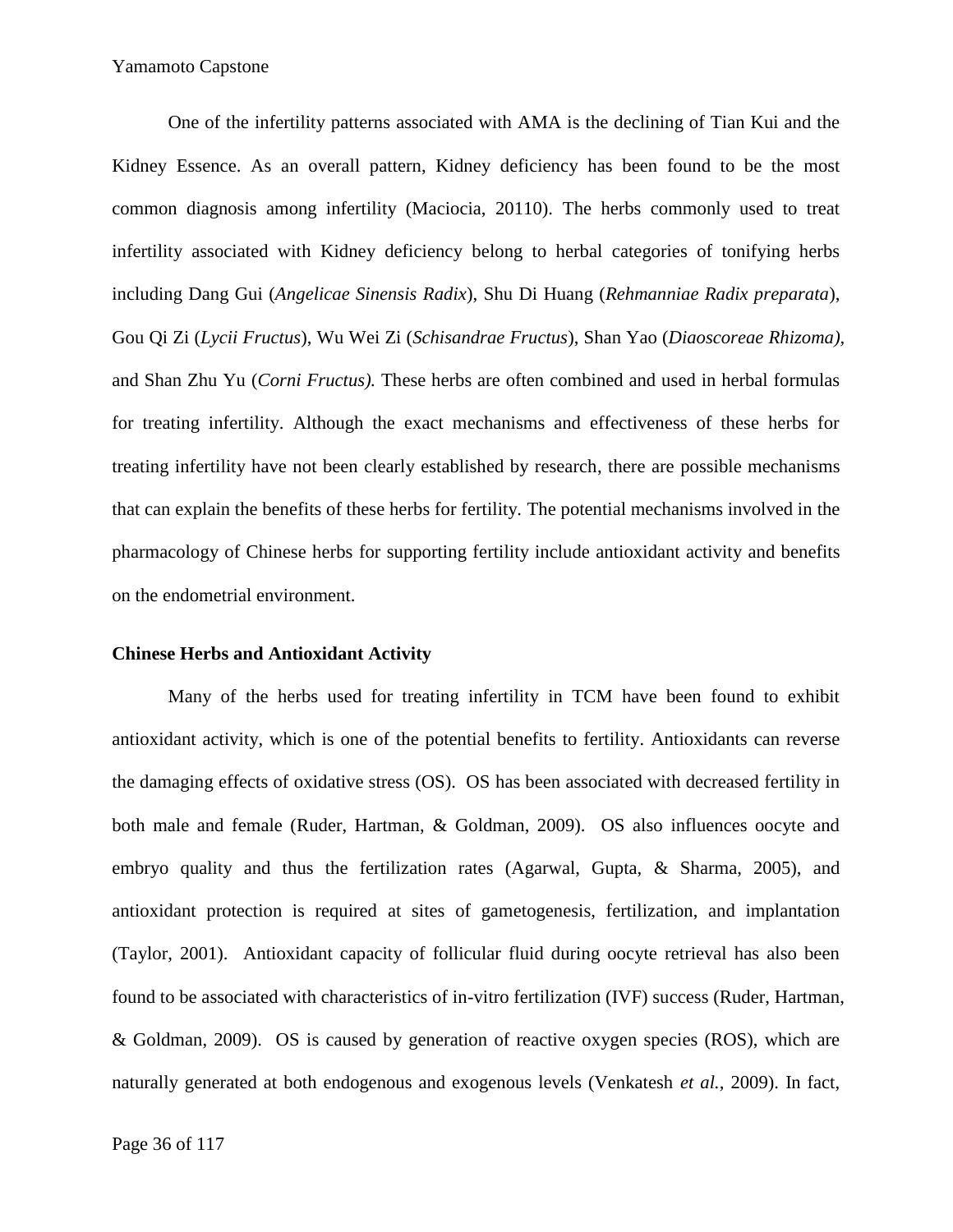One of the infertility patterns associated with AMA is the declining of Tian Kui and the Kidney Essence. As an overall pattern, Kidney deficiency has been found to be the most common diagnosis among infertility (Maciocia, 20110). The herbs commonly used to treat infertility associated with Kidney deficiency belong to herbal categories of tonifying herbs including Dang Gui (*Angelicae Sinensis Radix*), Shu Di Huang (*Rehmanniae Radix preparata*), Gou Qi Zi (*Lycii Fructus*), Wu Wei Zi (*Schisandrae Fructus*), Shan Yao (*Diaoscoreae Rhizoma)*, and Shan Zhu Yu (*Corni Fructus).* These herbs are often combined and used in herbal formulas for treating infertility. Although the exact mechanisms and effectiveness of these herbs for treating infertility have not been clearly established by research, there are possible mechanisms that can explain the benefits of these herbs for fertility. The potential mechanisms involved in the pharmacology of Chinese herbs for supporting fertility include antioxidant activity and benefits on the endometrial environment.

**Chinese Herbs and Antioxidant Activity**

Many of the herbs used for treating infertility in TCM have been found to exhibit antioxidant activity, which is one of the potential benefits to fertility. Antioxidants can reverse the damaging effects of oxidative stress (OS). OS has been associated with decreased fertility in both male and female (Ruder, Hartman, & Goldman, 2009). OS also influences oocyte and embryo quality and thus the fertilization rates (Agarwal, Gupta, & Sharma, 2005), and antioxidant protection is required at sites of gametogenesis, fertilization, and implantation (Taylor, 2001). Antioxidant capacity of follicular fluid during oocyte retrieval has also been found to be associated with characteristics of in-vitro fertilization (IVF) success (Ruder, Hartman, & Goldman, 2009). OS is caused by generation of reactive oxygen species (ROS), which are naturally generated at both endogenous and exogenous levels (Venkatesh *et al.*, 2009). In fact,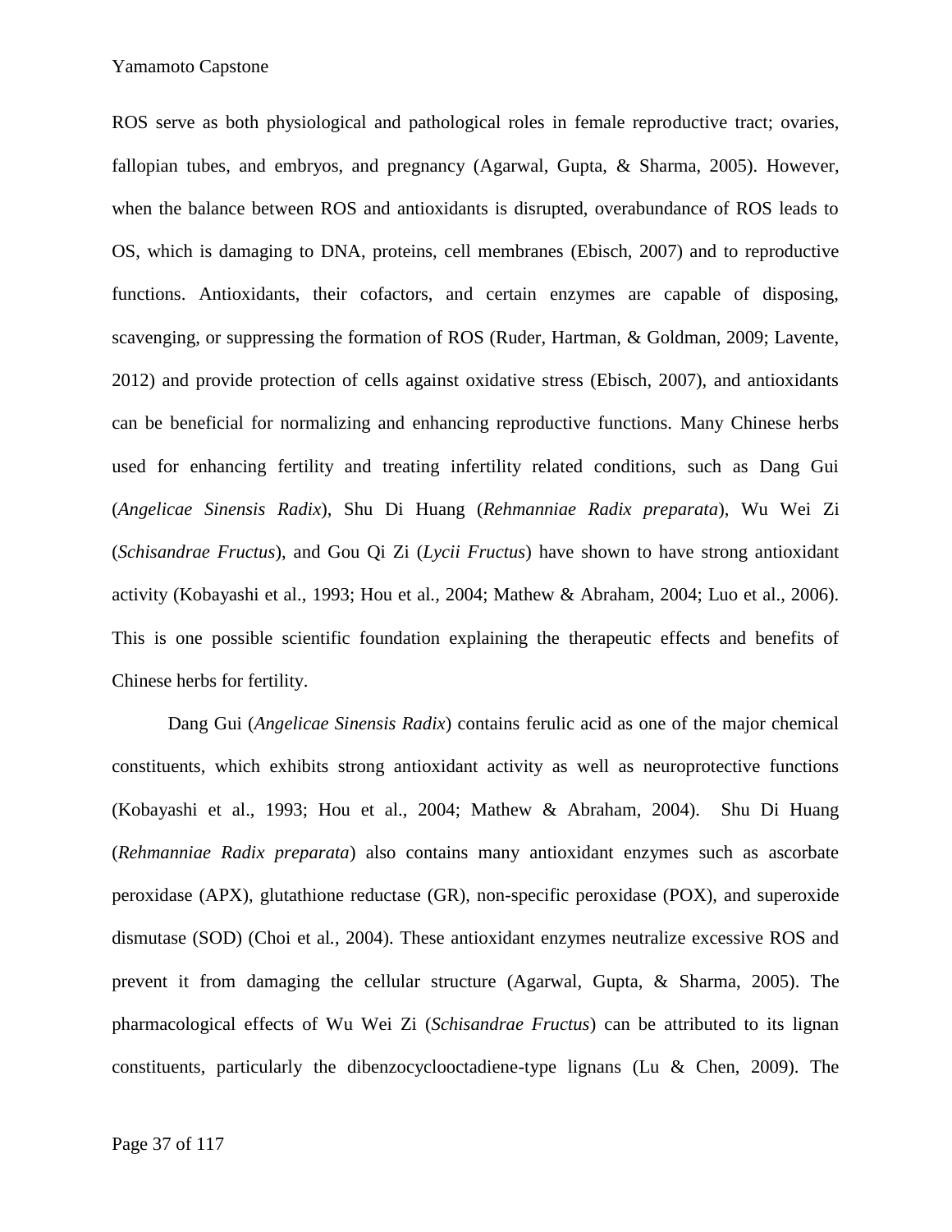ROS serve as both physiological and pathological roles in female reproductive tract; ovaries, fallopian tubes, and embryos, and pregnancy (Agarwal, Gupta, & Sharma, 2005). However, when the balance between ROS and antioxidants is disrupted, overabundance of ROS leads to OS, which is damaging to DNA, proteins, cell membranes (Ebisch, 2007) and to reproductive functions. Antioxidants, their cofactors, and certain enzymes are capable of disposing, scavenging, or suppressing the formation of ROS (Ruder, Hartman, & Goldman, 2009; Lavente, 2012) and provide protection of cells against oxidative stress (Ebisch, 2007), and antioxidants can be beneficial for normalizing and enhancing reproductive functions. Many Chinese herbs used for enhancing fertility and treating infertility related conditions, such as Dang Gui (*Angelicae Sinensis Radix*), Shu Di Huang (*Rehmanniae Radix preparata*), Wu Wei Zi (*Schisandrae Fructus*), and Gou Qi Zi (*Lycii Fructus*) have shown to have strong antioxidant activity (Kobayashi et al., 1993; Hou et al., 2004; Mathew & Abraham, 2004; Luo et al., 2006). This is one possible scientific foundation explaining the therapeutic effects and benefits of Chinese herbs for fertility.

Dang Gui (*Angelicae Sinensis Radix*) contains ferulic acid as one of the major chemical constituents, which exhibits strong antioxidant activity as well as neuroprotective functions (Kobayashi et al., 1993; Hou et al., 2004; Mathew & Abraham, 2004). Shu Di Huang (*Rehmanniae Radix preparata*) also contains many antioxidant enzymes such as ascorbate peroxidase (APX), glutathione reductase (GR), non-specific peroxidase (POX), and superoxide dismutase (SOD) (Choi et al., 2004). These antioxidant enzymes neutralize excessive ROS and prevent it from damaging the cellular structure (Agarwal, Gupta, & Sharma, 2005). The pharmacological effects of Wu Wei Zi (*Schisandrae Fructus*) can be attributed to its lignan constituents, particularly the dibenzocyclooctadiene-type lignans (Lu & Chen, 2009). The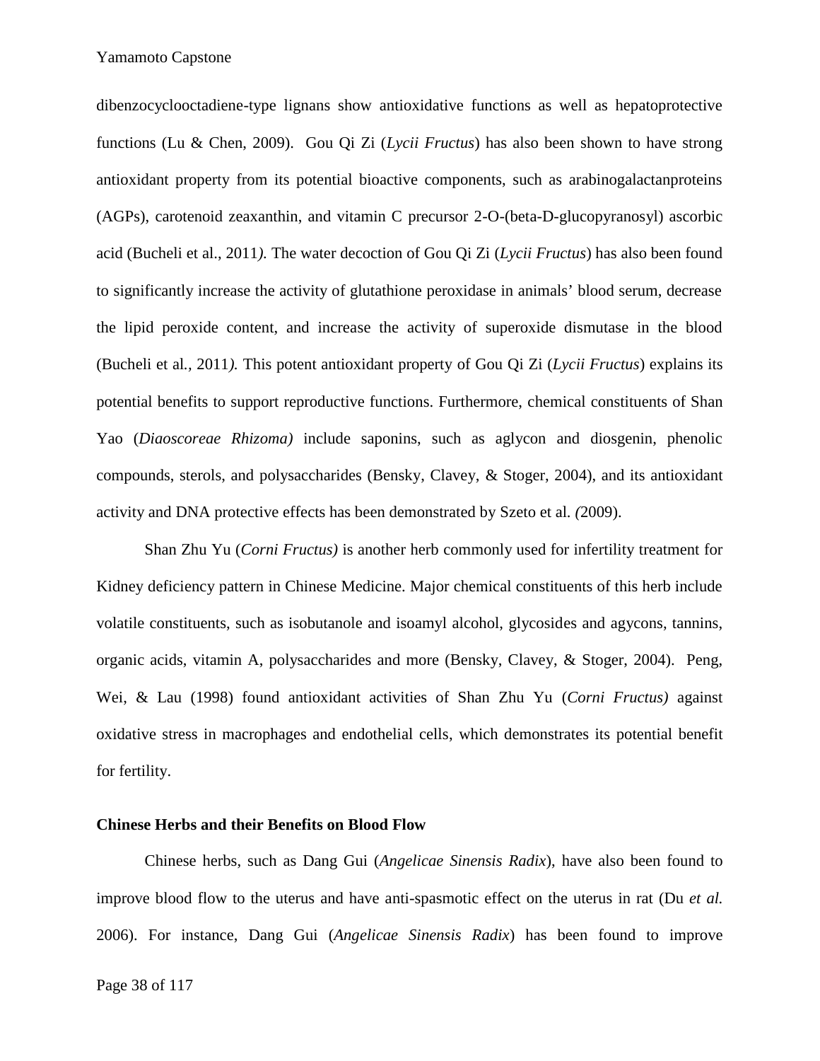dibenzocyclooctadiene-type lignans show antioxidative functions as well as hepatoprotective functions (Lu & Chen, 2009). Gou Qi Zi (*Lycii Fructus*) has also been shown to have strong antioxidant property from its potential bioactive components, such as arabinogalactanproteins (AGPs), carotenoid zeaxanthin, and vitamin C precursor 2-O-(beta-D-glucopyranosyl) ascorbic acid (Bucheli et al., 2011*).* The water decoction of Gou Qi Zi (*Lycii Fructus*) has also been found to significantly increase the activity of glutathione peroxidase in animals' blood serum, decrease the lipid peroxide content, and increase the activity of superoxide dismutase in the blood (Bucheli et al*.*, 2011*).* This potent antioxidant property of Gou Qi Zi (*Lycii Fructus*) explains its potential benefits to support reproductive functions. Furthermore, chemical constituents of Shan Yao (*Diaoscoreae Rhizoma)* include saponins, such as aglycon and diosgenin, phenolic compounds, sterols, and polysaccharides (Bensky, Clavey, & Stoger, 2004), and its antioxidant activity and DNA protective effects has been demonstrated by Szeto et al*. (*2009).

Shan Zhu Yu (*Corni Fructus)* is another herb commonly used for infertility treatment for Kidney deficiency pattern in Chinese Medicine. Major chemical constituents of this herb include volatile constituents, such as isobutanole and isoamyl alcohol, glycosides and agycons, tannins, organic acids, vitamin A, polysaccharides and more (Bensky, Clavey, & Stoger, 2004). Peng, Wei, & Lau (1998) found antioxidant activities of Shan Zhu Yu (*Corni Fructus)* against oxidative stress in macrophages and endothelial cells, which demonstrates its potential benefit for fertility.

**Chinese Herbs and their Benefits on Blood Flow**

Chinese herbs, such as Dang Gui (*Angelicae Sinensis Radix*), have also been found to improve blood flow to the uterus and have anti-spasmotic effect on the uterus in rat (Du *et al.* 2006). For instance, Dang Gui (*Angelicae Sinensis Radix*) has been found to improve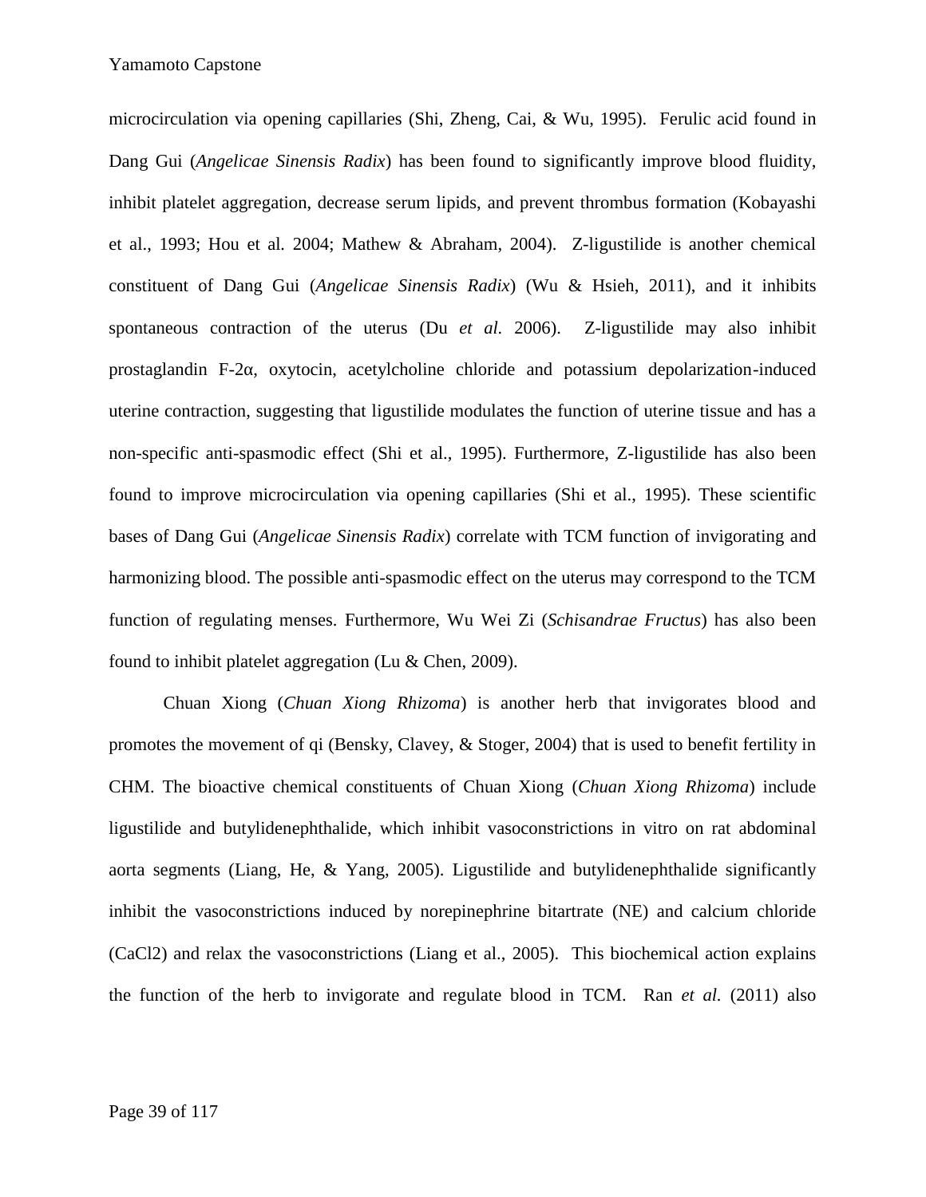microcirculation via opening capillaries (Shi, Zheng, Cai, & Wu, 1995). Ferulic acid found in Dang Gui (*Angelicae Sinensis Radix*) has been found to significantly improve blood fluidity, inhibit platelet aggregation, decrease serum lipids, and prevent thrombus formation (Kobayashi et al., 1993; Hou et al. 2004; Mathew & Abraham, 2004). Z-ligustilide is another chemical constituent of Dang Gui (*Angelicae Sinensis Radix*) (Wu & Hsieh, 2011), and it inhibits spontaneous contraction of the uterus (Du *et al.* 2006). Z-ligustilide may also inhibit prostaglandin F-2α, oxytocin, acetylcholine chloride and potassium depolarization-induced uterine contraction, suggesting that ligustilide modulates the function of uterine tissue and has a non-specific anti-spasmodic effect (Shi et al., 1995). Furthermore, Z-ligustilide has also been found to improve microcirculation via opening capillaries (Shi et al., 1995). These scientific bases of Dang Gui (*Angelicae Sinensis Radix*) correlate with TCM function of invigorating and harmonizing blood. The possible anti-spasmodic effect on the uterus may correspond to the TCM function of regulating menses. Furthermore, Wu Wei Zi (*Schisandrae Fructus*) has also been found to inhibit platelet aggregation (Lu & Chen, 2009).

Chuan Xiong (*Chuan Xiong Rhizoma*) is another herb that invigorates blood and promotes the movement of qi (Bensky, Clavey, & Stoger, 2004) that is used to benefit fertility in CHM. The bioactive chemical constituents of Chuan Xiong (*Chuan Xiong Rhizoma*) include ligustilide and butylidenephthalide, which inhibit vasoconstrictions in vitro on rat abdominal aorta segments (Liang, He, & Yang, 2005). Ligustilide and butylidenephthalide significantly inhibit the vasoconstrictions induced by norepinephrine bitartrate (NE) and calcium chloride ($CaCl_2$) and relax the vasoconstrictions (Liang et al., 2005). This biochemical action explains the function of the herb to invigorate and regulate blood in TCM. Ran *et al.* (2011) also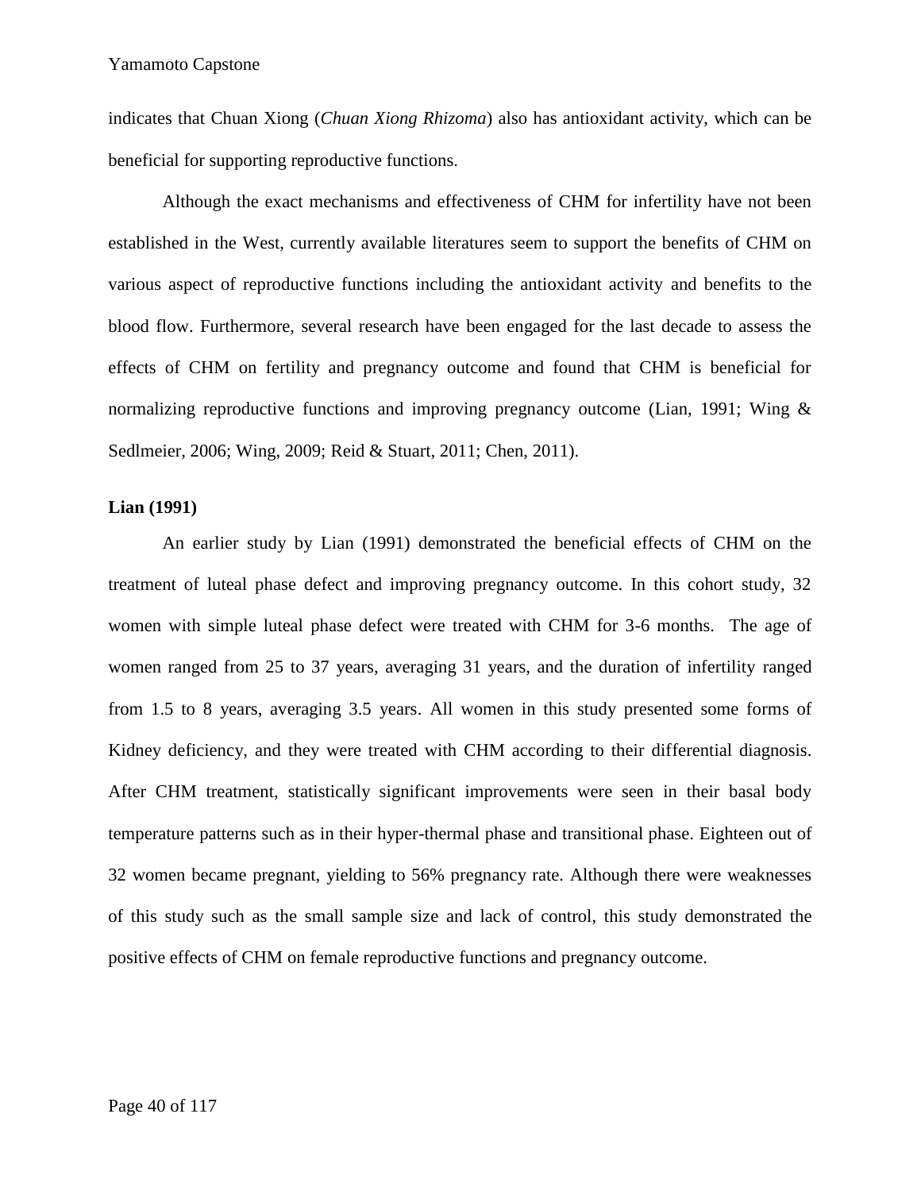indicates that Chuan Xiong (*Chuan Xiong Rhizoma*) also has antioxidant activity, which can be beneficial for supporting reproductive functions.

Although the exact mechanisms and effectiveness of CHM for infertility have not been established in the West, currently available literatures seem to support the benefits of CHM on various aspect of reproductive functions including the antioxidant activity and benefits to the blood flow. Furthermore, several research have been engaged for the last decade to assess the effects of CHM on fertility and pregnancy outcome and found that CHM is beneficial for normalizing reproductive functions and improving pregnancy outcome (Lian, 1991; Wing & Sedlmeier, 2006; Wing, 2009; Reid & Stuart, 2011; Chen, 2011).

**Lian (1991)**

An earlier study by Lian (1991) demonstrated the beneficial effects of CHM on the treatment of luteal phase defect and improving pregnancy outcome. In this cohort study, 32 women with simple luteal phase defect were treated with CHM for 3-6 months. The age of women ranged from 25 to 37 years, averaging 31 years, and the duration of infertility ranged from 1.5 to 8 years, averaging 3.5 years. All women in this study presented some forms of Kidney deficiency, and they were treated with CHM according to their differential diagnosis. After CHM treatment, statistically significant improvements were seen in their basal body temperature patterns such as in their hyper-thermal phase and transitional phase. Eighteen out of 32 women became pregnant, yielding to 56% pregnancy rate. Although there were weaknesses of this study such as the small sample size and lack of control, this study demonstrated the positive effects of CHM on female reproductive functions and pregnancy outcome.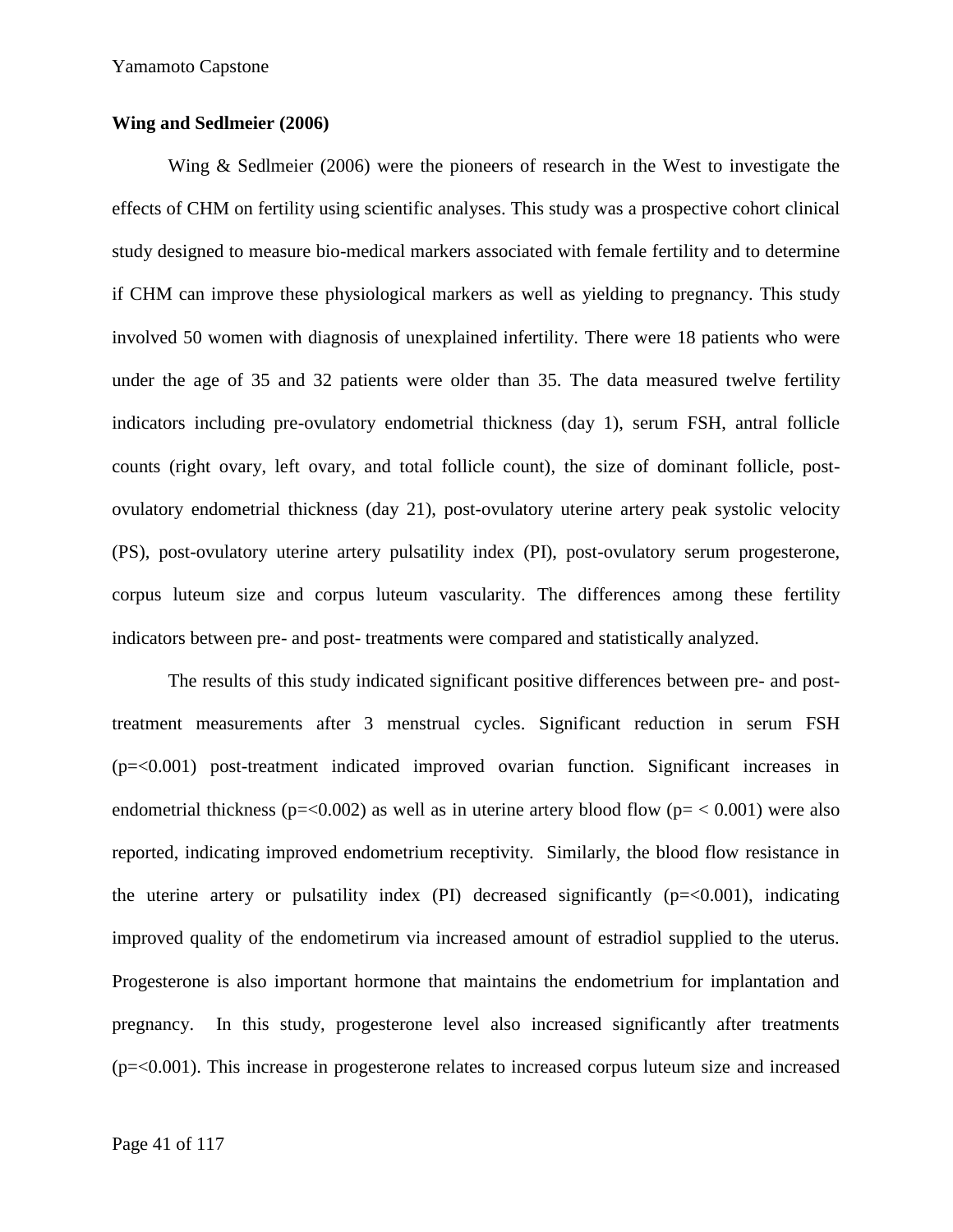**Wing and Sedlmeier (2006)**

Wing & Sedlmeier (2006) were the pioneers of research in the West to investigate the effects of CHM on fertility using scientific analyses. This study was a prospective cohort clinical study designed to measure bio-medical markers associated with female fertility and to determine if CHM can improve these physiological markers as well as yielding to pregnancy. This study involved 50 women with diagnosis of unexplained infertility. There were 18 patients who were under the age of 35 and 32 patients were older than 35. The data measured twelve fertility indicators including pre-ovulatory endometrial thickness (day 1), serum FSH, antral follicle counts (right ovary, left ovary, and total follicle count), the size of dominant follicle, post-ovulatory endometrial thickness (day 21), post-ovulatory uterine artery peak systolic velocity (PS), post-ovulatory uterine artery pulsatility index (PI), post-ovulatory serum progesterone, corpus luteum size and corpus luteum vascularity. The differences among these fertility indicators between pre- and post- treatments were compared and statistically analyzed.

The results of this study indicated significant positive differences between pre- and post-treatment measurements after 3 menstrual cycles. Significant reduction in serum FSH ($p = < 0.001$) post-treatment indicated improved ovarian function. Significant increases in endometrial thickness ($p = < 0.002$) as well as in uterine artery blood flow ($p = < 0.001$) were also reported, indicating improved endometrium receptivity. Similarly, the blood flow resistance in the uterine artery or pulsatility index (PI) decreased significantly ($p = < 0.001$), indicating improved quality of the endometirum via increased amount of estradiol supplied to the uterus. Progesterone is also important hormone that maintains the endometrium for implantation and pregnancy. In this study, progesterone level also increased significantly after treatments ($p = < 0.001$). This increase in progesterone relates to increased corpus luteum size and increased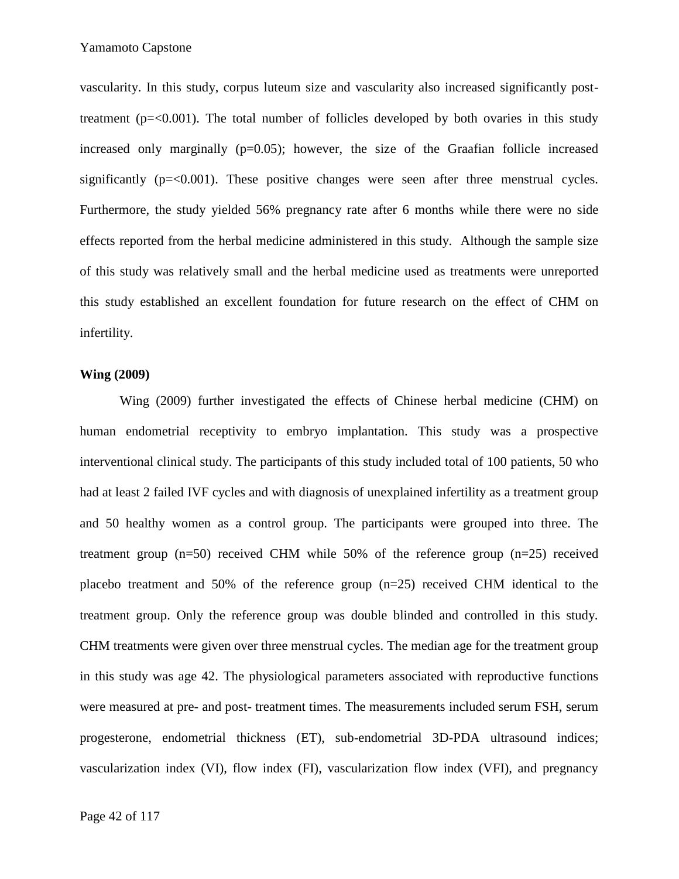vascularity. In this study, corpus luteum size and vascularity also increased significantly post-treatment ($p=<0.001$). The total number of follicles developed by both ovaries in this study increased only marginally ($p=0.05$); however, the size of the Graafian follicle increased significantly ($p=<0.001$). These positive changes were seen after three menstrual cycles. Furthermore, the study yielded 56% pregnancy rate after 6 months while there were no side effects reported from the herbal medicine administered in this study. Although the sample size of this study was relatively small and the herbal medicine used as treatments were unreported this study established an excellent foundation for future research on the effect of CHM on infertility.

**Wing (2009)**

Wing (2009) further investigated the effects of Chinese herbal medicine (CHM) on human endometrial receptivity to embryo implantation. This study was a prospective interventional clinical study. The participants of this study included total of 100 patients, 50 who had at least 2 failed IVF cycles and with diagnosis of unexplained infertility as a treatment group and 50 healthy women as a control group. The participants were grouped into three. The treatment group (n=50) received CHM while 50% of the reference group (n=25) received placebo treatment and 50% of the reference group (n=25) received CHM identical to the treatment group. Only the reference group was double blinded and controlled in this study. CHM treatments were given over three menstrual cycles. The median age for the treatment group in this study was age 42. The physiological parameters associated with reproductive functions were measured at pre- and post- treatment times. The measurements included serum FSH, serum progesterone, endometrial thickness (ET), sub-endometrial 3D-PDA ultrasound indices; vascularization index (VI), flow index (FI), vascularization flow index (VFI), and pregnancy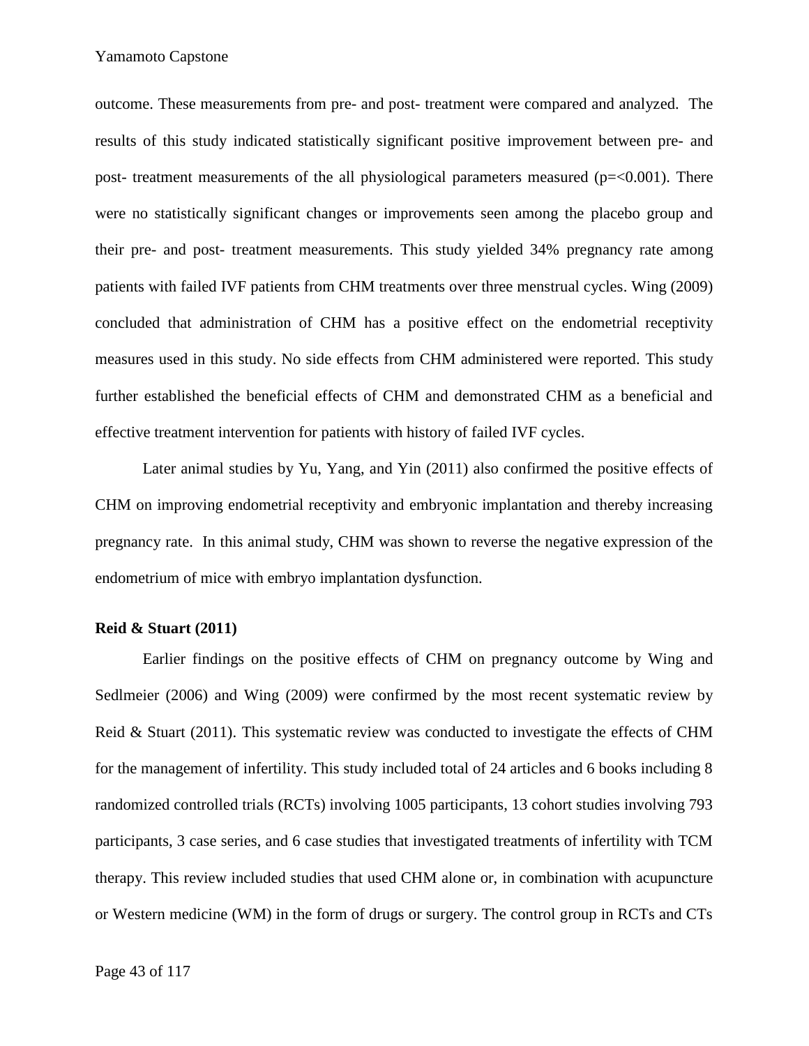outcome. These measurements from pre- and post- treatment were compared and analyzed. The results of this study indicated statistically significant positive improvement between pre- and post- treatment measurements of the all physiological parameters measured ($p=<0.001$). There were no statistically significant changes or improvements seen among the placebo group and their pre- and post- treatment measurements. This study yielded 34% pregnancy rate among patients with failed IVF patients from CHM treatments over three menstrual cycles. Wing (2009) concluded that administration of CHM has a positive effect on the endometrial receptivity measures used in this study. No side effects from CHM administered were reported. This study further established the beneficial effects of CHM and demonstrated CHM as a beneficial and effective treatment intervention for patients with history of failed IVF cycles.

Later animal studies by Yu, Yang, and Yin (2011) also confirmed the positive effects of CHM on improving endometrial receptivity and embryonic implantation and thereby increasing pregnancy rate. In this animal study, CHM was shown to reverse the negative expression of the endometrium of mice with embryo implantation dysfunction.

**Reid & Stuart (2011)**

Earlier findings on the positive effects of CHM on pregnancy outcome by Wing and Sedlmeier (2006) and Wing (2009) were confirmed by the most recent systematic review by Reid & Stuart (2011). This systematic review was conducted to investigate the effects of CHM for the management of infertility. This study included total of 24 articles and 6 books including 8 randomized controlled trials (RCTs) involving 1005 participants, 13 cohort studies involving 793 participants, 3 case series, and 6 case studies that investigated treatments of infertility with TCM therapy. This review included studies that used CHM alone or, in combination with acupuncture or Western medicine (WM) in the form of drugs or surgery. The control group in RCTs and CTs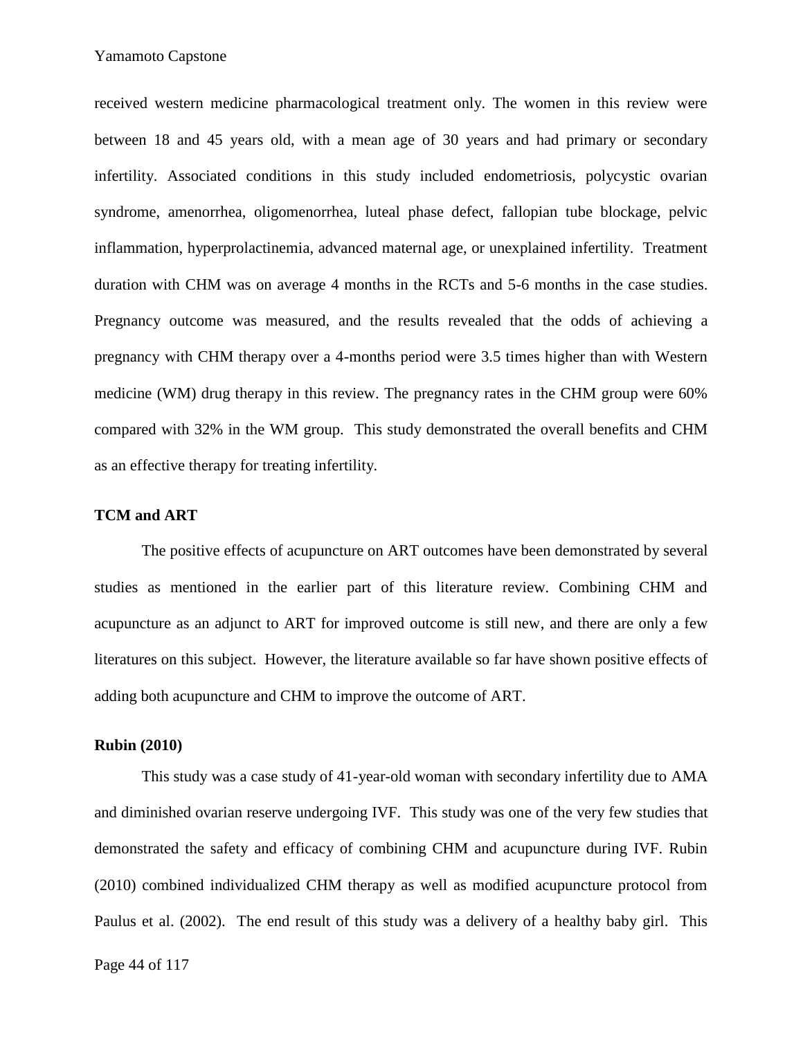received western medicine pharmacological treatment only. The women in this review were between 18 and 45 years old, with a mean age of 30 years and had primary or secondary infertility. Associated conditions in this study included endometriosis, polycystic ovarian syndrome, amenorrhea, oligomenorrhea, luteal phase defect, fallopian tube blockage, pelvic inflammation, hyperprolactinemia, advanced maternal age, or unexplained infertility. Treatment duration with CHM was on average 4 months in the RCTs and 5-6 months in the case studies. Pregnancy outcome was measured, and the results revealed that the odds of achieving a pregnancy with CHM therapy over a 4-months period were 3.5 times higher than with Western medicine (WM) drug therapy in this review. The pregnancy rates in the CHM group were 60% compared with 32% in the WM group. This study demonstrated the overall benefits and CHM as an effective therapy for treating infertility.

**TCM and ART**

The positive effects of acupuncture on ART outcomes have been demonstrated by several studies as mentioned in the earlier part of this literature review. Combining CHM and acupuncture as an adjunct to ART for improved outcome is still new, and there are only a few literatures on this subject. However, the literature available so far have shown positive effects of adding both acupuncture and CHM to improve the outcome of ART.

**Rubin (2010)**

This study was a case study of 41-year-old woman with secondary infertility due to AMA and diminished ovarian reserve undergoing IVF. This study was one of the very few studies that demonstrated the safety and efficacy of combining CHM and acupuncture during IVF. Rubin (2010) combined individualized CHM therapy as well as modified acupuncture protocol from Paulus et al. (2002). The end result of this study was a delivery of a healthy baby girl. This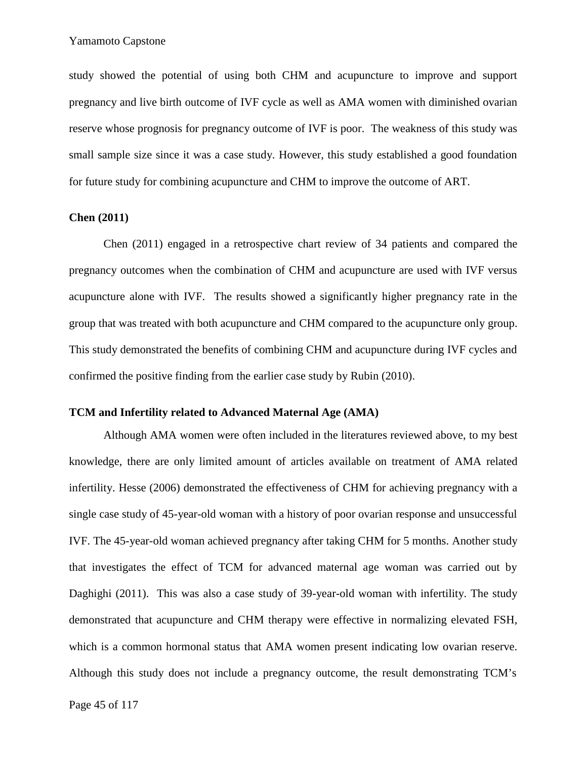study showed the potential of using both CHM and acupuncture to improve and support pregnancy and live birth outcome of IVF cycle as well as AMA women with diminished ovarian reserve whose prognosis for pregnancy outcome of IVF is poor. The weakness of this study was small sample size since it was a case study. However, this study established a good foundation for future study for combining acupuncture and CHM to improve the outcome of ART.

**Chen (2011)**

Chen (2011) engaged in a retrospective chart review of 34 patients and compared the pregnancy outcomes when the combination of CHM and acupuncture are used with IVF versus acupuncture alone with IVF. The results showed a significantly higher pregnancy rate in the group that was treated with both acupuncture and CHM compared to the acupuncture only group. This study demonstrated the benefits of combining CHM and acupuncture during IVF cycles and confirmed the positive finding from the earlier case study by Rubin (2010).

**TCM and Infertility related to Advanced Maternal Age (AMA)**

Although AMA women were often included in the literatures reviewed above, to my best knowledge, there are only limited amount of articles available on treatment of AMA related infertility. Hesse (2006) demonstrated the effectiveness of CHM for achieving pregnancy with a single case study of 45-year-old woman with a history of poor ovarian response and unsuccessful IVF. The 45-year-old woman achieved pregnancy after taking CHM for 5 months. Another study that investigates the effect of TCM for advanced maternal age woman was carried out by Daghighi (2011). This was also a case study of 39-year-old woman with infertility. The study demonstrated that acupuncture and CHM therapy were effective in normalizing elevated FSH, which is a common hormonal status that AMA women present indicating low ovarian reserve. Although this study does not include a pregnancy outcome, the result demonstrating TCM's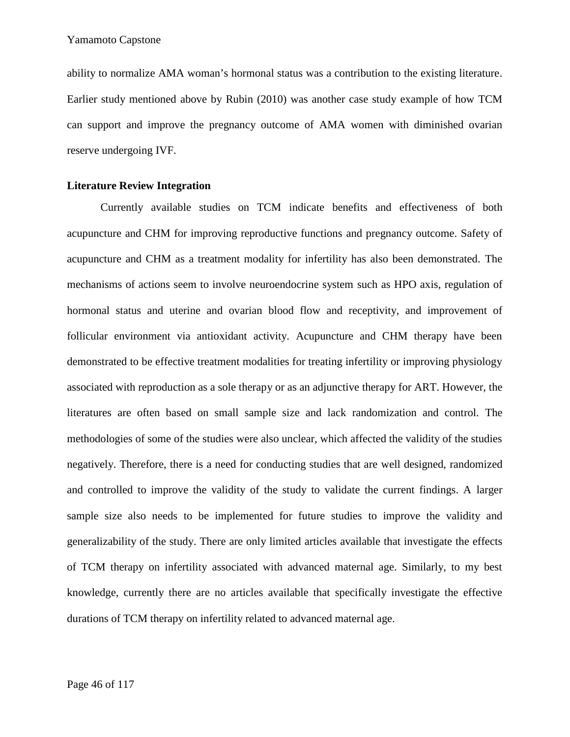ability to normalize AMA woman's hormonal status was a contribution to the existing literature. Earlier study mentioned above by Rubin (2010) was another case study example of how TCM can support and improve the pregnancy outcome of AMA women with diminished ovarian reserve undergoing IVF.

**Literature Review Integration**

Currently available studies on TCM indicate benefits and effectiveness of both acupuncture and CHM for improving reproductive functions and pregnancy outcome. Safety of acupuncture and CHM as a treatment modality for infertility has also been demonstrated. The mechanisms of actions seem to involve neuroendocrine system such as HPO axis, regulation of hormonal status and uterine and ovarian blood flow and receptivity, and improvement of follicular environment via antioxidant activity. Acupuncture and CHM therapy have been demonstrated to be effective treatment modalities for treating infertility or improving physiology associated with reproduction as a sole therapy or as an adjunctive therapy for ART. However, the literatures are often based on small sample size and lack randomization and control. The methodologies of some of the studies were also unclear, which affected the validity of the studies negatively. Therefore, there is a need for conducting studies that are well designed, randomized and controlled to improve the validity of the study to validate the current findings. A larger sample size also needs to be implemented for future studies to improve the validity and generalizability of the study. There are only limited articles available that investigate the effects of TCM therapy on infertility associated with advanced maternal age. Similarly, to my best knowledge, currently there are no articles available that specifically investigate the effective durations of TCM therapy on infertility related to advanced maternal age.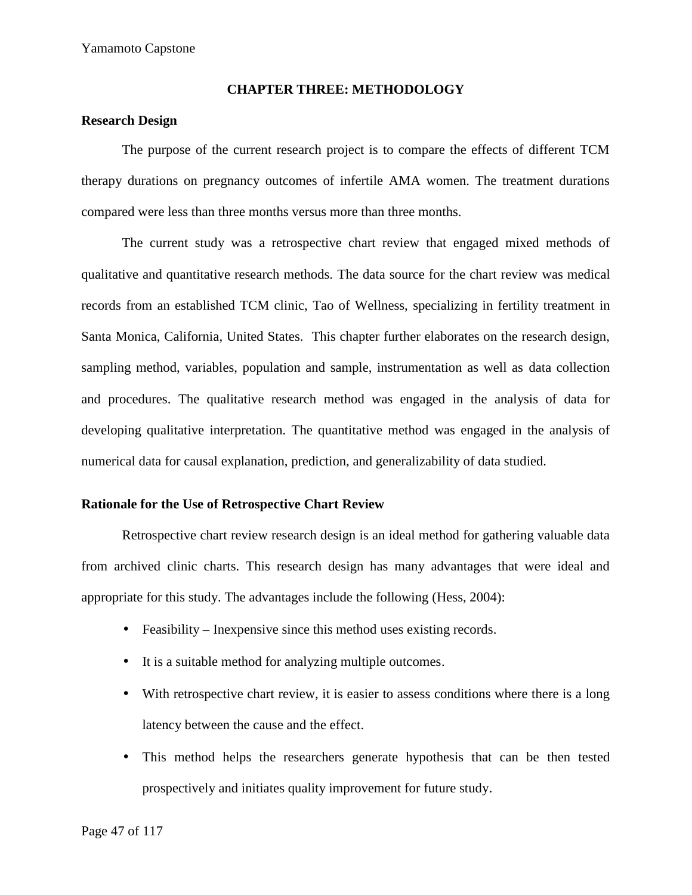## CHAPTER THREE: METHODOLOGY

### Research Design

The purpose of the current research project is to compare the effects of different TCM therapy durations on pregnancy outcomes of infertile AMA women. The treatment durations compared were less than three months versus more than three months.

The current study was a retrospective chart review that engaged mixed methods of qualitative and quantitative research methods. The data source for the chart review was medical records from an established TCM clinic, Tao of Wellness, specializing in fertility treatment in Santa Monica, California, United States. This chapter further elaborates on the research design, sampling method, variables, population and sample, instrumentation as well as data collection and procedures. The qualitative research method was engaged in the analysis of data for developing qualitative interpretation. The quantitative method was engaged in the analysis of numerical data for causal explanation, prediction, and generalizability of data studied.

### Rationale for the Use of Retrospective Chart Review

Retrospective chart review research design is an ideal method for gathering valuable data from archived clinic charts. This research design has many advantages that were ideal and appropriate for this study. The advantages include the following (Hess, 2004):

- Feasibility – Inexpensive since this method uses existing records.
- It is a suitable method for analyzing multiple outcomes.
- With retrospective chart review, it is easier to assess conditions where there is a long latency between the cause and the effect.
- This method helps the researchers generate hypothesis that can be then tested prospectively and initiates quality improvement for future study.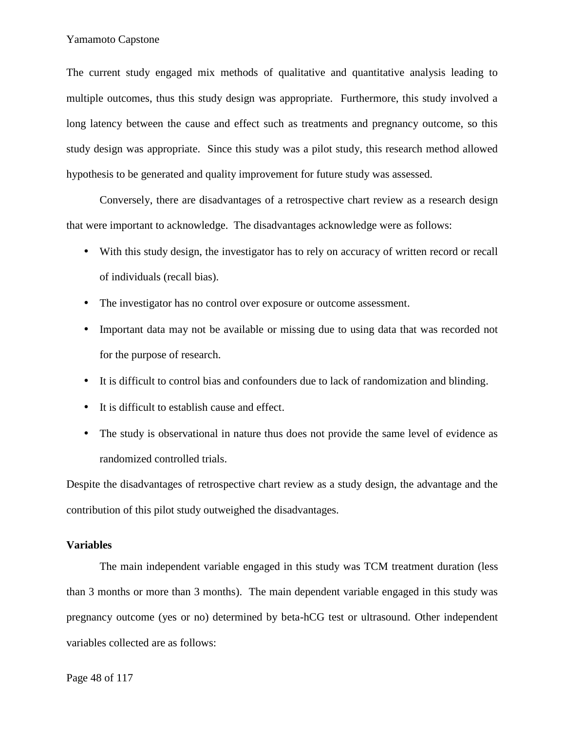The current study engaged mix methods of qualitative and quantitative analysis leading to multiple outcomes, thus this study design was appropriate. Furthermore, this study involved a long latency between the cause and effect such as treatments and pregnancy outcome, so this study design was appropriate. Since this study was a pilot study, this research method allowed hypothesis to be generated and quality improvement for future study was assessed.

Conversely, there are disadvantages of a retrospective chart review as a research design that were important to acknowledge. The disadvantages acknowledge were as follows:

- With this study design, the investigator has to rely on accuracy of written record or recall of individuals (recall bias).
- The investigator has no control over exposure or outcome assessment.
- Important data may not be available or missing due to using data that was recorded not for the purpose of research.
- It is difficult to control bias and confounders due to lack of randomization and blinding.
- It is difficult to establish cause and effect.
- The study is observational in nature thus does not provide the same level of evidence as randomized controlled trials.

Despite the disadvantages of retrospective chart review as a study design, the advantage and the contribution of this pilot study outweighed the disadvantages.

**Variables**

The main independent variable engaged in this study was TCM treatment duration (less than 3 months or more than 3 months). The main dependent variable engaged in this study was pregnancy outcome (yes or no) determined by beta-hCG test or ultrasound. Other independent variables collected are as follows: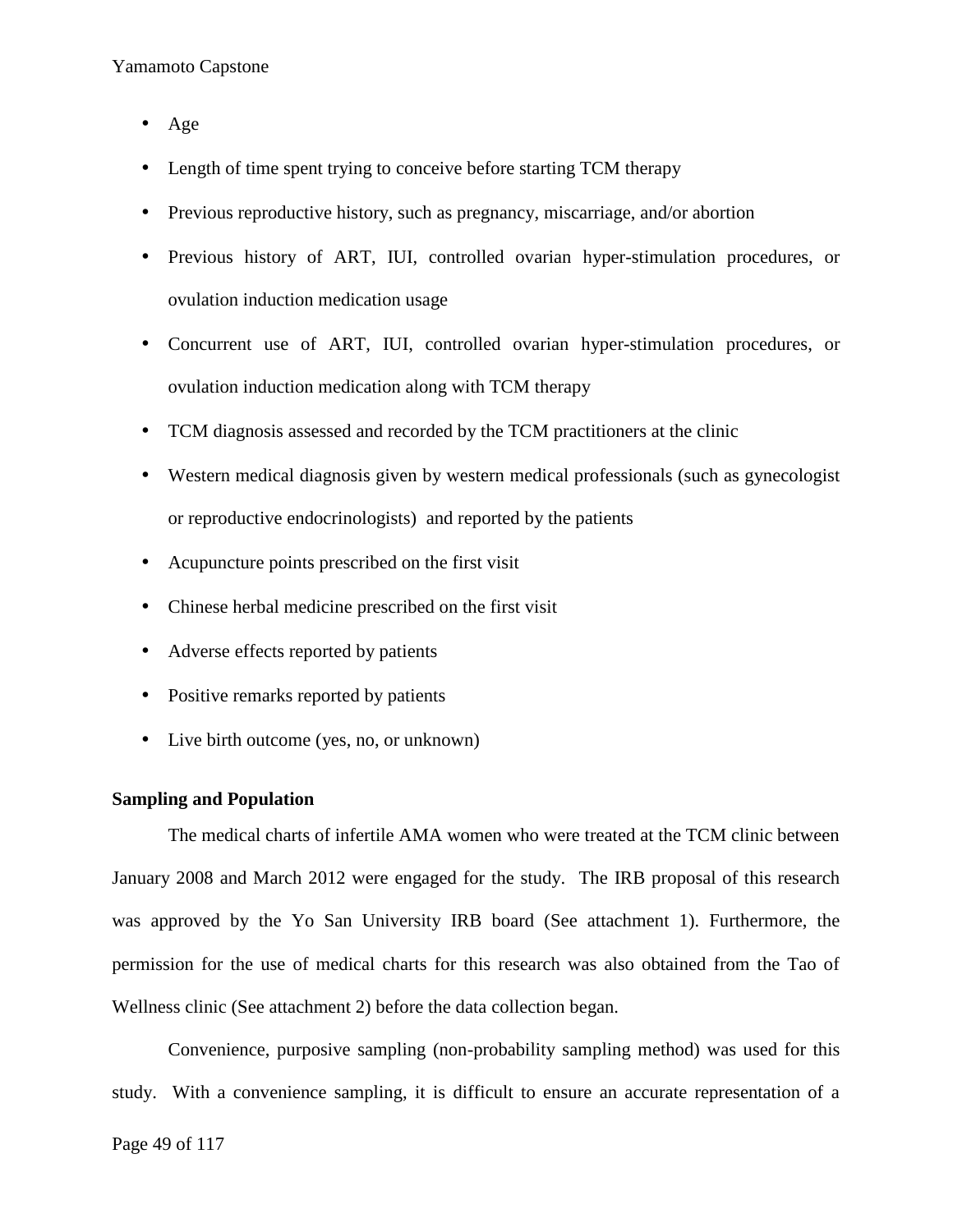- Age
- Length of time spent trying to conceive before starting TCM therapy
- Previous reproductive history, such as pregnancy, miscarriage, and/or abortion
- Previous history of ART, IUI, controlled ovarian hyper-stimulation procedures, or ovulation induction medication usage
- Concurrent use of ART, IUI, controlled ovarian hyper-stimulation procedures, or ovulation induction medication along with TCM therapy
- TCM diagnosis assessed and recorded by the TCM practitioners at the clinic
- Western medical diagnosis given by western medical professionals (such as gynecologist or reproductive endocrinologists) and reported by the patients
- Acupuncture points prescribed on the first visit
- Chinese herbal medicine prescribed on the first visit
- Adverse effects reported by patients
- Positive remarks reported by patients
- Live birth outcome (yes, no, or unknown)

**Sampling and Population**

The medical charts of infertile AMA women who were treated at the TCM clinic between January 2008 and March 2012 were engaged for the study. The IRB proposal of this research was approved by the Yo San University IRB board (See attachment 1). Furthermore, the permission for the use of medical charts for this research was also obtained from the Tao of Wellness clinic (See attachment 2) before the data collection began.

Convenience, purposive sampling (non-probability sampling method) was used for this study. With a convenience sampling, it is difficult to ensure an accurate representation of a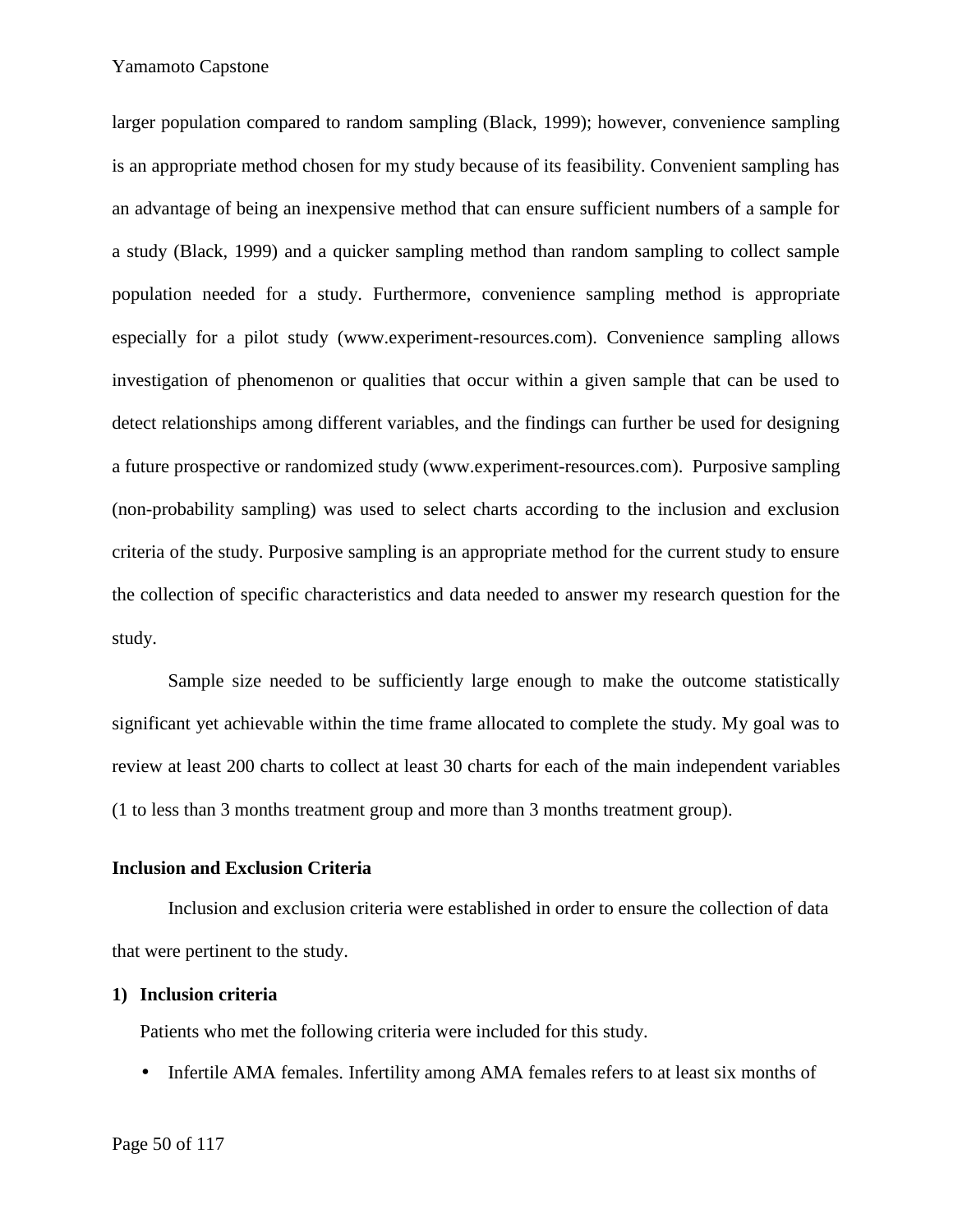larger population compared to random sampling (Black, 1999); however, convenience sampling is an appropriate method chosen for my study because of its feasibility. Convenient sampling has an advantage of being an inexpensive method that can ensure sufficient numbers of a sample for a study (Black, 1999) and a quicker sampling method than random sampling to collect sample population needed for a study. Furthermore, convenience sampling method is appropriate especially for a pilot study (www.experiment-resources.com). Convenience sampling allows investigation of phenomenon or qualities that occur within a given sample that can be used to detect relationships among different variables, and the findings can further be used for designing a future prospective or randomized study (www.experiment-resources.com). Purposive sampling (non-probability sampling) was used to select charts according to the inclusion and exclusion criteria of the study. Purposive sampling is an appropriate method for the current study to ensure the collection of specific characteristics and data needed to answer my research question for the study.

Sample size needed to be sufficiently large enough to make the outcome statistically significant yet achievable within the time frame allocated to complete the study. My goal was to review at least 200 charts to collect at least 30 charts for each of the main independent variables (1 to less than 3 months treatment group and more than 3 months treatment group).

**Inclusion and Exclusion Criteria**

Inclusion and exclusion criteria were established in order to ensure the collection of data that were pertinent to the study.

**1) Inclusion criteria**

Patients who met the following criteria were included for this study.

- Infertile AMA females. Infertility among AMA females refers to at least six months of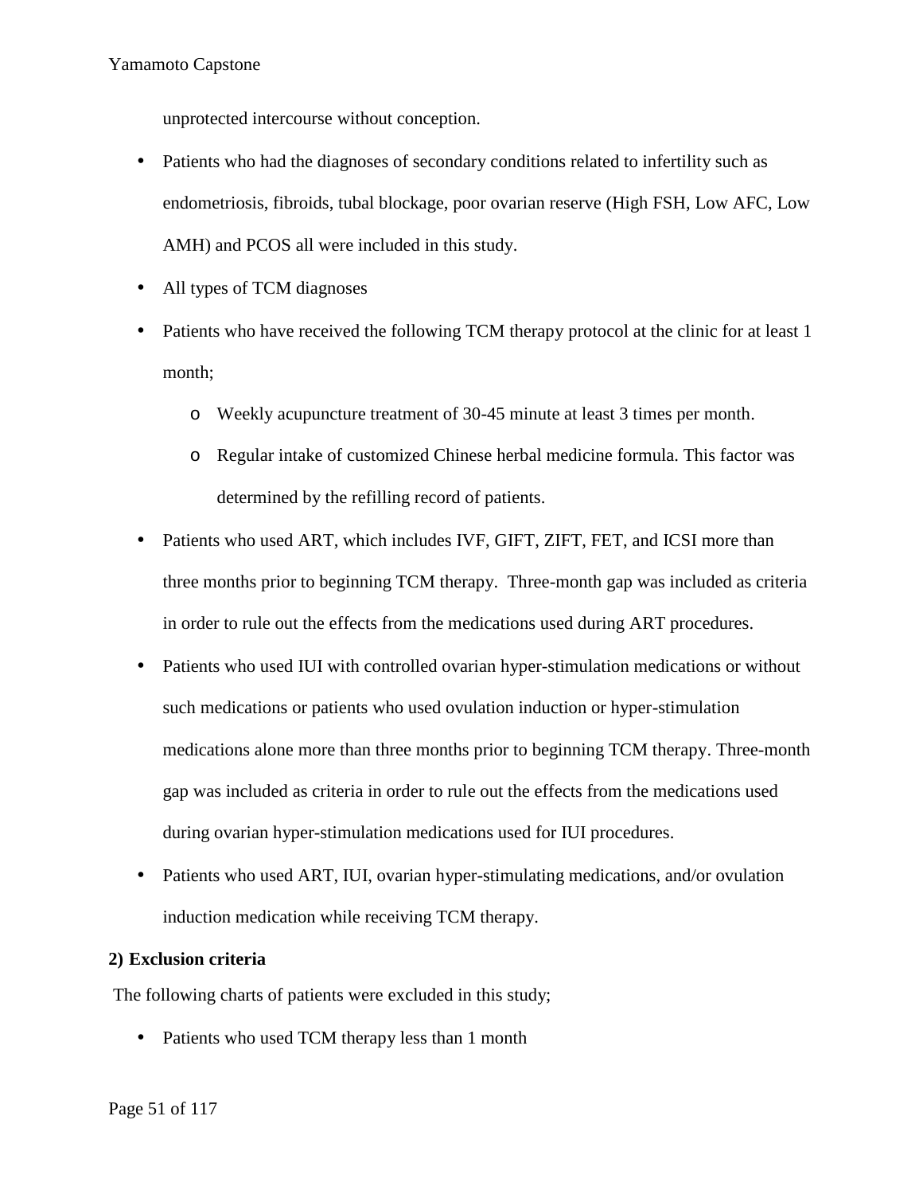unprotected intercourse without conception.

- Patients who had the diagnoses of secondary conditions related to infertility such as endometriosis, fibroids, tubal blockage, poor ovarian reserve (High FSH, Low AFC, Low AMH) and PCOS all were included in this study.
- All types of TCM diagnoses
- Patients who have received the following TCM therapy protocol at the clinic for at least 1 month;
  - Weekly acupuncture treatment of 30-45 minute at least 3 times per month.
  - Regular intake of customized Chinese herbal medicine formula. This factor was determined by the refilling record of patients.
- Patients who used ART, which includes IVF, GIFT, ZIFT, FET, and ICSI more than three months prior to beginning TCM therapy. Three-month gap was included as criteria in order to rule out the effects from the medications used during ART procedures.
- Patients who used IUI with controlled ovarian hyper-stimulation medications or without such medications or patients who used ovulation induction or hyper-stimulation medications alone more than three months prior to beginning TCM therapy. Three-month gap was included as criteria in order to rule out the effects from the medications used during ovarian hyper-stimulation medications used for IUI procedures.
- Patients who used ART, IUI, ovarian hyper-stimulating medications, and/or ovulation induction medication while receiving TCM therapy.

**2) Exclusion criteria**

The following charts of patients were excluded in this study;

- Patients who used TCM therapy less than 1 month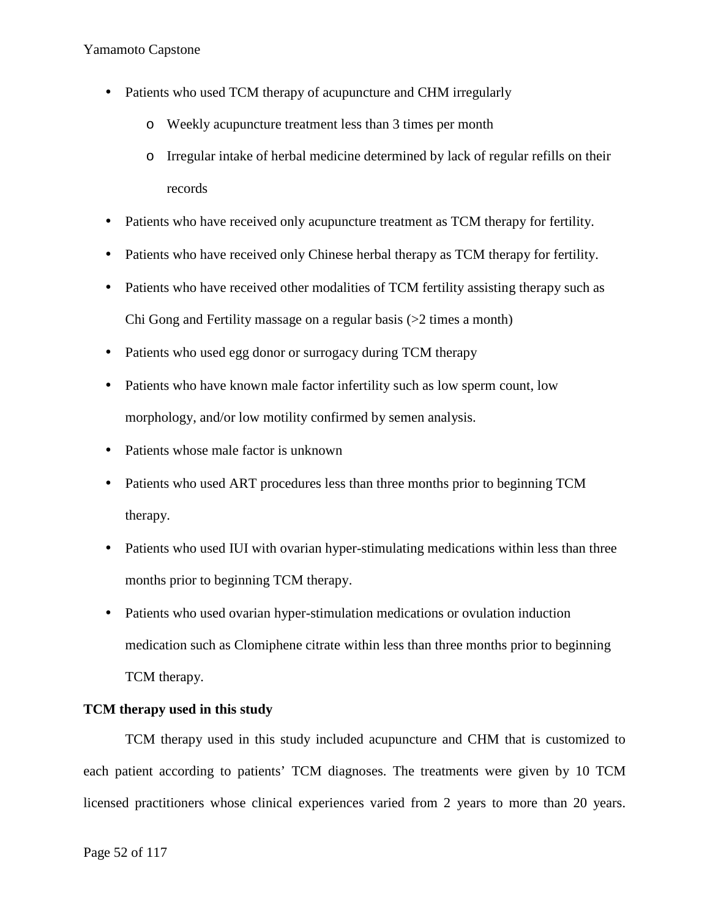- Patients who used TCM therapy of acupuncture and CHM irregularly
    - Weekly acupuncture treatment less than 3 times per month
    - Irregular intake of herbal medicine determined by lack of regular refills on their records
- Patients who have received only acupuncture treatment as TCM therapy for fertility.
- Patients who have received only Chinese herbal therapy as TCM therapy for fertility.
- Patients who have received other modalities of TCM fertility assisting therapy such as Chi Gong and Fertility massage on a regular basis (>2 times a month)
- Patients who used egg donor or surrogacy during TCM therapy
- Patients who have known male factor infertility such as low sperm count, low morphology, and/or low motility confirmed by semen analysis.
- Patients whose male factor is unknown
- Patients who used ART procedures less than three months prior to beginning TCM therapy.
- Patients who used IUI with ovarian hyper-stimulating medications within less than three months prior to beginning TCM therapy.
- Patients who used ovarian hyper-stimulation medications or ovulation induction medication such as Clomiphene citrate within less than three months prior to beginning TCM therapy.

**TCM therapy used in this study**

TCM therapy used in this study included acupuncture and CHM that is customized to each patient according to patients' TCM diagnoses. The treatments were given by 10 TCM licensed practitioners whose clinical experiences varied from 2 years to more than 20 years.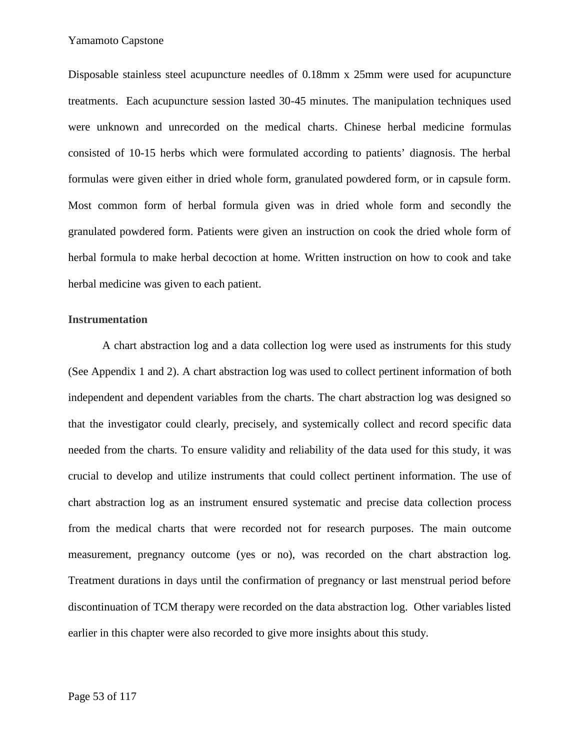Disposable stainless steel acupuncture needles of 0.18mm x 25mm were used for acupuncture treatments.  Each acupuncture session lasted 30-45 minutes. The manipulation techniques used were unknown and unrecorded on the medical charts. Chinese herbal medicine formulas consisted of 10-15 herbs which were formulated according to patients' diagnosis. The herbal formulas were given either in dried whole form, granulated powdered form, or in capsule form. Most common form of herbal formula given was in dried whole form and secondly the granulated powdered form. Patients were given an instruction on cook the dried whole form of herbal formula to make herbal decoction at home. Written instruction on how to cook and take herbal medicine was given to each patient.

**Instrumentation**

A chart abstraction log and a data collection log were used as instruments for this study (See Appendix 1 and 2). A chart abstraction log was used to collect pertinent information of both independent and dependent variables from the charts. The chart abstraction log was designed so that the investigator could clearly, precisely, and systemically collect and record specific data needed from the charts. To ensure validity and reliability of the data used for this study, it was crucial to develop and utilize instruments that could collect pertinent information. The use of chart abstraction log as an instrument ensured systematic and precise data collection process from the medical charts that were recorded not for research purposes. The main outcome measurement, pregnancy outcome (yes or no), was recorded on the chart abstraction log. Treatment durations in days until the confirmation of pregnancy or last menstrual period before discontinuation of TCM therapy were recorded on the data abstraction log.  Other variables listed earlier in this chapter were also recorded to give more insights about this study.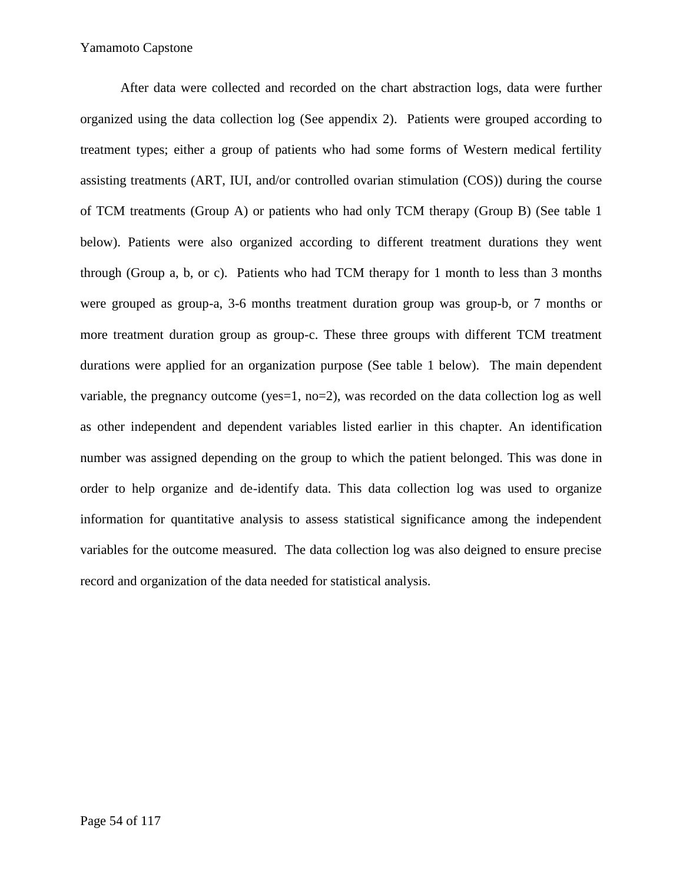After data were collected and recorded on the chart abstraction logs, data were further organized using the data collection log (See appendix 2). Patients were grouped according to treatment types; either a group of patients who had some forms of Western medical fertility assisting treatments (ART, IUI, and/or controlled ovarian stimulation (COS)) during the course of TCM treatments (Group A) or patients who had only TCM therapy (Group B) (See table 1 below). Patients were also organized according to different treatment durations they went through (Group a, b, or c). Patients who had TCM therapy for 1 month to less than 3 months were grouped as group-a, 3-6 months treatment duration group was group-b, or 7 months or more treatment duration group as group-c. These three groups with different TCM treatment durations were applied for an organization purpose (See table 1 below). The main dependent variable, the pregnancy outcome (yes=1, no=2), was recorded on the data collection log as well as other independent and dependent variables listed earlier in this chapter. An identification number was assigned depending on the group to which the patient belonged. This was done in order to help organize and de-identify data. This data collection log was used to organize information for quantitative analysis to assess statistical significance among the independent variables for the outcome measured. The data collection log was also deigned to ensure precise record and organization of the data needed for statistical analysis.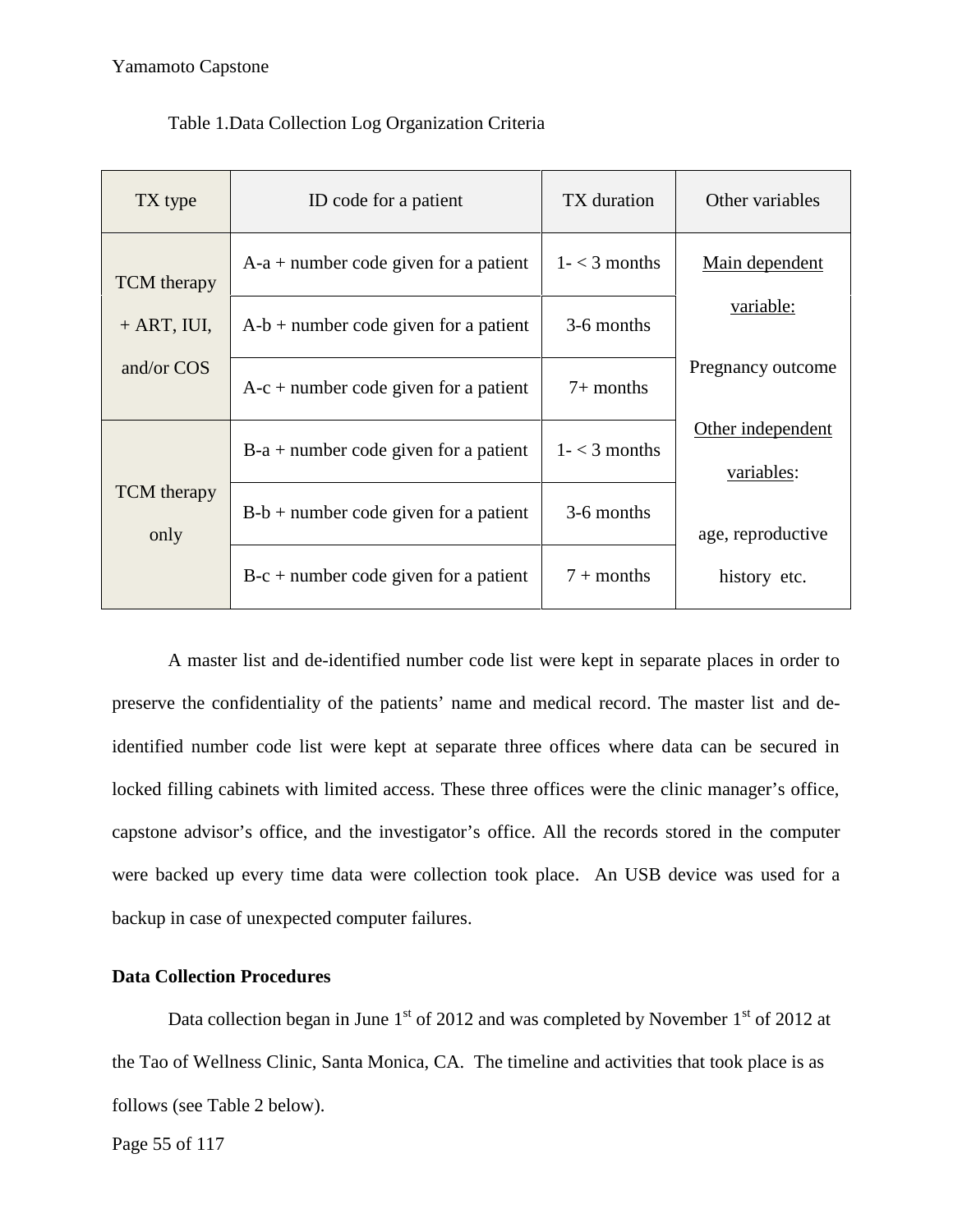Table 1.Data Collection Log Organization Criteria

| TX type | ID code for a patient | TX duration | Other variables |
|---|---|---|---|
| TCM therapy + ART, IUI, and/or COS | A-a + number code given for a patient | 1- < 3 months | Main dependent variable: Pregnancy outcome Other independent variables: age, reproductive history etc. |
| | A-b + number code given for a patient | 3-6 months | |
| | A-c + number code given for a patient | 7+ months | |
| TCM therapy only | B-a + number code given for a patient | 1- < 3 months | |
| | B-b + number code given for a patient | 3-6 months | |
| | B-c + number code given for a patient | 7 + months | |

A master list and de-identified number code list were kept in separate places in order to preserve the confidentiality of the patients' name and medical record. The master list and de-identified number code list were kept at separate three offices where data can be secured in locked filling cabinets with limited access. These three offices were the clinic manager's office, capstone advisor's office, and the investigator's office. All the records stored in the computer were backed up every time data were collection took place. An USB device was used for a backup in case of unexpected computer failures.

**Data Collection Procedures**

Data collection began in June 1st of 2012 and was completed by November 1st of 2012 at the Tao of Wellness Clinic, Santa Monica, CA. The timeline and activities that took place is as follows (see Table 2 below).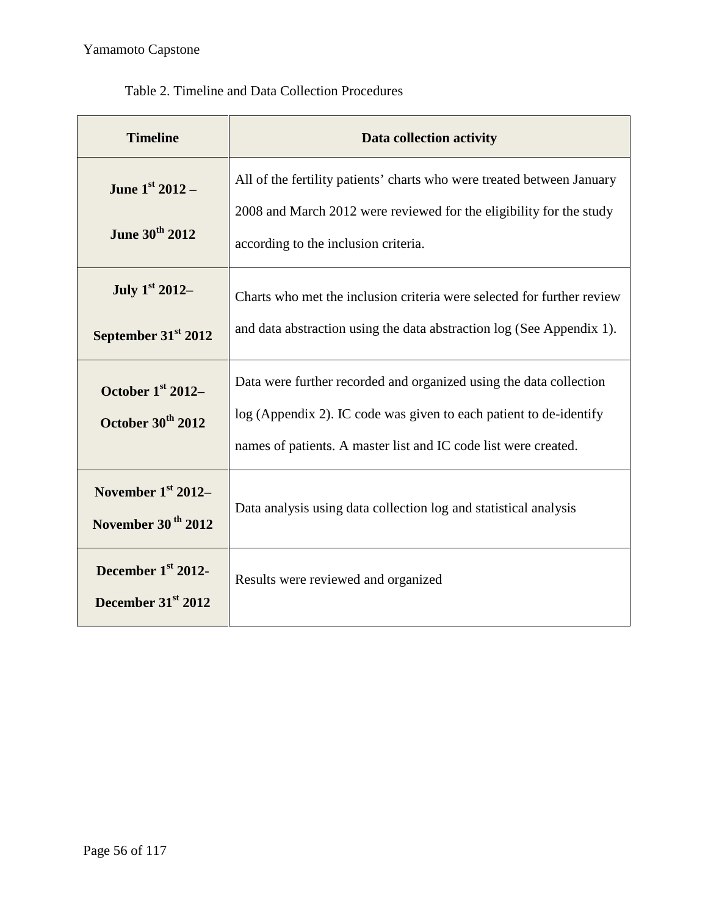Table 2. Timeline and Data Collection Procedures

| Timeline | Data collection activity |
| --- | --- |
| **June 1st 2012 – June 30th 2012** | All of the fertility patients' charts who were treated between January 2008 and March 2012 were reviewed for the eligibility for the study according to the inclusion criteria. |
| **July 1st 2012– September 31st 2012** | Charts who met the inclusion criteria were selected for further review and data abstraction using the data abstraction log (See Appendix 1). |
| **October 1st 2012– October 30th 2012** | Data were further recorded and organized using the data collection log (Appendix 2). IC code was given to each patient to de-identify names of patients. A master list and IC code list were created. |
| **November 1st 2012– November 30 th 2012** | Data analysis using data collection log and statistical analysis |
| **December 1st 2012- December 31st 2012** | Results were reviewed and organized |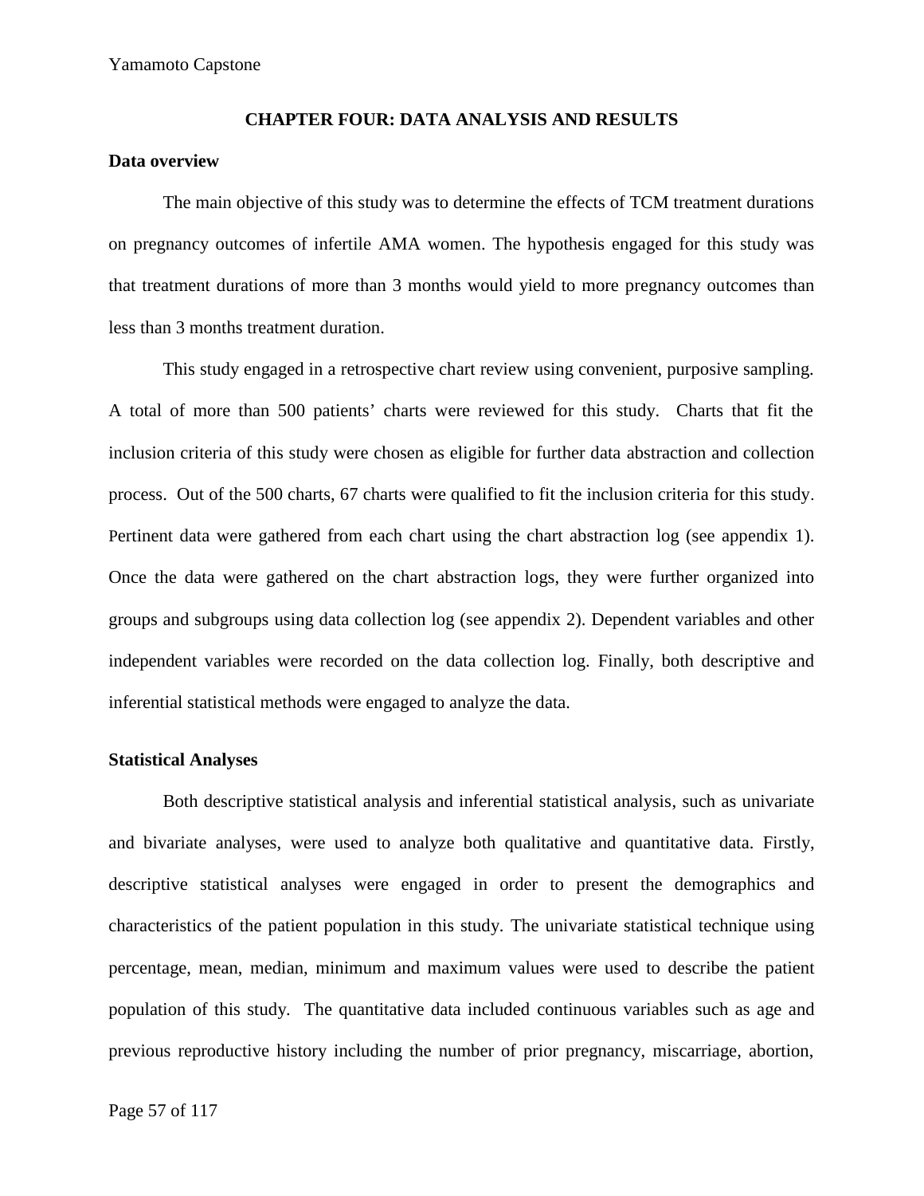# CHAPTER FOUR: DATA ANALYSIS AND RESULTS

## Data overview

The main objective of this study was to determine the effects of TCM treatment durations on pregnancy outcomes of infertile AMA women. The hypothesis engaged for this study was that treatment durations of more than 3 months would yield to more pregnancy outcomes than less than 3 months treatment duration.

This study engaged in a retrospective chart review using convenient, purposive sampling. A total of more than 500 patients' charts were reviewed for this study. Charts that fit the inclusion criteria of this study were chosen as eligible for further data abstraction and collection process. Out of the 500 charts, 67 charts were qualified to fit the inclusion criteria for this study. Pertinent data were gathered from each chart using the chart abstraction log (see appendix 1). Once the data were gathered on the chart abstraction logs, they were further organized into groups and subgroups using data collection log (see appendix 2). Dependent variables and other independent variables were recorded on the data collection log. Finally, both descriptive and inferential statistical methods were engaged to analyze the data.

## Statistical Analyses

Both descriptive statistical analysis and inferential statistical analysis, such as univariate and bivariate analyses, were used to analyze both qualitative and quantitative data. Firstly, descriptive statistical analyses were engaged in order to present the demographics and characteristics of the patient population in this study. The univariate statistical technique using percentage, mean, median, minimum and maximum values were used to describe the patient population of this study. The quantitative data included continuous variables such as age and previous reproductive history including the number of prior pregnancy, miscarriage, abortion,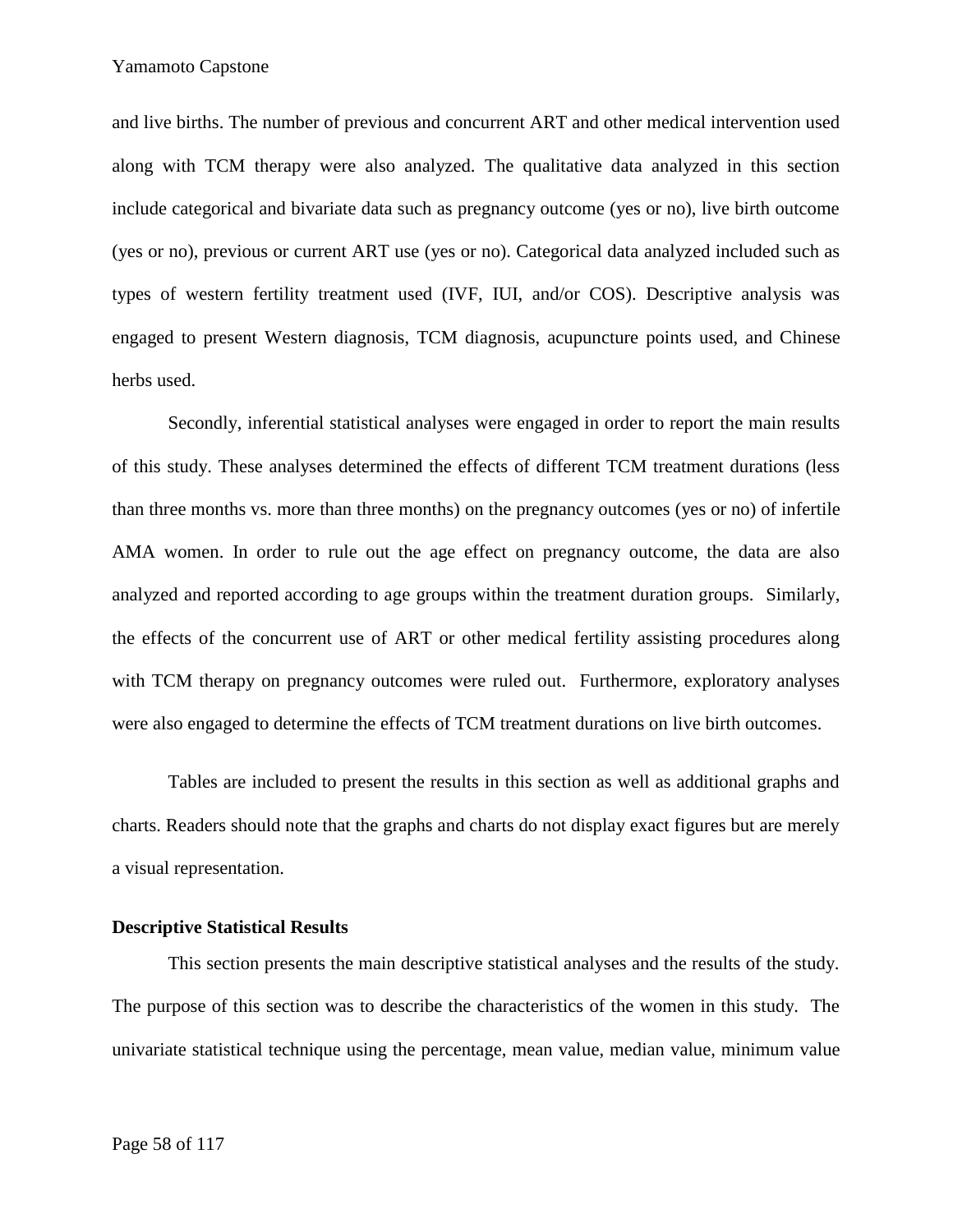and live births. The number of previous and concurrent ART and other medical intervention used along with TCM therapy were also analyzed. The qualitative data analyzed in this section include categorical and bivariate data such as pregnancy outcome (yes or no), live birth outcome (yes or no), previous or current ART use (yes or no). Categorical data analyzed included such as types of western fertility treatment used (IVF, IUI, and/or COS). Descriptive analysis was engaged to present Western diagnosis, TCM diagnosis, acupuncture points used, and Chinese herbs used.

Secondly, inferential statistical analyses were engaged in order to report the main results of this study. These analyses determined the effects of different TCM treatment durations (less than three months vs. more than three months) on the pregnancy outcomes (yes or no) of infertile AMA women. In order to rule out the age effect on pregnancy outcome, the data are also analyzed and reported according to age groups within the treatment duration groups. Similarly, the effects of the concurrent use of ART or other medical fertility assisting procedures along with TCM therapy on pregnancy outcomes were ruled out. Furthermore, exploratory analyses were also engaged to determine the effects of TCM treatment durations on live birth outcomes.

Tables are included to present the results in this section as well as additional graphs and charts. Readers should note that the graphs and charts do not display exact figures but are merely a visual representation.

### Descriptive Statistical Results

This section presents the main descriptive statistical analyses and the results of the study. The purpose of this section was to describe the characteristics of the women in this study. The univariate statistical technique using the percentage, mean value, median value, minimum value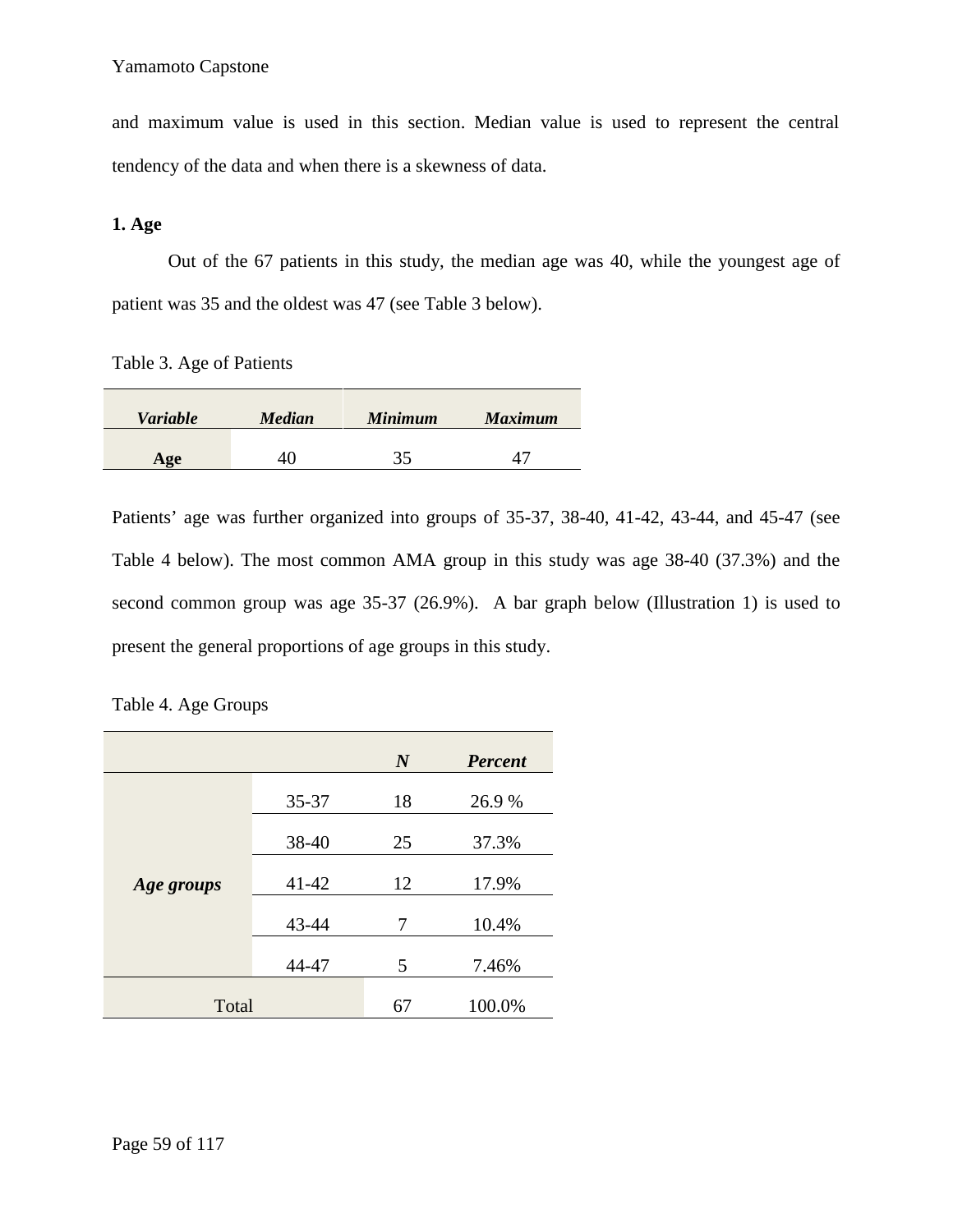and maximum value is used in this section. Median value is used to represent the central tendency of the data and when there is a skewness of data.

**1. Age**

Out of the 67 patients in this study, the median age was 40, while the youngest age of patient was 35 and the oldest was 47 (see Table 3 below).

Table 3. Age of Patients

| *Variable* | *Median* | *Minimum* | *Maximum* |
|---|---|---|---|
| **Age** | 40 | 35 | 47 |

Patients' age was further organized into groups of 35-37, 38-40, 41-42, 43-44, and 45-47 (see Table 4 below). The most common AMA group in this study was age 38-40 (37.3%) and the second common group was age 35-37 (26.9%). A bar graph below (Illustration 1) is used to present the general proportions of age groups in this study.

Table 4. Age Groups

| | | *N* | *Percent* |
|---|---|---|---|
| ***Age groups*** | 35-37 | 18 | 26.9 % |
| | 38-40 | 25 | 37.3% |
| | 41-42 | 12 | 17.9% |
| | 43-44 | 7 | 10.4% |
| | 44-47 | 5 | 7.46% |
| Total | | 67 | 100.0% |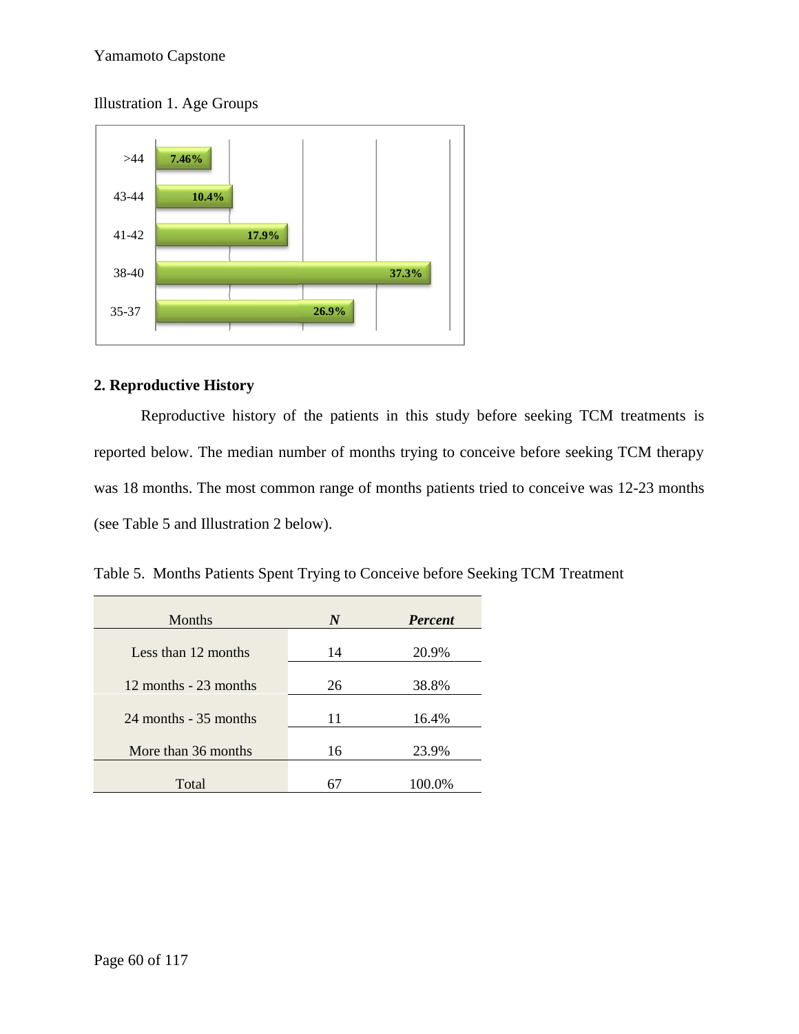Illustration 1. Age Groups

| Age Group | Percent |
|---|---|
| >44 | 7.46% |
| 43-44 | 10.4% |
| 41-42 | 17.9% |
| 38-40 | 37.3% |
| 35-37 | 26.9% |

## 2. Reproductive History

Reproductive history of the patients in this study before seeking TCM treatments is reported below. The median number of months trying to conceive before seeking TCM therapy was 18 months. The most common range of months patients tried to conceive was 12-23 months (see Table 5 and Illustration 2 below).

Table 5. Months Patients Spent Trying to Conceive before Seeking TCM Treatment

| Months | *N* | *Percent* |
|---|---|---|
| Less than 12 months | 14 | 20.9% |
| 12 months - 23 months | 26 | 38.8% |
| 24 months - 35 months | 11 | 16.4% |
| More than 36 months | 16 | 23.9% |
| Total | 67 | 100.0% |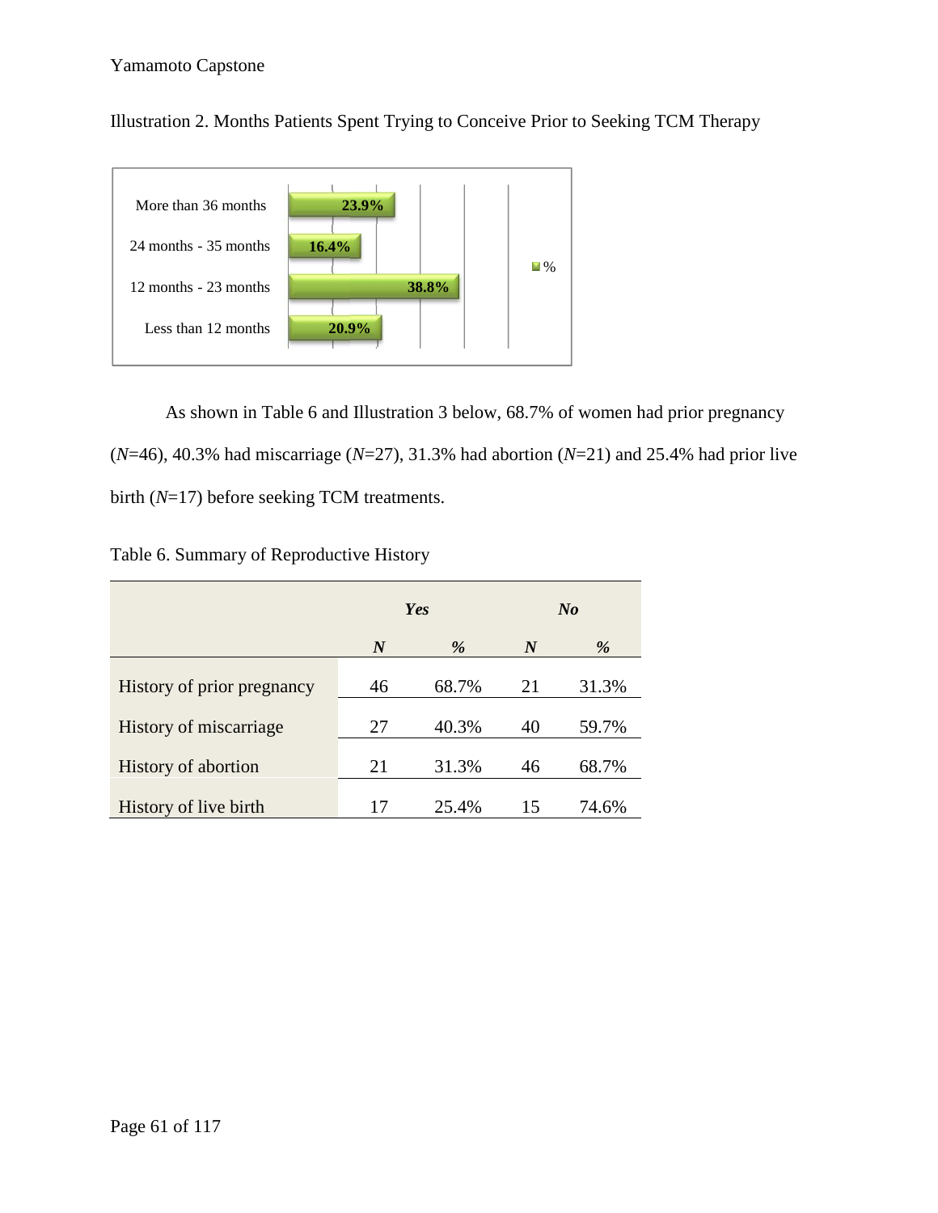Illustration 2. Months Patients Spent Trying to Conceive Prior to Seeking TCM Therapy

| | % |
|---|---|
| More than 36 months | 23.9% |
| 24 months - 35 months | 16.4% |
| 12 months - 23 months | 38.8% |
| Less than 12 months | 20.9% |

As shown in Table 6 and Illustration 3 below, 68.7% of women had prior pregnancy (*N*=46), 40.3% had miscarriage (*N*=27), 31.3% had abortion (*N*=21) and 25.4% had prior live birth (*N*=17) before seeking TCM treatments.

Table 6. Summary of Reproductive History

| | ***Yes*** | | ***No*** | |
|---|---|---|---|---|
| | ***N*** | ***%*** | ***N*** | ***%*** |
| History of prior pregnancy | 46 | 68.7% | 21 | 31.3% |
| History of miscarriage | 27 | 40.3% | 40 | 59.7% |
| History of abortion | 21 | 31.3% | 46 | 68.7% |
| History of live birth | 17 | 25.4% | 15 | 74.6% |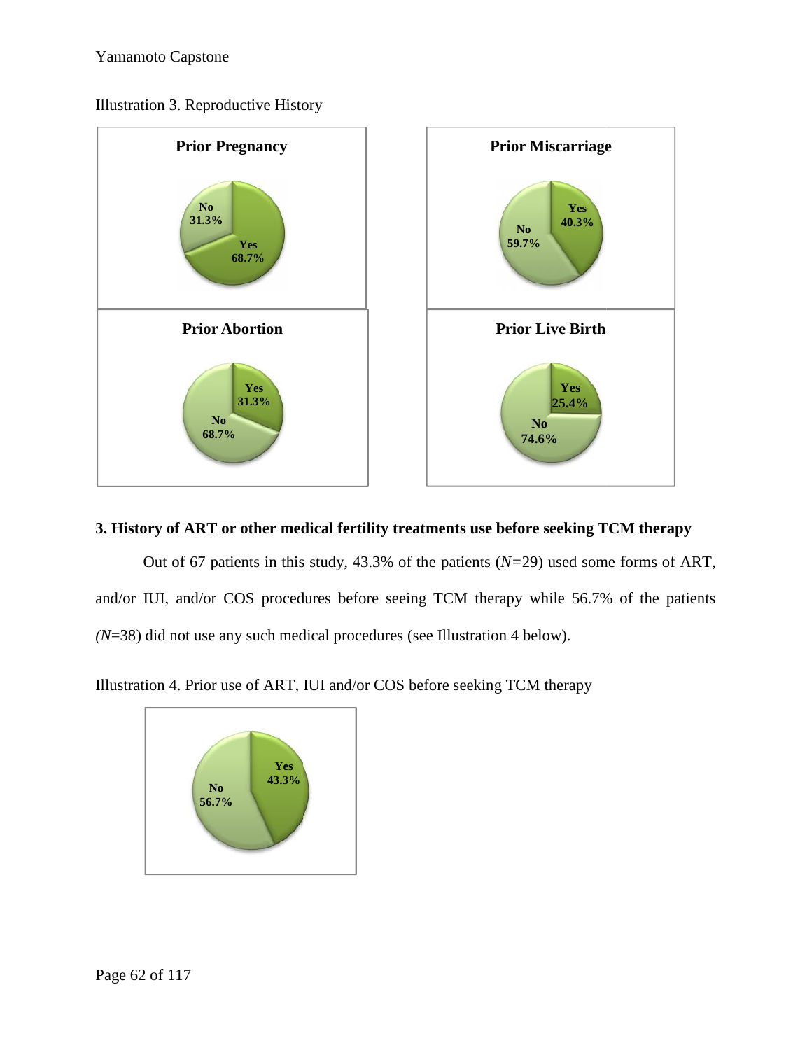Illustration 3. Reproductive History

**Prior Pregnancy**

No 31.3%
Yes 68.7%

**Prior Miscarriage**

Yes 40.3%
No 59.7%

**Prior Abortion**

Yes 31.3%
No 68.7%

**Prior Live Birth**

Yes 25.4%
No 74.6%

**3. History of ART or other medical fertility treatments use before seeking TCM therapy**

Out of 67 patients in this study, 43.3% of the patients (*N*=29) used some forms of ART, and/or IUI, and/or COS procedures before seeing TCM therapy while 56.7% of the patients (*N*=38) did not use any such medical procedures (see Illustration 4 below).

Illustration 4. Prior use of ART, IUI and/or COS before seeking TCM therapy

Yes 43.3%
No 56.7%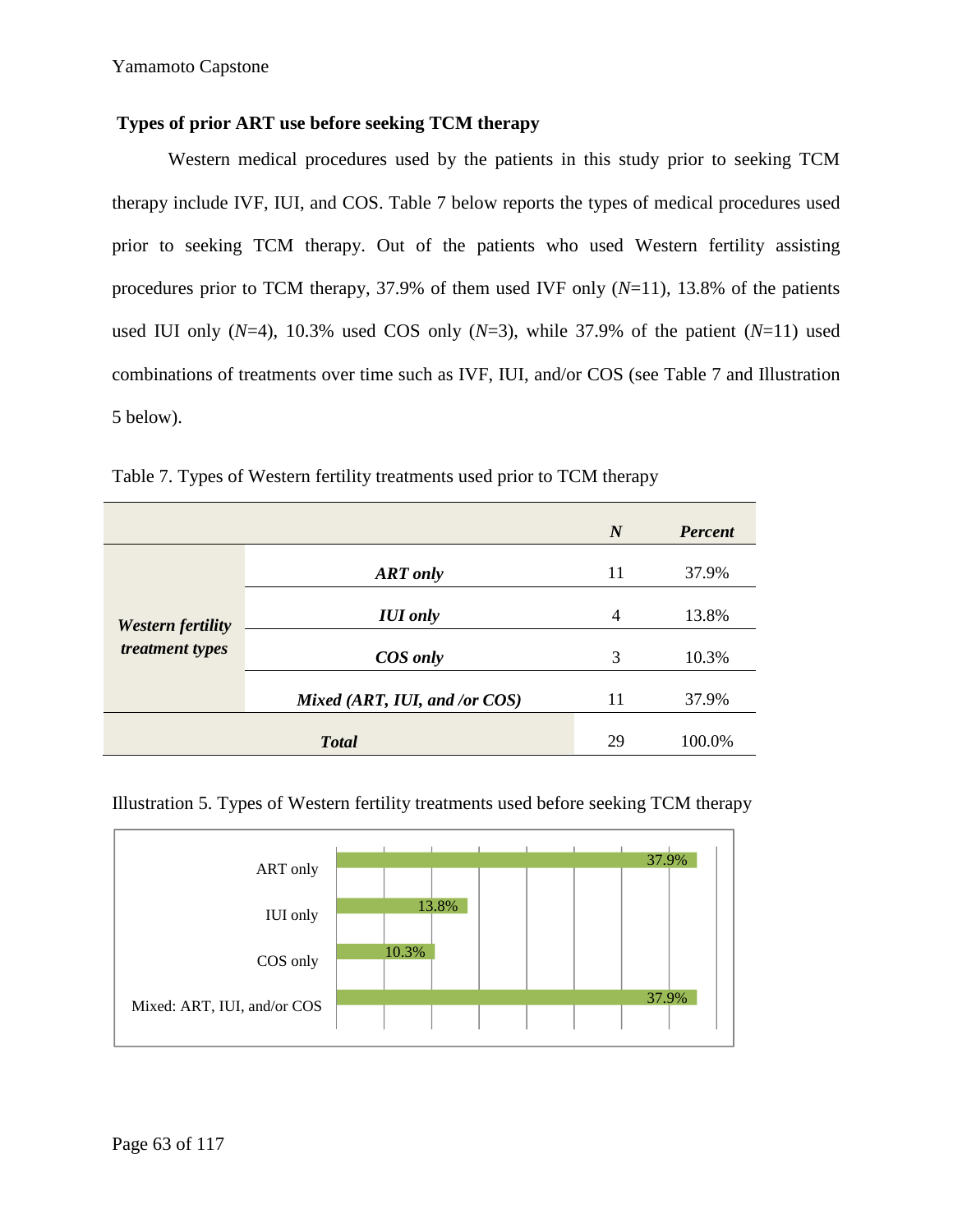### Types of prior ART use before seeking TCM therapy

Western medical procedures used by the patients in this study prior to seeking TCM therapy include IVF, IUI, and COS. Table 7 below reports the types of medical procedures used prior to seeking TCM therapy. Out of the patients who used Western fertility assisting procedures prior to TCM therapy, 37.9% of them used IVF only (*N*=11), 13.8% of the patients used IUI only (*N*=4), 10.3% used COS only (*N*=3), while 37.9% of the patient (*N*=11) used combinations of treatments over time such as IVF, IUI, and/or COS (see Table 7 and Illustration 5 below).

Table 7. Types of Western fertility treatments used prior to TCM therapy

| | | *N* | *Percent* |
|---|---|---|---|
| ***Western fertility treatment types*** | ***ART only*** | 11 | 37.9% |
| | ***IUI only*** | 4 | 13.8% |
| | ***COS only*** | 3 | 10.3% |
| | ***Mixed (ART, IUI, and /or COS)*** | 11 | 37.9% |
| ***Total*** | | 29 | 100.0% |

Illustration 5. Types of Western fertility treatments used before seeking TCM therapy

| | Percent |
|---|---|
| ART only | 37.9% |
| IUI only | 13.8% |
| COS only | 10.3% |
| Mixed: ART, IUI, and/or COS | 37.9% |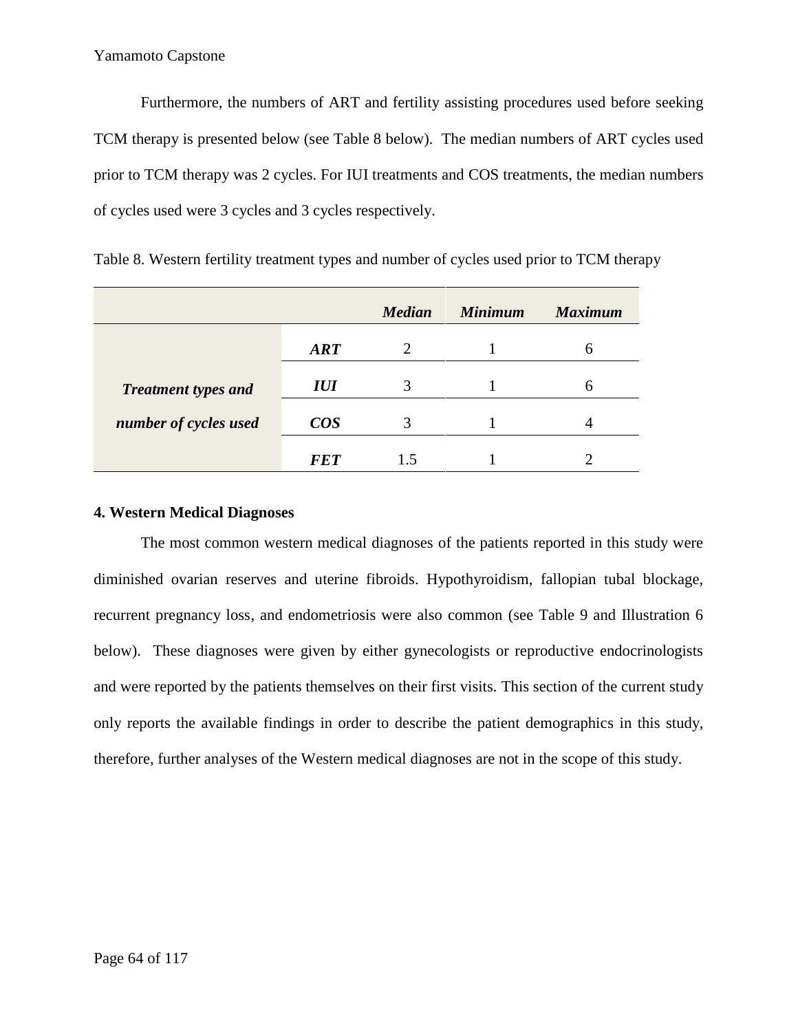Furthermore, the numbers of ART and fertility assisting procedures used before seeking TCM therapy is presented below (see Table 8 below). The median numbers of ART cycles used prior to TCM therapy was 2 cycles. For IUI treatments and COS treatments, the median numbers of cycles used were 3 cycles and 3 cycles respectively.

Table 8. Western fertility treatment types and number of cycles used prior to TCM therapy

| | | ***Median*** | ***Minimum*** | ***Maximum*** |
|---|---|---|---|---|
| ***Treatment types and number of cycles used*** | ***ART*** | 2 | 1 | 6 |
| | ***IUI*** | 3 | 1 | 6 |
| | ***COS*** | 3 | 1 | 4 |
| | ***FET*** | 1.5 | 1 | 2 |

**4. Western Medical Diagnoses**

The most common western medical diagnoses of the patients reported in this study were diminished ovarian reserves and uterine fibroids. Hypothyroidism, fallopian tubal blockage, recurrent pregnancy loss, and endometriosis were also common (see Table 9 and Illustration 6 below). These diagnoses were given by either gynecologists or reproductive endocrinologists and were reported by the patients themselves on their first visits. This section of the current study only reports the available findings in order to describe the patient demographics in this study, therefore, further analyses of the Western medical diagnoses are not in the scope of this study.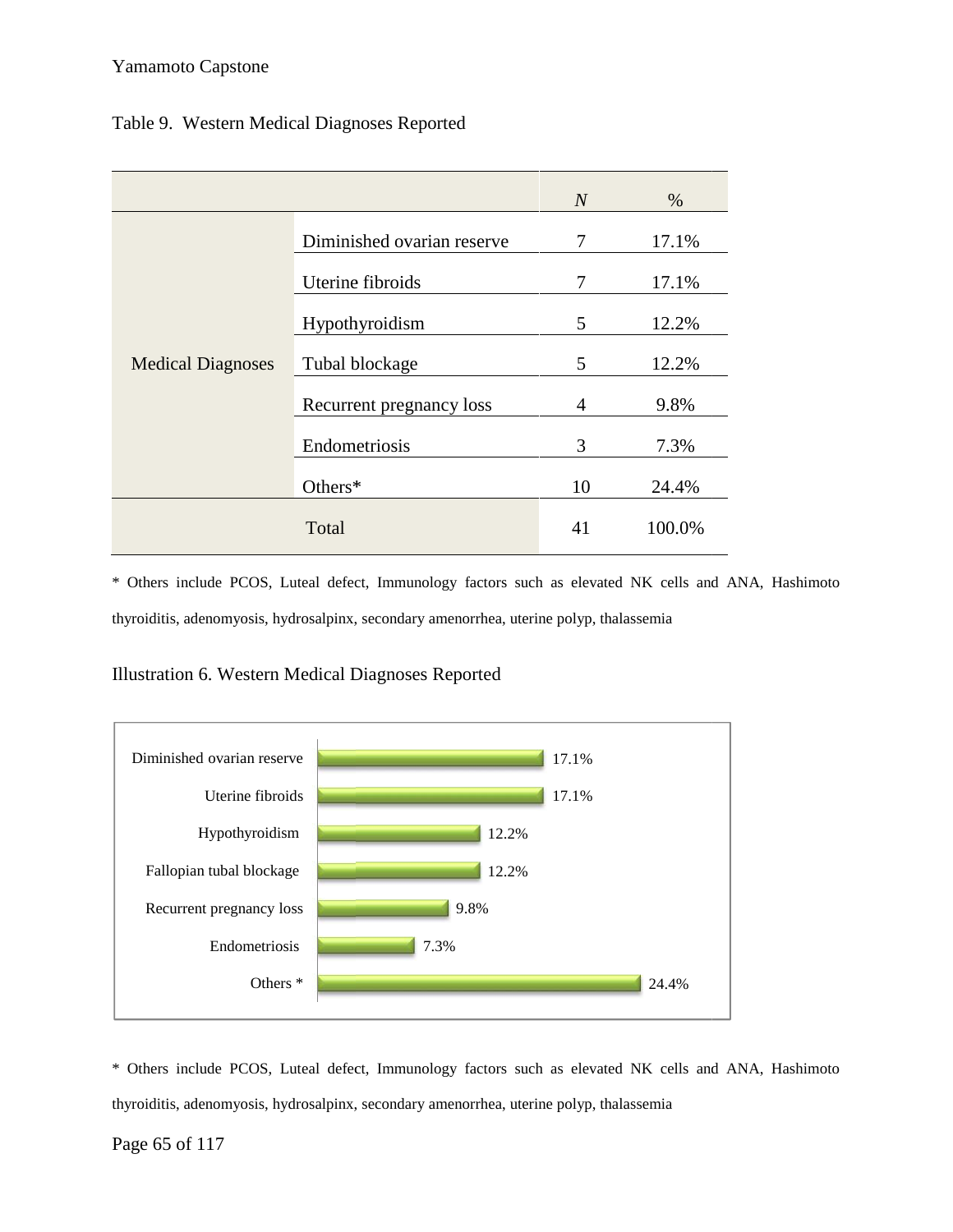Table 9. Western Medical Diagnoses Reported

| | | *N* | % |
|---|---|---|---|
| Medical Diagnoses | Diminished ovarian reserve | 7 | 17.1% |
| | Uterine fibroids | 7 | 17.1% |
| | Hypothyroidism | 5 | 12.2% |
| | Tubal blockage | 5 | 12.2% |
| | Recurrent pregnancy loss | 4 | 9.8% |
| | Endometriosis | 3 | 7.3% |
| | Others* | 10 | 24.4% |
| Total | | 41 | 100.0% |

* Others include PCOS, Luteal defect, Immunology factors such as elevated NK cells and ANA, Hashimoto thyroiditis, adenomyosis, hydrosalpinx, secondary amenorrhea, uterine polyp, thalassemia

Illustration 6. Western Medical Diagnoses Reported

| Diagnosis | % |
|---|---|
| Diminished ovarian reserve | 17.1% |
| Uterine fibroids | 17.1% |
| Hypothyroidism | 12.2% |
| Fallopian tubal blockage | 12.2% |
| Recurrent pregnancy loss | 9.8% |
| Endometriosis | 7.3% |
| Others * | 24.4% |

* Others include PCOS, Luteal defect, Immunology factors such as elevated NK cells and ANA, Hashimoto thyroiditis, adenomyosis, hydrosalpinx, secondary amenorrhea, uterine polyp, thalassemia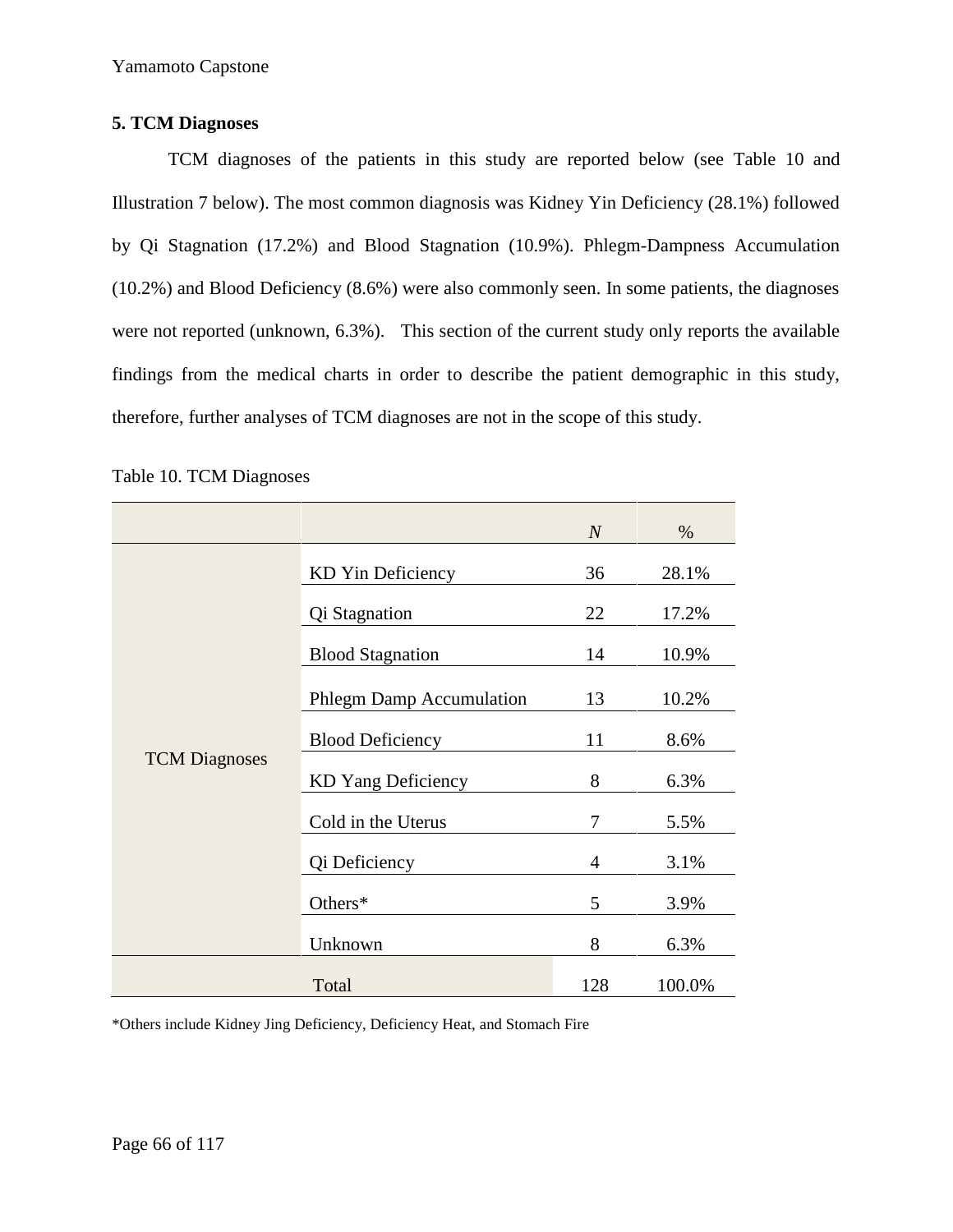**5. TCM Diagnoses**

TCM diagnoses of the patients in this study are reported below (see Table 10 and Illustration 7 below). The most common diagnosis was Kidney Yin Deficiency (28.1%) followed by Qi Stagnation (17.2%) and Blood Stagnation (10.9%). Phlegm-Dampness Accumulation (10.2%) and Blood Deficiency (8.6%) were also commonly seen. In some patients, the diagnoses were not reported (unknown, 6.3%). This section of the current study only reports the available findings from the medical charts in order to describe the patient demographic in this study, therefore, further analyses of TCM diagnoses are not in the scope of this study.

Table 10. TCM Diagnoses

| | | *N* | % |
|---|---|---|---|
| TCM Diagnoses | KD Yin Deficiency | 36 | 28.1% |
| | Qi Stagnation | 22 | 17.2% |
| | Blood Stagnation | 14 | 10.9% |
| | Phlegm Damp Accumulation | 13 | 10.2% |
| | Blood Deficiency | 11 | 8.6% |
| | KD Yang Deficiency | 8 | 6.3% |
| | Cold in the Uterus | 7 | 5.5% |
| | Qi Deficiency | 4 | 3.1% |
| | Others* | 5 | 3.9% |
| | Unknown | 8 | 6.3% |
| | Total | 128 | 100.0% |

*Others include Kidney Jing Deficiency, Deficiency Heat, and Stomach Fire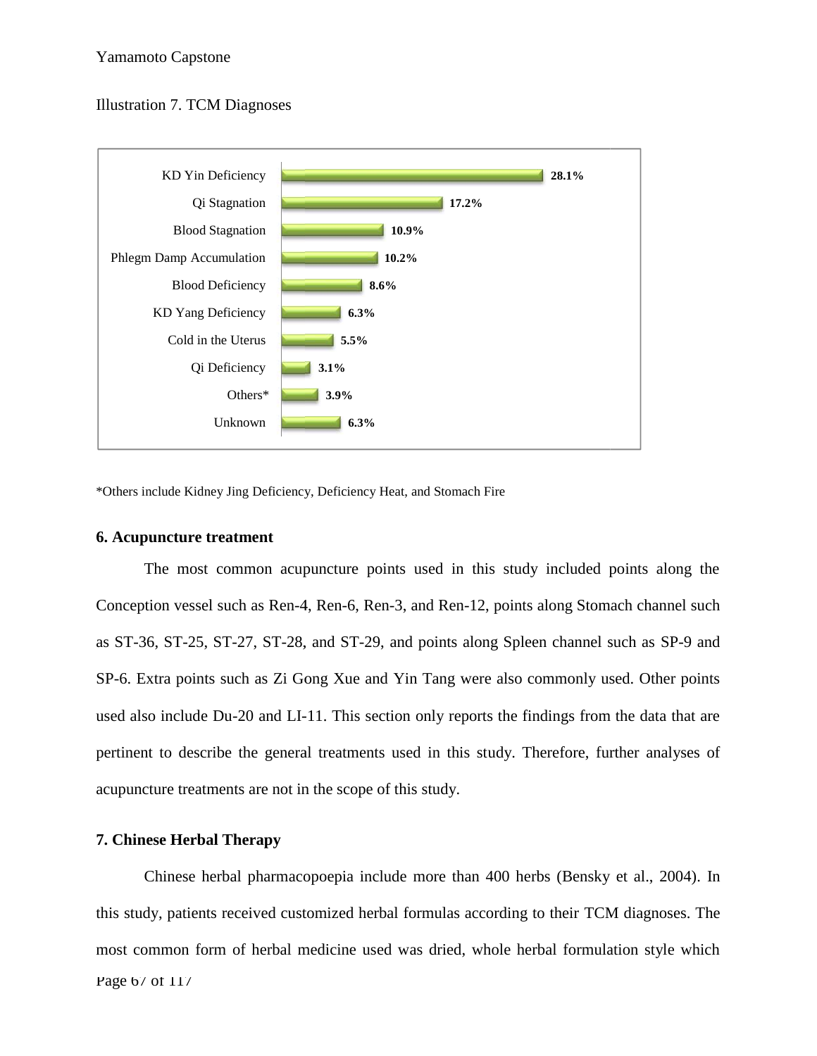Illustration 7. TCM Diagnoses

| Diagnosis | Percentage |
|---|---|
| KD Yin Deficiency | 28.1% |
| Qi Stagnation | 17.2% |
| Blood Stagnation | 10.9% |
| Phlegm Damp Accumulation | 10.2% |
| Blood Deficiency | 8.6% |
| KD Yang Deficiency | 6.3% |
| Cold in the Uterus | 5.5% |
| Qi Deficiency | 3.1% |
| Others* | 3.9% |
| Unknown | 6.3% |

*Others include Kidney Jing Deficiency, Deficiency Heat, and Stomach Fire

### 6. Acupuncture treatment

The most common acupuncture points used in this study included points along the Conception vessel such as Ren-4, Ren-6, Ren-3, and Ren-12, points along Stomach channel such as ST-36, ST-25, ST-27, ST-28, and ST-29, and points along Spleen channel such as SP-9 and SP-6. Extra points such as Zi Gong Xue and Yin Tang were also commonly used. Other points used also include Du-20 and LI-11. This section only reports the findings from the data that are pertinent to describe the general treatments used in this study. Therefore, further analyses of acupuncture treatments are not in the scope of this study.

### 7. Chinese Herbal Therapy

Chinese herbal pharmacopoeia include more than 400 herbs (Bensky et al., 2004). In this study, patients received customized herbal formulas according to their TCM diagnoses. The most common form of herbal medicine used was dried, whole herbal formulation style which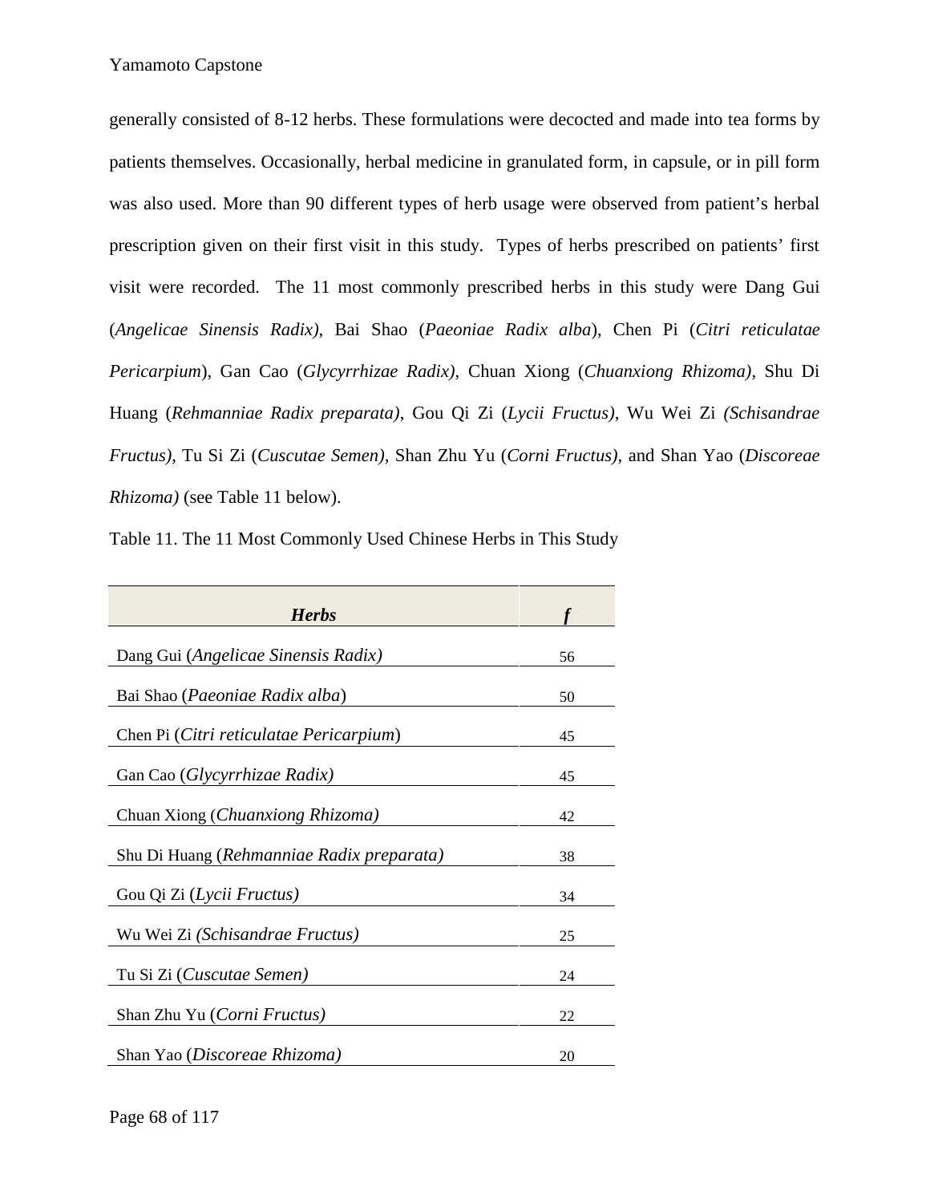generally consisted of 8-12 herbs. These formulations were decocted and made into tea forms by patients themselves. Occasionally, herbal medicine in granulated form, in capsule, or in pill form was also used. More than 90 different types of herb usage were observed from patient's herbal prescription given on their first visit in this study. Types of herbs prescribed on patients' first visit were recorded. The 11 most commonly prescribed herbs in this study were Dang Gui (*Angelicae Sinensis Radix)*, Bai Shao (*Paeoniae Radix alba*), Chen Pi (*Citri reticulatae Pericarpium*), Gan Cao (*Glycyrrhizae Radix)*, Chuan Xiong (*Chuanxiong Rhizoma)*, Shu Di Huang (*Rehmanniae Radix preparata)*, Gou Qi Zi (*Lycii Fructus)*, Wu Wei Zi *(Schisandrae Fructus)*, Tu Si Zi (*Cuscutae Semen)*, Shan Zhu Yu (*Corni Fructus)*, and Shan Yao (*Discoreae Rhizoma)* (see Table 11 below).

Table 11. The 11 Most Commonly Used Chinese Herbs in This Study

| ***Herbs*** | ***f*** |
|---|---|
| Dang Gui (*Angelicae Sinensis Radix)* | 56 |
| Bai Shao (*Paeoniae Radix alba*) | 50 |
| Chen Pi (*Citri reticulatae Pericarpium*) | 45 |
| Gan Cao (*Glycyrrhizae Radix)* | 45 |
| Chuan Xiong (*Chuanxiong Rhizoma)* | 42 |
| Shu Di Huang (*Rehmanniae Radix preparata)* | 38 |
| Gou Qi Zi (*Lycii Fructus)* | 34 |
| Wu Wei Zi *(Schisandrae Fructus)* | 25 |
| Tu Si Zi (*Cuscutae Semen)* | 24 |
| Shan Zhu Yu (*Corni Fructus)* | 22 |
| Shan Yao (*Discoreae Rhizoma)* | 20 |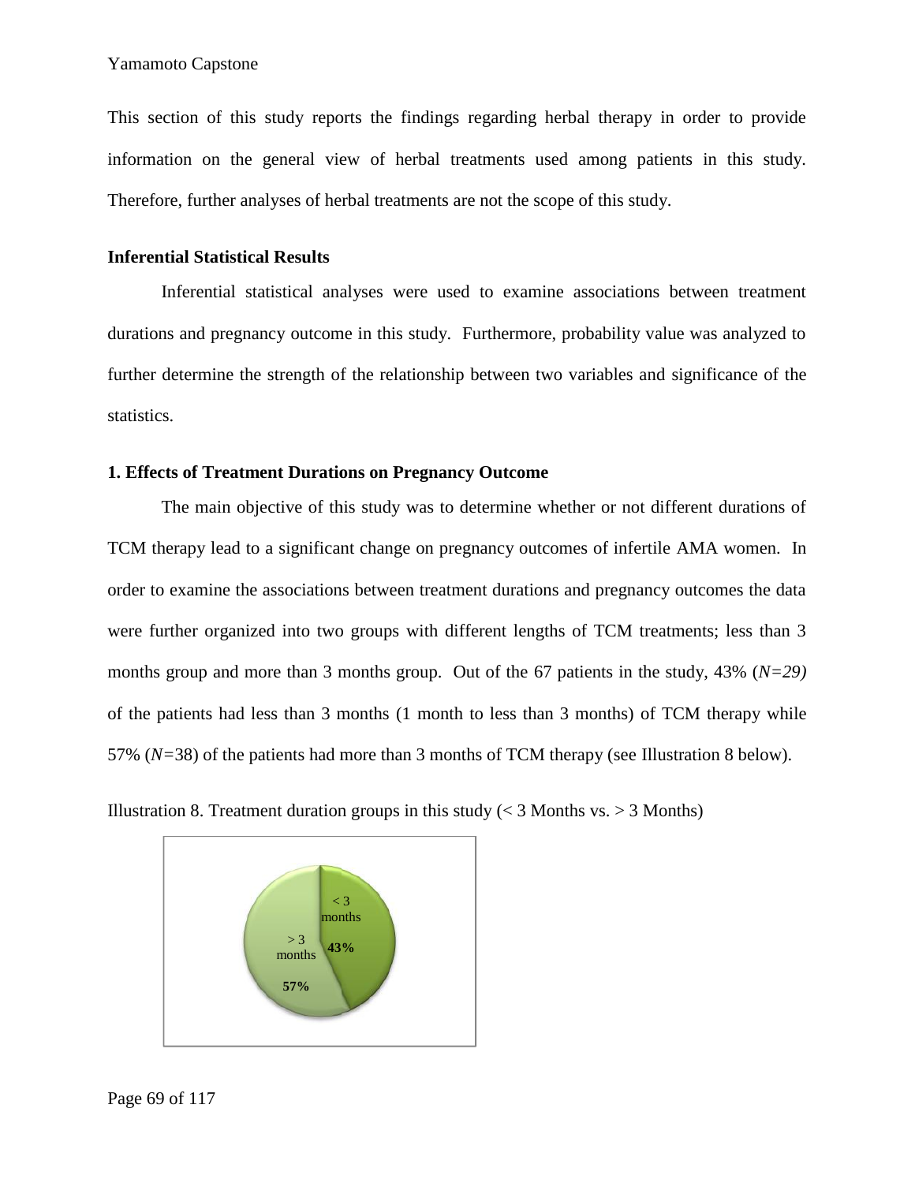This section of this study reports the findings regarding herbal therapy in order to provide information on the general view of herbal treatments used among patients in this study. Therefore, further analyses of herbal treatments are not the scope of this study.

### Inferential Statistical Results

Inferential statistical analyses were used to examine associations between treatment durations and pregnancy outcome in this study. Furthermore, probability value was analyzed to further determine the strength of the relationship between two variables and significance of the statistics.

### 1. Effects of Treatment Durations on Pregnancy Outcome

The main objective of this study was to determine whether or not different durations of TCM therapy lead to a significant change on pregnancy outcomes of infertile AMA women. In order to examine the associations between treatment durations and pregnancy outcomes the data were further organized into two groups with different lengths of TCM treatments; less than 3 months group and more than 3 months group. Out of the 67 patients in the study, 43% (*N=29)* of the patients had less than 3 months (1 month to less than 3 months) of TCM therapy while 57% (*N=*38) of the patients had more than 3 months of TCM therapy (see Illustration 8 below).

Illustration 8. Treatment duration groups in this study (< 3 Months vs. > 3 Months)

< 3 months **43%**

> 3 months **57%**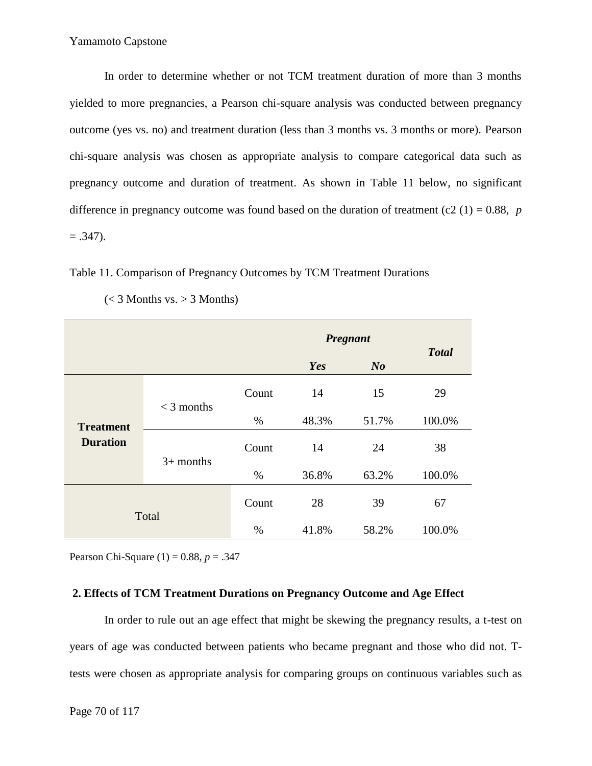In order to determine whether or not TCM treatment duration of more than 3 months yielded to more pregnancies, a Pearson chi-square analysis was conducted between pregnancy outcome (yes vs. no) and treatment duration (less than 3 months vs. 3 months or more). Pearson chi-square analysis was chosen as appropriate analysis to compare categorical data such as pregnancy outcome and duration of treatment. As shown in Table 11 below, no significant difference in pregnancy outcome was found based on the duration of treatment (c2 (1) = 0.88, *p* = .347).

Table 11. Comparison of Pregnancy Outcomes by TCM Treatment Durations (< 3 Months vs. > 3 Months)

| | | | ***Pregnant*** | | ***Total*** |
|---|---|---|---|---|---|
| | | | ***Yes*** | ***No*** | |
| **Treatment Duration** | < 3 months | Count | 14 | 15 | 29 |
| | | % | 48.3% | 51.7% | 100.0% |
| | 3+ months | Count | 14 | 24 | 38 |
| | | % | 36.8% | 63.2% | 100.0% |
| Total | | Count | 28 | 39 | 67 |
| | | % | 41.8% | 58.2% | 100.0% |

Pearson Chi-Square (1) = 0.88, *p* = .347

### 2. Effects of TCM Treatment Durations on Pregnancy Outcome and Age Effect

In order to rule out an age effect that might be skewing the pregnancy results, a t-test on years of age was conducted between patients who became pregnant and those who did not. T-tests were chosen as appropriate analysis for comparing groups on continuous variables such as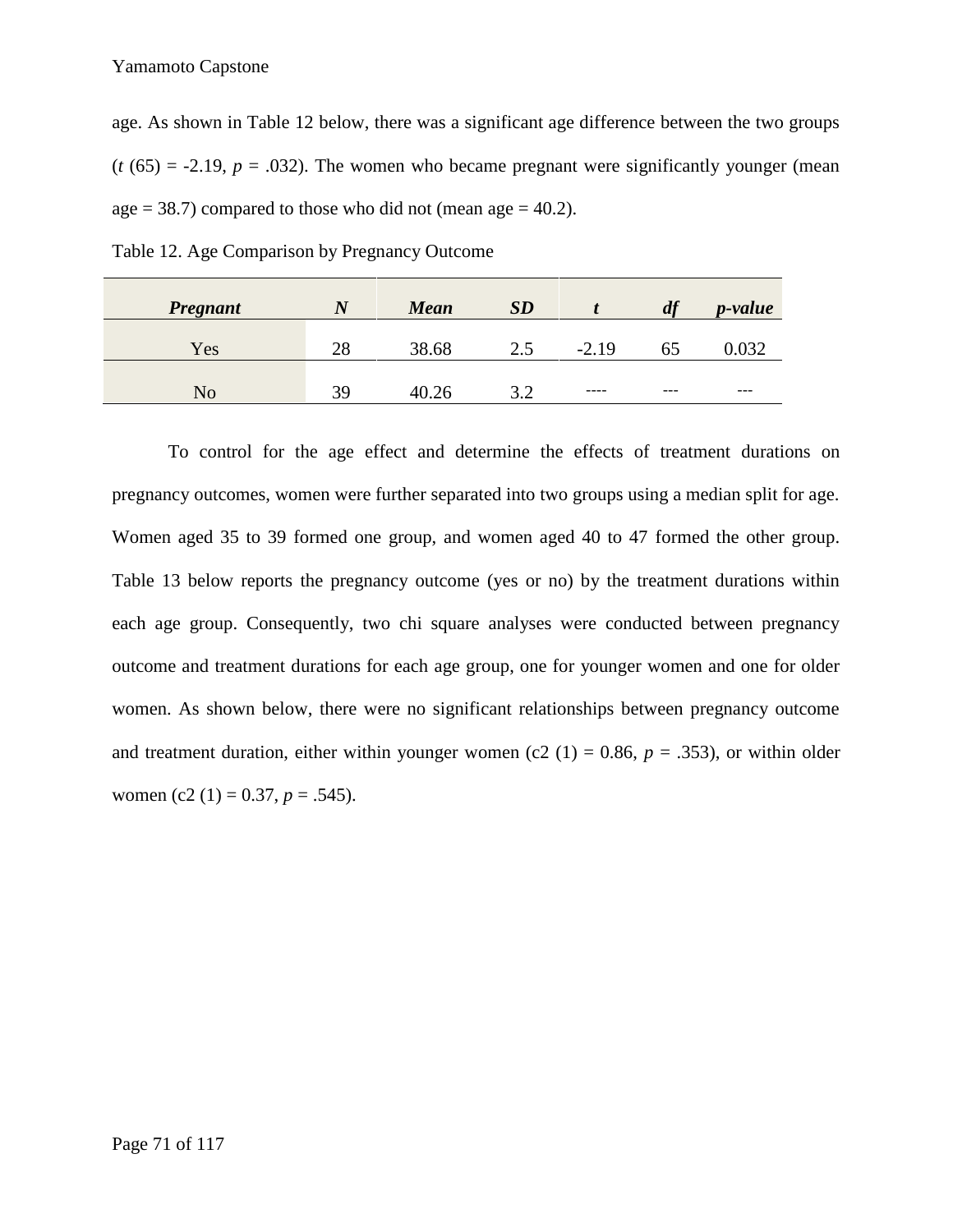age. As shown in Table 12 below, there was a significant age difference between the two groups ($t$ (65) = -2.19, $p$ = .032). The women who became pregnant were significantly younger (mean age = 38.7) compared to those who did not (mean age = 40.2).

Table 12. Age Comparison by Pregnancy Outcome

| ***Pregnant*** | ***N*** | ***Mean*** | ***SD*** | ***t*** | ***df*** | ***p-value*** |
|---|---|---|---|---|---|---|
| Yes | 28 | 38.68 | 2.5 | -2.19 | 65 | 0.032 |
| No | 39 | 40.26 | 3.2 | ---- | --- | --- |

To control for the age effect and determine the effects of treatment durations on pregnancy outcomes, women were further separated into two groups using a median split for age. Women aged 35 to 39 formed one group, and women aged 40 to 47 formed the other group. Table 13 below reports the pregnancy outcome (yes or no) by the treatment durations within each age group. Consequently, two chi square analyses were conducted between pregnancy outcome and treatment durations for each age group, one for younger women and one for older women. As shown below, there were no significant relationships between pregnancy outcome and treatment duration, either within younger women (c2 (1) = 0.86, $p$ = .353), or within older women (c2 (1) = 0.37, $p$ = .545).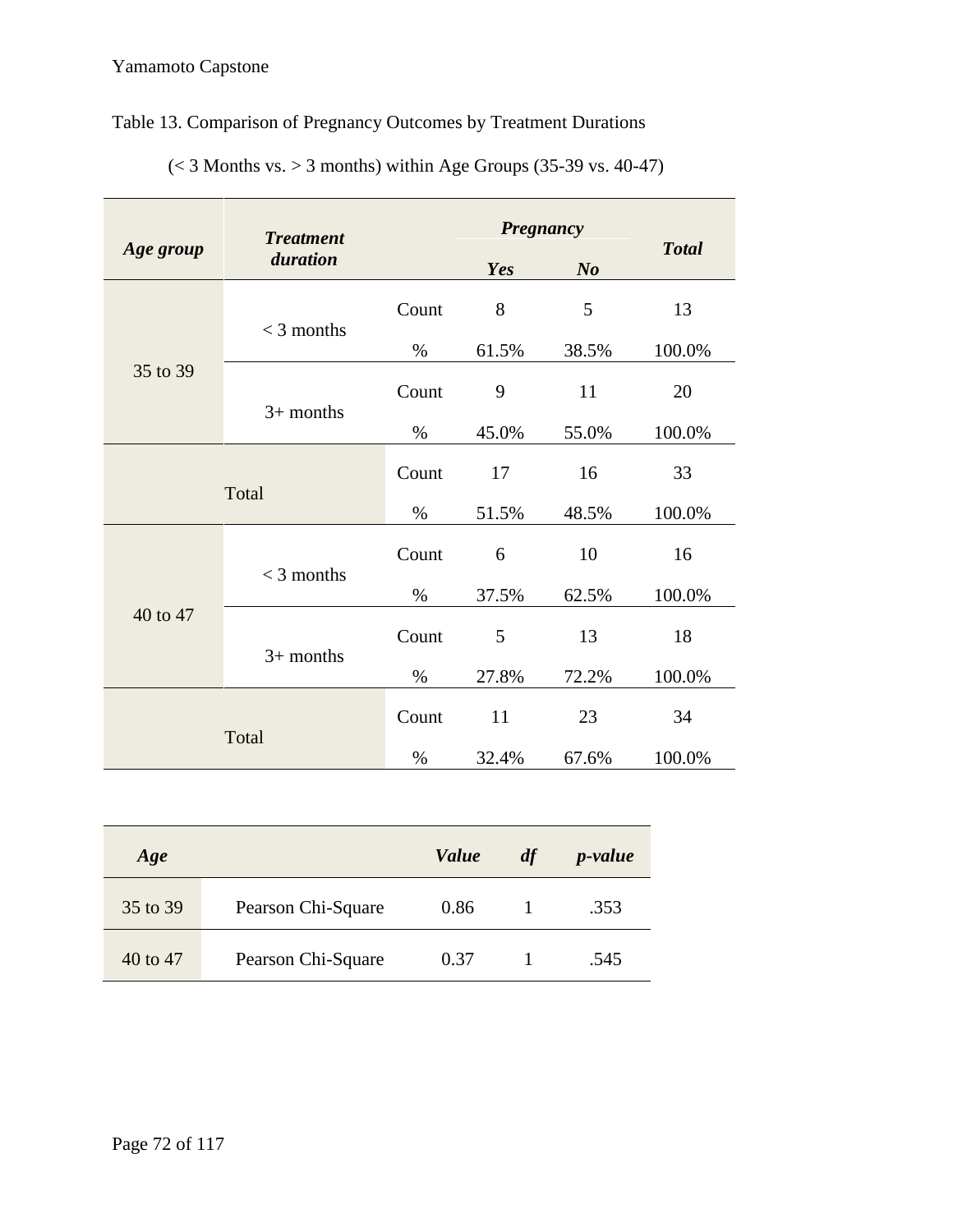Table 13. Comparison of Pregnancy Outcomes by Treatment Durations

(< 3 Months vs. > 3 months) within Age Groups (35-39 vs. 40-47)

| ***Age group*** | ***Treatment duration*** | | ***Pregnancy*** | | ***Total*** |
|---|---|---|---|---|---|
| | | | ***Yes*** | ***No*** | |
| 35 to 39 | < 3 months | Count | 8 | 5 | 13 |
| | | % | 61.5% | 38.5% | 100.0% |
| | 3+ months | Count | 9 | 11 | 20 |
| | | % | 45.0% | 55.0% | 100.0% |
| | Total | Count | 17 | 16 | 33 |
| | | % | 51.5% | 48.5% | 100.0% |
| 40 to 47 | < 3 months | Count | 6 | 10 | 16 |
| | | % | 37.5% | 62.5% | 100.0% |
| | 3+ months | Count | 5 | 13 | 18 |
| | | % | 27.8% | 72.2% | 100.0% |
| | Total | Count | 11 | 23 | 34 |
| | | % | 32.4% | 67.6% | 100.0% |

| ***Age*** | | ***Value*** | ***df*** | ***p-value*** |
|---|---|---|---|---|
| 35 to 39 | Pearson Chi-Square | 0.86 | 1 | .353 |
| 40 to 47 | Pearson Chi-Square | 0.37 | 1 | .545 |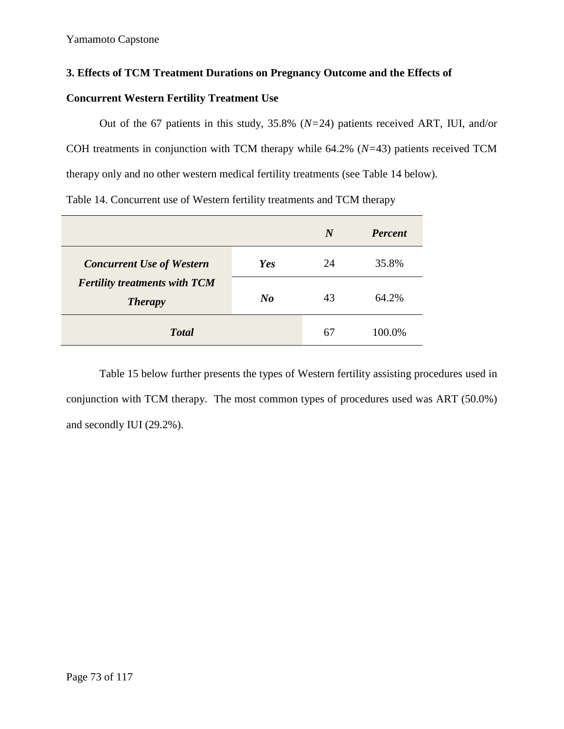### 3. Effects of TCM Treatment Durations on Pregnancy Outcome and the Effects of Concurrent Western Fertility Treatment Use

Out of the 67 patients in this study, 35.8% ($N$=24) patients received ART, IUI, and/or COH treatments in conjunction with TCM therapy while 64.2% ($N$=43) patients received TCM therapy only and no other western medical fertility treatments (see Table 14 below).

Table 14. Concurrent use of Western fertility treatments and TCM therapy

| | | ***N*** | ***Percent*** |
|---|---|---|---|
| ***Concurrent Use of Western Fertility treatments with TCM Therapy*** | ***Yes*** | 24 | 35.8% |
| | ***No*** | 43 | 64.2% |
| ***Total*** | | 67 | 100.0% |

Table 15 below further presents the types of Western fertility assisting procedures used in conjunction with TCM therapy. The most common types of procedures used was ART (50.0%) and secondly IUI (29.2%).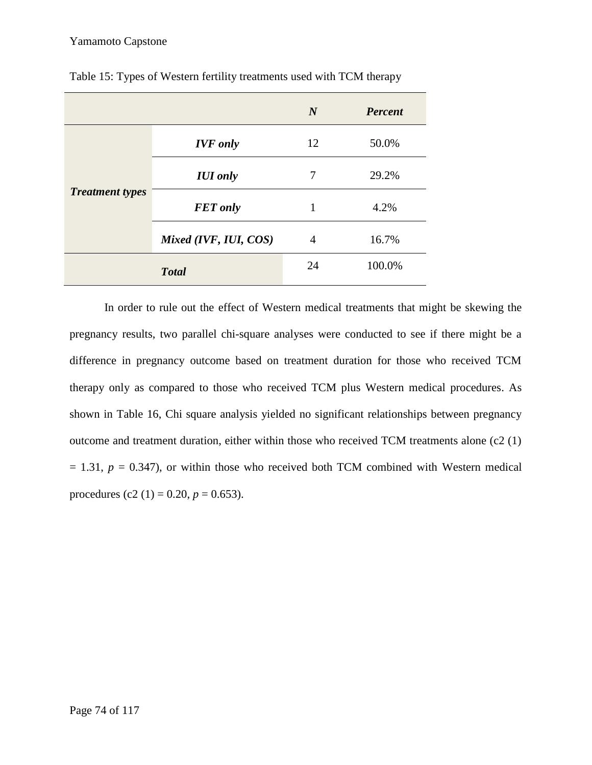Table 15: Types of Western fertility treatments used with TCM therapy

| | | ***N*** | ***Percent*** |
|---|---|---|---|
| ***Treatment types*** | ***IVF only*** | 12 | 50.0% |
| | ***IUI only*** | 7 | 29.2% |
| | ***FET only*** | 1 | 4.2% |
| | ***Mixed (IVF, IUI, COS)*** | 4 | 16.7% |
| ***Total*** | | 24 | 100.0% |

In order to rule out the effect of Western medical treatments that might be skewing the pregnancy results, two parallel chi-square analyses were conducted to see if there might be a difference in pregnancy outcome based on treatment duration for those who received TCM therapy only as compared to those who received TCM plus Western medical procedures. As shown in Table 16, Chi square analysis yielded no significant relationships between pregnancy outcome and treatment duration, either within those who received TCM treatments alone (c2 (1) = 1.31, *p* = 0.347), or within those who received both TCM combined with Western medical procedures (c2 (1) = 0.20, *p* = 0.653).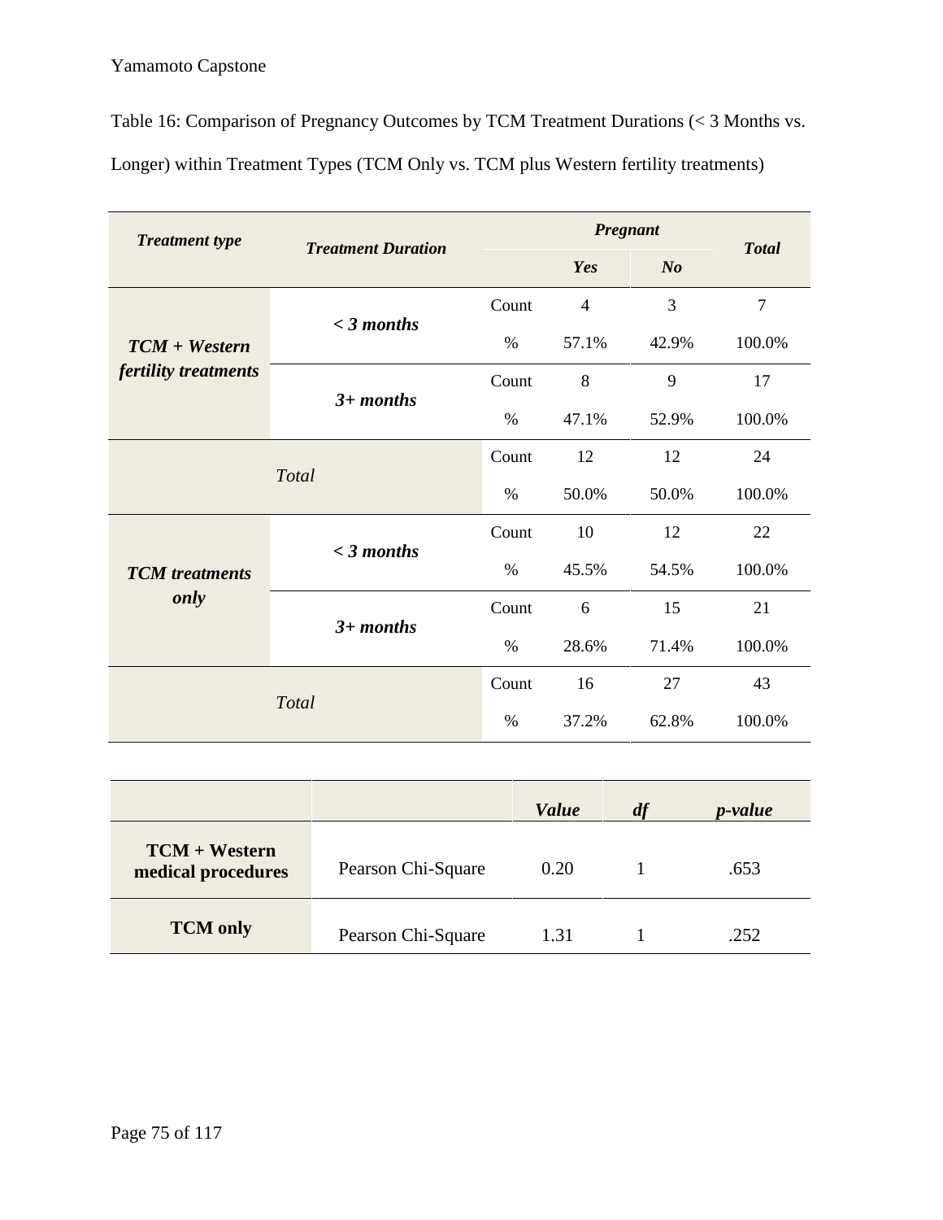Table 16: Comparison of Pregnancy Outcomes by TCM Treatment Durations (< 3 Months vs. Longer) within Treatment Types (TCM Only vs. TCM plus Western fertility treatments)

| *Treatment type* | *Treatment Duration* | | *Pregnant* | | *Total* |
|---|---|---|---|---|---|
| | | | *Yes* | *No* | |
| ***TCM + Western fertility treatments*** | ***< 3 months*** | Count | 4 | 3 | 7 |
| | | % | 57.1% | 42.9% | 100.0% |
| | ***3+ months*** | Count | 8 | 9 | 17 |
| | | % | 47.1% | 52.9% | 100.0% |
| *Total* | | Count | 12 | 12 | 24 |
| | | % | 50.0% | 50.0% | 100.0% |
| ***TCM treatments only*** | ***< 3 months*** | Count | 10 | 12 | 22 |
| | | % | 45.5% | 54.5% | 100.0% |
| | ***3+ months*** | Count | 6 | 15 | 21 |
| | | % | 28.6% | 71.4% | 100.0% |
| *Total* | | Count | 16 | 27 | 43 |
| | | % | 37.2% | 62.8% | 100.0% |

| | | *Value* | *df* | *p-value* |
|---|---|---|---|---|
| **TCM + Western medical procedures** | Pearson Chi-Square | 0.20 | 1 | .653 |
| **TCM only** | Pearson Chi-Square | 1.31 | 1 | .252 |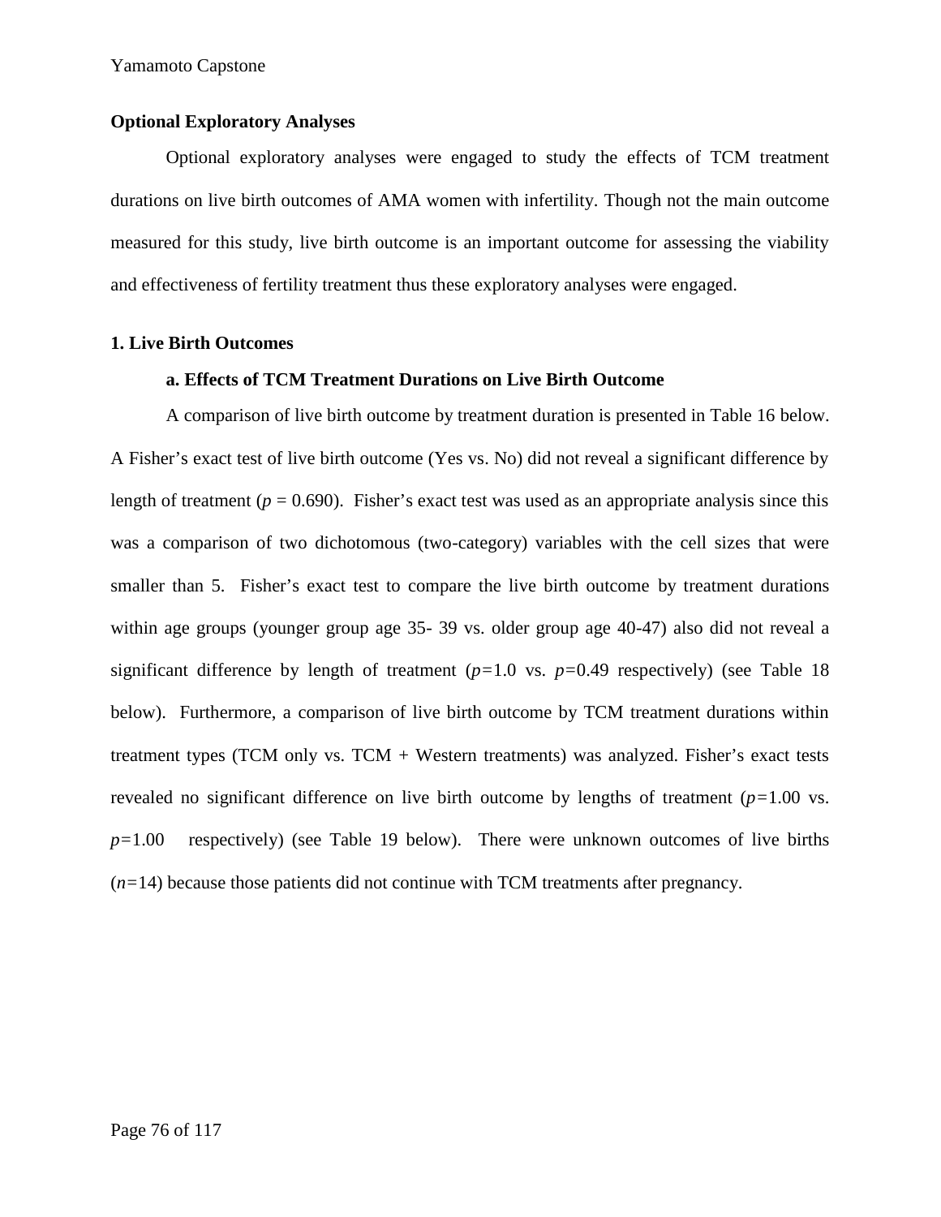## Optional Exploratory Analyses

Optional exploratory analyses were engaged to study the effects of TCM treatment durations on live birth outcomes of AMA women with infertility. Though not the main outcome measured for this study, live birth outcome is an important outcome for assessing the viability and effectiveness of fertility treatment thus these exploratory analyses were engaged.

### 1. Live Birth Outcomes

#### a. Effects of TCM Treatment Durations on Live Birth Outcome

A comparison of live birth outcome by treatment duration is presented in Table 16 below. A Fisher's exact test of live birth outcome (Yes vs. No) did not reveal a significant difference by length of treatment ($p = 0.690$). Fisher's exact test was used as an appropriate analysis since this was a comparison of two dichotomous (two-category) variables with the cell sizes that were smaller than 5. Fisher's exact test to compare the live birth outcome by treatment durations within age groups (younger group age 35- 39 vs. older group age 40-47) also did not reveal a significant difference by length of treatment ($p$=1.0 vs. $p$=0.49 respectively) (see Table 18 below). Furthermore, a comparison of live birth outcome by TCM treatment durations within treatment types (TCM only vs. TCM + Western treatments) was analyzed. Fisher's exact tests revealed no significant difference on live birth outcome by lengths of treatment ($p$=1.00 vs. $p$=1.00 respectively) (see Table 19 below). There were unknown outcomes of live births ($n$=14) because those patients did not continue with TCM treatments after pregnancy.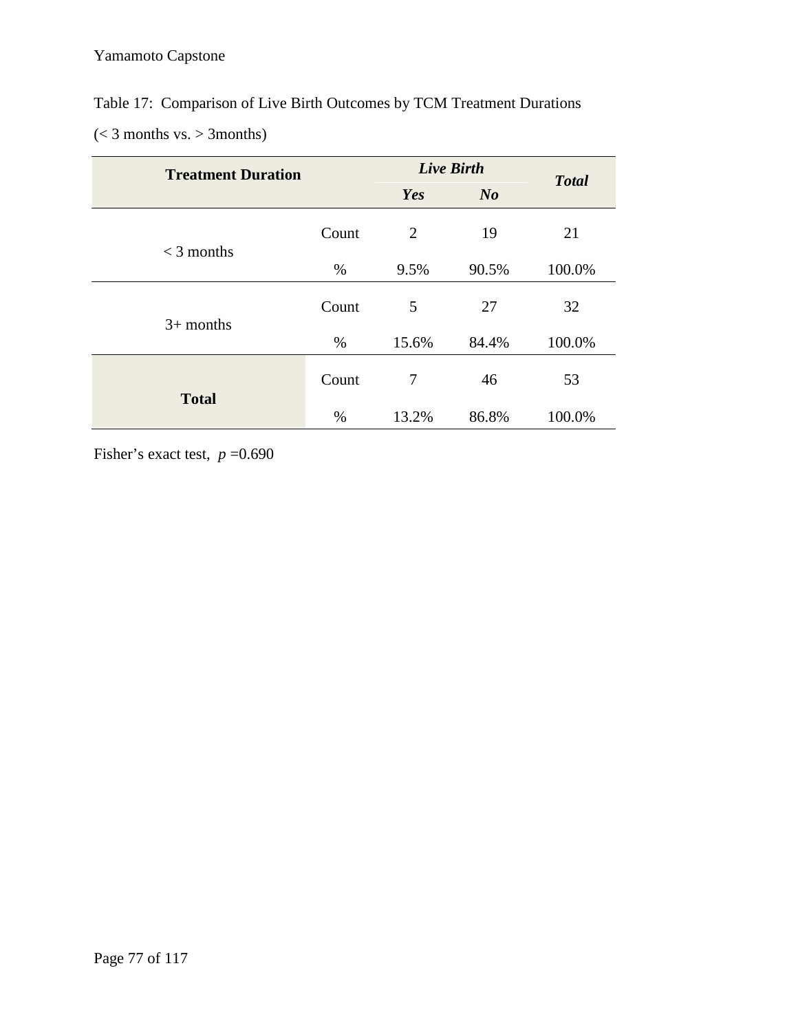Table 17: Comparison of Live Birth Outcomes by TCM Treatment Durations

(< 3 months vs. > 3months)

| **Treatment Duration** | | ***Live Birth*** | | ***Total*** |
|---|---|---|---|---|
| | | ***Yes*** | ***No*** | |
| < 3 months | Count | 2 | 19 | 21 |
| | % | 9.5% | 90.5% | 100.0% |
| 3+ months | Count | 5 | 27 | 32 |
| | % | 15.6% | 84.4% | 100.0% |
| **Total** | Count | 7 | 46 | 53 |
| | % | 13.2% | 86.8% | 100.0% |

Fisher's exact test, $p$ =0.690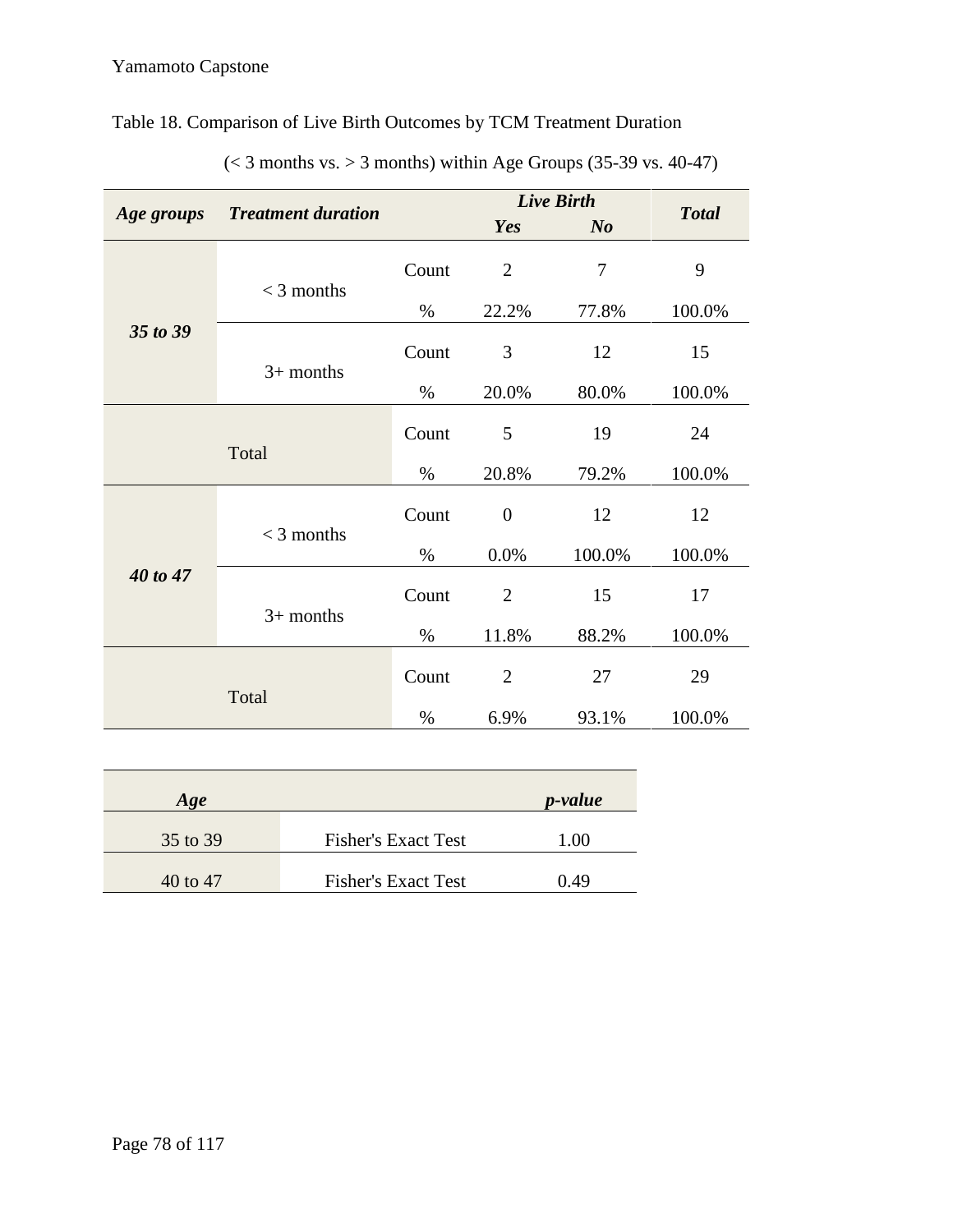Table 18. Comparison of Live Birth Outcomes by TCM Treatment Duration

(< 3 months vs. > 3 months) within Age Groups (35-39 vs. 40-47)

| ***Age groups*** | ***Treatment duration*** | | ***Live Birth*** | | ***Total*** |
|---|---|---|---|---|---|
| | | | ***Yes*** | ***No*** | |
| ***35 to 39*** | < 3 months | Count | 2 | 7 | 9 |
| | | % | 22.2% | 77.8% | 100.0% |
| | 3+ months | Count | 3 | 12 | 15 |
| | | % | 20.0% | 80.0% | 100.0% |
| Total | | Count | 5 | 19 | 24 |
| | | % | 20.8% | 79.2% | 100.0% |
| ***40 to 47*** | < 3 months | Count | 0 | 12 | 12 |
| | | % | 0.0% | 100.0% | 100.0% |
| | 3+ months | Count | 2 | 15 | 17 |
| | | % | 11.8% | 88.2% | 100.0% |
| Total | | Count | 2 | 27 | 29 |
| | | % | 6.9% | 93.1% | 100.0% |

| ***Age*** | | ***p-value*** |
|---|---|---|
| 35 to 39 | Fisher's Exact Test | 1.00 |
| 40 to 47 | Fisher's Exact Test | 0.49 |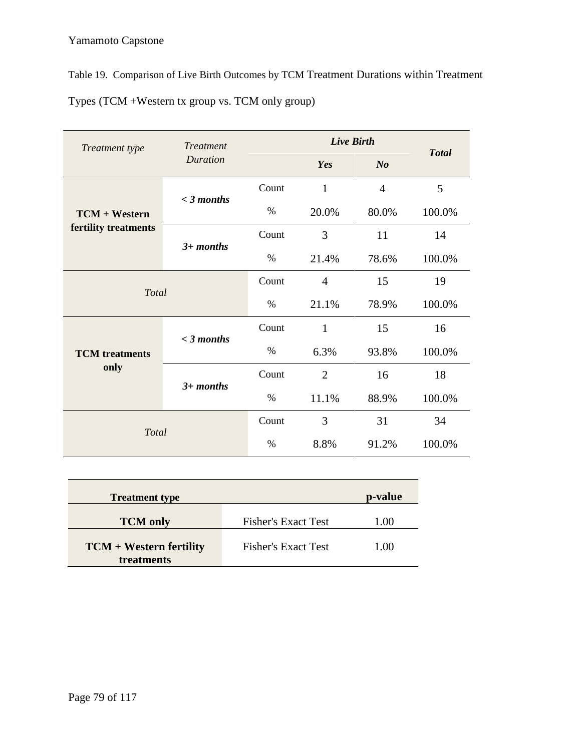Table 19. Comparison of Live Birth Outcomes by TCM Treatment Durations within Treatment Types (TCM +Western tx group vs. TCM only group)

| *Treatment type* | *Treatment Duration* | | ***Live Birth*** | | ***Total*** |
|---|---|---|---|---|---|
| | | | ***Yes*** | ***No*** | |
| **TCM + Western fertility treatments** | ***< 3 months*** | Count | 1 | 4 | 5 |
| | | % | 20.0% | 80.0% | 100.0% |
| | ***3+ months*** | Count | 3 | 11 | 14 |
| | | % | 21.4% | 78.6% | 100.0% |
| *Total* | | Count | 4 | 15 | 19 |
| | | % | 21.1% | 78.9% | 100.0% |
| **TCM treatments only** | ***< 3 months*** | Count | 1 | 15 | 16 |
| | | % | 6.3% | 93.8% | 100.0% |
| | ***3+ months*** | Count | 2 | 16 | 18 |
| | | % | 11.1% | 88.9% | 100.0% |
| *Total* | | Count | 3 | 31 | 34 |
| | | % | 8.8% | 91.2% | 100.0% |

| **Treatment type** | | **p-value** |
|---|---|---|
| **TCM only** | Fisher's Exact Test | 1.00 |
| **TCM + Western fertility treatments** | Fisher's Exact Test | 1.00 |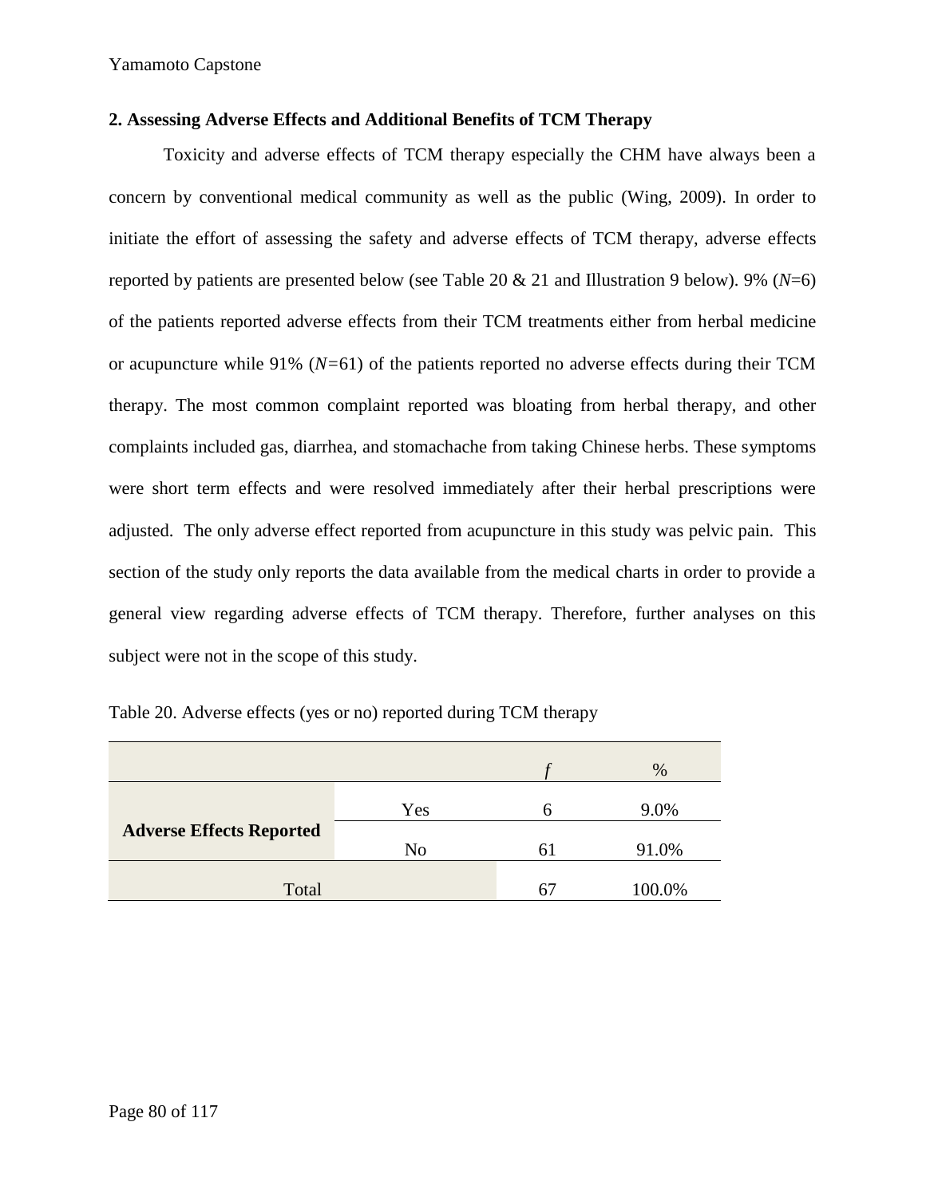## 2. Assessing Adverse Effects and Additional Benefits of TCM Therapy

Toxicity and adverse effects of TCM therapy especially the CHM have always been a concern by conventional medical community as well as the public (Wing, 2009). In order to initiate the effort of assessing the safety and adverse effects of TCM therapy, adverse effects reported by patients are presented below (see Table 20 & 21 and Illustration 9 below). 9% (*N*=6) of the patients reported adverse effects from their TCM treatments either from herbal medicine or acupuncture while 91% (*N*=61) of the patients reported no adverse effects during their TCM therapy. The most common complaint reported was bloating from herbal therapy, and other complaints included gas, diarrhea, and stomachache from taking Chinese herbs. These symptoms were short term effects and were resolved immediately after their herbal prescriptions were adjusted. The only adverse effect reported from acupuncture in this study was pelvic pain. This section of the study only reports the data available from the medical charts in order to provide a general view regarding adverse effects of TCM therapy. Therefore, further analyses on this subject were not in the scope of this study.

Table 20. Adverse effects (yes or no) reported during TCM therapy

| | | *f* | % |
|---|---|---|---|
| **Adverse Effects Reported** | Yes | 6 | 9.0% |
| | No | 61 | 91.0% |
| Total | | 67 | 100.0% |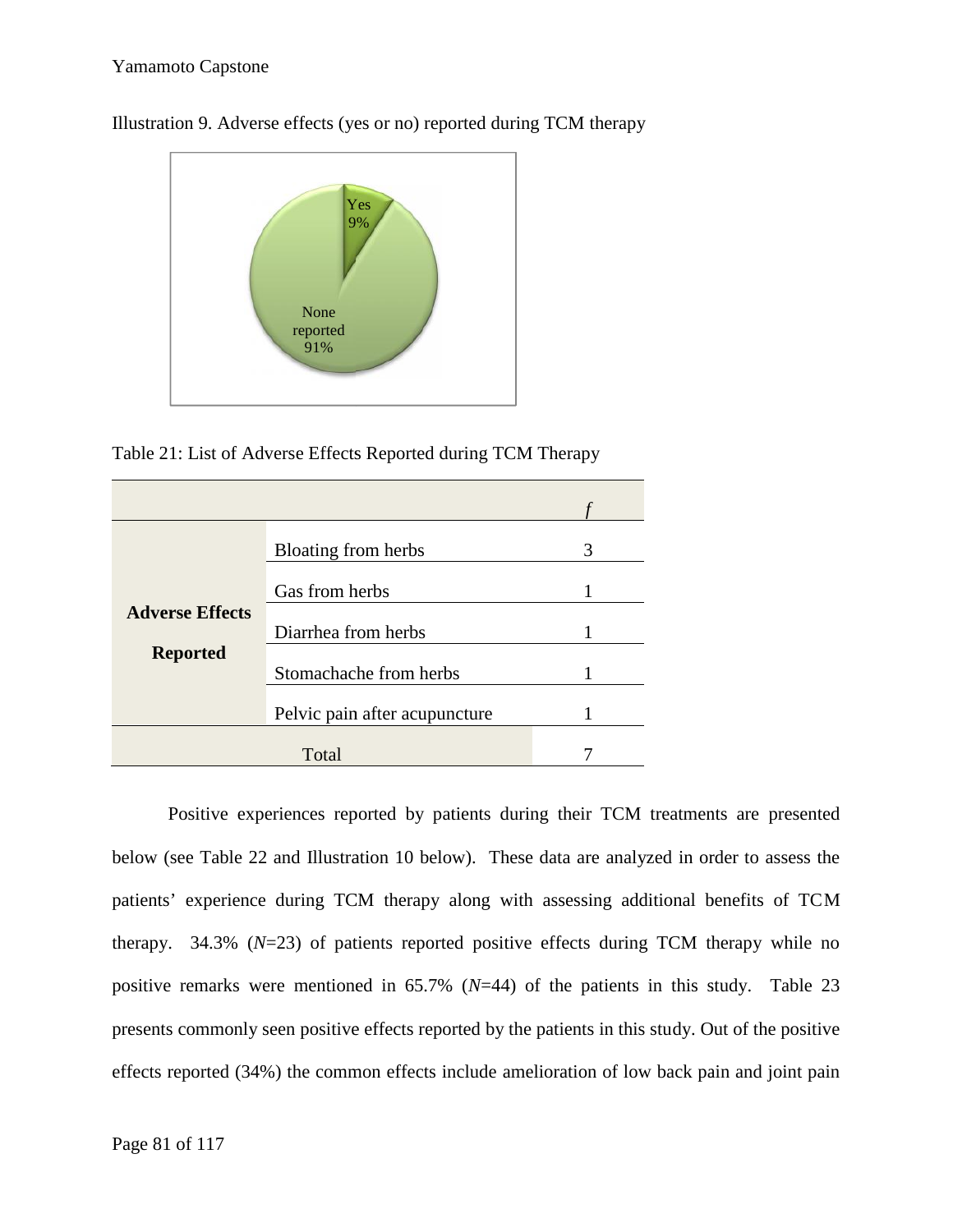Illustration 9. Adverse effects (yes or no) reported during TCM therapy

Table 21: List of Adverse Effects Reported during TCM Therapy

| | | *f* |
|---|---|---|
| **Adverse Effects Reported** | Bloating from herbs | 3 |
| | Gas from herbs | 1 |
| | Diarrhea from herbs | 1 |
| | Stomachache from herbs | 1 |
| | Pelvic pain after acupuncture | 1 |
| Total | | 7 |

Positive experiences reported by patients during their TCM treatments are presented below (see Table 22 and Illustration 10 below). These data are analyzed in order to assess the patients' experience during TCM therapy along with assessing additional benefits of TCM therapy. 34.3% (*N*=23) of patients reported positive effects during TCM therapy while no positive remarks were mentioned in 65.7% (*N*=44) of the patients in this study. Table 23 presents commonly seen positive effects reported by the patients in this study. Out of the positive effects reported (34%) the common effects include amelioration of low back pain and joint pain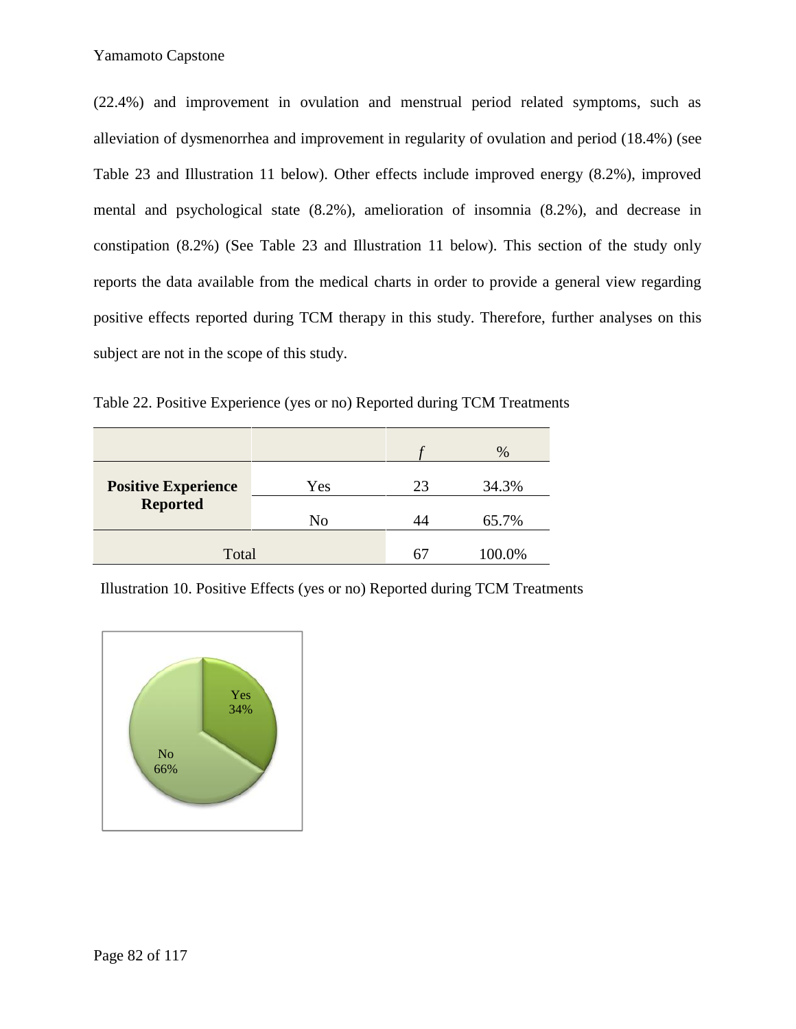(22.4%) and improvement in ovulation and menstrual period related symptoms, such as alleviation of dysmenorrhea and improvement in regularity of ovulation and period (18.4%) (see Table 23 and Illustration 11 below). Other effects include improved energy (8.2%), improved mental and psychological state (8.2%), amelioration of insomnia (8.2%), and decrease in constipation (8.2%) (See Table 23 and Illustration 11 below). This section of the study only reports the data available from the medical charts in order to provide a general view regarding positive effects reported during TCM therapy in this study. Therefore, further analyses on this subject are not in the scope of this study.

Table 22. Positive Experience (yes or no) Reported during TCM Treatments

| | | *f* | % |
|---|---|---|---|
| **Positive Experience Reported** | Yes | 23 | 34.3% |
| | No | 44 | 65.7% |
| Total | | 67 | 100.0% |

Illustration 10. Positive Effects (yes or no) Reported during TCM Treatments

Yes 34%

No 66%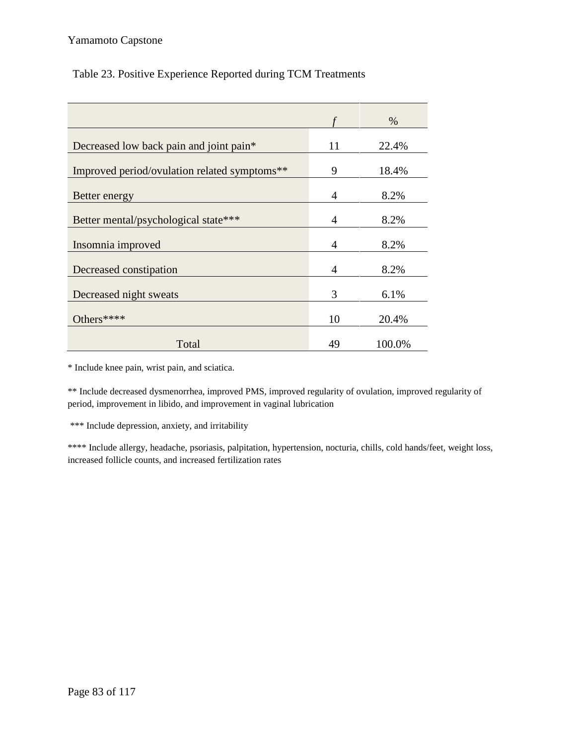Table 23. Positive Experience Reported during TCM Treatments

| | *f* | % |
|---|---|---|
| Decreased low back pain and joint pain* | 11 | 22.4% |
| Improved period/ovulation related symptoms** | 9 | 18.4% |
| Better energy | 4 | 8.2% |
| Better mental/psychological state*** | 4 | 8.2% |
| Insomnia improved | 4 | 8.2% |
| Decreased constipation | 4 | 8.2% |
| Decreased night sweats | 3 | 6.1% |
| Others**** | 10 | 20.4% |
| Total | 49 | 100.0% |

* Include knee pain, wrist pain, and sciatica.

** Include decreased dysmenorrhea, improved PMS, improved regularity of ovulation, improved regularity of period, improvement in libido, and improvement in vaginal lubrication

*** Include depression, anxiety, and irritability

**** Include allergy, headache, psoriasis, palpitation, hypertension, nocturia, chills, cold hands/feet, weight loss, increased follicle counts, and increased fertilization rates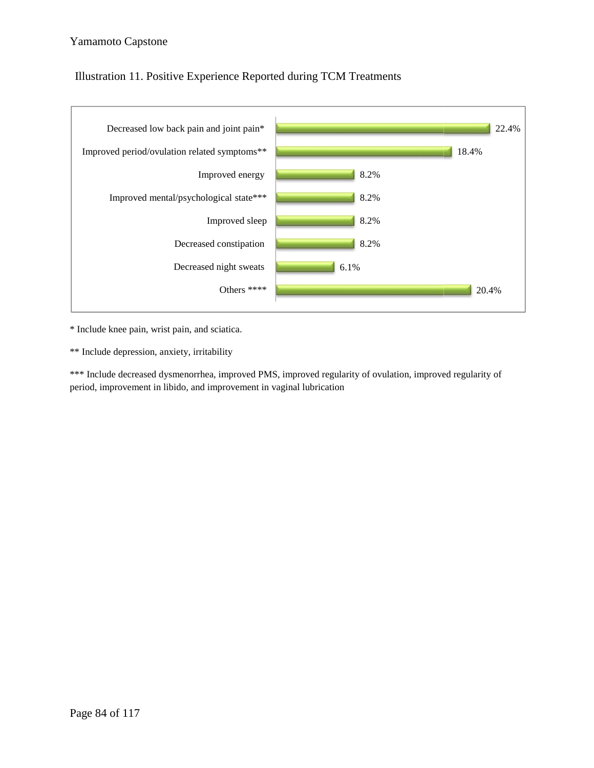Illustration 11. Positive Experience Reported during TCM Treatments

| Category | Percentage |
|---|---|
| Decreased low back pain and joint pain* | 22.4% |
| Improved period/ovulation related symptoms** | 18.4% |
| Improved energy | 8.2% |
| Improved mental/psychological state*** | 8.2% |
| Improved sleep | 8.2% |
| Decreased constipation | 8.2% |
| Decreased night sweats | 6.1% |
| Others **** | 20.4% |

* Include knee pain, wrist pain, and sciatica.

** Include depression, anxiety, irritability

*** Include decreased dysmenorrhea, improved PMS, improved regularity of ovulation, improved regularity of period, improvement in libido, and improvement in vaginal lubrication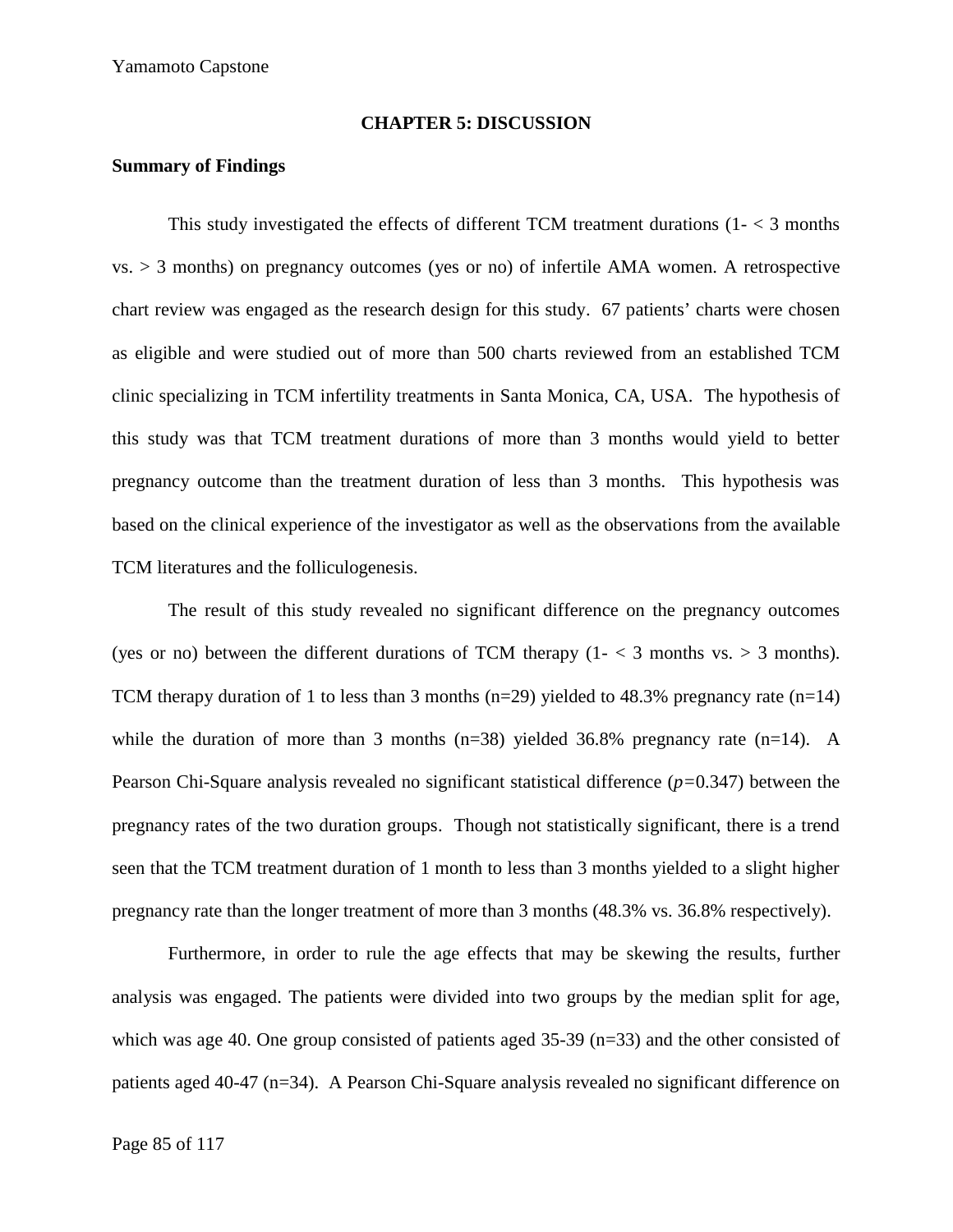# CHAPTER 5: DISCUSSION

## Summary of Findings

This study investigated the effects of different TCM treatment durations (1- < 3 months vs. > 3 months) on pregnancy outcomes (yes or no) of infertile AMA women. A retrospective chart review was engaged as the research design for this study. 67 patients' charts were chosen as eligible and were studied out of more than 500 charts reviewed from an established TCM clinic specializing in TCM infertility treatments in Santa Monica, CA, USA. The hypothesis of this study was that TCM treatment durations of more than 3 months would yield to better pregnancy outcome than the treatment duration of less than 3 months. This hypothesis was based on the clinical experience of the investigator as well as the observations from the available TCM literatures and the folliculogenesis.

The result of this study revealed no significant difference on the pregnancy outcomes (yes or no) between the different durations of TCM therapy (1- < 3 months vs. > 3 months). TCM therapy duration of 1 to less than 3 months (n=29) yielded to 48.3% pregnancy rate (n=14) while the duration of more than 3 months (n=38) yielded 36.8% pregnancy rate (n=14). A Pearson Chi-Square analysis revealed no significant statistical difference ($p=0.347$) between the pregnancy rates of the two duration groups. Though not statistically significant, there is a trend seen that the TCM treatment duration of 1 month to less than 3 months yielded to a slight higher pregnancy rate than the longer treatment of more than 3 months (48.3% vs. 36.8% respectively).

Furthermore, in order to rule the age effects that may be skewing the results, further analysis was engaged. The patients were divided into two groups by the median split for age, which was age 40. One group consisted of patients aged 35-39 (n=33) and the other consisted of patients aged 40-47 (n=34). A Pearson Chi-Square analysis revealed no significant difference on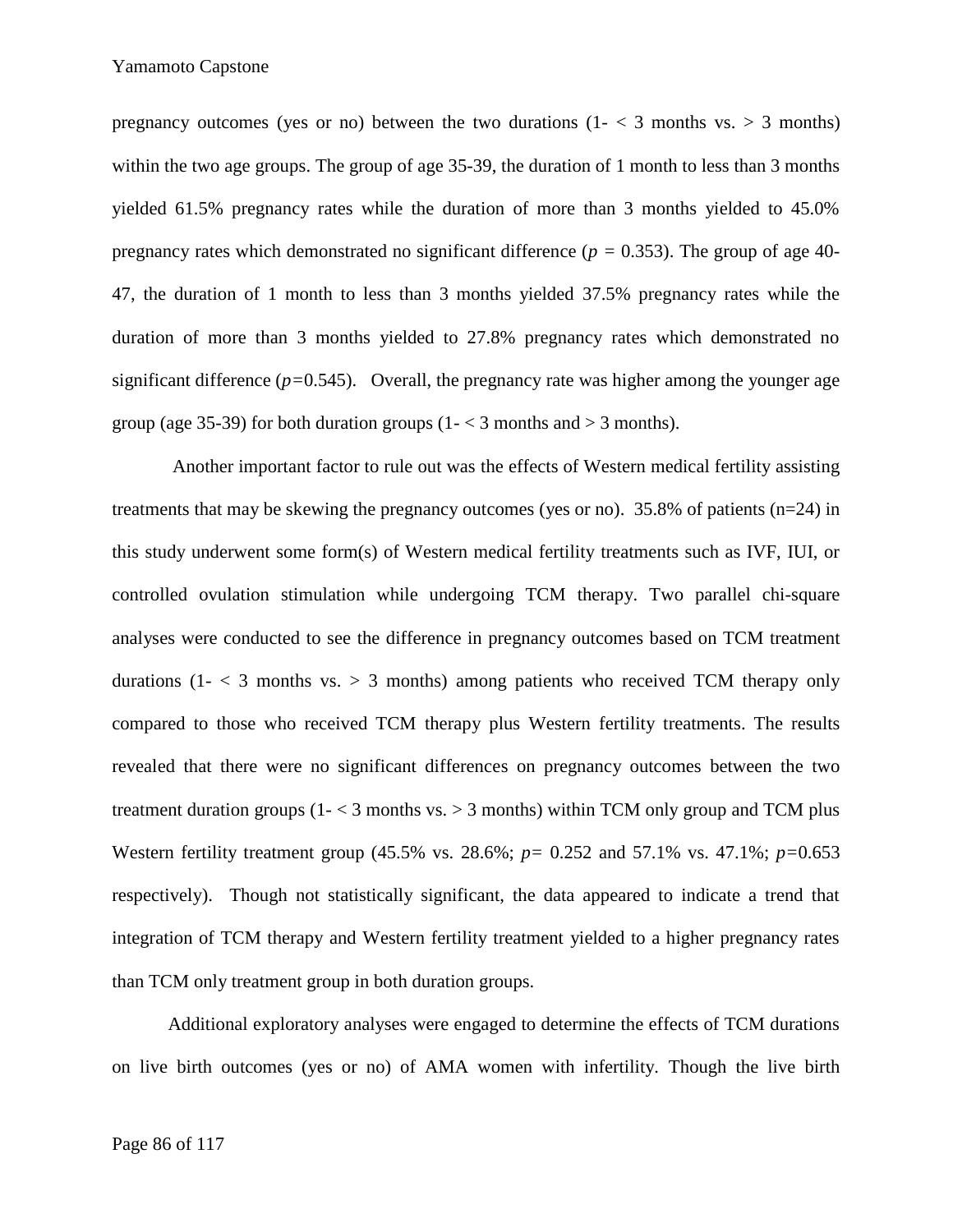pregnancy outcomes (yes or no) between the two durations (1- < 3 months vs. > 3 months) within the two age groups. The group of age 35-39, the duration of 1 month to less than 3 months yielded 61.5% pregnancy rates while the duration of more than 3 months yielded to 45.0% pregnancy rates which demonstrated no significant difference ($p$ = 0.353). The group of age 40-47, the duration of 1 month to less than 3 months yielded 37.5% pregnancy rates while the duration of more than 3 months yielded to 27.8% pregnancy rates which demonstrated no significant difference ($p$=0.545). Overall, the pregnancy rate was higher among the younger age group (age 35-39) for both duration groups (1- < 3 months and > 3 months).

Another important factor to rule out was the effects of Western medical fertility assisting treatments that may be skewing the pregnancy outcomes (yes or no). 35.8% of patients (n=24) in this study underwent some form(s) of Western medical fertility treatments such as IVF, IUI, or controlled ovulation stimulation while undergoing TCM therapy. Two parallel chi-square analyses were conducted to see the difference in pregnancy outcomes based on TCM treatment durations (1- < 3 months vs. > 3 months) among patients who received TCM therapy only compared to those who received TCM therapy plus Western fertility treatments. The results revealed that there were no significant differences on pregnancy outcomes between the two treatment duration groups (1- < 3 months vs. > 3 months) within TCM only group and TCM plus Western fertility treatment group (45.5% vs. 28.6%; $p$= 0.252 and 57.1% vs. 47.1%; $p$=0.653 respectively). Though not statistically significant, the data appeared to indicate a trend that integration of TCM therapy and Western fertility treatment yielded to a higher pregnancy rates than TCM only treatment group in both duration groups.

Additional exploratory analyses were engaged to determine the effects of TCM durations on live birth outcomes (yes or no) of AMA women with infertility. Though the live birth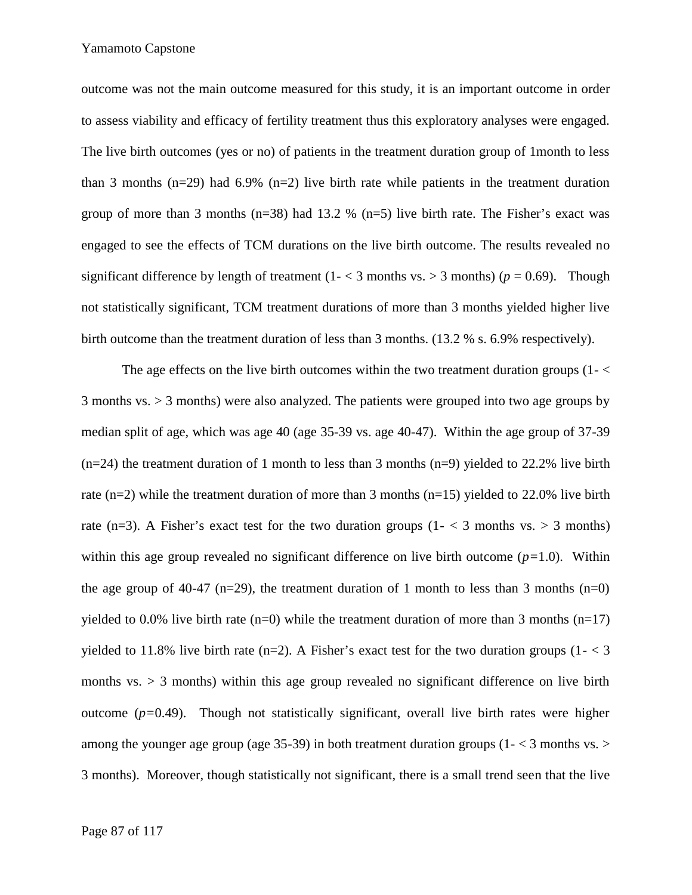outcome was not the main outcome measured for this study, it is an important outcome in order to assess viability and efficacy of fertility treatment thus this exploratory analyses were engaged. The live birth outcomes (yes or no) of patients in the treatment duration group of 1month to less than 3 months (n=29) had 6.9% (n=2) live birth rate while patients in the treatment duration group of more than 3 months (n=38) had 13.2 % (n=5) live birth rate. The Fisher's exact was engaged to see the effects of TCM durations on the live birth outcome. The results revealed no significant difference by length of treatment (1- < 3 months vs. > 3 months) ($p$ = 0.69). Though not statistically significant, TCM treatment durations of more than 3 months yielded higher live birth outcome than the treatment duration of less than 3 months. (13.2 % s. 6.9% respectively).

The age effects on the live birth outcomes within the two treatment duration groups (1- < 3 months vs. > 3 months) were also analyzed. The patients were grouped into two age groups by median split of age, which was age 40 (age 35-39 vs. age 40-47). Within the age group of 37-39 (n=24) the treatment duration of 1 month to less than 3 months (n=9) yielded to 22.2% live birth rate (n=2) while the treatment duration of more than 3 months (n=15) yielded to 22.0% live birth rate (n=3). A Fisher's exact test for the two duration groups (1- < 3 months vs. > 3 months) within this age group revealed no significant difference on live birth outcome ($p$=1.0). Within the age group of 40-47 (n=29), the treatment duration of 1 month to less than 3 months (n=0) yielded to 0.0% live birth rate (n=0) while the treatment duration of more than 3 months (n=17) yielded to 11.8% live birth rate (n=2). A Fisher's exact test for the two duration groups (1- < 3 months vs. > 3 months) within this age group revealed no significant difference on live birth outcome ($p$=0.49). Though not statistically significant, overall live birth rates were higher among the younger age group (age 35-39) in both treatment duration groups (1- < 3 months vs. > 3 months). Moreover, though statistically not significant, there is a small trend seen that the live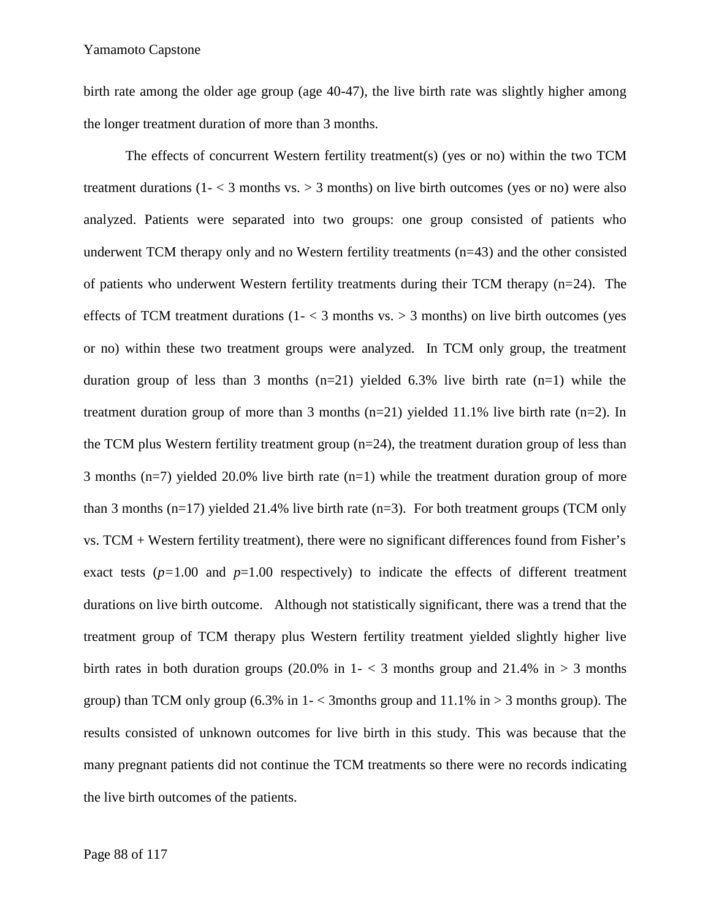birth rate among the older age group (age 40-47), the live birth rate was slightly higher among the longer treatment duration of more than 3 months.

The effects of concurrent Western fertility treatment(s) (yes or no) within the two TCM treatment durations (1- < 3 months vs. > 3 months) on live birth outcomes (yes or no) were also analyzed. Patients were separated into two groups: one group consisted of patients who underwent TCM therapy only and no Western fertility treatments (n=43) and the other consisted of patients who underwent Western fertility treatments during their TCM therapy (n=24). The effects of TCM treatment durations (1- < 3 months vs. > 3 months) on live birth outcomes (yes or no) within these two treatment groups were analyzed. In TCM only group, the treatment duration group of less than 3 months (n=21) yielded 6.3% live birth rate (n=1) while the treatment duration group of more than 3 months (n=21) yielded 11.1% live birth rate (n=2). In the TCM plus Western fertility treatment group (n=24), the treatment duration group of less than 3 months (n=7) yielded 20.0% live birth rate (n=1) while the treatment duration group of more than 3 months (n=17) yielded 21.4% live birth rate (n=3). For both treatment groups (TCM only vs. TCM + Western fertility treatment), there were no significant differences found from Fisher's exact tests ($p$=1.00 and $p$=1.00 respectively) to indicate the effects of different treatment durations on live birth outcome. Although not statistically significant, there was a trend that the treatment group of TCM therapy plus Western fertility treatment yielded slightly higher live birth rates in both duration groups (20.0% in 1- < 3 months group and 21.4% in > 3 months group) than TCM only group (6.3% in 1- < 3months group and 11.1% in > 3 months group). The results consisted of unknown outcomes for live birth in this study. This was because that the many pregnant patients did not continue the TCM treatments so there were no records indicating the live birth outcomes of the patients.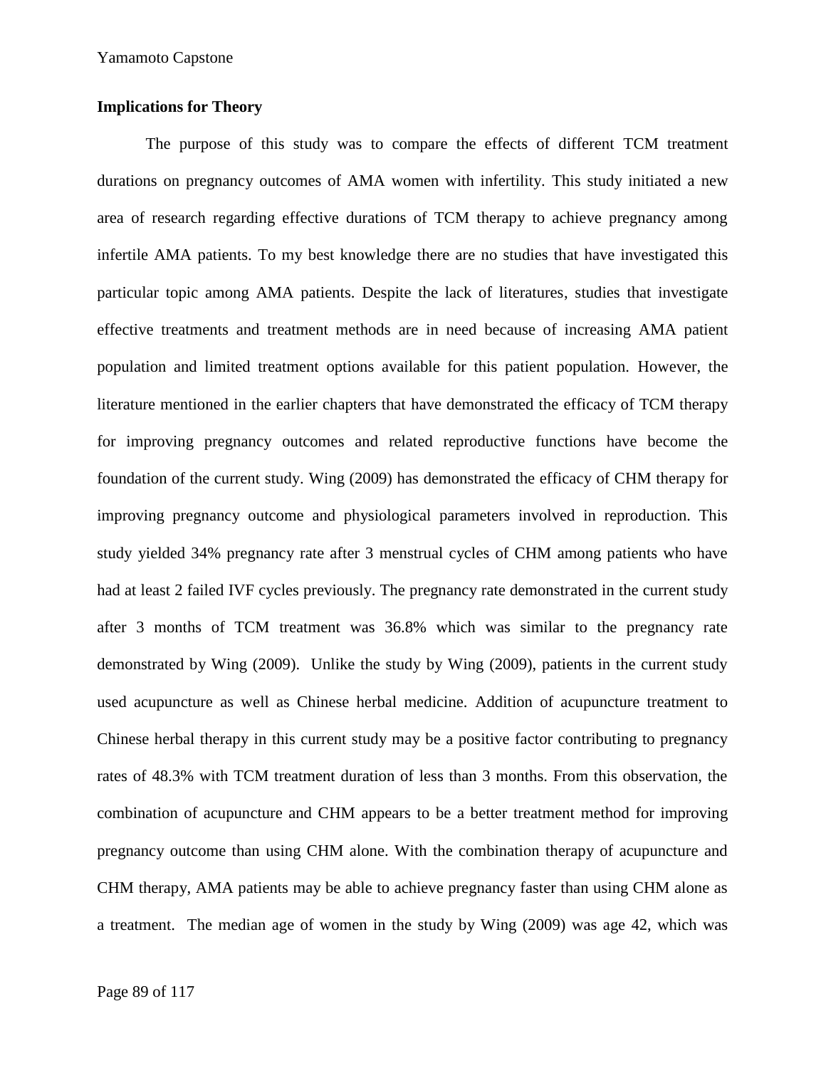## Implications for Theory

The purpose of this study was to compare the effects of different TCM treatment durations on pregnancy outcomes of AMA women with infertility. This study initiated a new area of research regarding effective durations of TCM therapy to achieve pregnancy among infertile AMA patients. To my best knowledge there are no studies that have investigated this particular topic among AMA patients. Despite the lack of literatures, studies that investigate effective treatments and treatment methods are in need because of increasing AMA patient population and limited treatment options available for this patient population. However, the literature mentioned in the earlier chapters that have demonstrated the efficacy of TCM therapy for improving pregnancy outcomes and related reproductive functions have become the foundation of the current study. Wing (2009) has demonstrated the efficacy of CHM therapy for improving pregnancy outcome and physiological parameters involved in reproduction. This study yielded 34% pregnancy rate after 3 menstrual cycles of CHM among patients who have had at least 2 failed IVF cycles previously. The pregnancy rate demonstrated in the current study after 3 months of TCM treatment was 36.8% which was similar to the pregnancy rate demonstrated by Wing (2009). Unlike the study by Wing (2009), patients in the current study used acupuncture as well as Chinese herbal medicine. Addition of acupuncture treatment to Chinese herbal therapy in this current study may be a positive factor contributing to pregnancy rates of 48.3% with TCM treatment duration of less than 3 months. From this observation, the combination of acupuncture and CHM appears to be a better treatment method for improving pregnancy outcome than using CHM alone. With the combination therapy of acupuncture and CHM therapy, AMA patients may be able to achieve pregnancy faster than using CHM alone as a treatment. The median age of women in the study by Wing (2009) was age 42, which was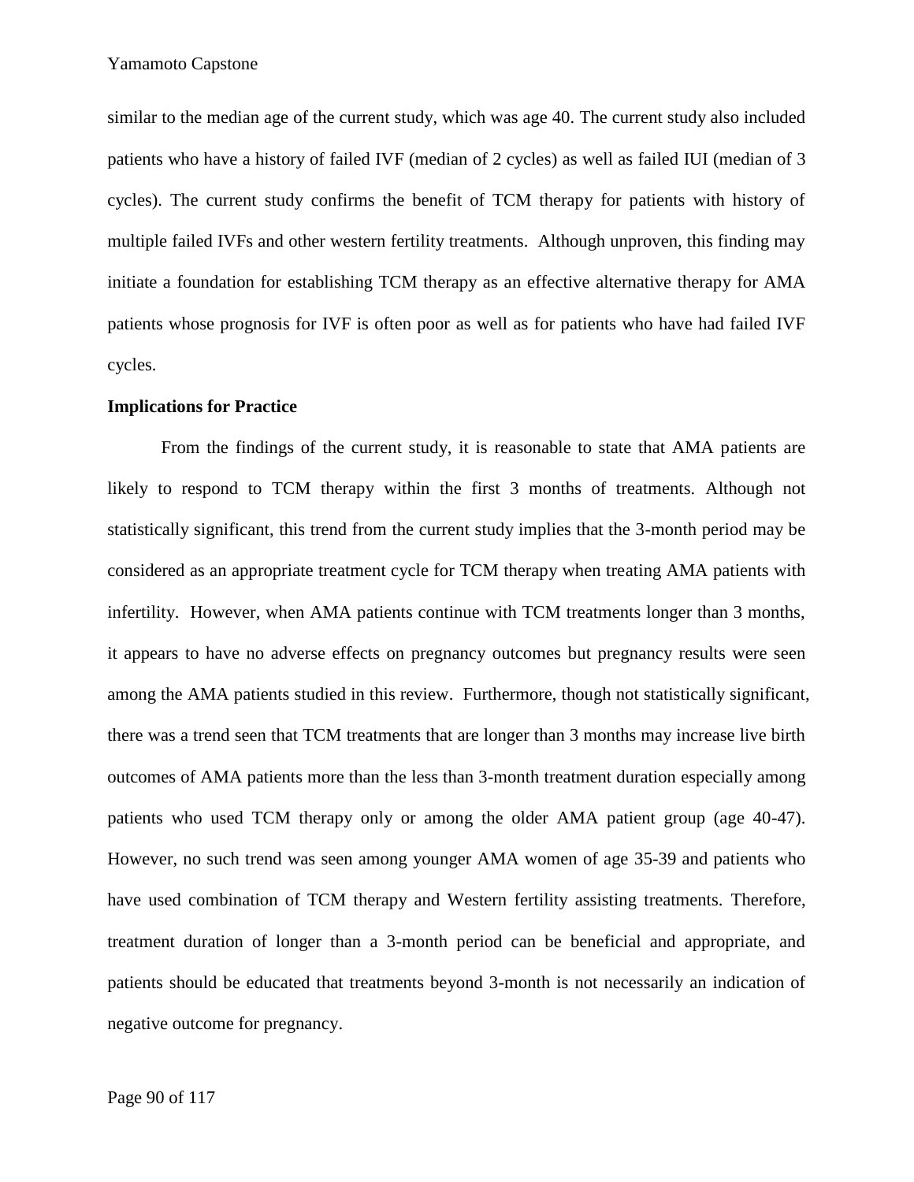similar to the median age of the current study, which was age 40. The current study also included patients who have a history of failed IVF (median of 2 cycles) as well as failed IUI (median of 3 cycles). The current study confirms the benefit of TCM therapy for patients with history of multiple failed IVFs and other western fertility treatments. Although unproven, this finding may initiate a foundation for establishing TCM therapy as an effective alternative therapy for AMA patients whose prognosis for IVF is often poor as well as for patients who have had failed IVF cycles.

**Implications for Practice**

From the findings of the current study, it is reasonable to state that AMA patients are likely to respond to TCM therapy within the first 3 months of treatments. Although not statistically significant, this trend from the current study implies that the 3-month period may be considered as an appropriate treatment cycle for TCM therapy when treating AMA patients with infertility. However, when AMA patients continue with TCM treatments longer than 3 months, it appears to have no adverse effects on pregnancy outcomes but pregnancy results were seen among the AMA patients studied in this review. Furthermore, though not statistically significant, there was a trend seen that TCM treatments that are longer than 3 months may increase live birth outcomes of AMA patients more than the less than 3-month treatment duration especially among patients who used TCM therapy only or among the older AMA patient group (age 40-47). However, no such trend was seen among younger AMA women of age 35-39 and patients who have used combination of TCM therapy and Western fertility assisting treatments. Therefore, treatment duration of longer than a 3-month period can be beneficial and appropriate, and patients should be educated that treatments beyond 3-month is not necessarily an indication of negative outcome for pregnancy.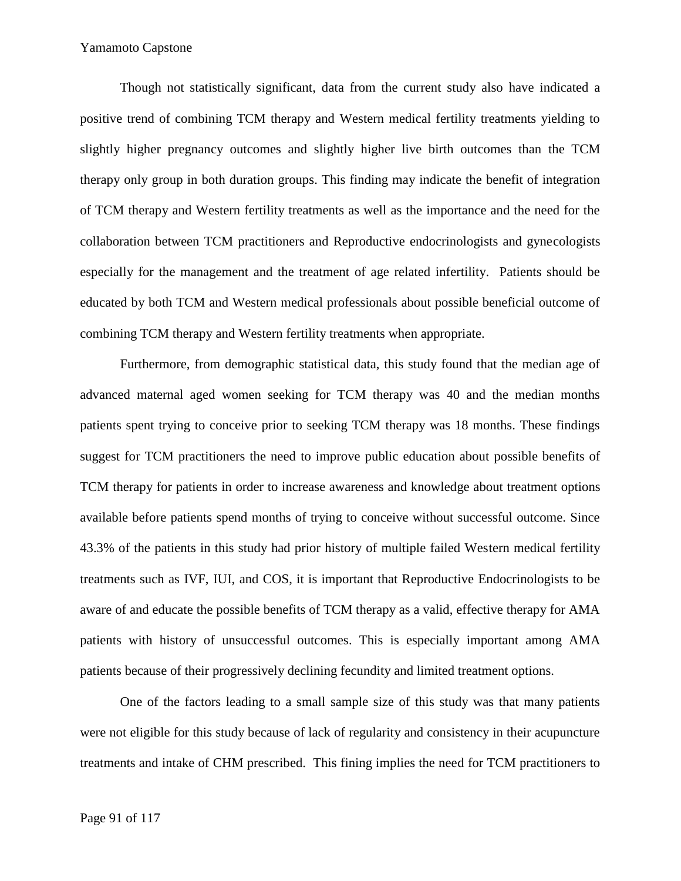Though not statistically significant, data from the current study also have indicated a positive trend of combining TCM therapy and Western medical fertility treatments yielding to slightly higher pregnancy outcomes and slightly higher live birth outcomes than the TCM therapy only group in both duration groups. This finding may indicate the benefit of integration of TCM therapy and Western fertility treatments as well as the importance and the need for the collaboration between TCM practitioners and Reproductive endocrinologists and gynecologists especially for the management and the treatment of age related infertility. Patients should be educated by both TCM and Western medical professionals about possible beneficial outcome of combining TCM therapy and Western fertility treatments when appropriate.

Furthermore, from demographic statistical data, this study found that the median age of advanced maternal aged women seeking for TCM therapy was 40 and the median months patients spent trying to conceive prior to seeking TCM therapy was 18 months. These findings suggest for TCM practitioners the need to improve public education about possible benefits of TCM therapy for patients in order to increase awareness and knowledge about treatment options available before patients spend months of trying to conceive without successful outcome. Since 43.3% of the patients in this study had prior history of multiple failed Western medical fertility treatments such as IVF, IUI, and COS, it is important that Reproductive Endocrinologists to be aware of and educate the possible benefits of TCM therapy as a valid, effective therapy for AMA patients with history of unsuccessful outcomes. This is especially important among AMA patients because of their progressively declining fecundity and limited treatment options.

One of the factors leading to a small sample size of this study was that many patients were not eligible for this study because of lack of regularity and consistency in their acupuncture treatments and intake of CHM prescribed. This fining implies the need for TCM practitioners to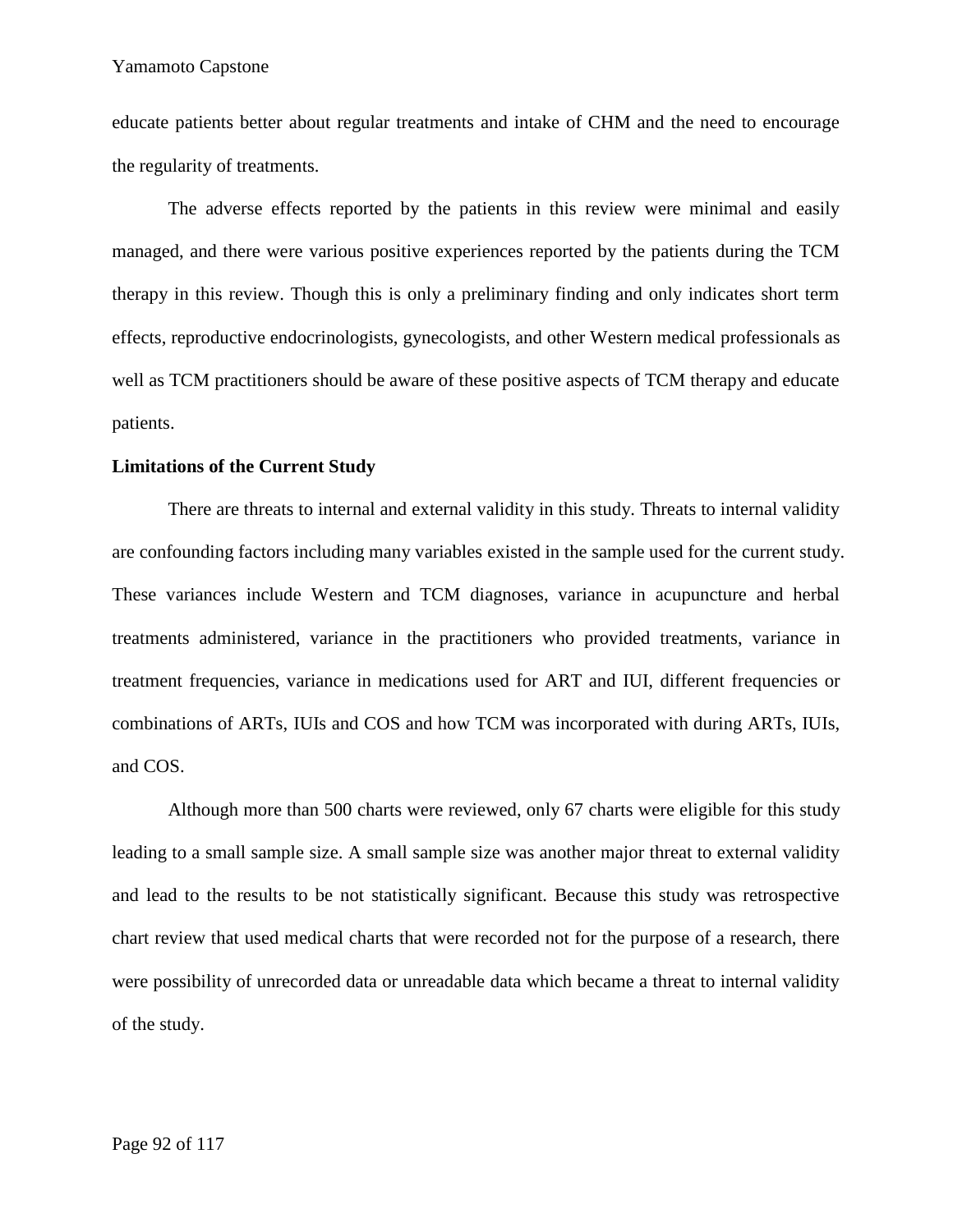educate patients better about regular treatments and intake of CHM and the need to encourage the regularity of treatments.

The adverse effects reported by the patients in this review were minimal and easily managed, and there were various positive experiences reported by the patients during the TCM therapy in this review. Though this is only a preliminary finding and only indicates short term effects, reproductive endocrinologists, gynecologists, and other Western medical professionals as well as TCM practitioners should be aware of these positive aspects of TCM therapy and educate patients.

**Limitations of the Current Study**

There are threats to internal and external validity in this study. Threats to internal validity are confounding factors including many variables existed in the sample used for the current study. These variances include Western and TCM diagnoses, variance in acupuncture and herbal treatments administered, variance in the practitioners who provided treatments, variance in treatment frequencies, variance in medications used for ART and IUI, different frequencies or combinations of ARTs, IUIs and COS and how TCM was incorporated with during ARTs, IUIs, and COS.

Although more than 500 charts were reviewed, only 67 charts were eligible for this study leading to a small sample size. A small sample size was another major threat to external validity and lead to the results to be not statistically significant. Because this study was retrospective chart review that used medical charts that were recorded not for the purpose of a research, there were possibility of unrecorded data or unreadable data which became a threat to internal validity of the study.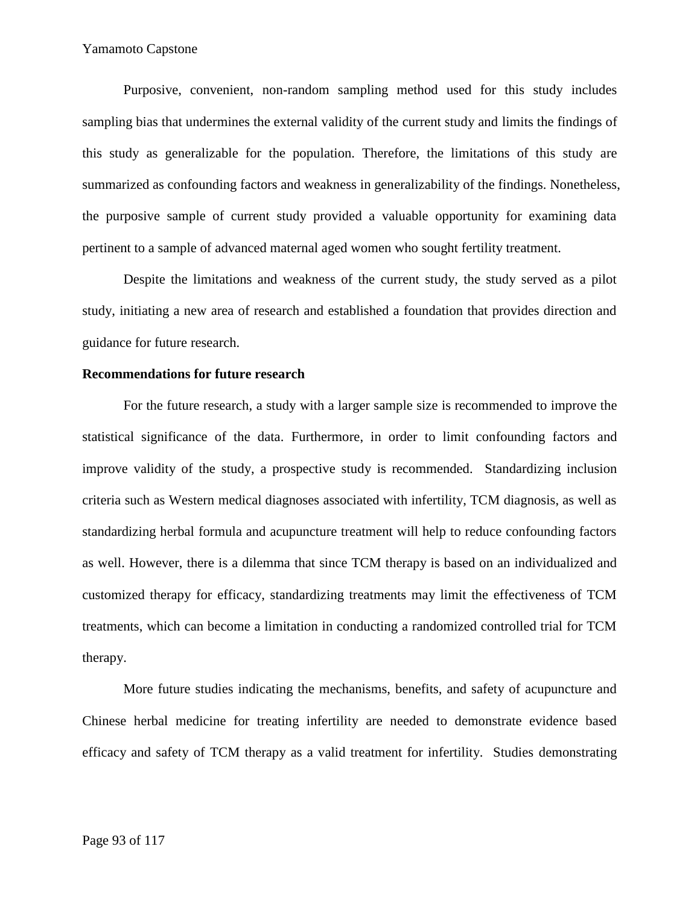Purposive, convenient, non-random sampling method used for this study includes sampling bias that undermines the external validity of the current study and limits the findings of this study as generalizable for the population. Therefore, the limitations of this study are summarized as confounding factors and weakness in generalizability of the findings. Nonetheless, the purposive sample of current study provided a valuable opportunity for examining data pertinent to a sample of advanced maternal aged women who sought fertility treatment.

Despite the limitations and weakness of the current study, the study served as a pilot study, initiating a new area of research and established a foundation that provides direction and guidance for future research.

**Recommendations for future research**

For the future research, a study with a larger sample size is recommended to improve the statistical significance of the data. Furthermore, in order to limit confounding factors and improve validity of the study, a prospective study is recommended. Standardizing inclusion criteria such as Western medical diagnoses associated with infertility, TCM diagnosis, as well as standardizing herbal formula and acupuncture treatment will help to reduce confounding factors as well. However, there is a dilemma that since TCM therapy is based on an individualized and customized therapy for efficacy, standardizing treatments may limit the effectiveness of TCM treatments, which can become a limitation in conducting a randomized controlled trial for TCM therapy.

More future studies indicating the mechanisms, benefits, and safety of acupuncture and Chinese herbal medicine for treating infertility are needed to demonstrate evidence based efficacy and safety of TCM therapy as a valid treatment for infertility. Studies demonstrating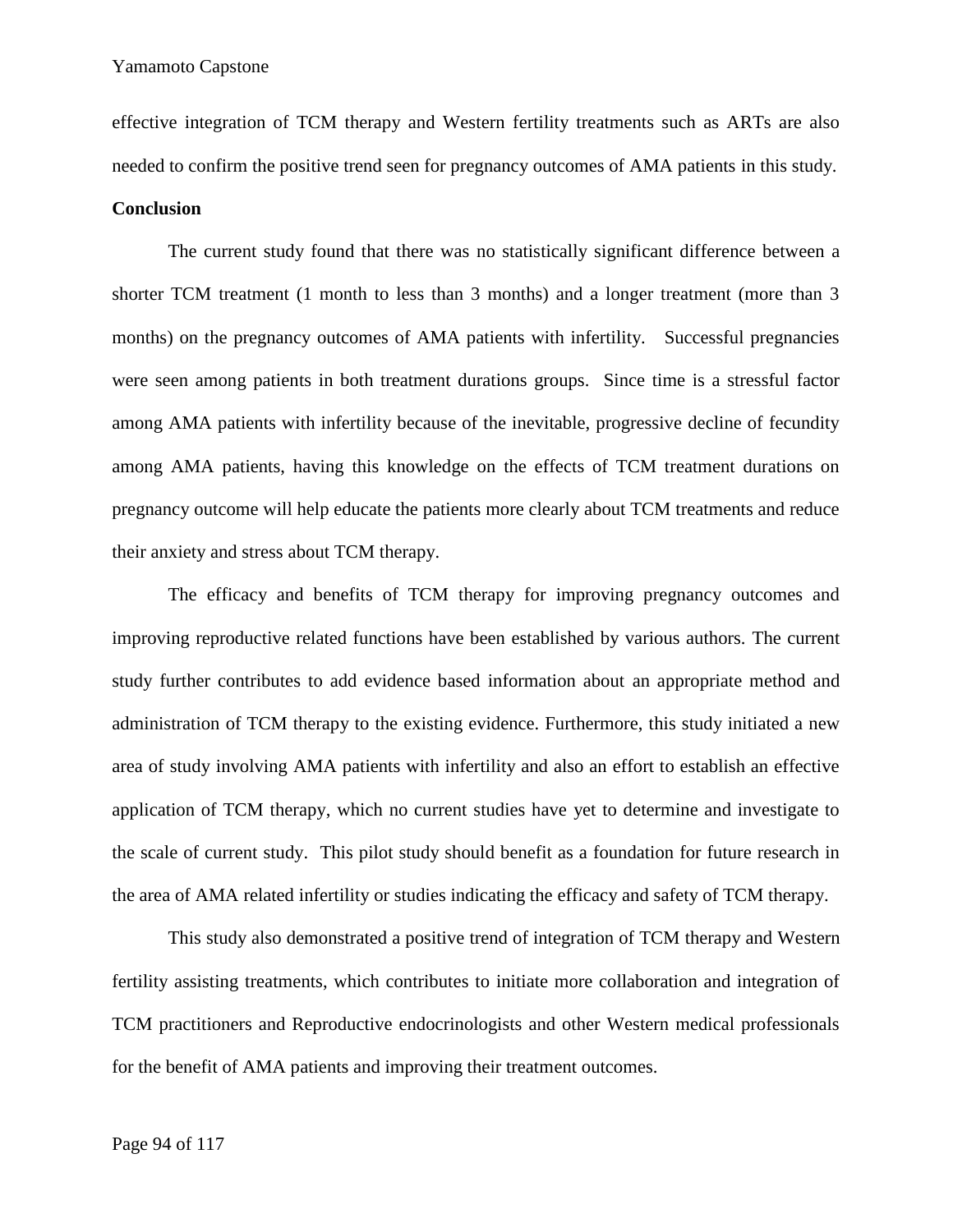effective integration of TCM therapy and Western fertility treatments such as ARTs are also needed to confirm the positive trend seen for pregnancy outcomes of AMA patients in this study.

**Conclusion**

The current study found that there was no statistically significant difference between a shorter TCM treatment (1 month to less than 3 months) and a longer treatment (more than 3 months) on the pregnancy outcomes of AMA patients with infertility. Successful pregnancies were seen among patients in both treatment durations groups. Since time is a stressful factor among AMA patients with infertility because of the inevitable, progressive decline of fecundity among AMA patients, having this knowledge on the effects of TCM treatment durations on pregnancy outcome will help educate the patients more clearly about TCM treatments and reduce their anxiety and stress about TCM therapy.

The efficacy and benefits of TCM therapy for improving pregnancy outcomes and improving reproductive related functions have been established by various authors. The current study further contributes to add evidence based information about an appropriate method and administration of TCM therapy to the existing evidence. Furthermore, this study initiated a new area of study involving AMA patients with infertility and also an effort to establish an effective application of TCM therapy, which no current studies have yet to determine and investigate to the scale of current study. This pilot study should benefit as a foundation for future research in the area of AMA related infertility or studies indicating the efficacy and safety of TCM therapy.

This study also demonstrated a positive trend of integration of TCM therapy and Western fertility assisting treatments, which contributes to initiate more collaboration and integration of TCM practitioners and Reproductive endocrinologists and other Western medical professionals for the benefit of AMA patients and improving their treatment outcomes.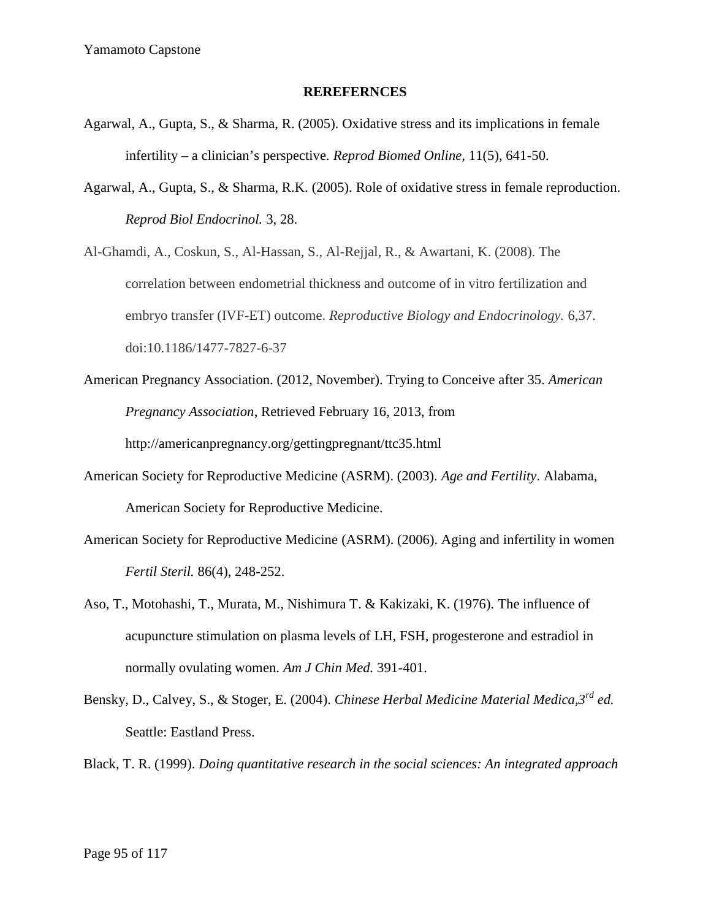# REREFERNCES

Agarwal, A., Gupta, S., & Sharma, R. (2005). Oxidative stress and its implications in female infertility – a clinician's perspective. *Reprod Biomed Online,* 11(5), 641-50.

Agarwal, A., Gupta, S., & Sharma, R.K. (2005). Role of oxidative stress in female reproduction. *Reprod Biol Endocrinol.* 3, 28.

Al-Ghamdi, A., Coskun, S., Al-Hassan, S., Al-Rejjal, R., & Awartani, K. (2008). The correlation between endometrial thickness and outcome of in vitro fertilization and embryo transfer (IVF-ET) outcome. *Reproductive Biology and Endocrinology.* 6,37. doi:10.1186/1477-7827-6-37

American Pregnancy Association. (2012, November). Trying to Conceive after 35. *American Pregnancy Association*, Retrieved February 16, 2013, from http://americanpregnancy.org/gettingpregnant/ttc35.html

American Society for Reproductive Medicine (ASRM). (2003). *Age and Fertility*. Alabama, American Society for Reproductive Medicine.

American Society for Reproductive Medicine (ASRM). (2006). Aging and infertility in women *Fertil Steril.* 86(4), 248-252.

Aso, T., Motohashi, T., Murata, M., Nishimura T. & Kakizaki, K. (1976). The influence of acupuncture stimulation on plasma levels of LH, FSH, progesterone and estradiol in normally ovulating women. *Am J Chin Med.* 391-401.

Bensky, D., Calvey, S., & Stoger, E. (2004). *Chinese Herbal Medicine Material Medica,3rd ed.* Seattle: Eastland Press.

Black, T. R. (1999). *Doing quantitative research in the social sciences: An integrated approach*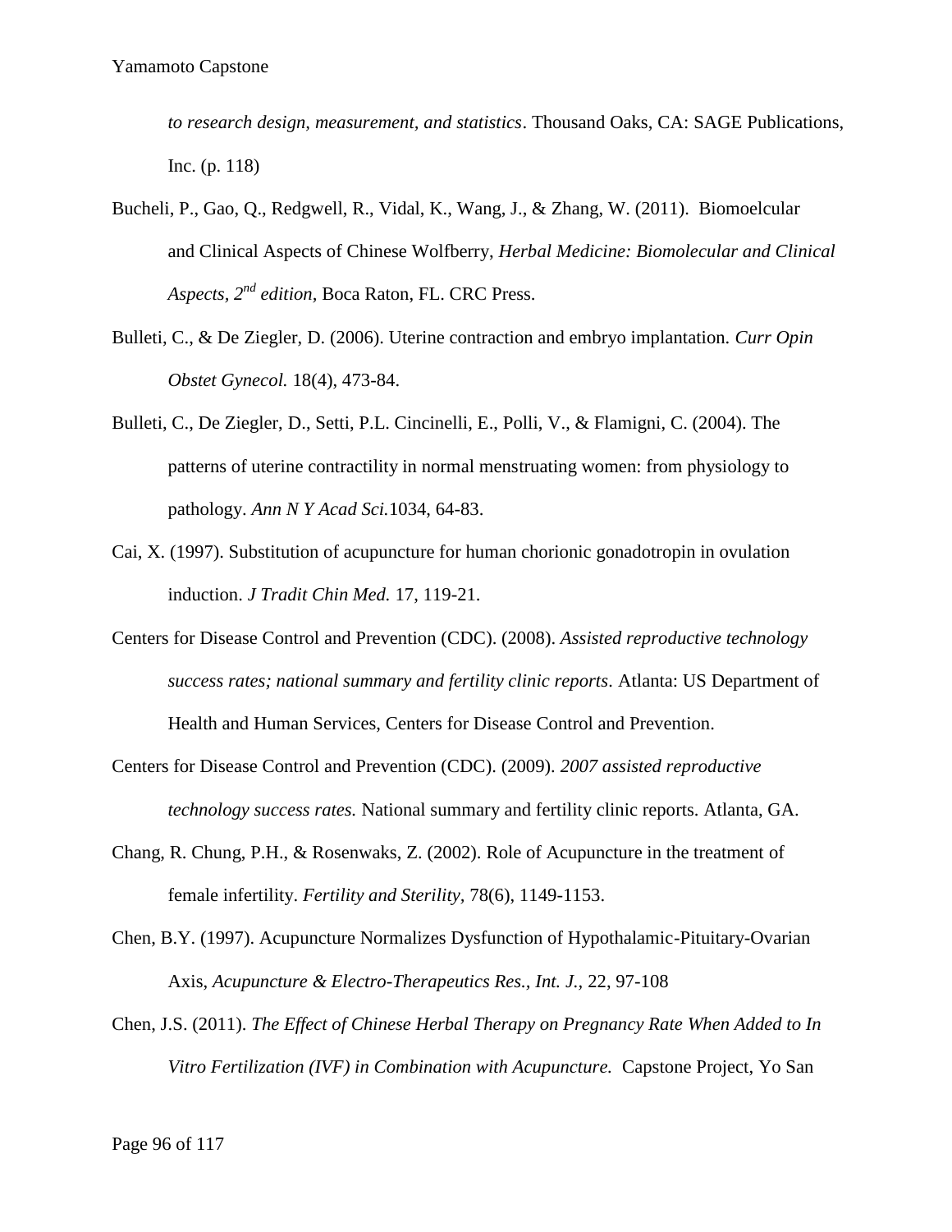*to research design, measurement, and statistics*. Thousand Oaks, CA: SAGE Publications, Inc. (p. 118)

Bucheli, P., Gao, Q., Redgwell, R., Vidal, K., Wang, J., & Zhang, W. (2011). Biomoelcular and Clinical Aspects of Chinese Wolfberry, *Herbal Medicine: Biomolecular and Clinical Aspects, 2nd edition,* Boca Raton, FL. CRC Press.

Bulleti, C., & De Ziegler, D. (2006). Uterine contraction and embryo implantation. *Curr Opin Obstet Gynecol.* 18(4), 473-84.

Bulleti, C., De Ziegler, D., Setti, P.L. Cincinelli, E., Polli, V., & Flamigni, C. (2004). The patterns of uterine contractility in normal menstruating women: from physiology to pathology. *Ann N Y Acad Sci.*1034, 64-83.

Cai, X. (1997). Substitution of acupuncture for human chorionic gonadotropin in ovulation induction. *J Tradit Chin Med.* 17, 119-21.

Centers for Disease Control and Prevention (CDC). (2008). *Assisted reproductive technology success rates; national summary and fertility clinic reports*. Atlanta: US Department of Health and Human Services, Centers for Disease Control and Prevention.

Centers for Disease Control and Prevention (CDC). (2009). *2007 assisted reproductive technology success rates.* National summary and fertility clinic reports. Atlanta, GA.

Chang, R. Chung, P.H., & Rosenwaks, Z. (2002). Role of Acupuncture in the treatment of female infertility. *Fertility and Sterility,* 78(6), 1149-1153.

Chen, B.Y. (1997). Acupuncture Normalizes Dysfunction of Hypothalamic-Pituitary-Ovarian Axis, *Acupuncture & Electro-Therapeutics Res., Int. J.,* 22, 97-108

Chen, J.S. (2011). *The Effect of Chinese Herbal Therapy on Pregnancy Rate When Added to In Vitro Fertilization (IVF) in Combination with Acupuncture.* Capstone Project, Yo San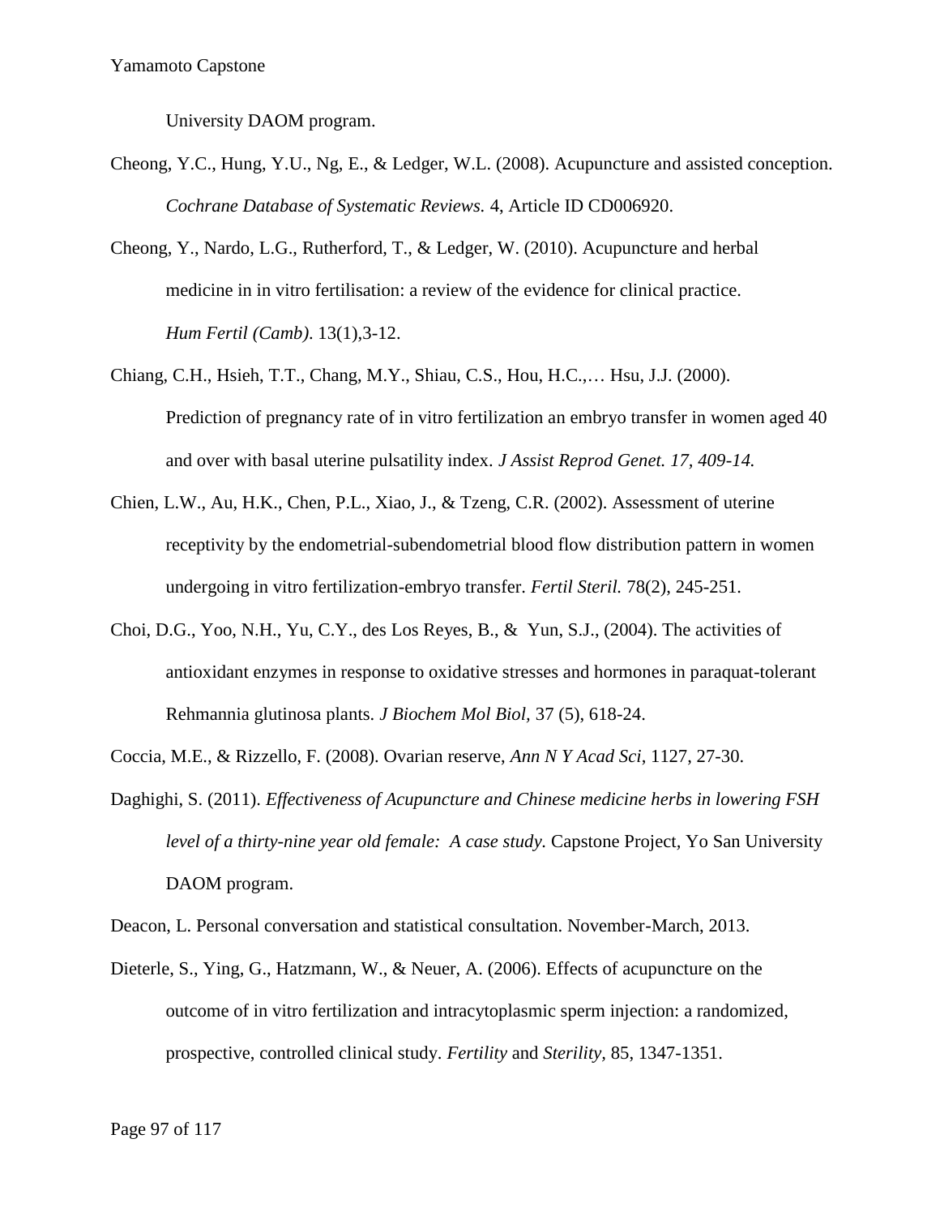University DAOM program.

Cheong, Y.C., Hung, Y.U., Ng, E., & Ledger, W.L. (2008). Acupuncture and assisted conception. *Cochrane Database of Systematic Reviews.* 4, Article ID CD006920.

Cheong, Y., Nardo, L.G., Rutherford, T., & Ledger, W. (2010). Acupuncture and herbal medicine in in vitro fertilisation: a review of the evidence for clinical practice. *Hum Fertil (Camb)*. 13(1),3-12.

Chiang, C.H., Hsieh, T.T., Chang, M.Y., Shiau, C.S., Hou, H.C.,… Hsu, J.J. (2000). Prediction of pregnancy rate of in vitro fertilization an embryo transfer in women aged 40 and over with basal uterine pulsatility index. *J Assist Reprod Genet. 17, 409-14.*

Chien, L.W., Au, H.K., Chen, P.L., Xiao, J., & Tzeng, C.R. (2002). Assessment of uterine receptivity by the endometrial-subendometrial blood flow distribution pattern in women undergoing in vitro fertilization-embryo transfer. *Fertil Steril.* 78(2), 245-251.

Choi, D.G., Yoo, N.H., Yu, C.Y., des Los Reyes, B., & Yun, S.J., (2004). The activities of antioxidant enzymes in response to oxidative stresses and hormones in paraquat-tolerant Rehmannia glutinosa plants. *J Biochem Mol Biol,* 37 (5), 618-24.

Coccia, M.E., & Rizzello, F. (2008). Ovarian reserve, *Ann N Y Acad Sci*, 1127, 27-30.

Daghighi, S. (2011). *Effectiveness of Acupuncture and Chinese medicine herbs in lowering FSH level of a thirty-nine year old female: A case study.* Capstone Project, Yo San University DAOM program.

Deacon, L. Personal conversation and statistical consultation. November-March, 2013.

Dieterle, S., Ying, G., Hatzmann, W., & Neuer, A. (2006). Effects of acupuncture on the outcome of in vitro fertilization and intracytoplasmic sperm injection: a randomized, prospective, controlled clinical study. *Fertility* and *Sterility*, 85, 1347-1351.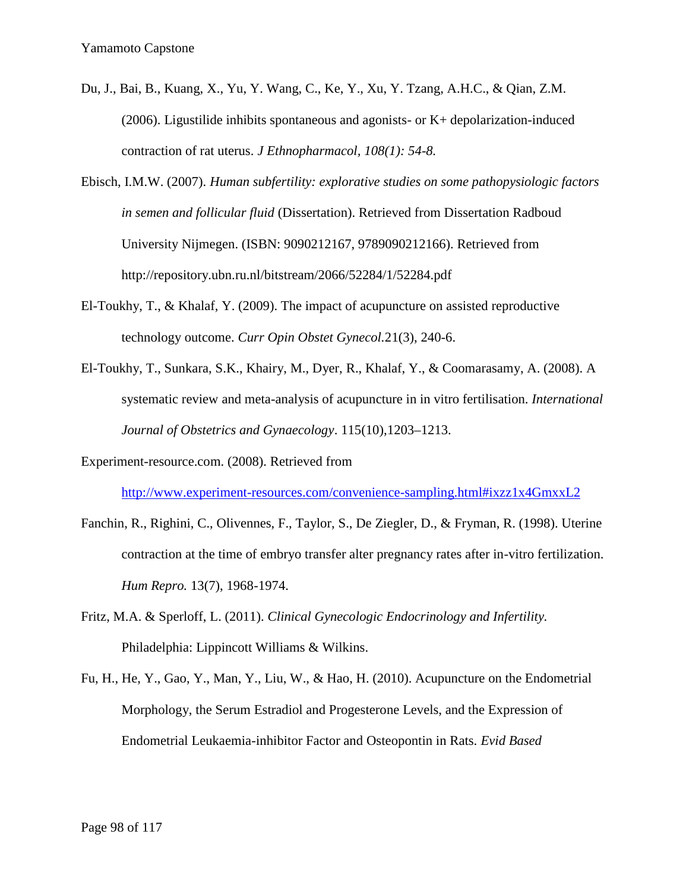Du, J., Bai, B., Kuang, X., Yu, Y. Wang, C., Ke, Y., Xu, Y. Tzang, A.H.C., & Qian, Z.M. (2006). Ligustilide inhibits spontaneous and agonists- or K+ depolarization-induced contraction of rat uterus. *J Ethnopharmacol, 108(1): 54-8.*

Ebisch, I.M.W. (2007). *Human subfertility: explorative studies on some pathopysiologic factors in semen and follicular fluid* (Dissertation). Retrieved from Dissertation Radboud University Nijmegen. (ISBN: 9090212167, 9789090212166). Retrieved from http://repository.ubn.ru.nl/bitstream/2066/52284/1/52284.pdf

El-Toukhy, T., & Khalaf, Y. (2009). The impact of acupuncture on assisted reproductive technology outcome. *Curr Opin Obstet Gynecol.*21(3), 240-6.

El-Toukhy, T., Sunkara, S.K., Khairy, M., Dyer, R., Khalaf, Y., & Coomarasamy, A. (2008). A systematic review and meta-analysis of acupuncture in in vitro fertilisation. *International Journal of Obstetrics and Gynaecology*. 115(10),1203–1213.

Experiment-resource.com. (2008). Retrieved from http://www.experiment-resources.com/convenience-sampling.html#ixzz1x4GmxxL2

Fanchin, R., Righini, C., Olivennes, F., Taylor, S., De Ziegler, D., & Fryman, R. (1998). Uterine contraction at the time of embryo transfer alter pregnancy rates after in-vitro fertilization. *Hum Repro.* 13(7), 1968-1974.

Fritz, M.A. & Sperloff, L. (2011). *Clinical Gynecologic Endocrinology and Infertility.* Philadelphia: Lippincott Williams & Wilkins.

Fu, H., He, Y., Gao, Y., Man, Y., Liu, W., & Hao, H. (2010). Acupuncture on the Endometrial Morphology, the Serum Estradiol and Progesterone Levels, and the Expression of Endometrial Leukaemia-inhibitor Factor and Osteopontin in Rats. *Evid Based*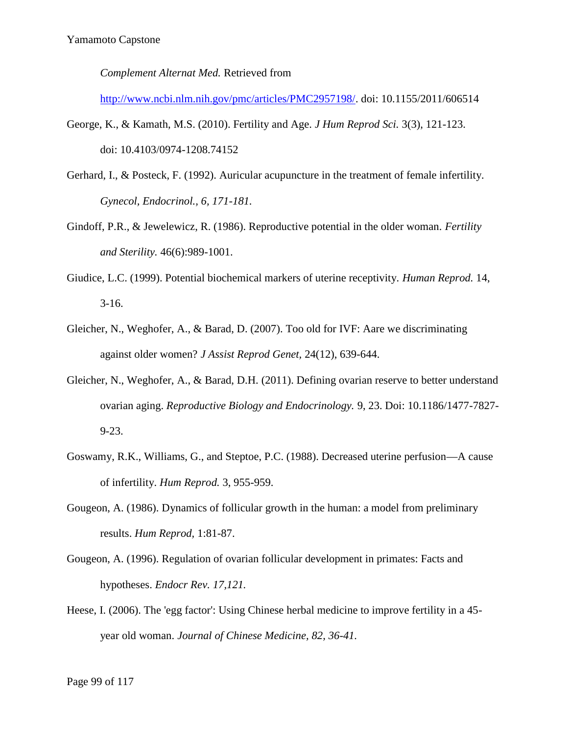*Complement Alternat Med.* Retrieved from http://www.ncbi.nlm.nih.gov/pmc/articles/PMC2957198/. doi: 10.1155/2011/606514

George, K., & Kamath, M.S. (2010). Fertility and Age. *J Hum Reprod Sci.* 3(3), 121-123. doi: 10.4103/0974-1208.74152

Gerhard, I., & Posteck, F. (1992). Auricular acupuncture in the treatment of female infertility. *Gynecol, Endocrinol., 6, 171-181.*

Gindoff, P.R., & Jewelewicz, R. (1986). Reproductive potential in the older woman. *Fertility and Sterility.* 46(6):989-1001.

Giudice, L.C. (1999). Potential biochemical markers of uterine receptivity. *Human Reprod.* 14, 3-16.

Gleicher, N., Weghofer, A., & Barad, D. (2007). Too old for IVF: Aare we discriminating against older women? *J Assist Reprod Genet,* 24(12), 639-644.

Gleicher, N., Weghofer, A., & Barad, D.H. (2011). Defining ovarian reserve to better understand ovarian aging. *Reproductive Biology and Endocrinology.* 9, 23. Doi: 10.1186/1477-7827-9-23.

Goswamy, R.K., Williams, G., and Steptoe, P.C. (1988). Decreased uterine perfusion—A cause of infertility. *Hum Reprod.* 3, 955-959.

Gougeon, A. (1986). Dynamics of follicular growth in the human: a model from preliminary results. *Hum Reprod,* 1:81-87.

Gougeon, A. (1996). Regulation of ovarian follicular development in primates: Facts and hypotheses. *Endocr Rev. 17,121.*

Heese, I. (2006). The 'egg factor': Using Chinese herbal medicine to improve fertility in a 45-year old woman. *Journal of Chinese Medicine, 82, 36-41.*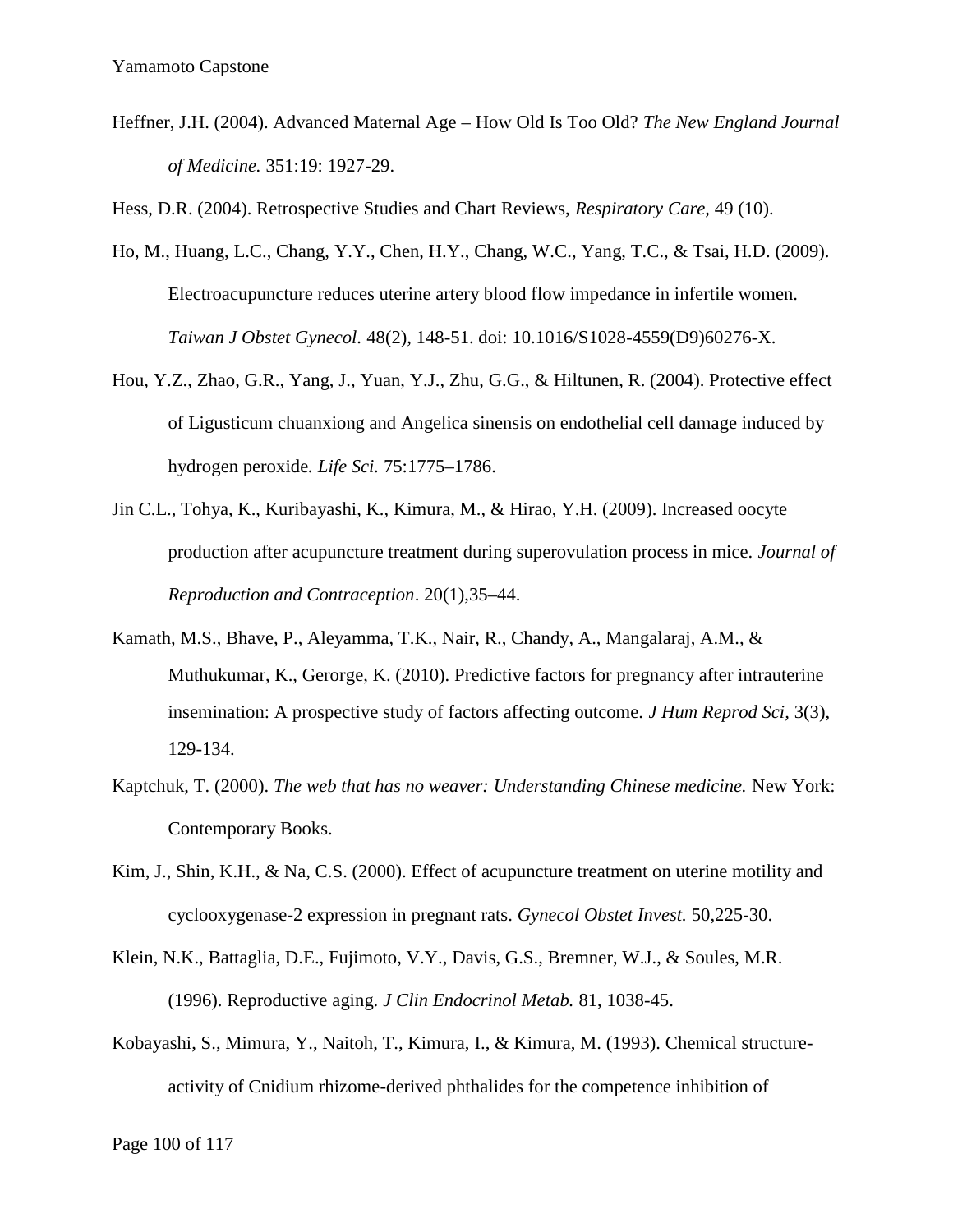Heffner, J.H. (2004). Advanced Maternal Age – How Old Is Too Old? *The New England Journal of Medicine.* 351:19: 1927-29.

Hess, D.R. (2004). Retrospective Studies and Chart Reviews, *Respiratory Care,* 49 (10).

Ho, M., Huang, L.C., Chang, Y.Y., Chen, H.Y., Chang, W.C., Yang, T.C., & Tsai, H.D. (2009). Electroacupuncture reduces uterine artery blood flow impedance in infertile women. *Taiwan J Obstet Gynecol.* 48(2), 148-51. doi: 10.1016/S1028-4559(D9)60276-X.

Hou, Y.Z., Zhao, G.R., Yang, J., Yuan, Y.J., Zhu, G.G., & Hiltunen, R. (2004). Protective effect of Ligusticum chuanxiong and Angelica sinensis on endothelial cell damage induced by hydrogen peroxide*. Life Sci.* 75:1775–1786.

Jin C.L., Tohya, K., Kuribayashi, K., Kimura, M., & Hirao, Y.H. (2009). Increased oocyte production after acupuncture treatment during superovulation process in mice. *Journal of Reproduction and Contraception*. 20(1),35–44.

Kamath, M.S., Bhave, P., Aleyamma, T.K., Nair, R., Chandy, A., Mangalaraj, A.M., & Muthukumar, K., Gerorge, K. (2010). Predictive factors for pregnancy after intrauterine insemination: A prospective study of factors affecting outcome. *J Hum Reprod Sci,* 3(3), 129-134.

Kaptchuk, T. (2000). *The web that has no weaver: Understanding Chinese medicine.* New York: Contemporary Books.

Kim, J., Shin, K.H., & Na, C.S. (2000). Effect of acupuncture treatment on uterine motility and cyclooxygenase-2 expression in pregnant rats. *Gynecol Obstet Invest.* 50,225-30.

Klein, N.K., Battaglia, D.E., Fujimoto, V.Y., Davis, G.S., Bremner, W.J., & Soules, M.R. (1996). Reproductive aging. *J Clin Endocrinol Metab.* 81, 1038-45.

Kobayashi, S., Mimura, Y., Naitoh, T., Kimura, I., & Kimura, M. (1993). Chemical structure-activity of Cnidium rhizome-derived phthalides for the competence inhibition of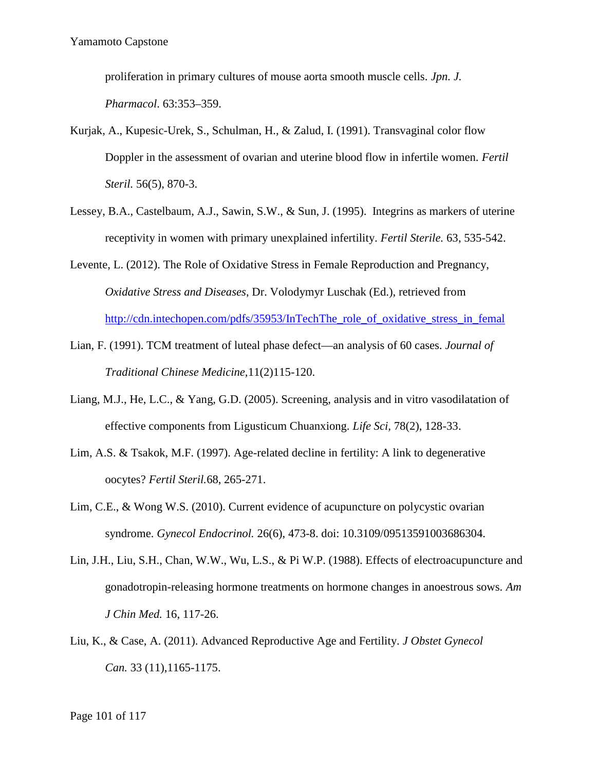proliferation in primary cultures of mouse aorta smooth muscle cells. *Jpn. J. Pharmacol*. 63:353–359.

Kurjak, A., Kupesic-Urek, S., Schulman, H., & Zalud, I. (1991). Transvaginal color flow Doppler in the assessment of ovarian and uterine blood flow in infertile women. *Fertil Steril.* 56(5), 870-3.

Lessey, B.A., Castelbaum, A.J., Sawin, S.W., & Sun, J. (1995). Integrins as markers of uterine receptivity in women with primary unexplained infertility. *Fertil Sterile.* 63, 535-542.

Levente, L. (2012). The Role of Oxidative Stress in Female Reproduction and Pregnancy, *Oxidative Stress and Diseases*, Dr. Volodymyr Luschak (Ed.), retrieved from http://cdn.intechopen.com/pdfs/35953/InTechThe_role_of_oxidative_stress_in_femal

Lian, F. (1991). TCM treatment of luteal phase defect—an analysis of 60 cases. *Journal of Traditional Chinese Medicine,*11(2)115-120.

Liang, M.J., He, L.C., & Yang, G.D. (2005). Screening, analysis and in vitro vasodilatation of effective components from Ligusticum Chuanxiong. *Life Sci*, 78(2), 128-33.

Lim, A.S. & Tsakok, M.F. (1997). Age-related decline in fertility: A link to degenerative oocytes? *Fertil Steril.*68, 265-271.

Lim, C.E., & Wong W.S. (2010). Current evidence of acupuncture on polycystic ovarian syndrome. *Gynecol Endocrinol.* 26(6), 473-8. doi: 10.3109/09513591003686304.

Lin, J.H., Liu, S.H., Chan, W.W., Wu, L.S., & Pi W.P. (1988). Effects of electroacupuncture and gonadotropin-releasing hormone treatments on hormone changes in anoestrous sows. *Am J Chin Med.* 16, 117-26.

Liu, K., & Case, A. (2011). Advanced Reproductive Age and Fertility. *J Obstet Gynecol Can.* 33 (11),1165-1175.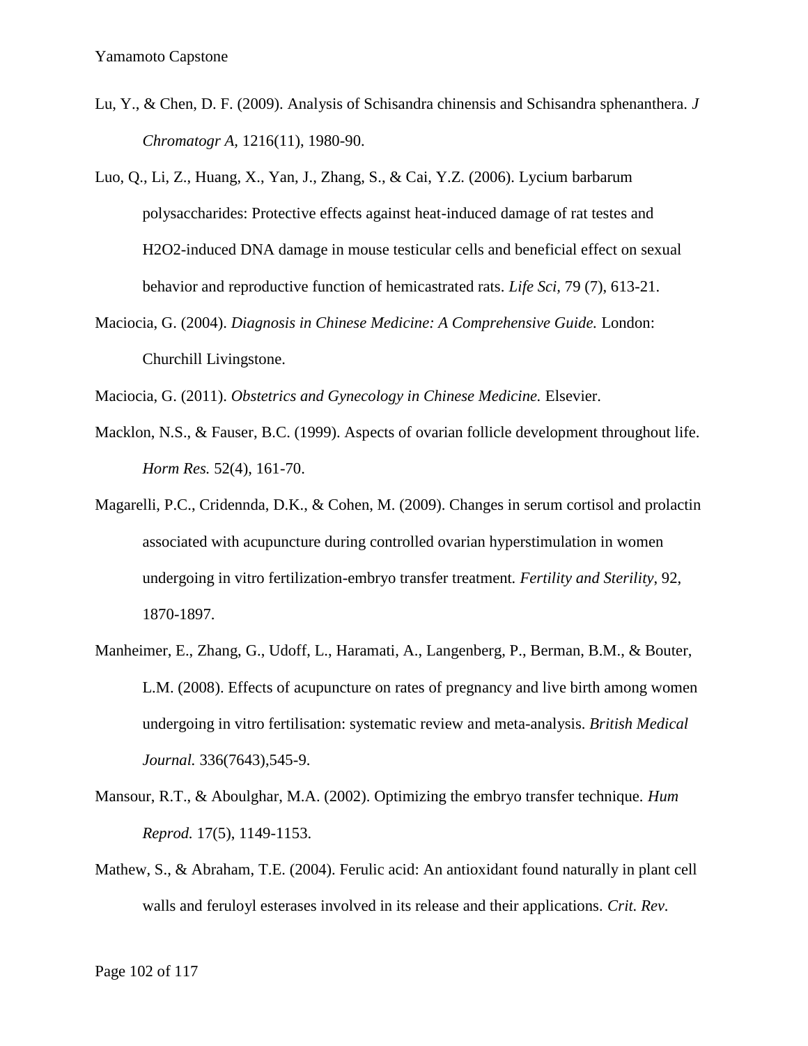Lu, Y., & Chen, D. F. (2009). Analysis of Schisandra chinensis and Schisandra sphenanthera. *J Chromatogr A*, 1216(11), 1980-90.

Luo, Q., Li, Z., Huang, X., Yan, J., Zhang, S., & Cai, Y.Z. (2006). Lycium barbarum polysaccharides: Protective effects against heat-induced damage of rat testes and H2O2-induced DNA damage in mouse testicular cells and beneficial effect on sexual behavior and reproductive function of hemicastrated rats. *Life Sci*, 79 (7), 613-21.

Maciocia, G. (2004). *Diagnosis in Chinese Medicine: A Comprehensive Guide.* London: Churchill Livingstone.

Maciocia, G. (2011). *Obstetrics and Gynecology in Chinese Medicine.* Elsevier.

Macklon, N.S., & Fauser, B.C. (1999). Aspects of ovarian follicle development throughout life. *Horm Res.* 52(4), 161-70.

Magarelli, P.C., Cridennda, D.K., & Cohen, M. (2009). Changes in serum cortisol and prolactin associated with acupuncture during controlled ovarian hyperstimulation in women undergoing in vitro fertilization-embryo transfer treatment. *Fertility and Sterility*, 92, 1870-1897.

Manheimer, E., Zhang, G., Udoff, L., Haramati, A., Langenberg, P., Berman, B.M., & Bouter, L.M. (2008). Effects of acupuncture on rates of pregnancy and live birth among women undergoing in vitro fertilisation: systematic review and meta-analysis. *British Medical Journal.* 336(7643),545-9.

Mansour, R.T., & Aboulghar, M.A. (2002). Optimizing the embryo transfer technique. *Hum Reprod.* 17(5), 1149-1153.

Mathew, S., & Abraham, T.E. (2004). Ferulic acid: An antioxidant found naturally in plant cell walls and feruloyl esterases involved in its release and their applications. *Crit. Rev.*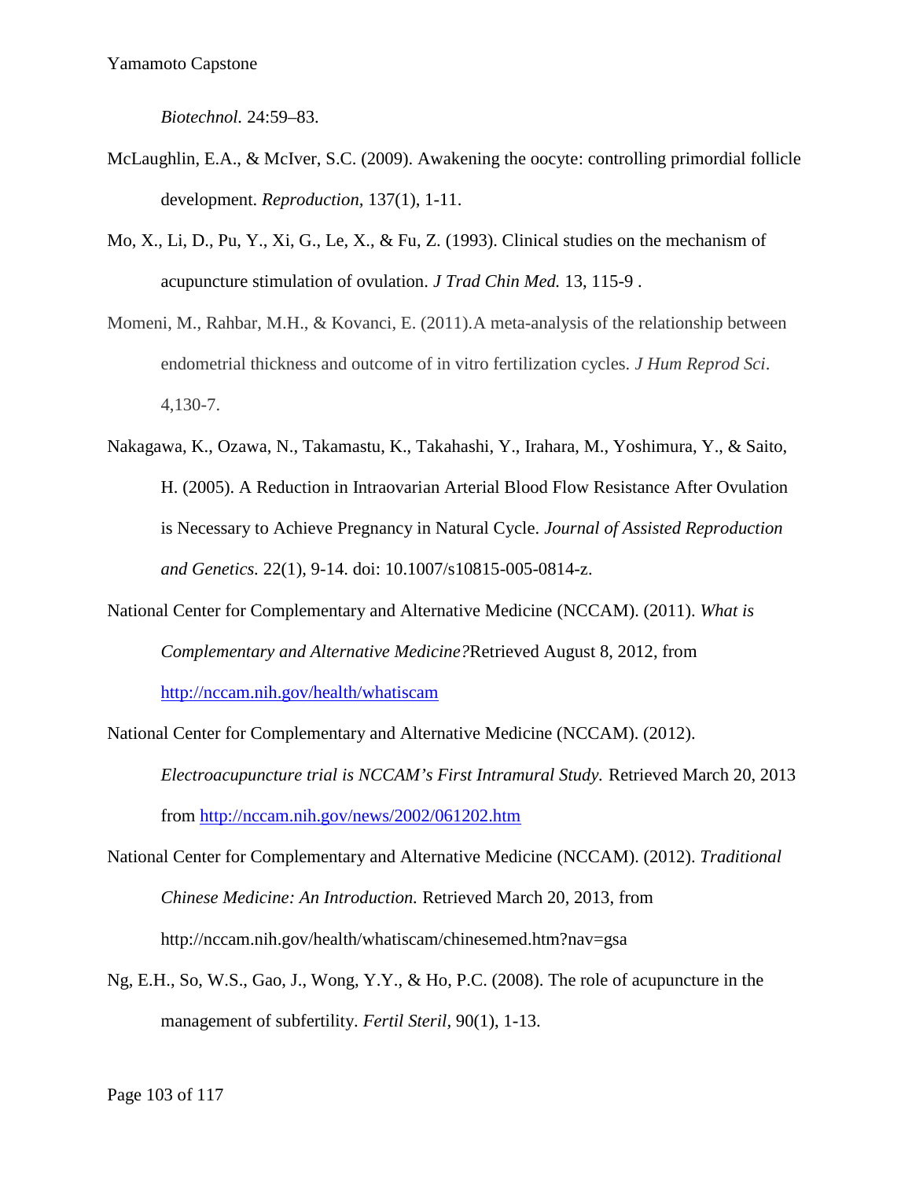*Biotechnol.* 24:59–83.

McLaughlin, E.A., & McIver, S.C. (2009). Awakening the oocyte: controlling primordial follicle development. *Reproduction*, 137(1), 1-11.

Mo, X., Li, D., Pu, Y., Xi, G., Le, X., & Fu, Z. (1993). Clinical studies on the mechanism of acupuncture stimulation of ovulation. *J Trad Chin Med.* 13, 115-9 .

Momeni, M., Rahbar, M.H., & Kovanci, E. (2011).A meta-analysis of the relationship between endometrial thickness and outcome of in vitro fertilization cycles. *J Hum Reprod Sci*. 4,130-7.

Nakagawa, K., Ozawa, N., Takamastu, K., Takahashi, Y., Irahara, M., Yoshimura, Y., & Saito, H. (2005). A Reduction in Intraovarian Arterial Blood Flow Resistance After Ovulation is Necessary to Achieve Pregnancy in Natural Cycle. *Journal of Assisted Reproduction and Genetics.* 22(1), 9-14. doi: 10.1007/s10815-005-0814-z.

National Center for Complementary and Alternative Medicine (NCCAM). (2011). *What is Complementary and Alternative Medicine?*Retrieved August 8, 2012, from http://nccam.nih.gov/health/whatiscam

National Center for Complementary and Alternative Medicine (NCCAM). (2012). *Electroacupuncture trial is NCCAM's First Intramural Study.* Retrieved March 20, 2013 from http://nccam.nih.gov/news/2002/061202.htm

National Center for Complementary and Alternative Medicine (NCCAM). (2012). *Traditional Chinese Medicine: An Introduction.* Retrieved March 20, 2013, from http://nccam.nih.gov/health/whatiscam/chinesemed.htm?nav=gsa

Ng, E.H., So, W.S., Gao, J., Wong, Y.Y., & Ho, P.C. (2008). The role of acupuncture in the management of subfertility. *Fertil Steril*, 90(1), 1-13.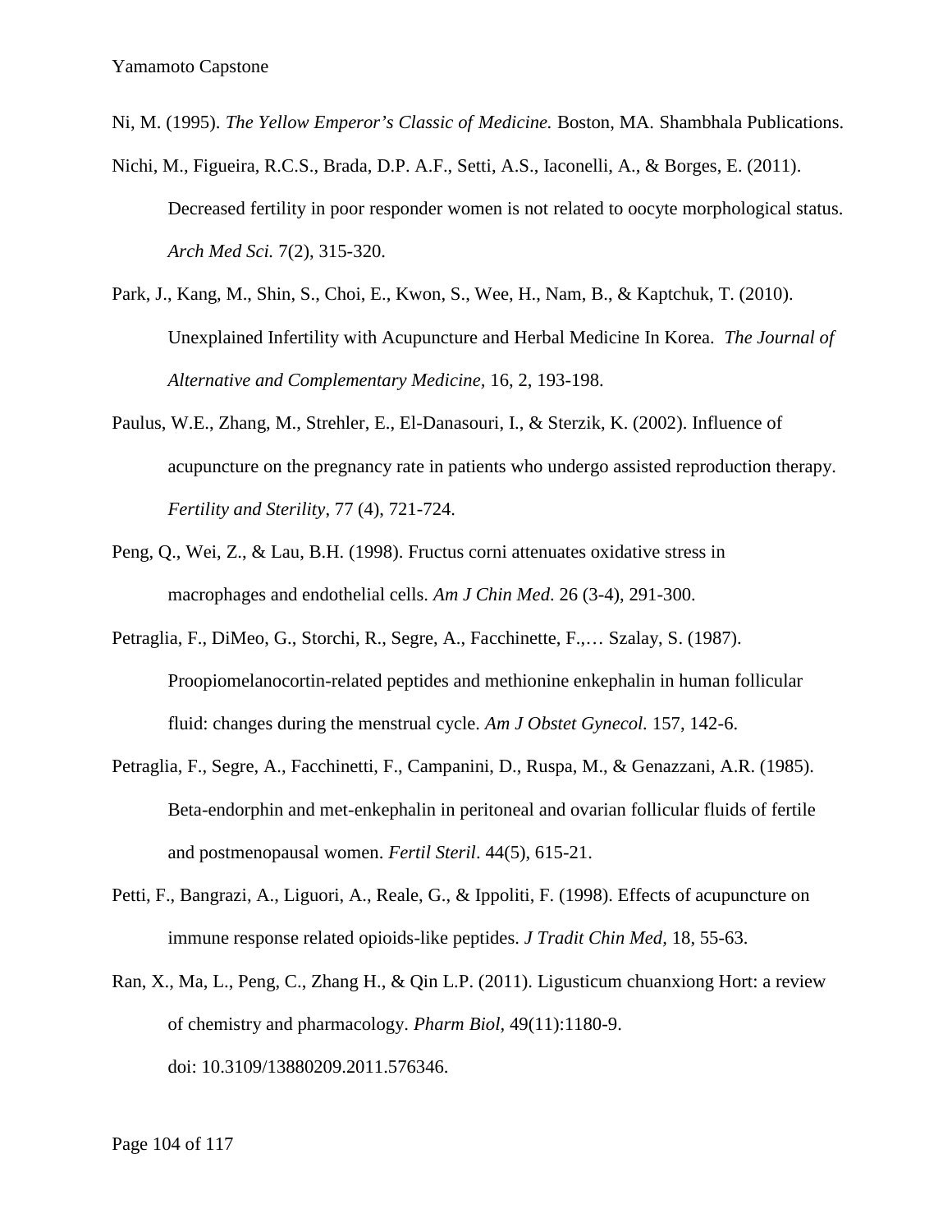Ni, M. (1995). *The Yellow Emperor's Classic of Medicine.* Boston, MA. Shambhala Publications.

Nichi, M., Figueira, R.C.S., Brada, D.P. A.F., Setti, A.S., Iaconelli, A., & Borges, E. (2011). Decreased fertility in poor responder women is not related to oocyte morphological status. *Arch Med Sci.* 7(2), 315-320.

Park, J., Kang, M., Shin, S., Choi, E., Kwon, S., Wee, H., Nam, B., & Kaptchuk, T. (2010). Unexplained Infertility with Acupuncture and Herbal Medicine In Korea. *The Journal of Alternative and Complementary Medicine,* 16, 2, 193-198.

Paulus, W.E., Zhang, M., Strehler, E., El-Danasouri, I., & Sterzik, K. (2002). Influence of acupuncture on the pregnancy rate in patients who undergo assisted reproduction therapy. *Fertility and Sterility*, 77 (4), 721-724.

Peng, Q., Wei, Z., & Lau, B.H. (1998). Fructus corni attenuates oxidative stress in macrophages and endothelial cells. *Am J Chin Med*. 26 (3-4), 291-300.

Petraglia, F., DiMeo, G., Storchi, R., Segre, A., Facchinette, F.,… Szalay, S. (1987). Proopiomelanocortin-related peptides and methionine enkephalin in human follicular fluid: changes during the menstrual cycle. *Am J Obstet Gynecol.* 157, 142-6.

Petraglia, F., Segre, A., Facchinetti, F., Campanini, D., Ruspa, M., & Genazzani, A.R. (1985). Beta-endorphin and met-enkephalin in peritoneal and ovarian follicular fluids of fertile and postmenopausal women. *Fertil Steril*. 44(5), 615-21.

Petti, F., Bangrazi, A., Liguori, A., Reale, G., & Ippoliti, F. (1998). Effects of acupuncture on immune response related opioids-like peptides. *J Tradit Chin Med*, 18, 55-63.

Ran, X., Ma, L., Peng, C., Zhang H., & Qin L.P. (2011). Ligusticum chuanxiong Hort: a review of chemistry and pharmacology. *Pharm Biol*, 49(11):1180-9. doi: 10.3109/13880209.2011.576346.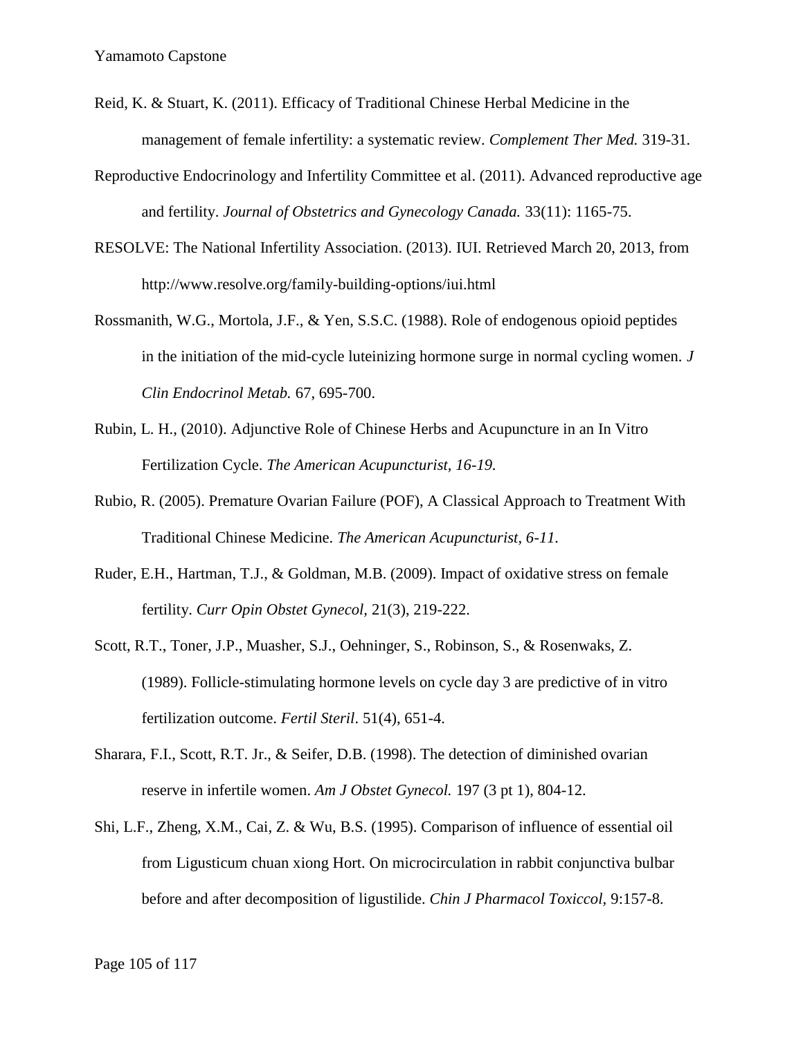Reid, K. & Stuart, K. (2011). Efficacy of Traditional Chinese Herbal Medicine in the management of female infertility: a systematic review. *Complement Ther Med.* 319-31.

Reproductive Endocrinology and Infertility Committee et al. (2011). Advanced reproductive age and fertility. *Journal of Obstetrics and Gynecology Canada.* 33(11): 1165-75.

RESOLVE: The National Infertility Association. (2013). IUI. Retrieved March 20, 2013, from http://www.resolve.org/family-building-options/iui.html

Rossmanith, W.G., Mortola, J.F., & Yen, S.S.C. (1988). Role of endogenous opioid peptides in the initiation of the mid-cycle luteinizing hormone surge in normal cycling women. *J Clin Endocrinol Metab.* 67, 695-700.

Rubin, L. H., (2010). Adjunctive Role of Chinese Herbs and Acupuncture in an In Vitro Fertilization Cycle. *The American Acupuncturist, 16-19.*

Rubio, R. (2005). Premature Ovarian Failure (POF), A Classical Approach to Treatment With Traditional Chinese Medicine. *The American Acupuncturist, 6-11.*

Ruder, E.H., Hartman, T.J., & Goldman, M.B. (2009). Impact of oxidative stress on female fertility. *Curr Opin Obstet Gynecol,* 21(3), 219-222.

Scott, R.T., Toner, J.P., Muasher, S.J., Oehninger, S., Robinson, S., & Rosenwaks, Z. (1989). Follicle-stimulating hormone levels on cycle day 3 are predictive of in vitro fertilization outcome. *Fertil Steril*. 51(4), 651-4.

Sharara, F.I., Scott, R.T. Jr., & Seifer, D.B. (1998). The detection of diminished ovarian reserve in infertile women. *Am J Obstet Gynecol.* 197 (3 pt 1), 804-12.

Shi, L.F., Zheng, X.M., Cai, Z. & Wu, B.S. (1995). Comparison of influence of essential oil from Ligusticum chuan xiong Hort. On microcirculation in rabbit conjunctiva bulbar before and after decomposition of ligustilide. *Chin J Pharmacol Toxiccol,* 9:157-8.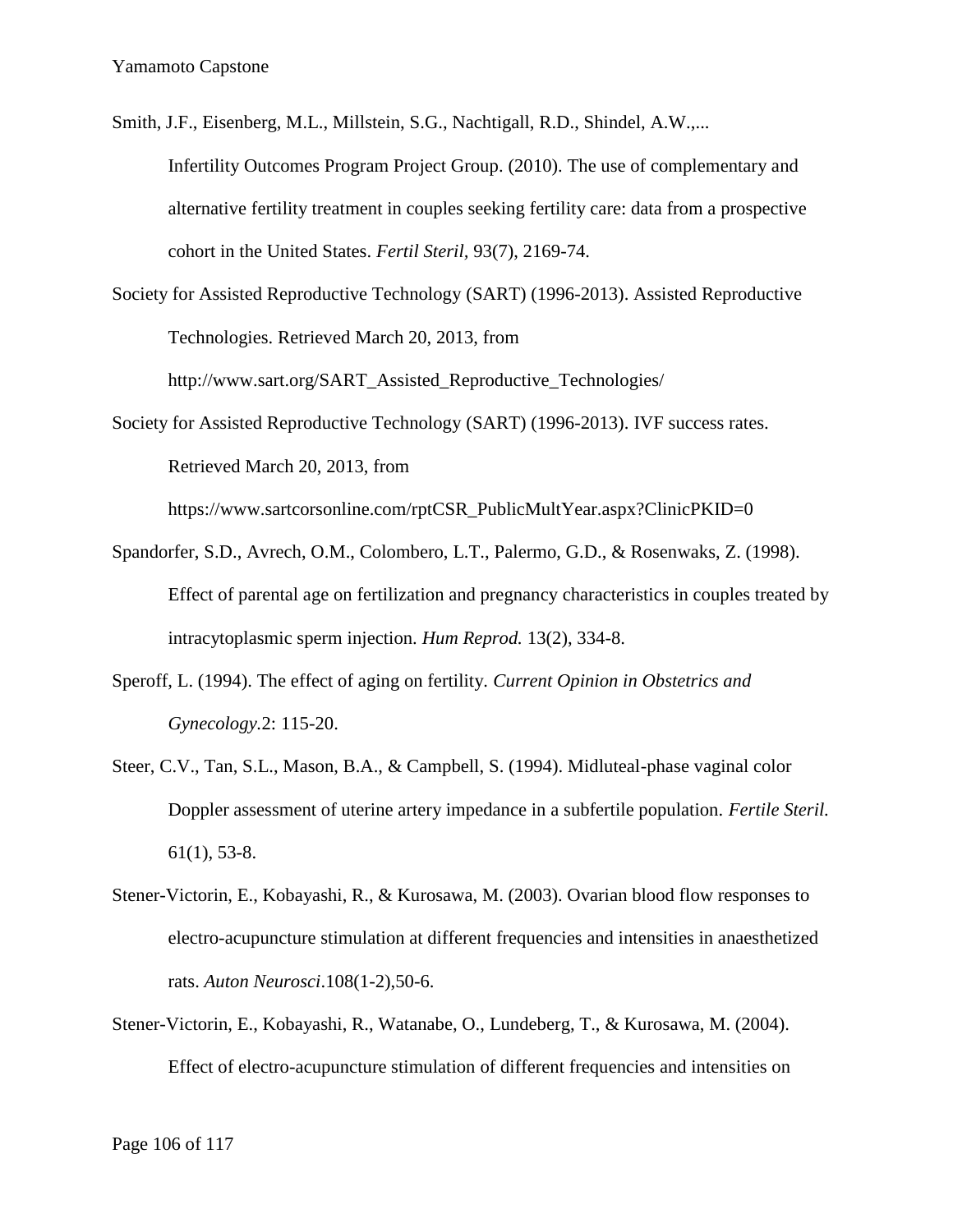Smith, J.F., Eisenberg, M.L., Millstein, S.G., Nachtigall, R.D., Shindel, A.W.,... Infertility Outcomes Program Project Group. (2010). The use of complementary and alternative fertility treatment in couples seeking fertility care: data from a prospective cohort in the United States. *Fertil Steril,* 93(7), 2169-74.

Society for Assisted Reproductive Technology (SART) (1996-2013). Assisted Reproductive Technologies. Retrieved March 20, 2013, from http://www.sart.org/SART_Assisted_Reproductive_Technologies/

Society for Assisted Reproductive Technology (SART) (1996-2013). IVF success rates. Retrieved March 20, 2013, from https://www.sartcorsonline.com/rptCSR_PublicMultYear.aspx?ClinicPKID=0

Spandorfer, S.D., Avrech, O.M., Colombero, L.T., Palermo, G.D., & Rosenwaks, Z. (1998). Effect of parental age on fertilization and pregnancy characteristics in couples treated by intracytoplasmic sperm injection. *Hum Reprod.* 13(2), 334-8.

Speroff, L. (1994). The effect of aging on fertility. *Current Opinion in Obstetrics and Gynecology*.2: 115-20.

Steer, C.V., Tan, S.L., Mason, B.A., & Campbell, S. (1994). Midluteal-phase vaginal color Doppler assessment of uterine artery impedance in a subfertile population. *Fertile Steril.* 61(1), 53-8.

Stener-Victorin, E., Kobayashi, R., & Kurosawa, M. (2003). Ovarian blood flow responses to electro-acupuncture stimulation at different frequencies and intensities in anaesthetized rats. *Auton Neurosci*.108(1-2),50-6.

Stener-Victorin, E., Kobayashi, R., Watanabe, O., Lundeberg, T., & Kurosawa, M. (2004). Effect of electro-acupuncture stimulation of different frequencies and intensities on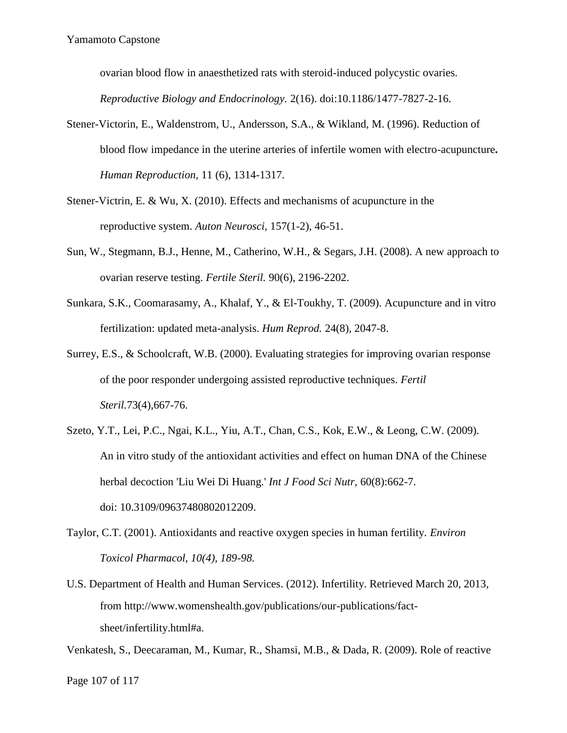ovarian blood flow in anaesthetized rats with steroid-induced polycystic ovaries. *Reproductive Biology and Endocrinology.* 2(16). doi:10.1186/1477-7827-2-16.

Stener-Victorin, E., Waldenstrom, U., Andersson, S.A., & Wikland, M. (1996). Reduction of blood flow impedance in the uterine arteries of infertile women with electro-acupuncture**.** *Human Reproduction,* 11 (6), 1314-1317.

Stener-Victrin, E. & Wu, X. (2010). Effects and mechanisms of acupuncture in the reproductive system. *Auton Neurosci,* 157(1-2), 46-51.

Sun, W., Stegmann, B.J., Henne, M., Catherino, W.H., & Segars, J.H. (2008). A new approach to ovarian reserve testing. *Fertile Steril.* 90(6), 2196-2202.

Sunkara, S.K., Coomarasamy, A., Khalaf, Y., & El-Toukhy, T. (2009). Acupuncture and in vitro fertilization: updated meta-analysis. *Hum Reprod.* 24(8), 2047-8.

Surrey, E.S., & Schoolcraft, W.B. (2000). Evaluating strategies for improving ovarian response of the poor responder undergoing assisted reproductive techniques. *Fertil Steril.*73(4),667-76.

Szeto, Y.T., Lei, P.C., Ngai, K.L., Yiu, A.T., Chan, C.S., Kok, E.W., & Leong, C.W. (2009). An in vitro study of the antioxidant activities and effect on human DNA of the Chinese herbal decoction 'Liu Wei Di Huang.' *Int J Food Sci Nutr,* 60(8):662-7. doi: 10.3109/09637480802012209.

Taylor, C.T. (2001). Antioxidants and reactive oxygen species in human fertility. *Environ Toxicol Pharmacol, 10(4), 189-98.*

U.S. Department of Health and Human Services. (2012). Infertility. Retrieved March 20, 2013, from http://www.womenshealth.gov/publications/our-publications/fact-sheet/infertility.html#a.

Venkatesh, S., Deecaraman, M., Kumar, R., Shamsi, M.B., & Dada, R. (2009). Role of reactive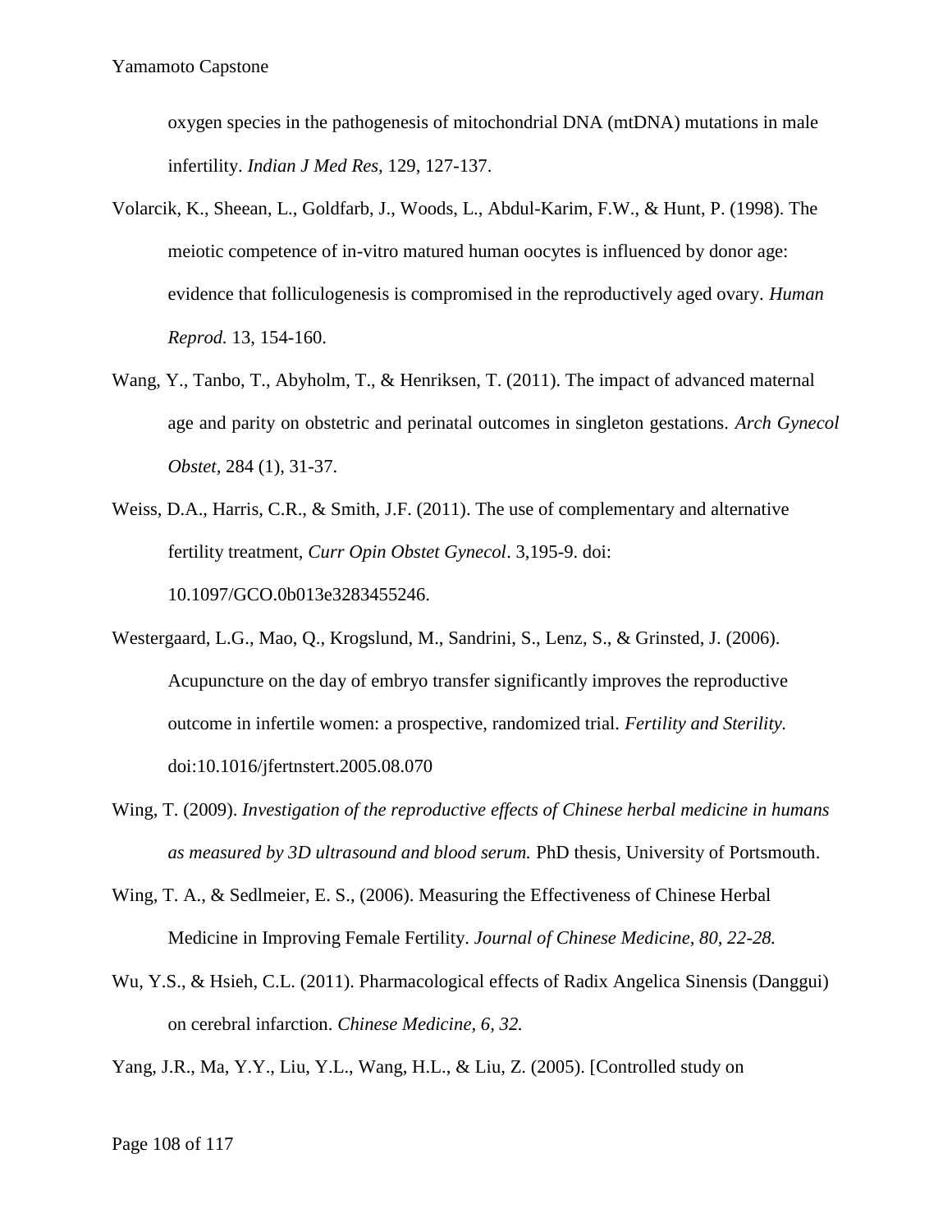oxygen species in the pathogenesis of mitochondrial DNA (mtDNA) mutations in male infertility. *Indian J Med Res,* 129, 127-137.

Volarcik, K., Sheean, L., Goldfarb, J., Woods, L., Abdul-Karim, F.W., & Hunt, P. (1998). The meiotic competence of in-vitro matured human oocytes is influenced by donor age: evidence that folliculogenesis is compromised in the reproductively aged ovary. *Human Reprod.* 13, 154-160.

Wang, Y., Tanbo, T., Abyholm, T., & Henriksen, T. (2011). The impact of advanced maternal age and parity on obstetric and perinatal outcomes in singleton gestations. *Arch Gynecol Obstet,* 284 (1), 31-37.

Weiss, D.A., Harris, C.R., & Smith, J.F. (2011). The use of complementary and alternative fertility treatment, *Curr Opin Obstet Gynecol*. 3,195-9. doi: 10.1097/GCO.0b013e3283455246.

Westergaard, L.G., Mao, Q., Krogslund, M., Sandrini, S., Lenz, S., & Grinsted, J. (2006). Acupuncture on the day of embryo transfer significantly improves the reproductive outcome in infertile women: a prospective, randomized trial. *Fertility and Sterility.* doi:10.1016/jfertnstert.2005.08.070

Wing, T. (2009). *Investigation of the reproductive effects of Chinese herbal medicine in humans as measured by 3D ultrasound and blood serum.* PhD thesis, University of Portsmouth.

Wing, T. A., & Sedlmeier, E. S., (2006). Measuring the Effectiveness of Chinese Herbal Medicine in Improving Female Fertility. *Journal of Chinese Medicine, 80, 22-28.*

Wu, Y.S., & Hsieh, C.L. (2011). Pharmacological effects of Radix Angelica Sinensis (Danggui) on cerebral infarction. *Chinese Medicine, 6, 32.*

Yang, J.R., Ma, Y.Y., Liu, Y.L., Wang, H.L., & Liu, Z. (2005). [Controlled study on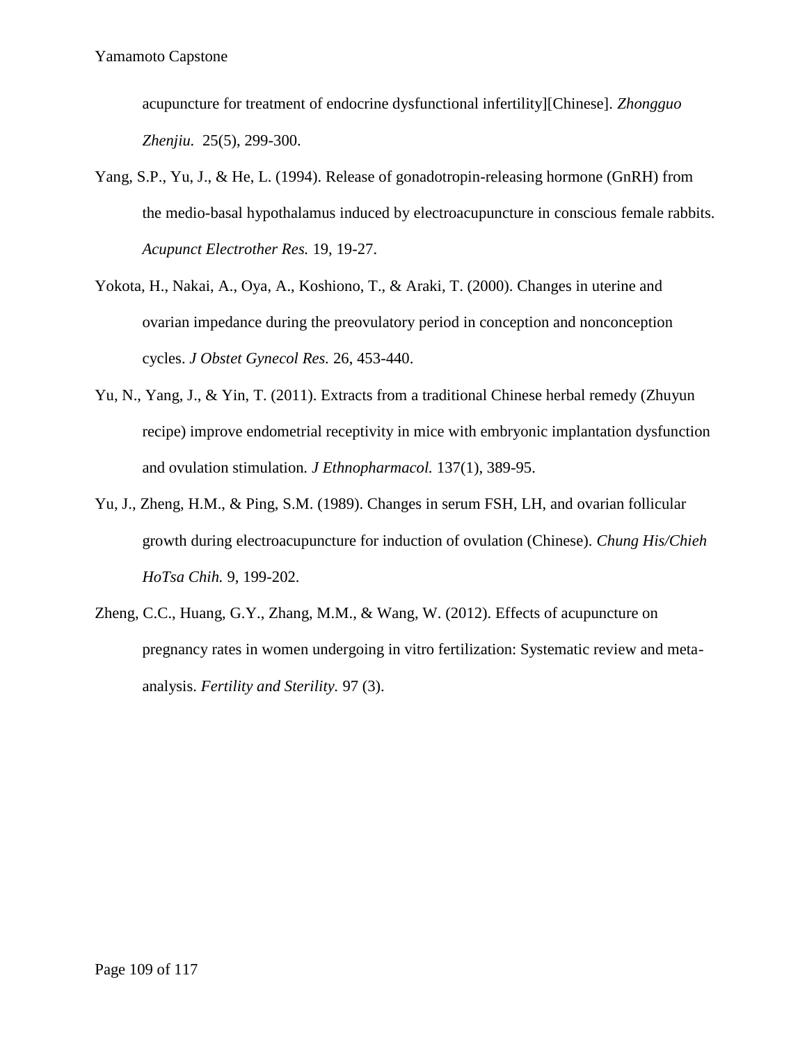acupuncture for treatment of endocrine dysfunctional infertility][Chinese]. *Zhongguo Zhenjiu.* 25(5), 299-300.

Yang, S.P., Yu, J., & He, L. (1994). Release of gonadotropin-releasing hormone (GnRH) from the medio-basal hypothalamus induced by electroacupuncture in conscious female rabbits. *Acupunct Electrother Res.* 19, 19-27.

Yokota, H., Nakai, A., Oya, A., Koshiono, T., & Araki, T. (2000). Changes in uterine and ovarian impedance during the preovulatory period in conception and nonconception cycles. *J Obstet Gynecol Res.* 26, 453-440.

Yu, N., Yang, J., & Yin, T. (2011). Extracts from a traditional Chinese herbal remedy (Zhuyun recipe) improve endometrial receptivity in mice with embryonic implantation dysfunction and ovulation stimulation*. J Ethnopharmacol.* 137(1), 389-95.

Yu, J., Zheng, H.M., & Ping, S.M. (1989). Changes in serum FSH, LH, and ovarian follicular growth during electroacupuncture for induction of ovulation (Chinese). *Chung His/Chieh HoTsa Chih.* 9, 199-202.

Zheng, C.C., Huang, G.Y., Zhang, M.M., & Wang, W. (2012). Effects of acupuncture on pregnancy rates in women undergoing in vitro fertilization: Systematic review and meta-analysis. *Fertility and Sterility.* 97 (3).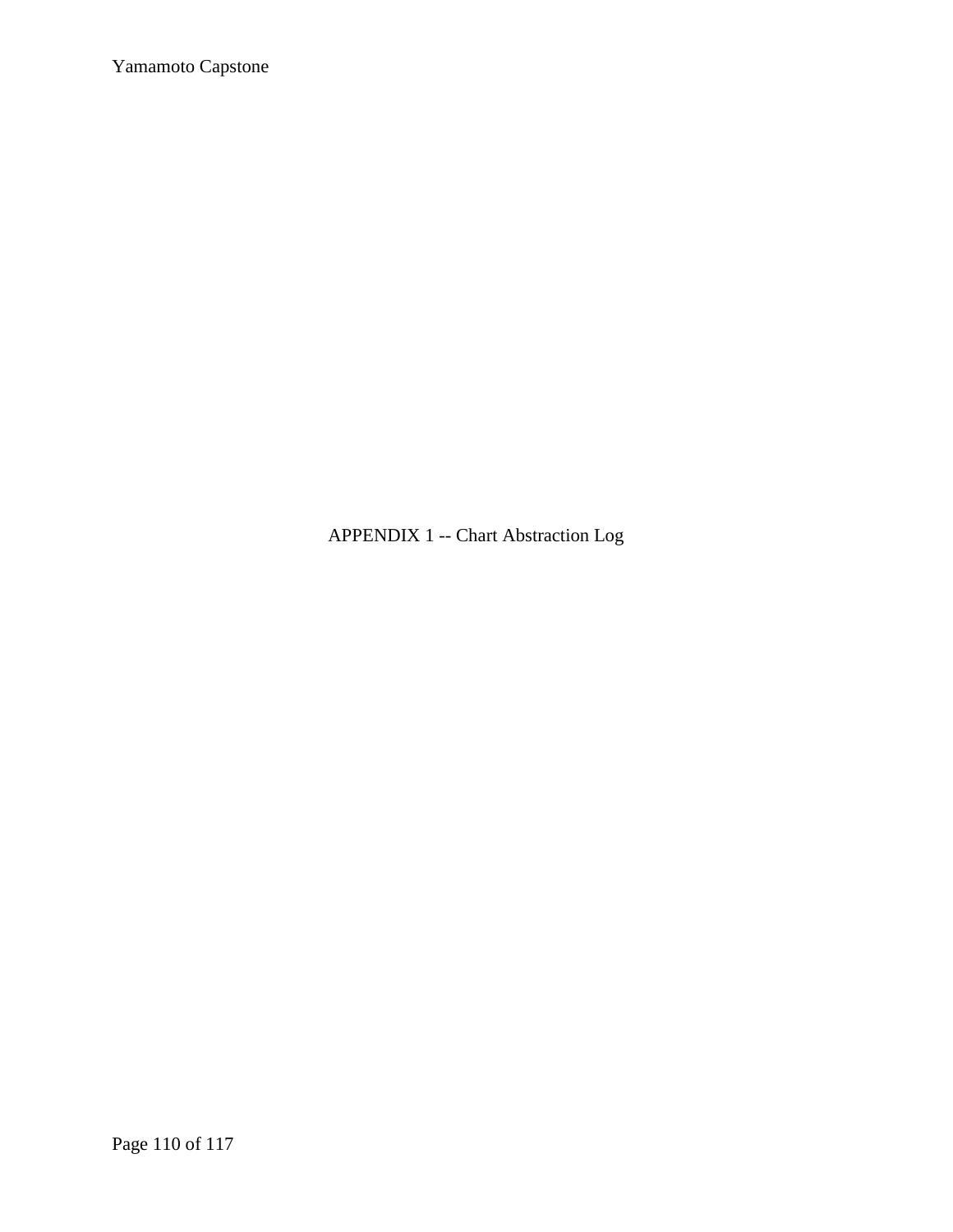# APPENDIX 1 -- Chart Abstraction Log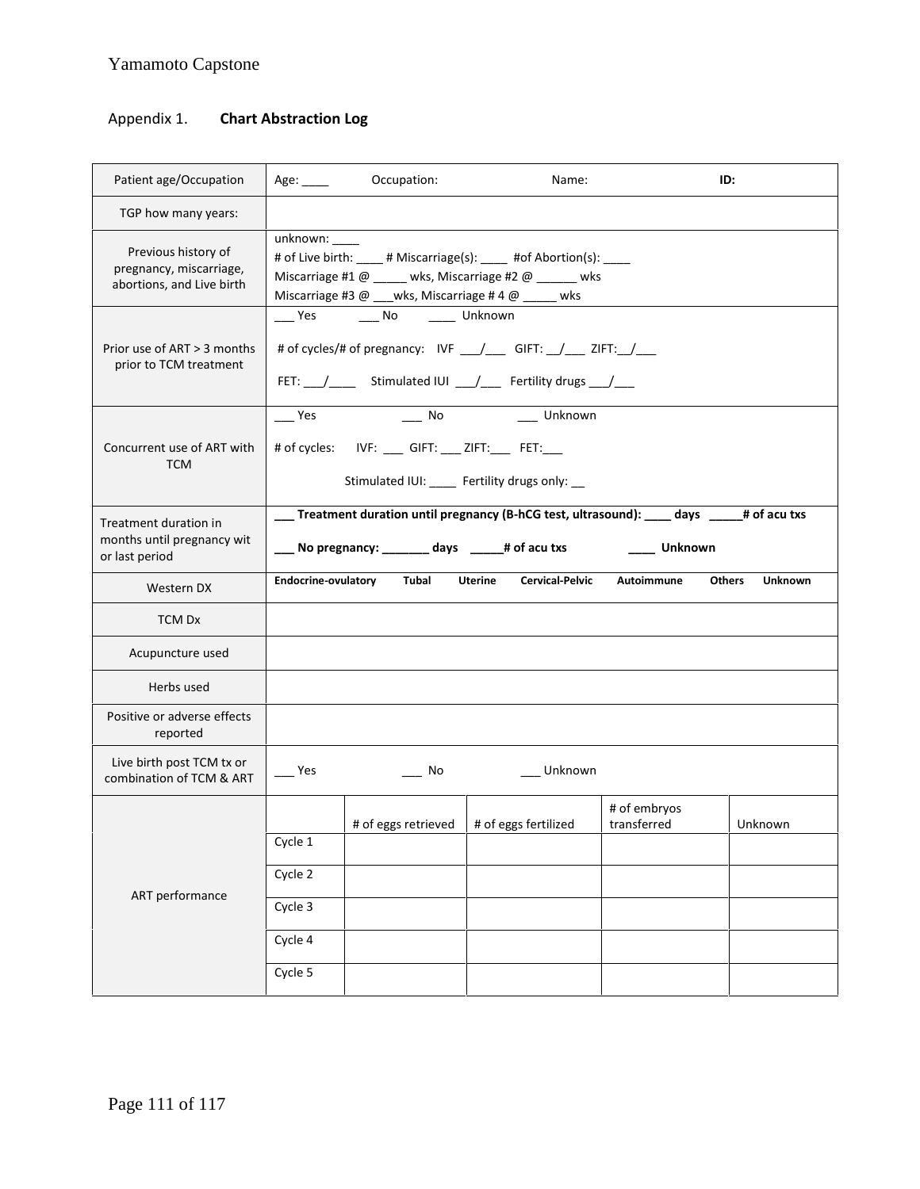Appendix 1. **Chart Abstraction Log**

| Patient age/Occupation | Age: ____ Occupation: Name: **ID:** | | | | |
|---|---|---|---|---|---|
| TGP how many years: | | | | | |
| Previous history of pregnancy, miscarriage, abortions, and Live birth | unknown: ____<br># of Live birth: ____ # Miscarriage(s): ____ #of Abortion(s): ____<br>Miscarriage #1 @ _____ wks, Miscarriage #2 @ ______ wks<br>Miscarriage #3 @ ___wks, Miscarriage # 4 @ _____ wks | | | | |
| Prior use of ART > 3 months prior to TCM treatment | ___ Yes ___ No ____ Unknown<br># of cycles/# of pregnancy: IVF ___/___ GIFT: __/___ ZIFT:__/___<br>FET: ___/____ Stimulated IUI ___/___ Fertility drugs ___/___ | | | | |
| Concurrent use of ART with TCM | ___ Yes ___ No ___ Unknown<br># of cycles: IVF: ___ GIFT: ___ ZIFT:___ FET:___<br>Stimulated IUI: ____ Fertility drugs only: __ | | | | |
| Treatment duration in months until pregnancy wit or last period | **___ Treatment duration until pregnancy (B-hCG test, ultrasound): ____ days _____# of acu txs**<br>**___ No pregnancy: _______ days _____# of acu txs ____ Unknown** | | | | |
| Western DX | **Endocrine-ovulatory Tubal Uterine Cervical-Pelvic Autoimmune Others Unknown** | | | | |
| TCM Dx | | | | | |
| Acupuncture used | | | | | |
| Herbs used | | | | | |
| Positive or adverse effects reported | | | | | |
| Live birth post TCM tx or combination of TCM & ART | ___ Yes ___ No ___ Unknown | | | | |
| ART performance | | # of eggs retrieved | # of eggs fertilized | # of embryos transferred | Unknown |
| | Cycle 1 | | | | |
| | Cycle 2 | | | | |
| | Cycle 3 | | | | |
| | Cycle 4 | | | | |
| | Cycle 5 | | | | |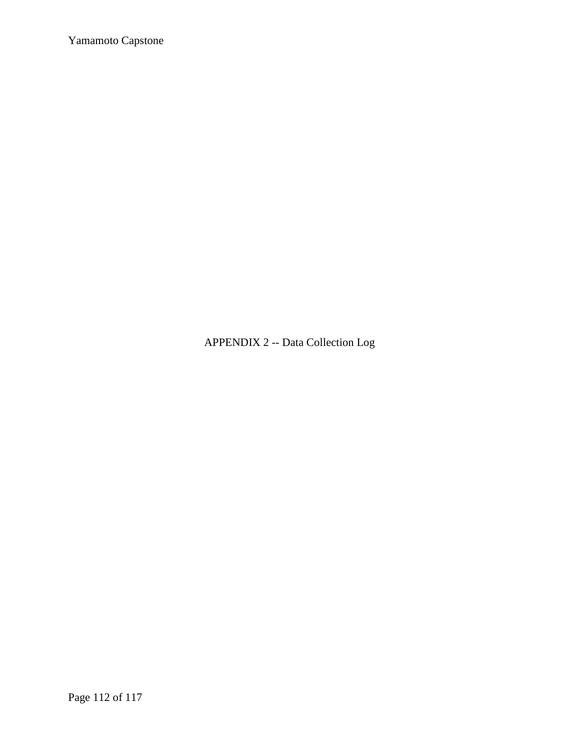# APPENDIX 2 -- Data Collection Log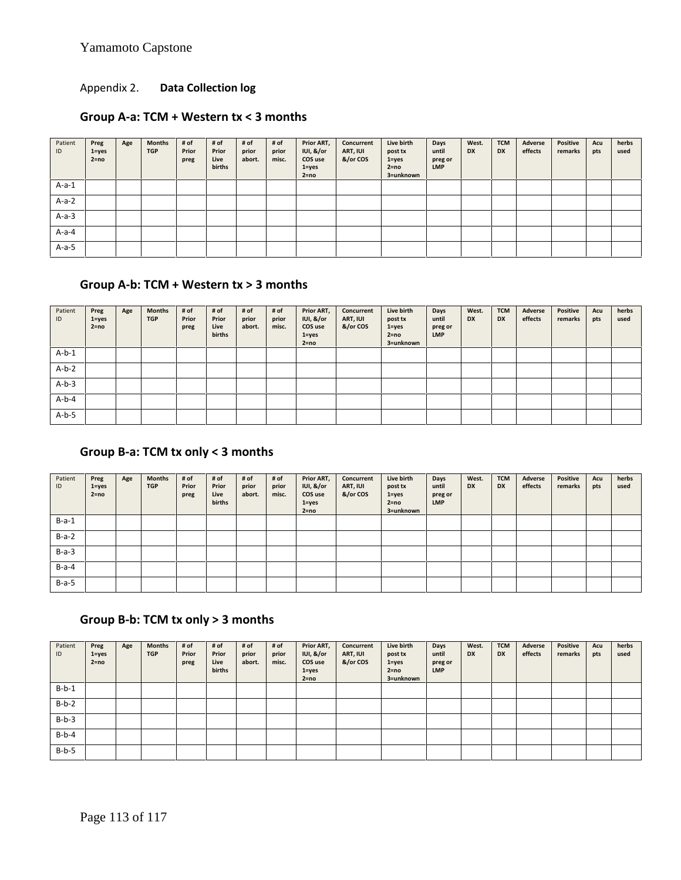Appendix 2. **Data Collection log**

## Group A-a: TCM + Western tx < 3 months

| Patient ID | Preg 1=yes 2=no | Age | Months TGP | # of Prior preg | # of Prior Live births | # of prior abort. | # of prior misc. | Prior ART, IUI, &/or COS use 1=yes 2=no | Concurrent ART, IUI &/or COS | Live birth post tx 1=yes 2=no 3=unknown | Days until preg or LMP | West. DX | TCM DX | Adverse effects | Positive remarks | Acu pts | herbs used |
|---|---|---|---|---|---|---|---|---|---|---|---|---|---|---|---|---|---|
| A-a-1 | | | | | | | | | | | | | | | | | |
| A-a-2 | | | | | | | | | | | | | | | | | |
| A-a-3 | | | | | | | | | | | | | | | | | |
| A-a-4 | | | | | | | | | | | | | | | | | |
| A-a-5 | | | | | | | | | | | | | | | | | |

## Group A-b: TCM + Western tx > 3 months

| Patient ID | Preg 1=yes 2=no | Age | Months TGP | # of Prior preg | # of Prior Live births | # of prior abort. | # of prior misc. | Prior ART, IUI, &/or COS use 1=yes 2=no | Concurrent ART, IUI &/or COS | Live birth post tx 1=yes 2=no 3=unknown | Days until preg or LMP | West. DX | TCM DX | Adverse effects | Positive remarks | Acu pts | herbs used |
|---|---|---|---|---|---|---|---|---|---|---|---|---|---|---|---|---|---|
| A-b-1 | | | | | | | | | | | | | | | | | |
| A-b-2 | | | | | | | | | | | | | | | | | |
| A-b-3 | | | | | | | | | | | | | | | | | |
| A-b-4 | | | | | | | | | | | | | | | | | |
| A-b-5 | | | | | | | | | | | | | | | | | |

## Group B-a: TCM tx only < 3 months

| Patient ID | Preg 1=yes 2=no | Age | Months TGP | # of Prior preg | # of Prior Live births | # of prior abort. | # of prior misc. | Prior ART, IUI, &/or COS use 1=yes 2=no | Concurrent ART, IUI &/or COS | Live birth post tx 1=yes 2=no 3=unknown | Days until preg or LMP | West. DX | TCM DX | Adverse effects | Positive remarks | Acu pts | herbs used |
|---|---|---|---|---|---|---|---|---|---|---|---|---|---|---|---|---|---|
| B-a-1 | | | | | | | | | | | | | | | | | |
| B-a-2 | | | | | | | | | | | | | | | | | |
| B-a-3 | | | | | | | | | | | | | | | | | |
| B-a-4 | | | | | | | | | | | | | | | | | |
| B-a-5 | | | | | | | | | | | | | | | | | |

## Group B-b: TCM tx only > 3 months

| Patient ID | Preg 1=yes 2=no | Age | Months TGP | # of Prior preg | # of Prior Live births | # of prior abort. | # of prior misc. | Prior ART, IUI, &/or COS use 1=yes 2=no | Concurrent ART, IUI &/or COS | Live birth post tx 1=yes 2=no 3=unknown | Days until preg or LMP | West. DX | TCM DX | Adverse effects | Positive remarks | Acu pts | herbs used |
|---|---|---|---|---|---|---|---|---|---|---|---|---|---|---|---|---|---|
| B-b-1 | | | | | | | | | | | | | | | | | |
| B-b-2 | | | | | | | | | | | | | | | | | |
| B-b-3 | | | | | | | | | | | | | | | | | |
| B-b-4 | | | | | | | | | | | | | | | | | |
| B-b-5 | | | | | | | | | | | | | | | | | |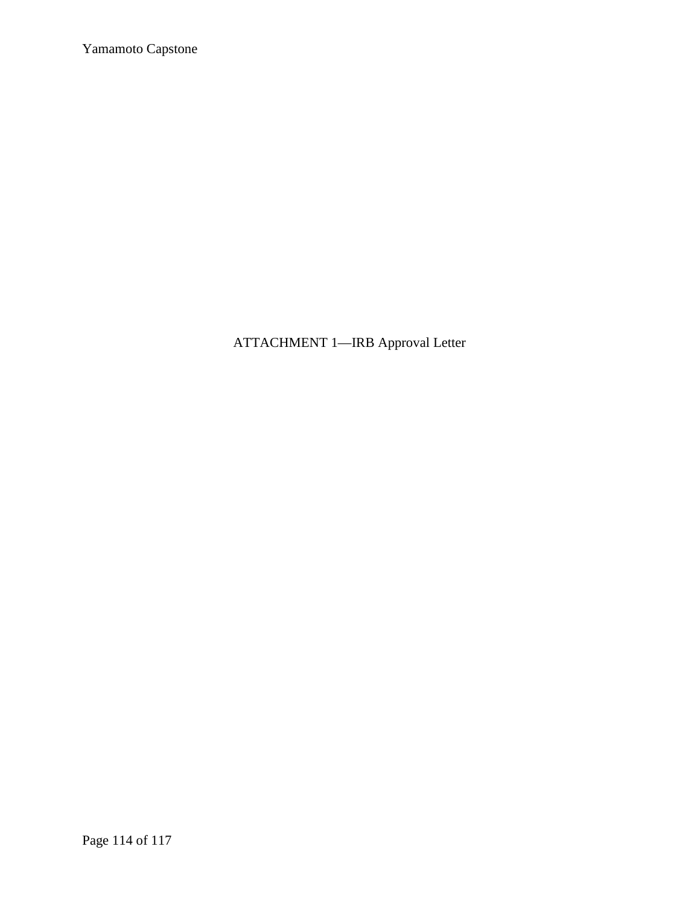ATTACHMENT 1—IRB Approval Letter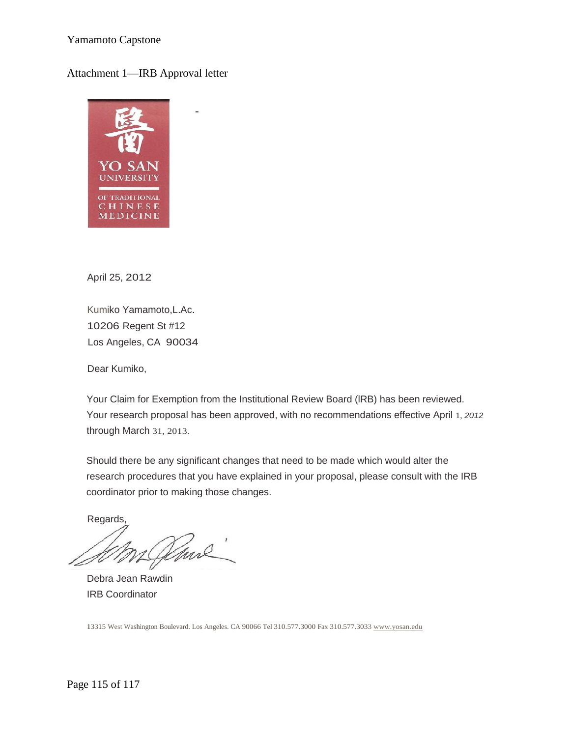## Attachment 1—IRB Approval letter

YO SAN UNIVERSITY OF TRADITIONAL CHINESE MEDICINE

April 25, 2012

Kumiko Yamamoto,L.Ac.
10206 Regent St #12
Los Angeles, CA 90034

Dear Kumiko,

Your Claim for Exemption from the Institutional Review Board (IRB) has been reviewed. Your research proposal has been approved, with no recommendations effective April 1, 2012 through March 31, 2013.

Should there be any significant changes that need to be made which would alter the research procedures that you have explained in your proposal, please consult with the IRB coordinator prior to making those changes.

Regards,

Debra Jean Rawdin
IRB Coordinator

13315 West Washington Boulevard. Los Angeles. CA 90066 Tel 310.577.3000 Fax 310.577.3033 www.yosan.edu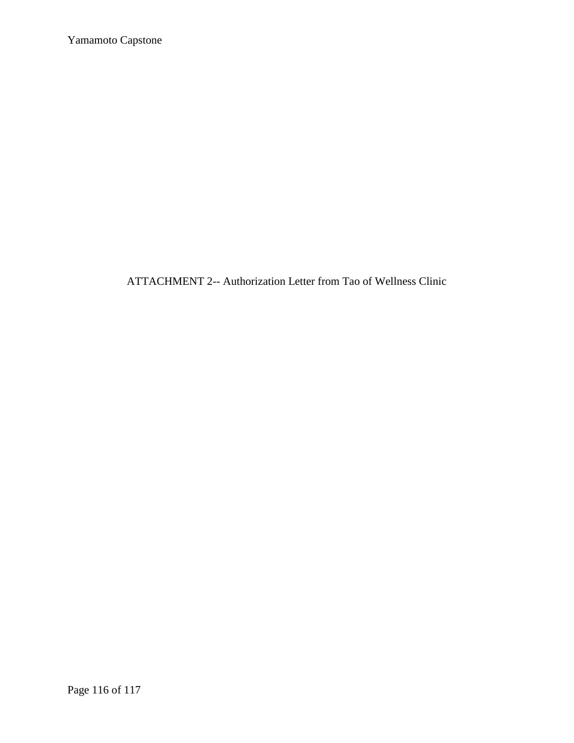ATTACHMENT 2-- Authorization Letter from Tao of Wellness Clinic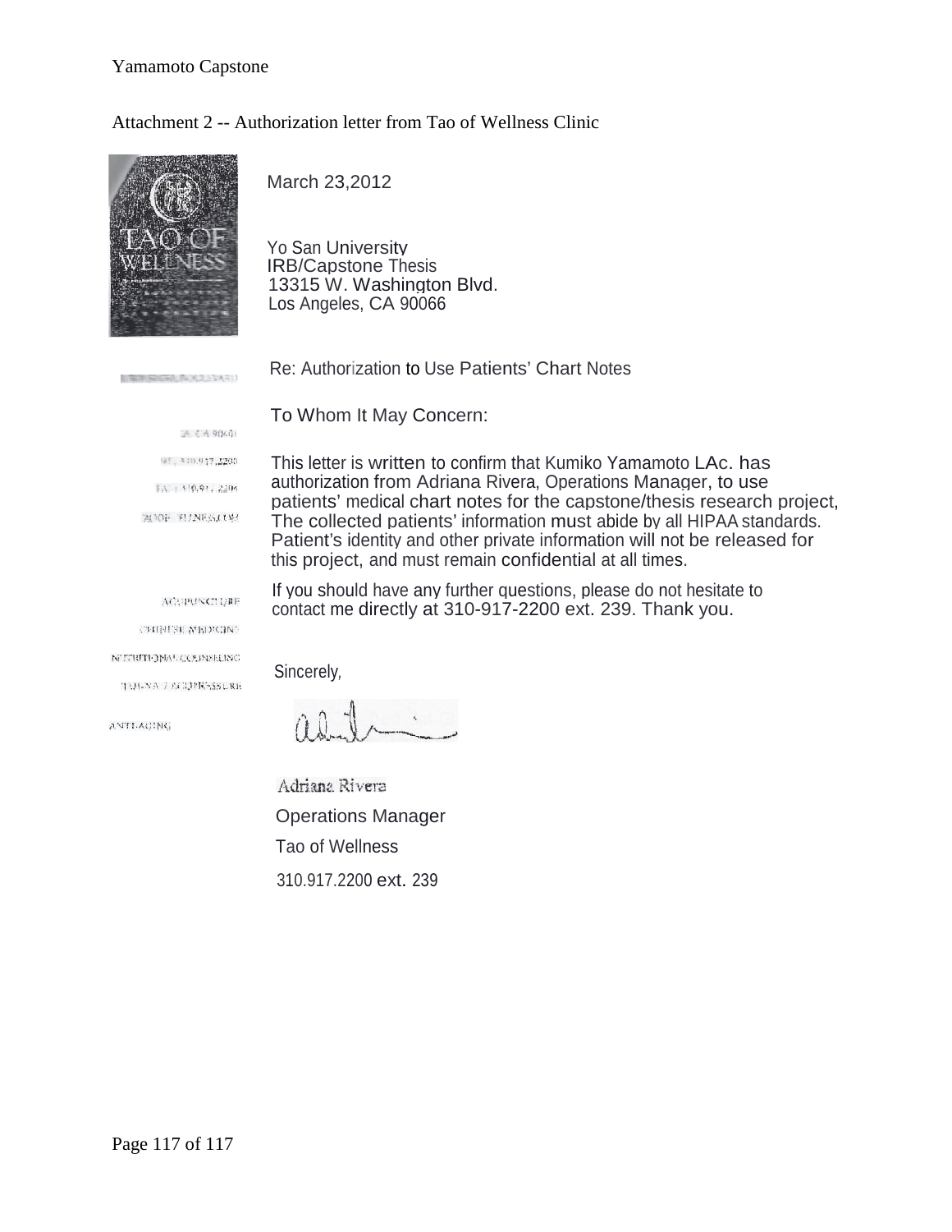Attachment 2 -- Authorization letter from Tao of Wellness Clinic

TAO OF WELLNESS

March 23,2012

Yo San University
IRB/Capstone Thesis
13315 W. Washington Blvd.
Los Angeles, CA 90066

Re: Authorization to Use Patients' Chart Notes

To Whom It May Concern:

This letter is written to confirm that Kumiko Yamamoto LAc. has authorization from Adriana Rivera, Operations Manager, to use patients' medical chart notes for the capstone/thesis research project, The collected patients' information must abide by all HIPAA standards. Patient's identity and other private information will not be released for this project, and must remain confidential at all times.

If you should have any further questions, please do not hesitate to contact me directly at 310-917-2200 ext. 239. Thank you.

Sincerely,

Adriana Rivera
Operations Manager
Tao of Wellness
310.917.2200 ext. 239

ACUPUNCTURE
CHINESE MEDICINE
NUTRITIONAL COUNSELING
TUI-NA / ACUPRESSURE
ANTI-AGING